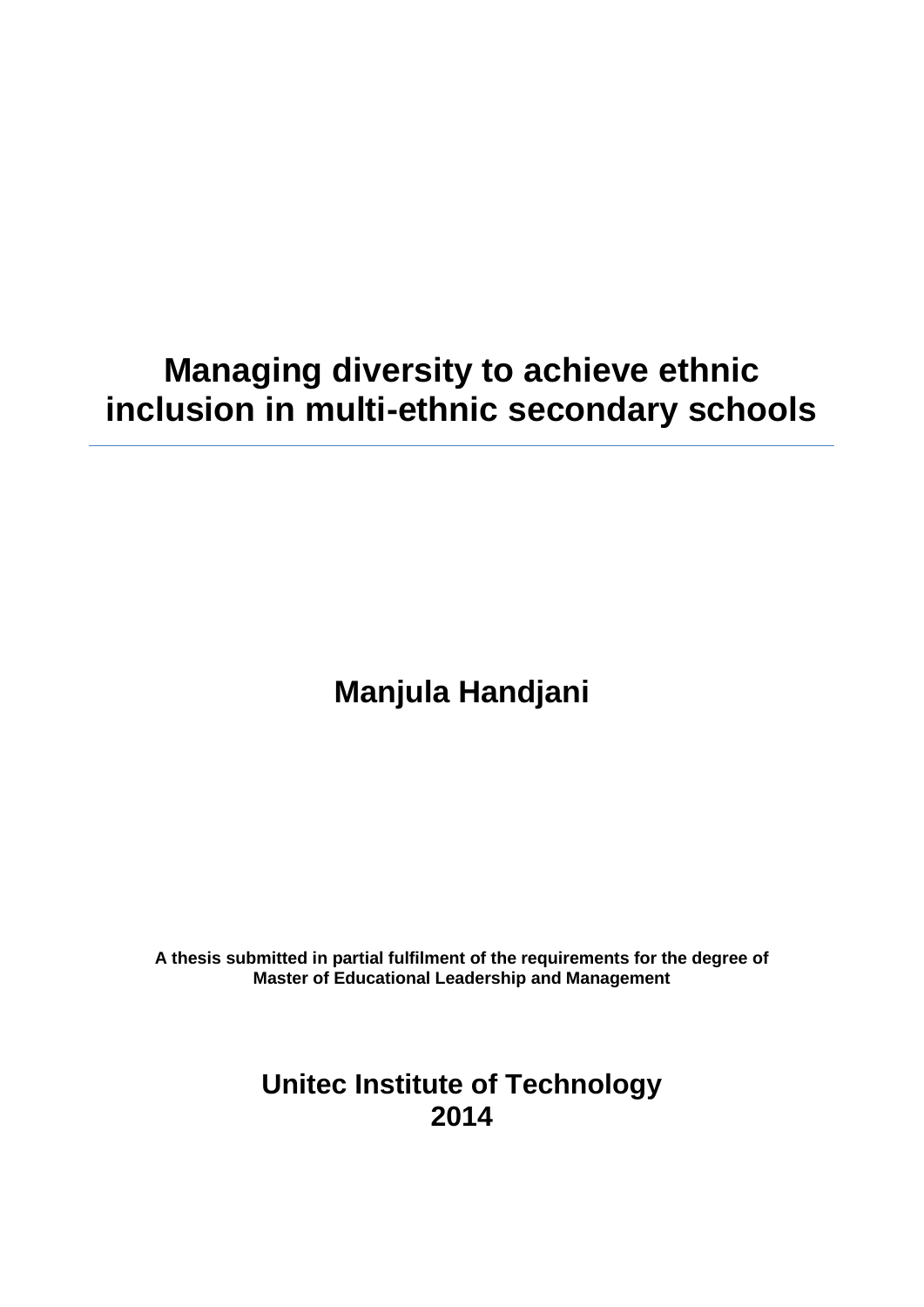# Managing diversity to achieve ethnic inclusion in multi-ethnic secondary schools

---

**Manjula Handjani**

**A thesis submitted in partial fulfilment of the requirements for the degree of Master of Educational Leadership and Management**

**Unitec Institute of Technology**
**2014**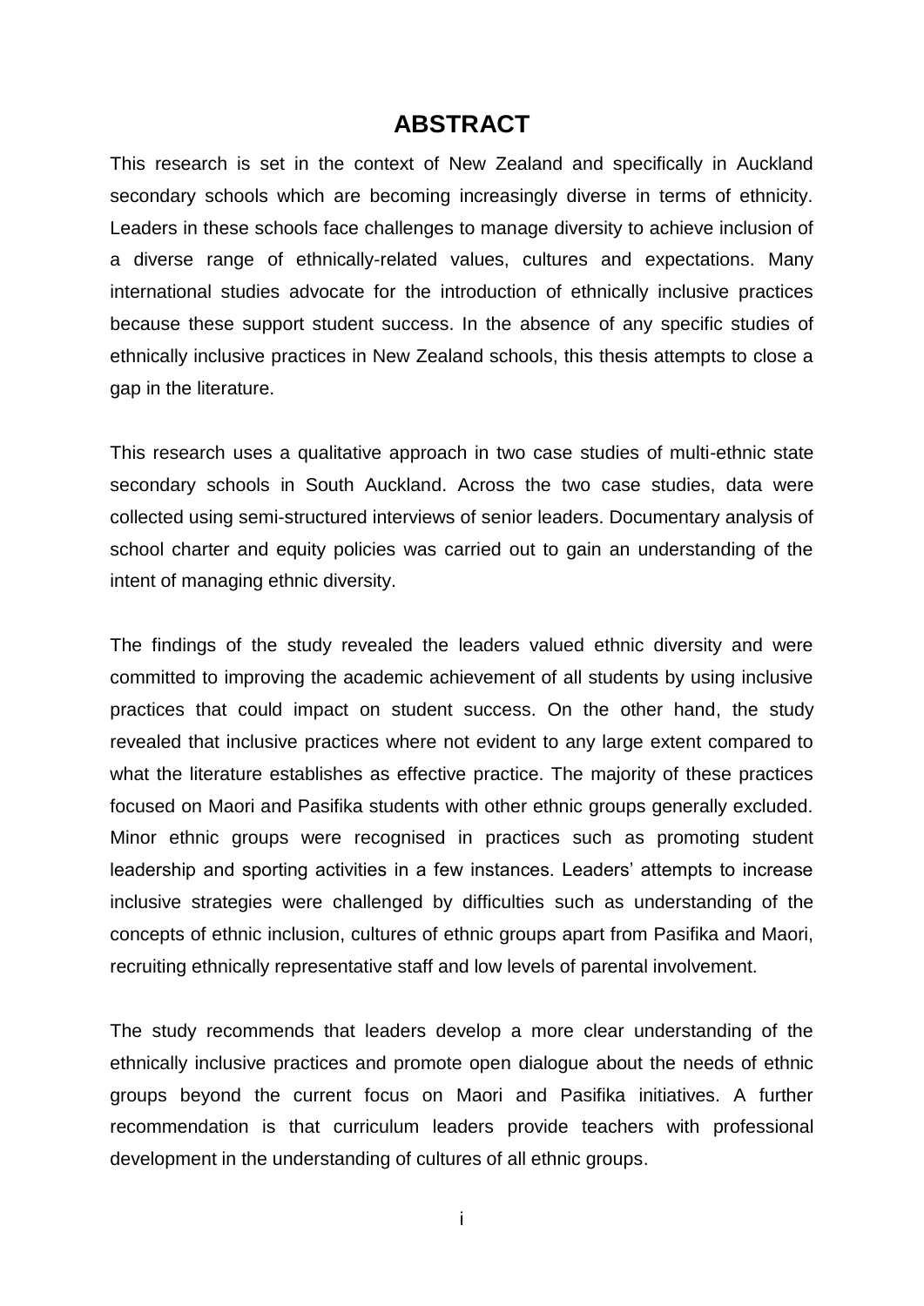# ABSTRACT

This research is set in the context of New Zealand and specifically in Auckland secondary schools which are becoming increasingly diverse in terms of ethnicity. Leaders in these schools face challenges to manage diversity to achieve inclusion of a diverse range of ethnically-related values, cultures and expectations. Many international studies advocate for the introduction of ethnically inclusive practices because these support student success. In the absence of any specific studies of ethnically inclusive practices in New Zealand schools, this thesis attempts to close a gap in the literature.

This research uses a qualitative approach in two case studies of multi-ethnic state secondary schools in South Auckland. Across the two case studies, data were collected using semi-structured interviews of senior leaders. Documentary analysis of school charter and equity policies was carried out to gain an understanding of the intent of managing ethnic diversity.

The findings of the study revealed the leaders valued ethnic diversity and were committed to improving the academic achievement of all students by using inclusive practices that could impact on student success. On the other hand, the study revealed that inclusive practices where not evident to any large extent compared to what the literature establishes as effective practice. The majority of these practices focused on Maori and Pasifika students with other ethnic groups generally excluded. Minor ethnic groups were recognised in practices such as promoting student leadership and sporting activities in a few instances. Leaders' attempts to increase inclusive strategies were challenged by difficulties such as understanding of the concepts of ethnic inclusion, cultures of ethnic groups apart from Pasifika and Maori, recruiting ethnically representative staff and low levels of parental involvement.

The study recommends that leaders develop a more clear understanding of the ethnically inclusive practices and promote open dialogue about the needs of ethnic groups beyond the current focus on Maori and Pasifika initiatives. A further recommendation is that curriculum leaders provide teachers with professional development in the understanding of cultures of all ethnic groups.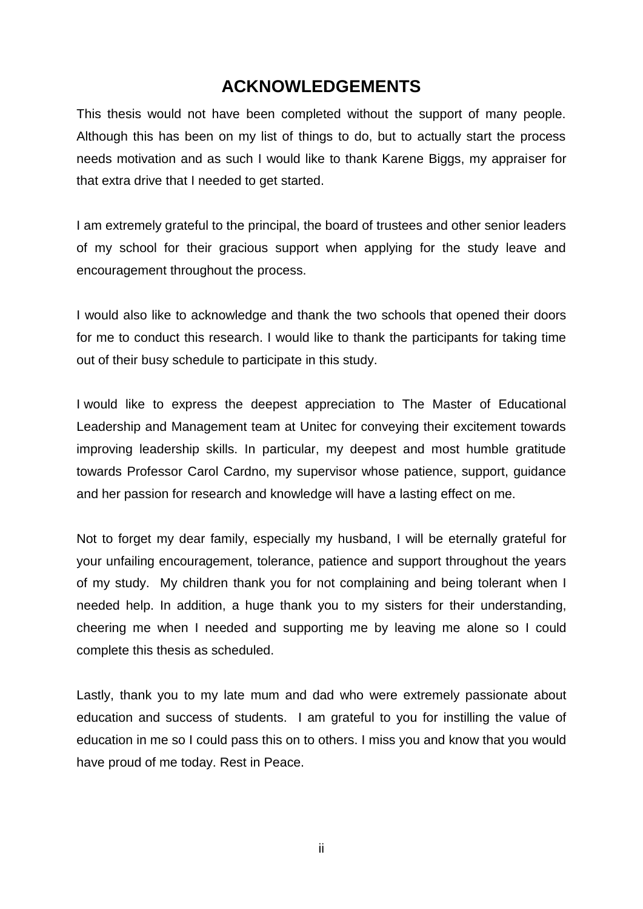# ACKNOWLEDGEMENTS

This thesis would not have been completed without the support of many people. Although this has been on my list of things to do, but to actually start the process needs motivation and as such I would like to thank Karene Biggs, my appraiser for that extra drive that I needed to get started.

I am extremely grateful to the principal, the board of trustees and other senior leaders of my school for their gracious support when applying for the study leave and encouragement throughout the process.

I would also like to acknowledge and thank the two schools that opened their doors for me to conduct this research. I would like to thank the participants for taking time out of their busy schedule to participate in this study.

I would like to express the deepest appreciation to The Master of Educational Leadership and Management team at Unitec for conveying their excitement towards improving leadership skills. In particular, my deepest and most humble gratitude towards Professor Carol Cardno, my supervisor whose patience, support, guidance and her passion for research and knowledge will have a lasting effect on me.

Not to forget my dear family, especially my husband, I will be eternally grateful for your unfailing encouragement, tolerance, patience and support throughout the years of my study. My children thank you for not complaining and being tolerant when I needed help. In addition, a huge thank you to my sisters for their understanding, cheering me when I needed and supporting me by leaving me alone so I could complete this thesis as scheduled.

Lastly, thank you to my late mum and dad who were extremely passionate about education and success of students. I am grateful to you for instilling the value of education in me so I could pass this on to others. I miss you and know that you would have proud of me today. Rest in Peace.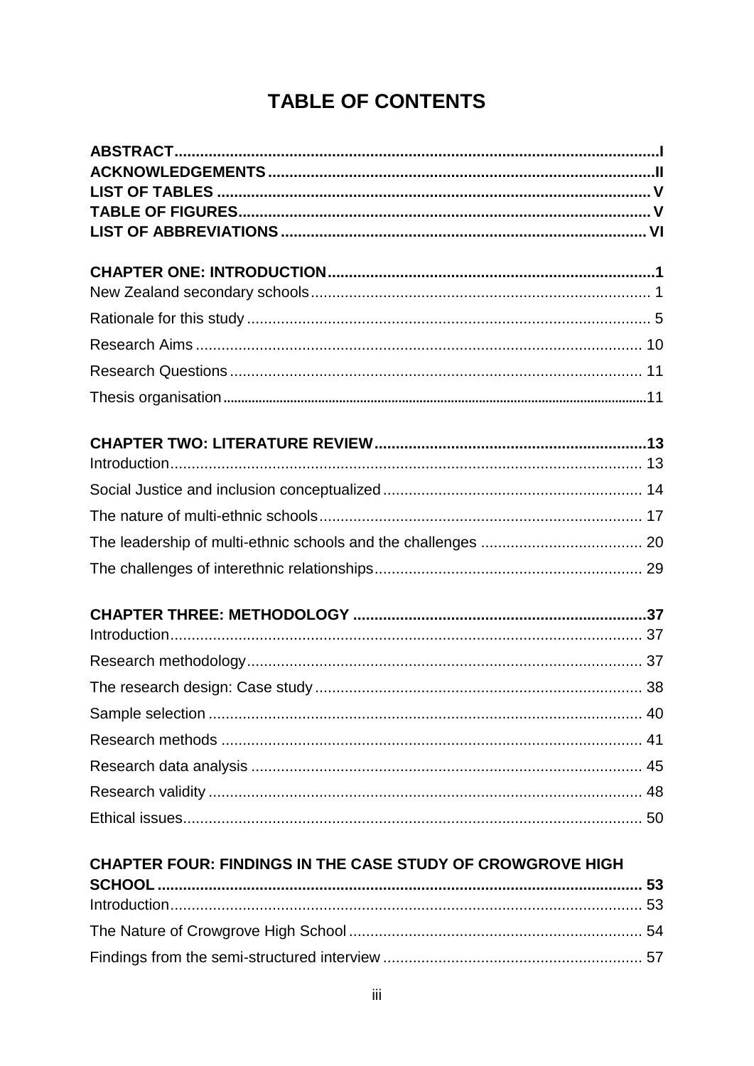# TABLE OF CONTENTS

**ABSTRACT** ..... I
**ACKNOWLEDGEMENTS** ..... II
**LIST OF TABLES** ..... V
**TABLE OF FIGURES** ..... V
**LIST OF ABBREVIATIONS** ..... VI

**CHAPTER ONE: INTRODUCTION** ..... 1
New Zealand secondary schools ..... 1
Rationale for this study ..... 5
Research Aims ..... 10
Research Questions ..... 11
Thesis organisation ..... 11

**CHAPTER TWO: LITERATURE REVIEW** ..... 13
Introduction ..... 13
Social Justice and inclusion conceptualized ..... 14
The nature of multi-ethnic schools ..... 17
The leadership of multi-ethnic schools and the challenges ..... 20
The challenges of interethnic relationships ..... 29

**CHAPTER THREE: METHODOLOGY** ..... 37
Introduction ..... 37
Research methodology ..... 37
The research design: Case study ..... 38
Sample selection ..... 40
Research methods ..... 41
Research data analysis ..... 45
Research validity ..... 48
Ethical issues ..... 50

**CHAPTER FOUR: FINDINGS IN THE CASE STUDY OF CROWGROVE HIGH SCHOOL** ..... 53
Introduction ..... 53
The Nature of Crowgrove High School ..... 54
Findings from the semi-structured interview ..... 57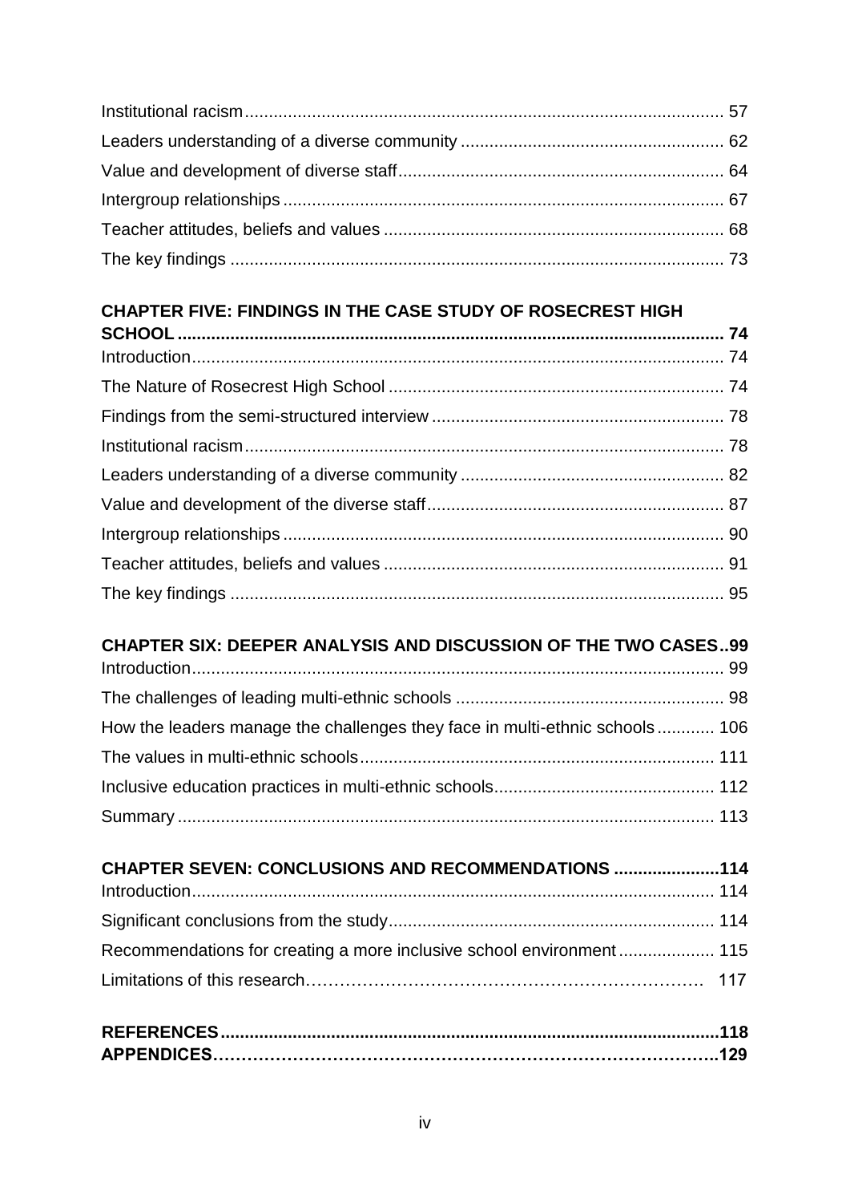Institutional racism ........................................................................................ 57

Leaders understanding of a diverse community ............................................. 62

Value and development of diverse staff .......................................................... 64

Intergroup relationships .................................................................................. 67

Teacher attitudes, beliefs and values ............................................................. 68

The key findings ............................................................................................. 73

**CHAPTER FIVE: FINDINGS IN THE CASE STUDY OF ROSECREST HIGH SCHOOL ............................................................................................................ 74**

Introduction ..................................................................................................... 74

The Nature of Rosecrest High School ............................................................. 74

Findings from the semi-structured interview .................................................... 78

Institutional racism ........................................................................................... 78

Leaders understanding of a diverse community ............................................... 82

Value and development of the diverse staff ..................................................... 87

Intergroup relationships ................................................................................... 90

Teacher attitudes, beliefs and values ............................................................... 91

The key findings .............................................................................................. 95

**CHAPTER SIX: DEEPER ANALYSIS AND DISCUSSION OF THE TWO CASES..99**

Introduction ..................................................................................................... 99

The challenges of leading multi-ethnic schools ............................................... 98

How the leaders manage the challenges they face in multi-ethnic schools ............ 106

The values in multi-ethnic schools ................................................................... 111

Inclusive education practices in multi-ethnic schools ...................................... 112

Summary ......................................................................................................... 113

**CHAPTER SEVEN: CONCLUSIONS AND RECOMMENDATIONS ......................114**

Introduction ..................................................................................................... 114

Significant conclusions from the study ............................................................. 114

Recommendations for creating a more inclusive school environment .................... 115

Limitations of this research………………………………………………………. 117

**REFERENCES .....................................................................................................118**

**APPENDICES…………………………………………………………………………..129**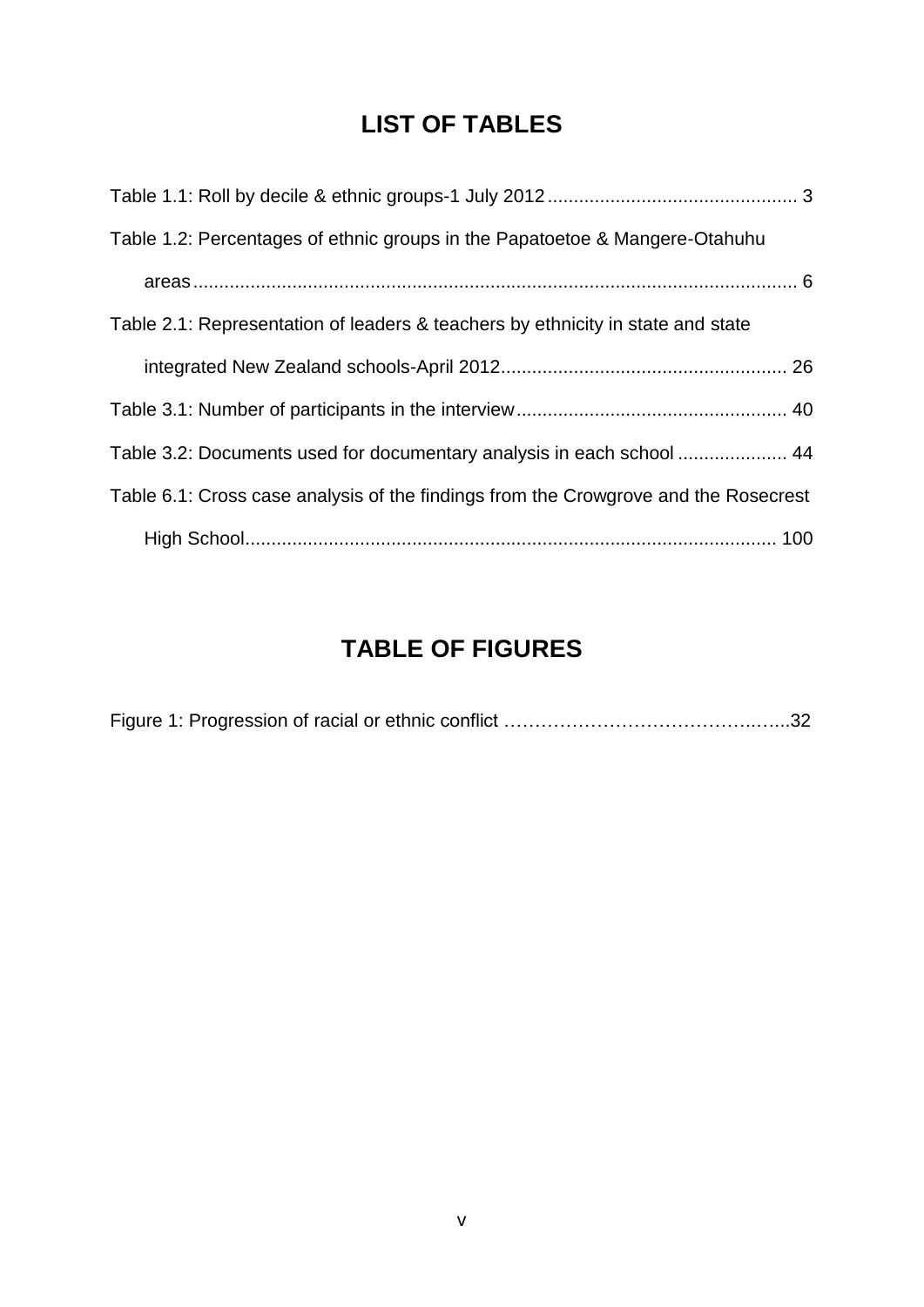# LIST OF TABLES

Table 1.1: Roll by decile & ethnic groups-1 July 2012 ............................................... 3

Table 1.2: Percentages of ethnic groups in the Papatoetoe & Mangere-Otahuhu areas ................................................................................................................. 6

Table 2.1: Representation of leaders & teachers by ethnicity in state and state integrated New Zealand schools-April 2012...................................................... 26

Table 3.1: Number of participants in the interview................................................... 40

Table 3.2: Documents used for documentary analysis in each school ..................... 44

Table 6.1: Cross case analysis of the findings from the Crowgrove and the Rosecrest High School.................................................................................................... 100

# TABLE OF FIGURES

Figure 1: Progression of racial or ethnic conflict …………………………………..…...32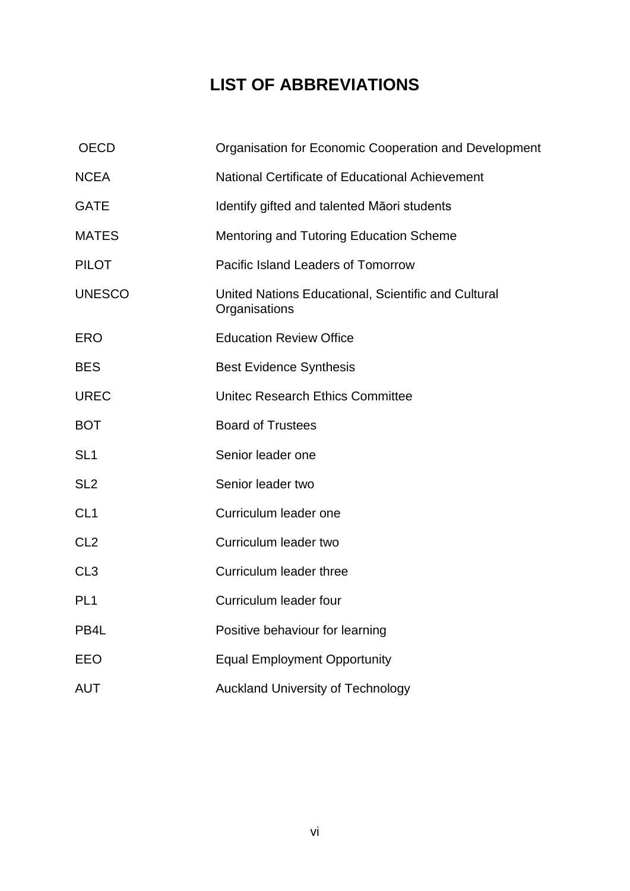# LIST OF ABBREVIATIONS

| | |
|---|---|
| OECD | Organisation for Economic Cooperation and Development |
| NCEA | National Certificate of Educational Achievement |
| GATE | Identify gifted and talented Māori students |
| MATES | Mentoring and Tutoring Education Scheme |
| PILOT | Pacific Island Leaders of Tomorrow |
| UNESCO | United Nations Educational, Scientific and Cultural Organisations |
| ERO | Education Review Office |
| BES | Best Evidence Synthesis |
| UREC | Unitec Research Ethics Committee |
| BOT | Board of Trustees |
| SL1 | Senior leader one |
| SL2 | Senior leader two |
| CL1 | Curriculum leader one |
| CL2 | Curriculum leader two |
| CL3 | Curriculum leader three |
| PL1 | Curriculum leader four |
| PB4L | Positive behaviour for learning |
| EEO | Equal Employment Opportunity |
| AUT | Auckland University of Technology |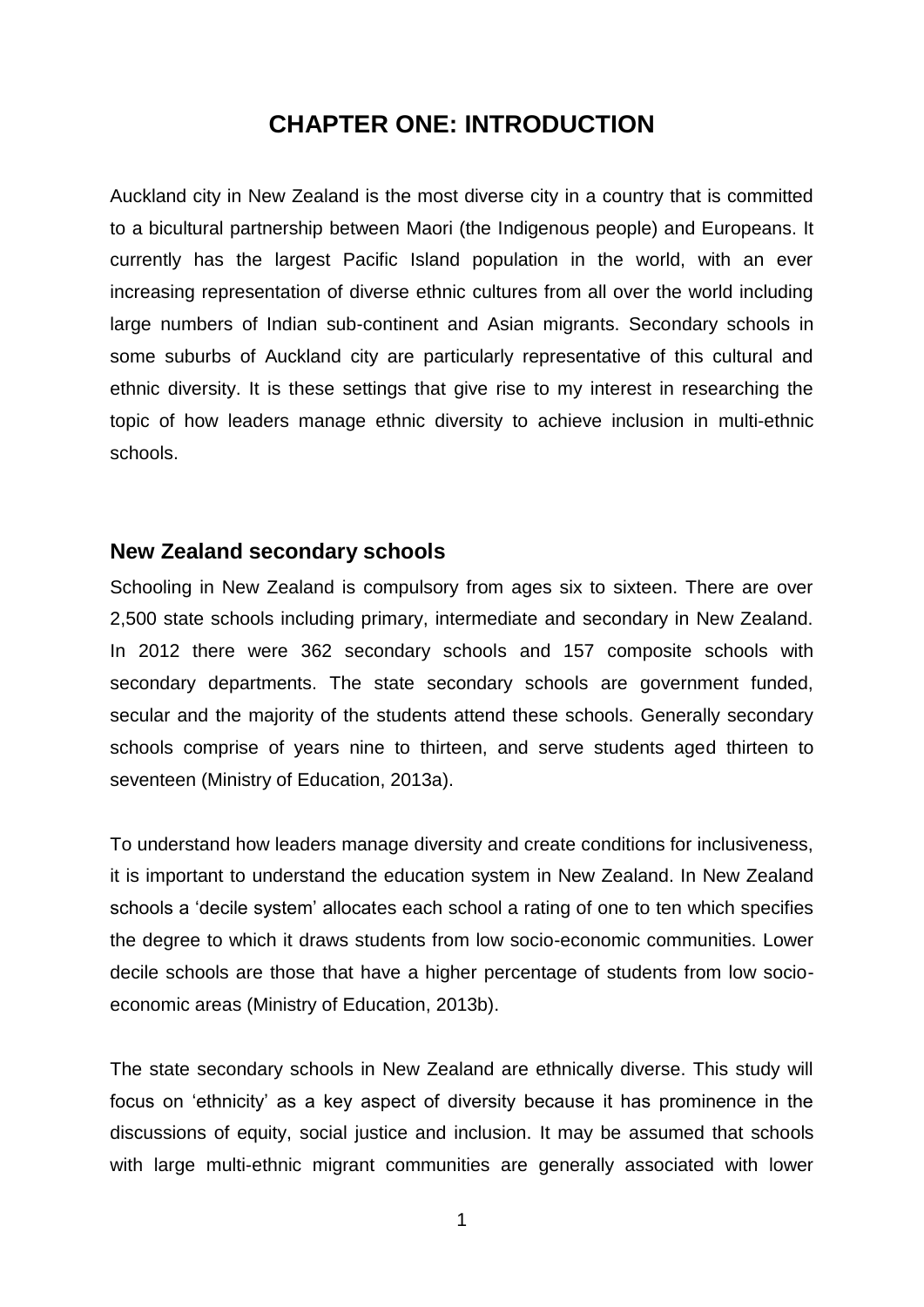# CHAPTER ONE: INTRODUCTION

Auckland city in New Zealand is the most diverse city in a country that is committed to a bicultural partnership between Maori (the Indigenous people) and Europeans. It currently has the largest Pacific Island population in the world, with an ever increasing representation of diverse ethnic cultures from all over the world including large numbers of Indian sub-continent and Asian migrants. Secondary schools in some suburbs of Auckland city are particularly representative of this cultural and ethnic diversity. It is these settings that give rise to my interest in researching the topic of how leaders manage ethnic diversity to achieve inclusion in multi-ethnic schools.

## New Zealand secondary schools

Schooling in New Zealand is compulsory from ages six to sixteen. There are over 2,500 state schools including primary, intermediate and secondary in New Zealand. In 2012 there were 362 secondary schools and 157 composite schools with secondary departments. The state secondary schools are government funded, secular and the majority of the students attend these schools. Generally secondary schools comprise of years nine to thirteen, and serve students aged thirteen to seventeen (Ministry of Education, 2013a).

To understand how leaders manage diversity and create conditions for inclusiveness, it is important to understand the education system in New Zealand. In New Zealand schools a 'decile system' allocates each school a rating of one to ten which specifies the degree to which it draws students from low socio-economic communities. Lower decile schools are those that have a higher percentage of students from low socio-economic areas (Ministry of Education, 2013b).

The state secondary schools in New Zealand are ethnically diverse. This study will focus on 'ethnicity' as a key aspect of diversity because it has prominence in the discussions of equity, social justice and inclusion. It may be assumed that schools with large multi-ethnic migrant communities are generally associated with lower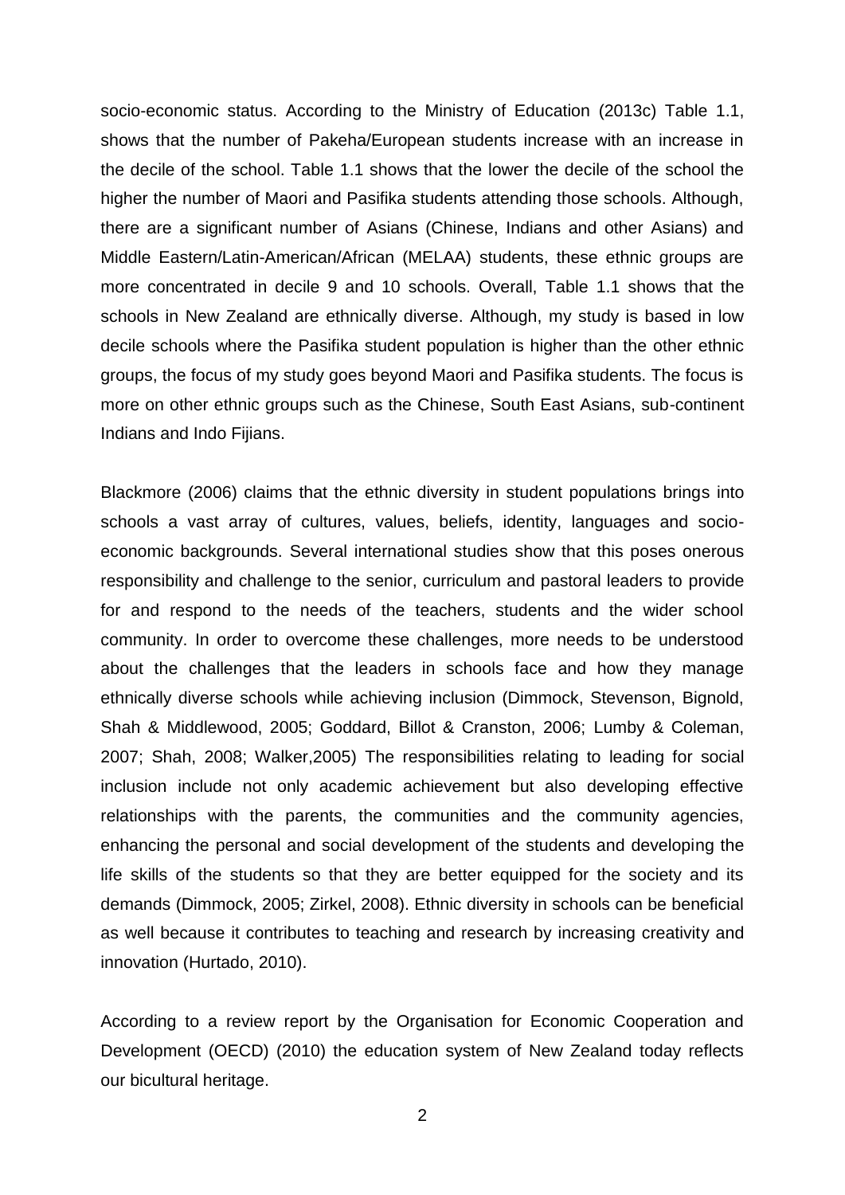socio-economic status. According to the Ministry of Education (2013c) Table 1.1, shows that the number of Pakeha/European students increase with an increase in the decile of the school. Table 1.1 shows that the lower the decile of the school the higher the number of Maori and Pasifika students attending those schools. Although, there are a significant number of Asians (Chinese, Indians and other Asians) and Middle Eastern/Latin-American/African (MELAA) students, these ethnic groups are more concentrated in decile 9 and 10 schools. Overall, Table 1.1 shows that the schools in New Zealand are ethnically diverse. Although, my study is based in low decile schools where the Pasifika student population is higher than the other ethnic groups, the focus of my study goes beyond Maori and Pasifika students. The focus is more on other ethnic groups such as the Chinese, South East Asians, sub-continent Indians and Indo Fijians.

Blackmore (2006) claims that the ethnic diversity in student populations brings into schools a vast array of cultures, values, beliefs, identity, languages and socio-economic backgrounds. Several international studies show that this poses onerous responsibility and challenge to the senior, curriculum and pastoral leaders to provide for and respond to the needs of the teachers, students and the wider school community. In order to overcome these challenges, more needs to be understood about the challenges that the leaders in schools face and how they manage ethnically diverse schools while achieving inclusion (Dimmock, Stevenson, Bignold, Shah & Middlewood, 2005; Goddard, Billot & Cranston, 2006; Lumby & Coleman, 2007; Shah, 2008; Walker,2005) The responsibilities relating to leading for social inclusion include not only academic achievement but also developing effective relationships with the parents, the communities and the community agencies, enhancing the personal and social development of the students and developing the life skills of the students so that they are better equipped for the society and its demands (Dimmock, 2005; Zirkel, 2008). Ethnic diversity in schools can be beneficial as well because it contributes to teaching and research by increasing creativity and innovation (Hurtado, 2010).

According to a review report by the Organisation for Economic Cooperation and Development (OECD) (2010) the education system of New Zealand today reflects our bicultural heritage.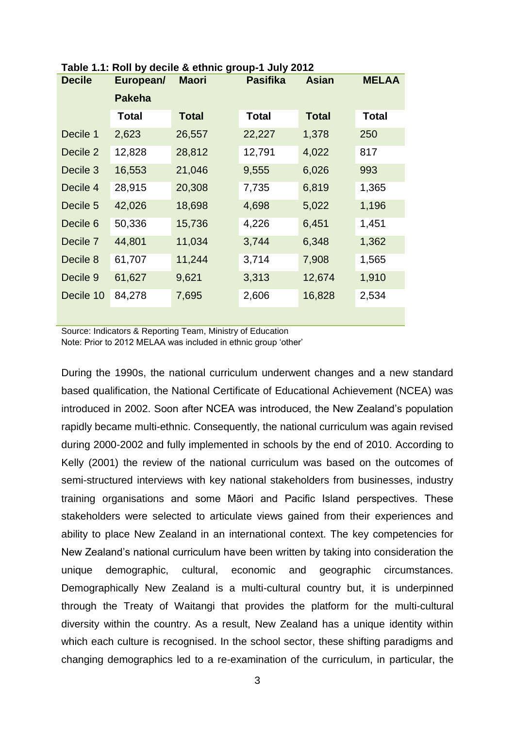**Table 1.1: Roll by decile & ethnic group-1 July 2012**

| Decile | European/ Pakeha | Maori | Pasifika | Asian | MELAA |
|---|---|---|---|---|---|
| | Total | Total | Total | Total | Total |
| Decile 1 | 2,623 | 26,557 | 22,227 | 1,378 | 250 |
| Decile 2 | 12,828 | 28,812 | 12,791 | 4,022 | 817 |
| Decile 3 | 16,553 | 21,046 | 9,555 | 6,026 | 993 |
| Decile 4 | 28,915 | 20,308 | 7,735 | 6,819 | 1,365 |
| Decile 5 | 42,026 | 18,698 | 4,698 | 5,022 | 1,196 |
| Decile 6 | 50,336 | 15,736 | 4,226 | 6,451 | 1,451 |
| Decile 7 | 44,801 | 11,034 | 3,744 | 6,348 | 1,362 |
| Decile 8 | 61,707 | 11,244 | 3,714 | 7,908 | 1,565 |
| Decile 9 | 61,627 | 9,621 | 3,313 | 12,674 | 1,910 |
| Decile 10 | 84,278 | 7,695 | 2,606 | 16,828 | 2,534 |

Source: Indicators & Reporting Team, Ministry of Education
Note: Prior to 2012 MELAA was included in ethnic group 'other'

During the 1990s, the national curriculum underwent changes and a new standard based qualification, the National Certificate of Educational Achievement (NCEA) was introduced in 2002. Soon after NCEA was introduced, the New Zealand's population rapidly became multi-ethnic. Consequently, the national curriculum was again revised during 2000-2002 and fully implemented in schools by the end of 2010. According to Kelly (2001) the review of the national curriculum was based on the outcomes of semi-structured interviews with key national stakeholders from businesses, industry training organisations and some Māori and Pacific Island perspectives. These stakeholders were selected to articulate views gained from their experiences and ability to place New Zealand in an international context. The key competencies for New Zealand's national curriculum have been written by taking into consideration the unique demographic, cultural, economic and geographic circumstances. Demographically New Zealand is a multi-cultural country but, it is underpinned through the Treaty of Waitangi that provides the platform for the multi-cultural diversity within the country. As a result, New Zealand has a unique identity within which each culture is recognised. In the school sector, these shifting paradigms and changing demographics led to a re-examination of the curriculum, in particular, the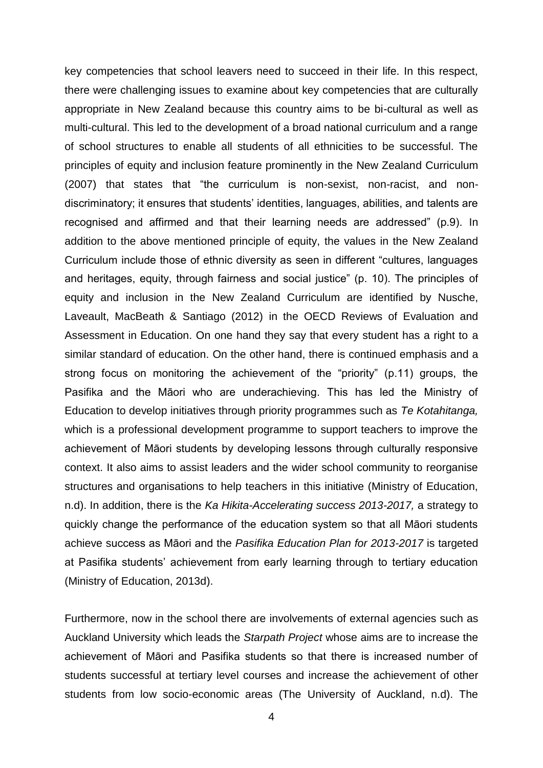key competencies that school leavers need to succeed in their life. In this respect, there were challenging issues to examine about key competencies that are culturally appropriate in New Zealand because this country aims to be bi-cultural as well as multi-cultural. This led to the development of a broad national curriculum and a range of school structures to enable all students of all ethnicities to be successful. The principles of equity and inclusion feature prominently in the New Zealand Curriculum (2007) that states that "the curriculum is non-sexist, non-racist, and non-discriminatory; it ensures that students' identities, languages, abilities, and talents are recognised and affirmed and that their learning needs are addressed" (p.9). In addition to the above mentioned principle of equity, the values in the New Zealand Curriculum include those of ethnic diversity as seen in different "cultures, languages and heritages, equity, through fairness and social justice" (p. 10). The principles of equity and inclusion in the New Zealand Curriculum are identified by Nusche, Laveault, MacBeath & Santiago (2012) in the OECD Reviews of Evaluation and Assessment in Education. On one hand they say that every student has a right to a similar standard of education. On the other hand, there is continued emphasis and a strong focus on monitoring the achievement of the "priority" (p.11) groups, the Pasifika and the Māori who are underachieving. This has led the Ministry of Education to develop initiatives through priority programmes such as *Te Kotahitanga,* which is a professional development programme to support teachers to improve the achievement of Māori students by developing lessons through culturally responsive context. It also aims to assist leaders and the wider school community to reorganise structures and organisations to help teachers in this initiative (Ministry of Education, n.d). In addition, there is the *Ka Hikita-Accelerating success 2013-2017,* a strategy to quickly change the performance of the education system so that all Māori students achieve success as Māori and the *Pasifika Education Plan for 2013-2017* is targeted at Pasifika students' achievement from early learning through to tertiary education (Ministry of Education, 2013d).

Furthermore, now in the school there are involvements of external agencies such as Auckland University which leads the *Starpath Project* whose aims are to increase the achievement of Māori and Pasifika students so that there is increased number of students successful at tertiary level courses and increase the achievement of other students from low socio-economic areas (The University of Auckland, n.d). The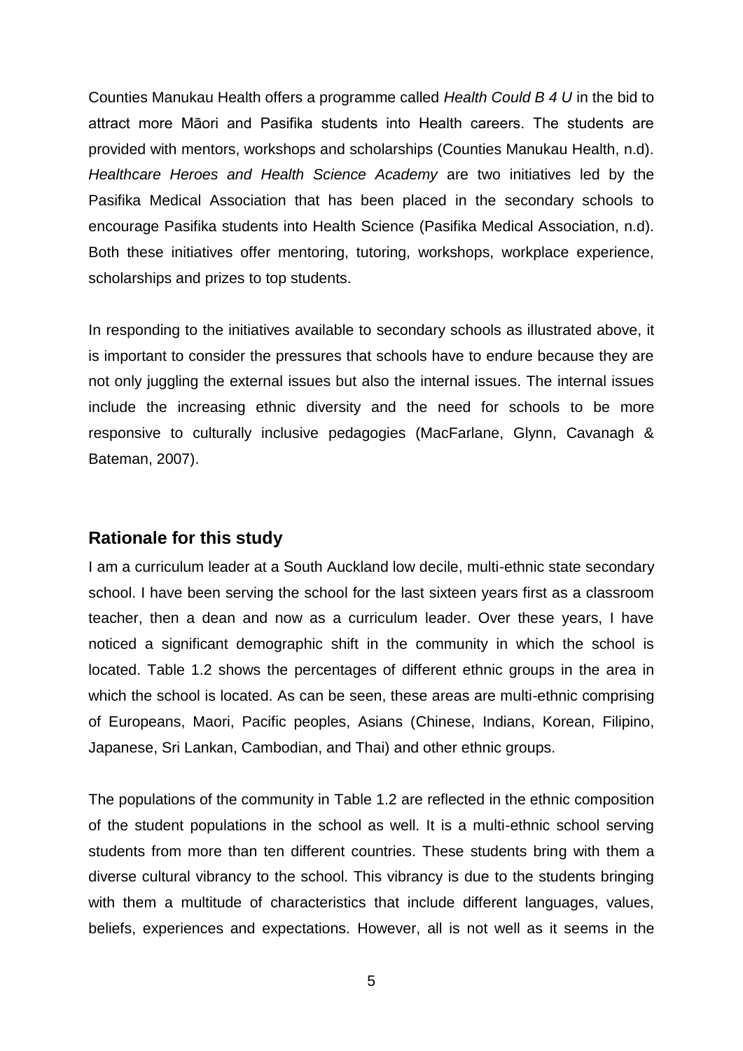Counties Manukau Health offers a programme called *Health Could B 4 U* in the bid to attract more Māori and Pasifika students into Health careers. The students are provided with mentors, workshops and scholarships (Counties Manukau Health, n.d). *Healthcare Heroes and Health Science Academy* are two initiatives led by the Pasifika Medical Association that has been placed in the secondary schools to encourage Pasifika students into Health Science (Pasifika Medical Association, n.d). Both these initiatives offer mentoring, tutoring, workshops, workplace experience, scholarships and prizes to top students.

In responding to the initiatives available to secondary schools as illustrated above, it is important to consider the pressures that schools have to endure because they are not only juggling the external issues but also the internal issues. The internal issues include the increasing ethnic diversity and the need for schools to be more responsive to culturally inclusive pedagogies (MacFarlane, Glynn, Cavanagh & Bateman, 2007).

## Rationale for this study

I am a curriculum leader at a South Auckland low decile, multi-ethnic state secondary school. I have been serving the school for the last sixteen years first as a classroom teacher, then a dean and now as a curriculum leader. Over these years, I have noticed a significant demographic shift in the community in which the school is located. Table 1.2 shows the percentages of different ethnic groups in the area in which the school is located. As can be seen, these areas are multi-ethnic comprising of Europeans, Maori, Pacific peoples, Asians (Chinese, Indians, Korean, Filipino, Japanese, Sri Lankan, Cambodian, and Thai) and other ethnic groups.

The populations of the community in Table 1.2 are reflected in the ethnic composition of the student populations in the school as well. It is a multi-ethnic school serving students from more than ten different countries. These students bring with them a diverse cultural vibrancy to the school. This vibrancy is due to the students bringing with them a multitude of characteristics that include different languages, values, beliefs, experiences and expectations. However, all is not well as it seems in the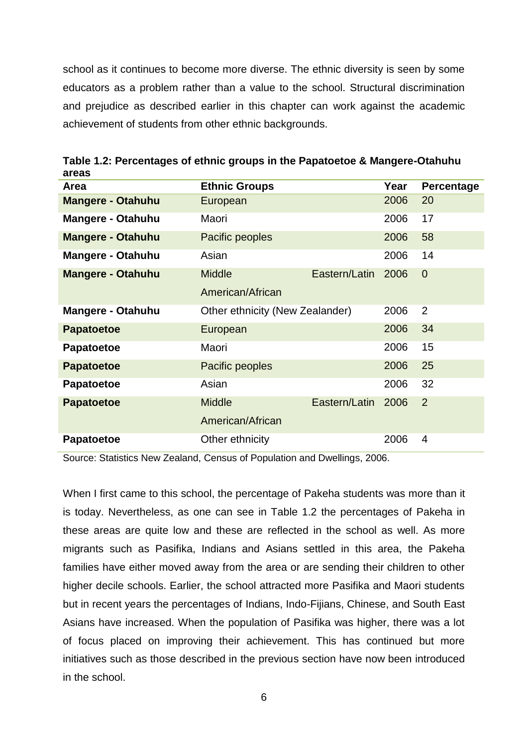school as it continues to become more diverse. The ethnic diversity is seen by some educators as a problem rather than a value to the school. Structural discrimination and prejudice as described earlier in this chapter can work against the academic achievement of students from other ethnic backgrounds.

**Table 1.2: Percentages of ethnic groups in the Papatoetoe & Mangere-Otahuhu areas**

| Area | Ethnic Groups | Year | Percentage |
|---|---|---|---|
| **Mangere - Otahuhu** | European | 2006 | 20 |
| **Mangere - Otahuhu** | Maori | 2006 | 17 |
| **Mangere - Otahuhu** | Pacific peoples | 2006 | 58 |
| **Mangere - Otahuhu** | Asian | 2006 | 14 |
| **Mangere - Otahuhu** | Middle Eastern/Latin American/African | 2006 | 0 |
| **Mangere - Otahuhu** | Other ethnicity (New Zealander) | 2006 | 2 |
| **Papatoetoe** | European | 2006 | 34 |
| **Papatoetoe** | Maori | 2006 | 15 |
| **Papatoetoe** | Pacific peoples | 2006 | 25 |
| **Papatoetoe** | Asian | 2006 | 32 |
| **Papatoetoe** | Middle Eastern/Latin American/African | 2006 | 2 |
| **Papatoetoe** | Other ethnicity | 2006 | 4 |

Source: Statistics New Zealand, Census of Population and Dwellings, 2006.

When I first came to this school, the percentage of Pakeha students was more than it is today. Nevertheless, as one can see in Table 1.2 the percentages of Pakeha in these areas are quite low and these are reflected in the school as well. As more migrants such as Pasifika, Indians and Asians settled in this area, the Pakeha families have either moved away from the area or are sending their children to other higher decile schools. Earlier, the school attracted more Pasifika and Maori students but in recent years the percentages of Indians, Indo-Fijians, Chinese, and South East Asians have increased. When the population of Pasifika was higher, there was a lot of focus placed on improving their achievement. This has continued but more initiatives such as those described in the previous section have now been introduced in the school.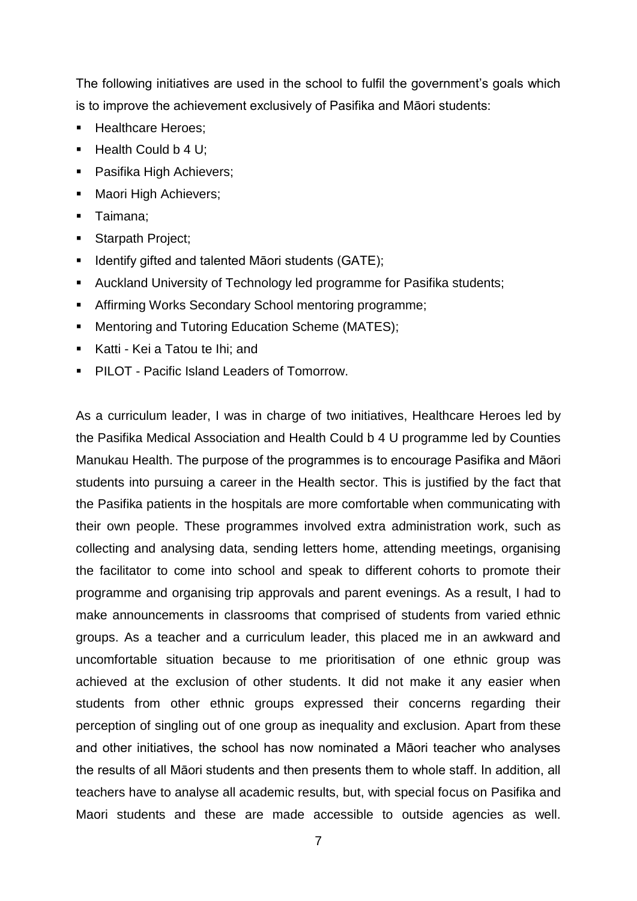The following initiatives are used in the school to fulfil the government's goals which is to improve the achievement exclusively of Pasifika and Māori students:

- Healthcare Heroes;
- Health Could b 4 U;
- Pasifika High Achievers;
- Maori High Achievers;
- Taimana;
- Starpath Project;
- Identify gifted and talented Māori students (GATE);
- Auckland University of Technology led programme for Pasifika students;
- Affirming Works Secondary School mentoring programme;
- Mentoring and Tutoring Education Scheme (MATES);
- Katti - Kei a Tatou te Ihi; and
- PILOT - Pacific Island Leaders of Tomorrow.

As a curriculum leader, I was in charge of two initiatives, Healthcare Heroes led by the Pasifika Medical Association and Health Could b 4 U programme led by Counties Manukau Health. The purpose of the programmes is to encourage Pasifika and Māori students into pursuing a career in the Health sector. This is justified by the fact that the Pasifika patients in the hospitals are more comfortable when communicating with their own people. These programmes involved extra administration work, such as collecting and analysing data, sending letters home, attending meetings, organising the facilitator to come into school and speak to different cohorts to promote their programme and organising trip approvals and parent evenings. As a result, I had to make announcements in classrooms that comprised of students from varied ethnic groups. As a teacher and a curriculum leader, this placed me in an awkward and uncomfortable situation because to me prioritisation of one ethnic group was achieved at the exclusion of other students. It did not make it any easier when students from other ethnic groups expressed their concerns regarding their perception of singling out of one group as inequality and exclusion. Apart from these and other initiatives, the school has now nominated a Māori teacher who analyses the results of all Māori students and then presents them to whole staff. In addition, all teachers have to analyse all academic results, but, with special focus on Pasifika and Maori students and these are made accessible to outside agencies as well.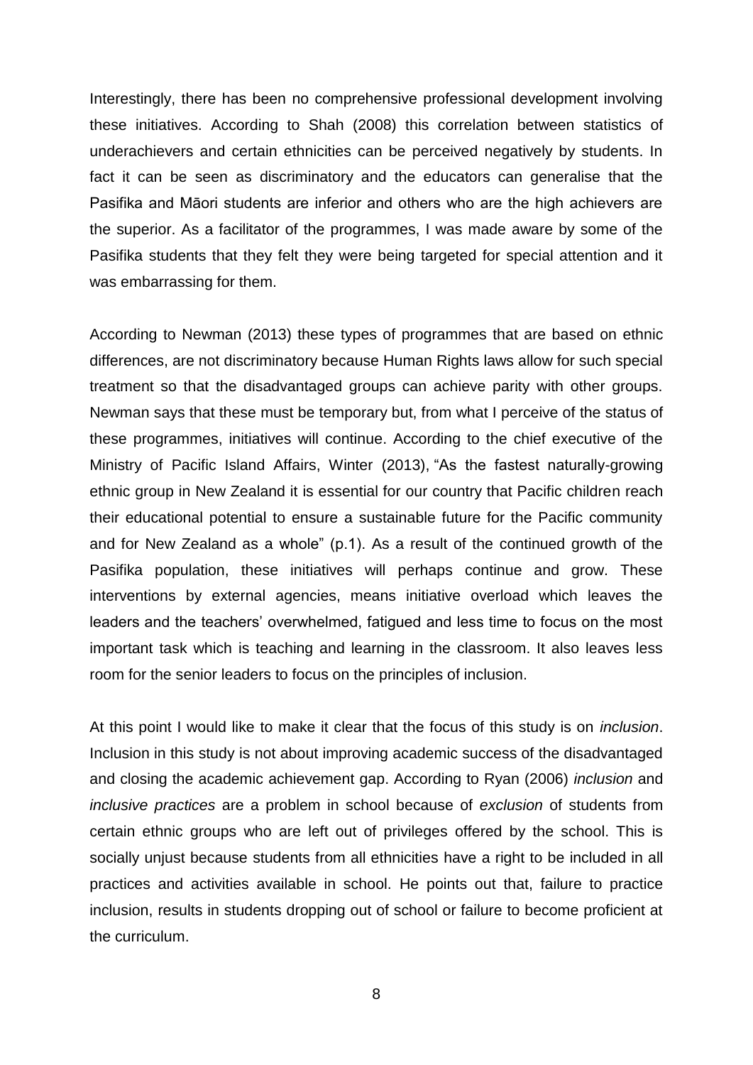Interestingly, there has been no comprehensive professional development involving these initiatives. According to Shah (2008) this correlation between statistics of underachievers and certain ethnicities can be perceived negatively by students. In fact it can be seen as discriminatory and the educators can generalise that the Pasifika and Māori students are inferior and others who are the high achievers are the superior. As a facilitator of the programmes, I was made aware by some of the Pasifika students that they felt they were being targeted for special attention and it was embarrassing for them.

According to Newman (2013) these types of programmes that are based on ethnic differences, are not discriminatory because Human Rights laws allow for such special treatment so that the disadvantaged groups can achieve parity with other groups. Newman says that these must be temporary but, from what I perceive of the status of these programmes, initiatives will continue. According to the chief executive of the Ministry of Pacific Island Affairs, Winter (2013), "As the fastest naturally-growing ethnic group in New Zealand it is essential for our country that Pacific children reach their educational potential to ensure a sustainable future for the Pacific community and for New Zealand as a whole" (p.1). As a result of the continued growth of the Pasifika population, these initiatives will perhaps continue and grow. These interventions by external agencies, means initiative overload which leaves the leaders and the teachers' overwhelmed, fatigued and less time to focus on the most important task which is teaching and learning in the classroom. It also leaves less room for the senior leaders to focus on the principles of inclusion.

At this point I would like to make it clear that the focus of this study is on *inclusion*. Inclusion in this study is not about improving academic success of the disadvantaged and closing the academic achievement gap. According to Ryan (2006) *inclusion* and *inclusive practices* are a problem in school because of *exclusion* of students from certain ethnic groups who are left out of privileges offered by the school. This is socially unjust because students from all ethnicities have a right to be included in all practices and activities available in school. He points out that, failure to practice inclusion, results in students dropping out of school or failure to become proficient at the curriculum.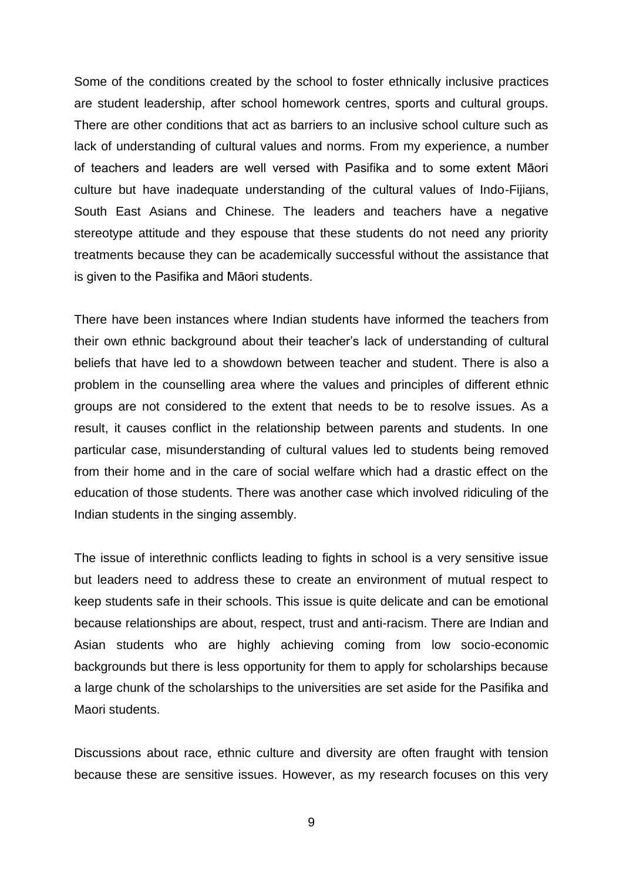Some of the conditions created by the school to foster ethnically inclusive practices are student leadership, after school homework centres, sports and cultural groups. There are other conditions that act as barriers to an inclusive school culture such as lack of understanding of cultural values and norms. From my experience, a number of teachers and leaders are well versed with Pasifika and to some extent Māori culture but have inadequate understanding of the cultural values of Indo-Fijians, South East Asians and Chinese. The leaders and teachers have a negative stereotype attitude and they espouse that these students do not need any priority treatments because they can be academically successful without the assistance that is given to the Pasifika and Māori students.

There have been instances where Indian students have informed the teachers from their own ethnic background about their teacher's lack of understanding of cultural beliefs that have led to a showdown between teacher and student. There is also a problem in the counselling area where the values and principles of different ethnic groups are not considered to the extent that needs to be to resolve issues. As a result, it causes conflict in the relationship between parents and students. In one particular case, misunderstanding of cultural values led to students being removed from their home and in the care of social welfare which had a drastic effect on the education of those students. There was another case which involved ridiculing of the Indian students in the singing assembly.

The issue of interethnic conflicts leading to fights in school is a very sensitive issue but leaders need to address these to create an environment of mutual respect to keep students safe in their schools. This issue is quite delicate and can be emotional because relationships are about, respect, trust and anti-racism. There are Indian and Asian students who are highly achieving coming from low socio-economic backgrounds but there is less opportunity for them to apply for scholarships because a large chunk of the scholarships to the universities are set aside for the Pasifika and Maori students.

Discussions about race, ethnic culture and diversity are often fraught with tension because these are sensitive issues. However, as my research focuses on this very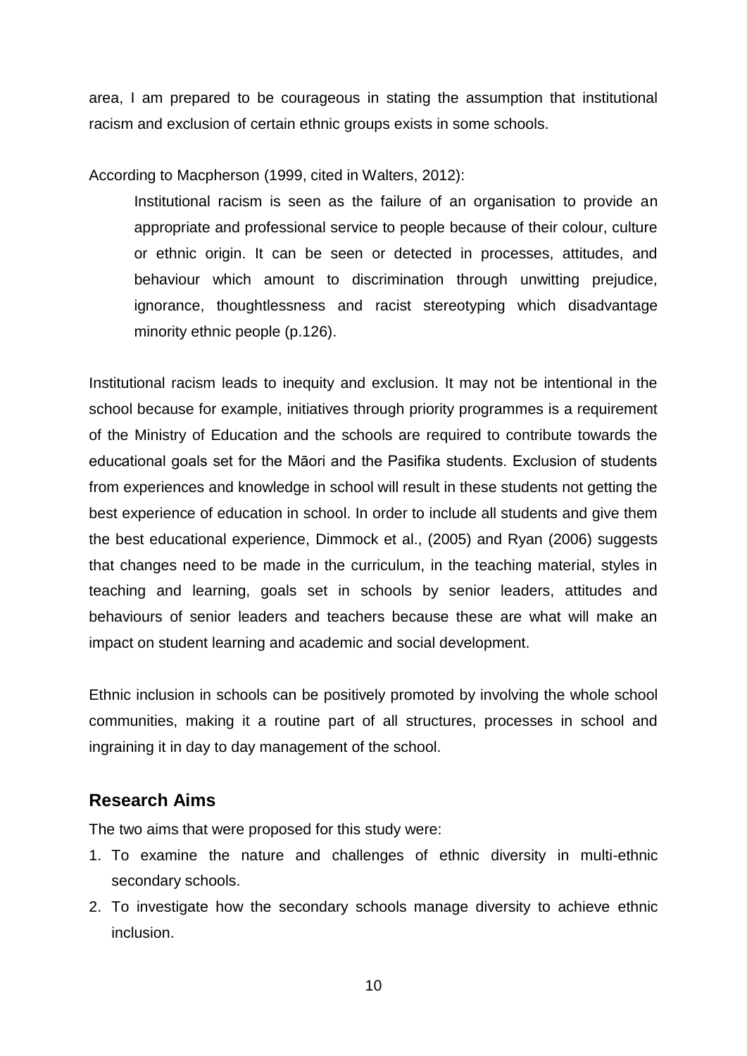area, I am prepared to be courageous in stating the assumption that institutional racism and exclusion of certain ethnic groups exists in some schools.

According to Macpherson (1999, cited in Walters, 2012):

> Institutional racism is seen as the failure of an organisation to provide an appropriate and professional service to people because of their colour, culture or ethnic origin. It can be seen or detected in processes, attitudes, and behaviour which amount to discrimination through unwitting prejudice, ignorance, thoughtlessness and racist stereotyping which disadvantage minority ethnic people (p.126).

Institutional racism leads to inequity and exclusion. It may not be intentional in the school because for example, initiatives through priority programmes is a requirement of the Ministry of Education and the schools are required to contribute towards the educational goals set for the Māori and the Pasifika students. Exclusion of students from experiences and knowledge in school will result in these students not getting the best experience of education in school. In order to include all students and give them the best educational experience, Dimmock et al., (2005) and Ryan (2006) suggests that changes need to be made in the curriculum, in the teaching material, styles in teaching and learning, goals set in schools by senior leaders, attitudes and behaviours of senior leaders and teachers because these are what will make an impact on student learning and academic and social development.

Ethnic inclusion in schools can be positively promoted by involving the whole school communities, making it a routine part of all structures, processes in school and ingraining it in day to day management of the school.

## Research Aims

The two aims that were proposed for this study were:

1. To examine the nature and challenges of ethnic diversity in multi-ethnic secondary schools.
2. To investigate how the secondary schools manage diversity to achieve ethnic inclusion.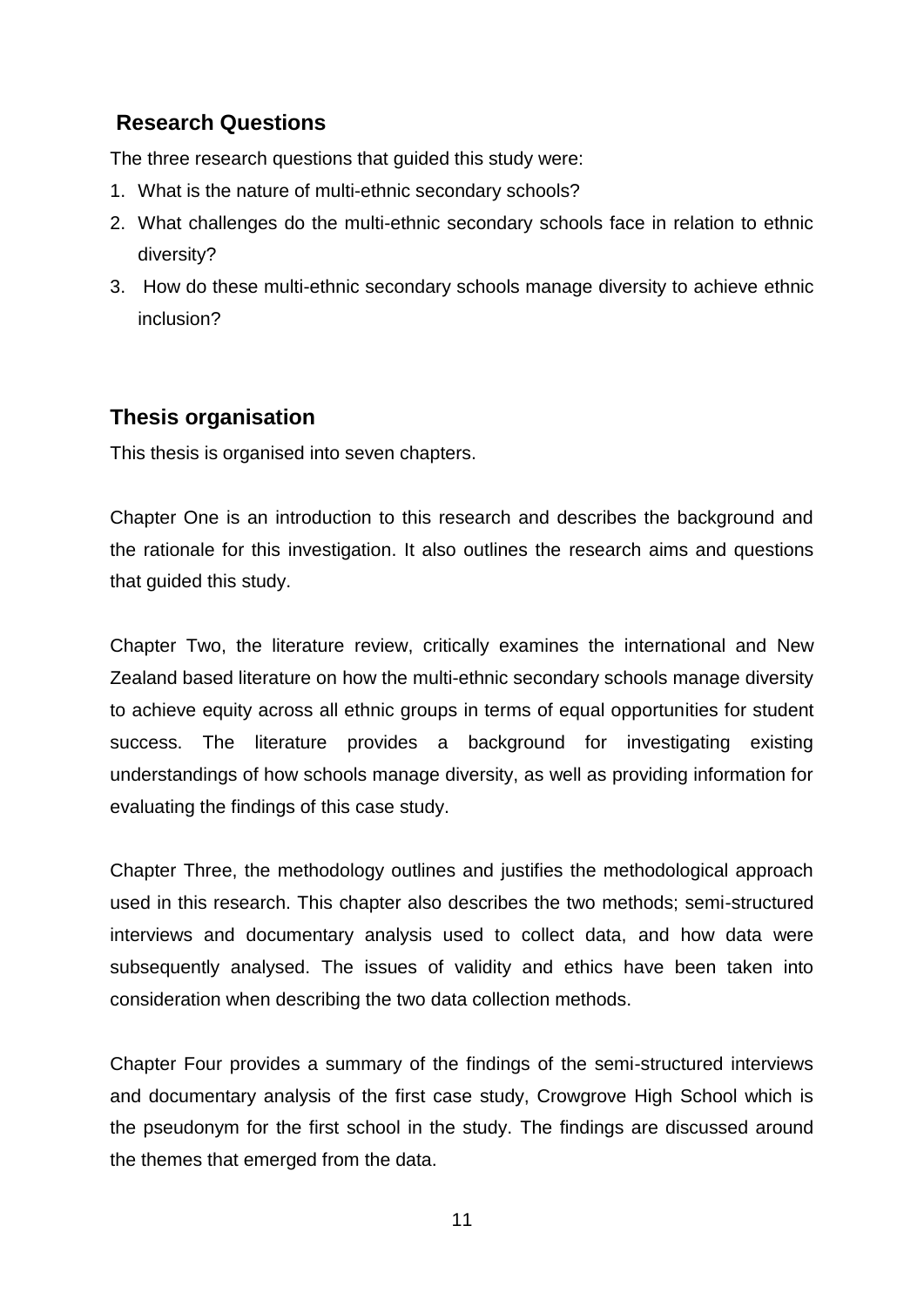## Research Questions

The three research questions that guided this study were:

1. What is the nature of multi-ethnic secondary schools?
2. What challenges do the multi-ethnic secondary schools face in relation to ethnic diversity?
3. How do these multi-ethnic secondary schools manage diversity to achieve ethnic inclusion?

## Thesis organisation

This thesis is organised into seven chapters.

Chapter One is an introduction to this research and describes the background and the rationale for this investigation. It also outlines the research aims and questions that guided this study.

Chapter Two, the literature review, critically examines the international and New Zealand based literature on how the multi-ethnic secondary schools manage diversity to achieve equity across all ethnic groups in terms of equal opportunities for student success. The literature provides a background for investigating existing understandings of how schools manage diversity, as well as providing information for evaluating the findings of this case study.

Chapter Three, the methodology outlines and justifies the methodological approach used in this research. This chapter also describes the two methods; semi-structured interviews and documentary analysis used to collect data, and how data were subsequently analysed. The issues of validity and ethics have been taken into consideration when describing the two data collection methods.

Chapter Four provides a summary of the findings of the semi-structured interviews and documentary analysis of the first case study, Crowgrove High School which is the pseudonym for the first school in the study. The findings are discussed around the themes that emerged from the data.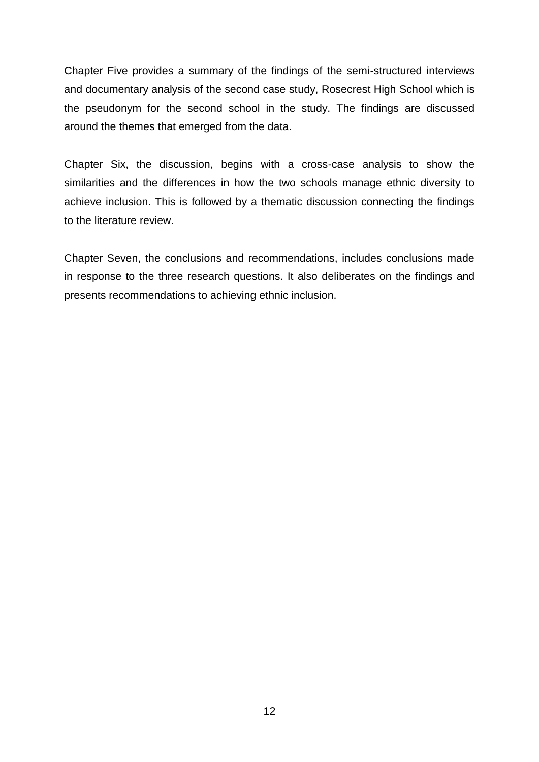Chapter Five provides a summary of the findings of the semi-structured interviews and documentary analysis of the second case study, Rosecrest High School which is the pseudonym for the second school in the study. The findings are discussed around the themes that emerged from the data.

Chapter Six, the discussion, begins with a cross-case analysis to show the similarities and the differences in how the two schools manage ethnic diversity to achieve inclusion. This is followed by a thematic discussion connecting the findings to the literature review.

Chapter Seven, the conclusions and recommendations, includes conclusions made in response to the three research questions. It also deliberates on the findings and presents recommendations to achieving ethnic inclusion.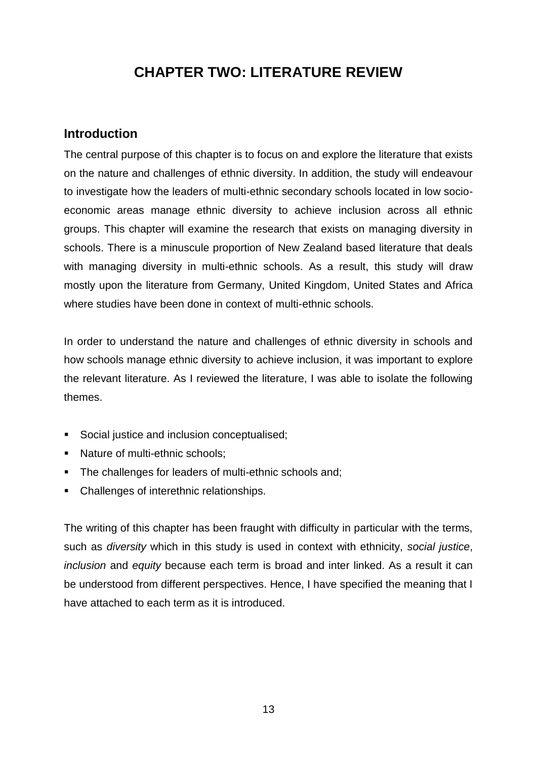# CHAPTER TWO: LITERATURE REVIEW

## Introduction

The central purpose of this chapter is to focus on and explore the literature that exists on the nature and challenges of ethnic diversity. In addition, the study will endeavour to investigate how the leaders of multi-ethnic secondary schools located in low socio-economic areas manage ethnic diversity to achieve inclusion across all ethnic groups. This chapter will examine the research that exists on managing diversity in schools. There is a minuscule proportion of New Zealand based literature that deals with managing diversity in multi-ethnic schools. As a result, this study will draw mostly upon the literature from Germany, United Kingdom, United States and Africa where studies have been done in context of multi-ethnic schools.

In order to understand the nature and challenges of ethnic diversity in schools and how schools manage ethnic diversity to achieve inclusion, it was important to explore the relevant literature. As I reviewed the literature, I was able to isolate the following themes.

- Social justice and inclusion conceptualised;
- Nature of multi-ethnic schools;
- The challenges for leaders of multi-ethnic schools and;
- Challenges of interethnic relationships.

The writing of this chapter has been fraught with difficulty in particular with the terms, such as *diversity* which in this study is used in context with ethnicity, *social justice*, *inclusion* and *equity* because each term is broad and inter linked. As a result it can be understood from different perspectives. Hence, I have specified the meaning that I have attached to each term as it is introduced.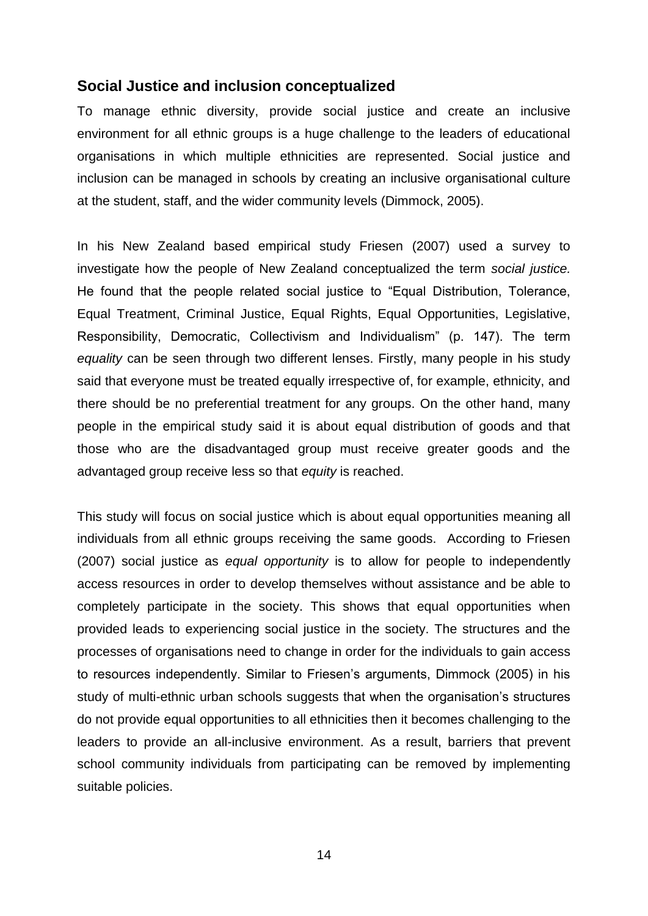## Social Justice and inclusion conceptualized

To manage ethnic diversity, provide social justice and create an inclusive environment for all ethnic groups is a huge challenge to the leaders of educational organisations in which multiple ethnicities are represented. Social justice and inclusion can be managed in schools by creating an inclusive organisational culture at the student, staff, and the wider community levels (Dimmock, 2005).

In his New Zealand based empirical study Friesen (2007) used a survey to investigate how the people of New Zealand conceptualized the term *social justice.* He found that the people related social justice to "Equal Distribution, Tolerance, Equal Treatment, Criminal Justice, Equal Rights, Equal Opportunities, Legislative, Responsibility, Democratic, Collectivism and Individualism" (p. 147). The term *equality* can be seen through two different lenses. Firstly, many people in his study said that everyone must be treated equally irrespective of, for example, ethnicity, and there should be no preferential treatment for any groups. On the other hand, many people in the empirical study said it is about equal distribution of goods and that those who are the disadvantaged group must receive greater goods and the advantaged group receive less so that *equity* is reached.

This study will focus on social justice which is about equal opportunities meaning all individuals from all ethnic groups receiving the same goods. According to Friesen (2007) social justice as *equal opportunity* is to allow for people to independently access resources in order to develop themselves without assistance and be able to completely participate in the society. This shows that equal opportunities when provided leads to experiencing social justice in the society. The structures and the processes of organisations need to change in order for the individuals to gain access to resources independently. Similar to Friesen's arguments, Dimmock (2005) in his study of multi-ethnic urban schools suggests that when the organisation's structures do not provide equal opportunities to all ethnicities then it becomes challenging to the leaders to provide an all-inclusive environment. As a result, barriers that prevent school community individuals from participating can be removed by implementing suitable policies.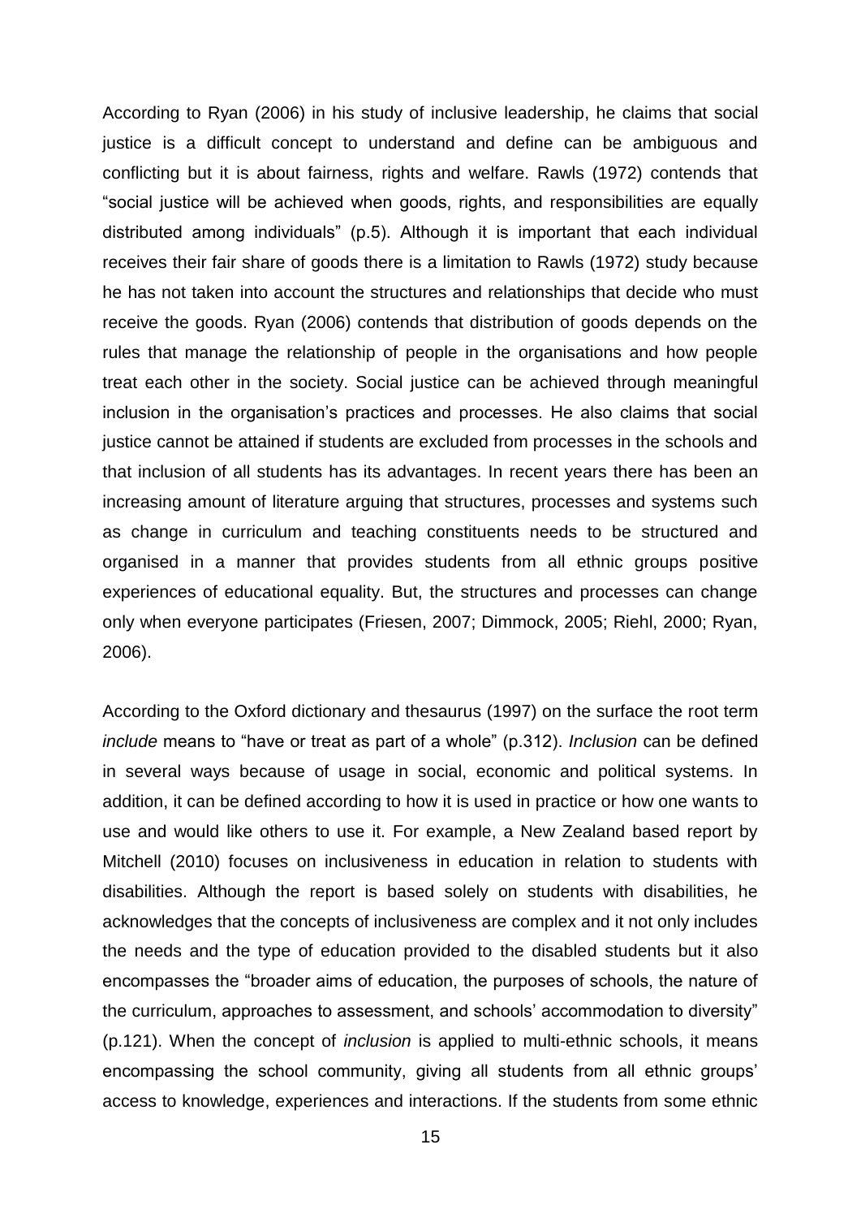According to Ryan (2006) in his study of inclusive leadership, he claims that social justice is a difficult concept to understand and define can be ambiguous and conflicting but it is about fairness, rights and welfare. Rawls (1972) contends that "social justice will be achieved when goods, rights, and responsibilities are equally distributed among individuals" (p.5). Although it is important that each individual receives their fair share of goods there is a limitation to Rawls (1972) study because he has not taken into account the structures and relationships that decide who must receive the goods. Ryan (2006) contends that distribution of goods depends on the rules that manage the relationship of people in the organisations and how people treat each other in the society. Social justice can be achieved through meaningful inclusion in the organisation's practices and processes. He also claims that social justice cannot be attained if students are excluded from processes in the schools and that inclusion of all students has its advantages. In recent years there has been an increasing amount of literature arguing that structures, processes and systems such as change in curriculum and teaching constituents needs to be structured and organised in a manner that provides students from all ethnic groups positive experiences of educational equality. But, the structures and processes can change only when everyone participates (Friesen, 2007; Dimmock, 2005; Riehl, 2000; Ryan, 2006).

According to the Oxford dictionary and thesaurus (1997) on the surface the root term *include* means to "have or treat as part of a whole" (p.312). *Inclusion* can be defined in several ways because of usage in social, economic and political systems. In addition, it can be defined according to how it is used in practice or how one wants to use and would like others to use it. For example, a New Zealand based report by Mitchell (2010) focuses on inclusiveness in education in relation to students with disabilities. Although the report is based solely on students with disabilities, he acknowledges that the concepts of inclusiveness are complex and it not only includes the needs and the type of education provided to the disabled students but it also encompasses the "broader aims of education, the purposes of schools, the nature of the curriculum, approaches to assessment, and schools' accommodation to diversity" (p.121). When the concept of *inclusion* is applied to multi-ethnic schools, it means encompassing the school community, giving all students from all ethnic groups' access to knowledge, experiences and interactions. If the students from some ethnic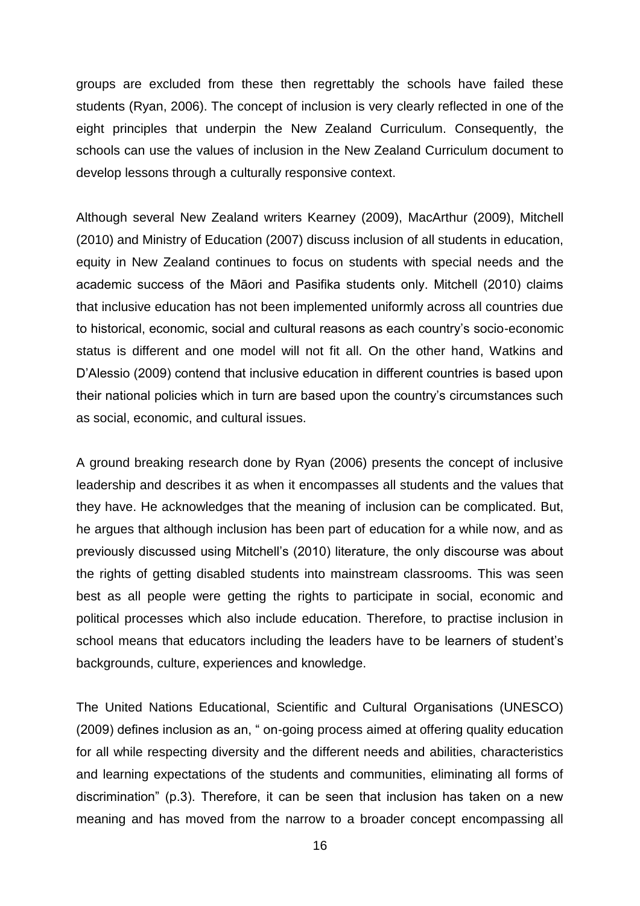groups are excluded from these then regrettably the schools have failed these students (Ryan, 2006). The concept of inclusion is very clearly reflected in one of the eight principles that underpin the New Zealand Curriculum. Consequently, the schools can use the values of inclusion in the New Zealand Curriculum document to develop lessons through a culturally responsive context.

Although several New Zealand writers Kearney (2009), MacArthur (2009), Mitchell (2010) and Ministry of Education (2007) discuss inclusion of all students in education, equity in New Zealand continues to focus on students with special needs and the academic success of the Māori and Pasifika students only. Mitchell (2010) claims that inclusive education has not been implemented uniformly across all countries due to historical, economic, social and cultural reasons as each country's socio-economic status is different and one model will not fit all. On the other hand, Watkins and D'Alessio (2009) contend that inclusive education in different countries is based upon their national policies which in turn are based upon the country's circumstances such as social, economic, and cultural issues.

A ground breaking research done by Ryan (2006) presents the concept of inclusive leadership and describes it as when it encompasses all students and the values that they have. He acknowledges that the meaning of inclusion can be complicated. But, he argues that although inclusion has been part of education for a while now, and as previously discussed using Mitchell's (2010) literature, the only discourse was about the rights of getting disabled students into mainstream classrooms. This was seen best as all people were getting the rights to participate in social, economic and political processes which also include education. Therefore, to practise inclusion in school means that educators including the leaders have to be learners of student's backgrounds, culture, experiences and knowledge.

The United Nations Educational, Scientific and Cultural Organisations (UNESCO) (2009) defines inclusion as an, " on-going process aimed at offering quality education for all while respecting diversity and the different needs and abilities, characteristics and learning expectations of the students and communities, eliminating all forms of discrimination" (p.3). Therefore, it can be seen that inclusion has taken on a new meaning and has moved from the narrow to a broader concept encompassing all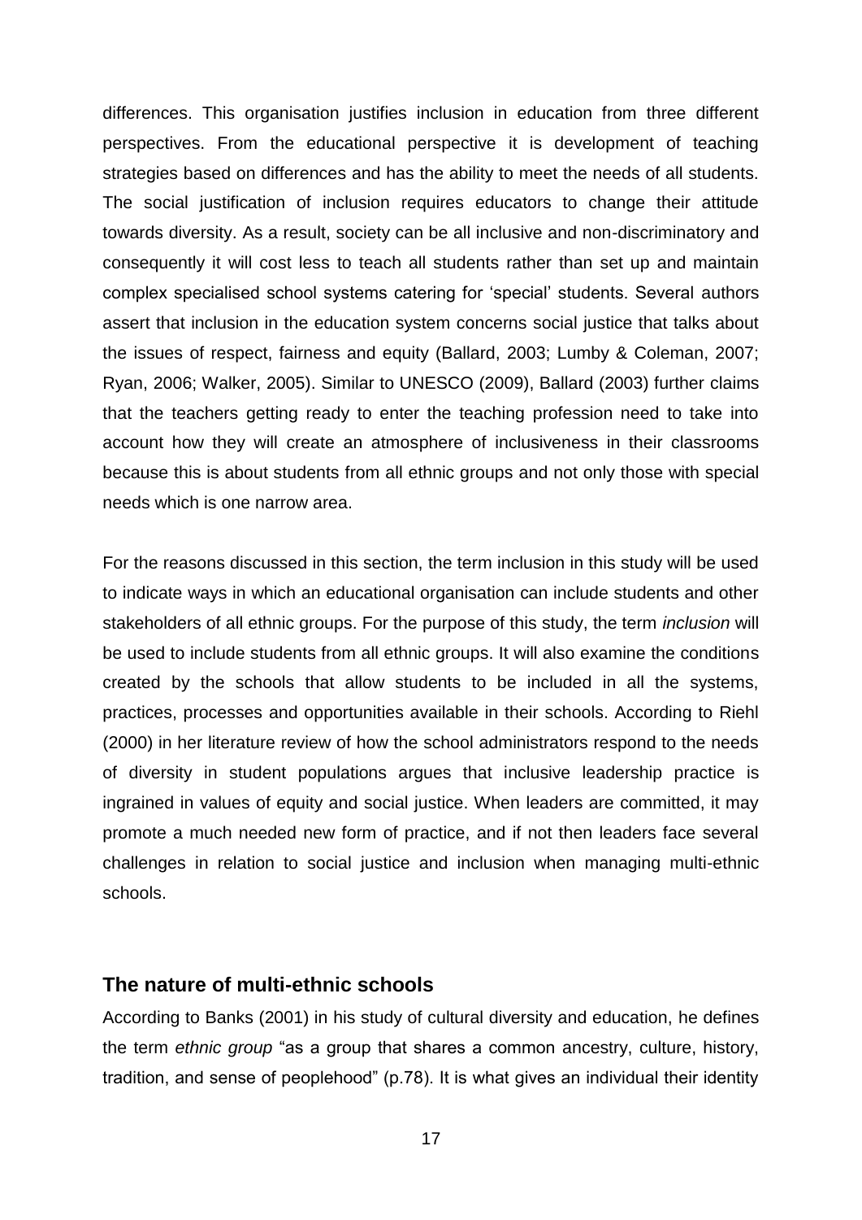differences. This organisation justifies inclusion in education from three different perspectives. From the educational perspective it is development of teaching strategies based on differences and has the ability to meet the needs of all students. The social justification of inclusion requires educators to change their attitude towards diversity. As a result, society can be all inclusive and non-discriminatory and consequently it will cost less to teach all students rather than set up and maintain complex specialised school systems catering for 'special' students. Several authors assert that inclusion in the education system concerns social justice that talks about the issues of respect, fairness and equity (Ballard, 2003; Lumby & Coleman, 2007; Ryan, 2006; Walker, 2005). Similar to UNESCO (2009), Ballard (2003) further claims that the teachers getting ready to enter the teaching profession need to take into account how they will create an atmosphere of inclusiveness in their classrooms because this is about students from all ethnic groups and not only those with special needs which is one narrow area.

For the reasons discussed in this section, the term inclusion in this study will be used to indicate ways in which an educational organisation can include students and other stakeholders of all ethnic groups. For the purpose of this study, the term *inclusion* will be used to include students from all ethnic groups. It will also examine the conditions created by the schools that allow students to be included in all the systems, practices, processes and opportunities available in their schools. According to Riehl (2000) in her literature review of how the school administrators respond to the needs of diversity in student populations argues that inclusive leadership practice is ingrained in values of equity and social justice. When leaders are committed, it may promote a much needed new form of practice, and if not then leaders face several challenges in relation to social justice and inclusion when managing multi-ethnic schools.

## The nature of multi-ethnic schools

According to Banks (2001) in his study of cultural diversity and education, he defines the term *ethnic group* "as a group that shares a common ancestry, culture, history, tradition, and sense of peoplehood" (p.78). It is what gives an individual their identity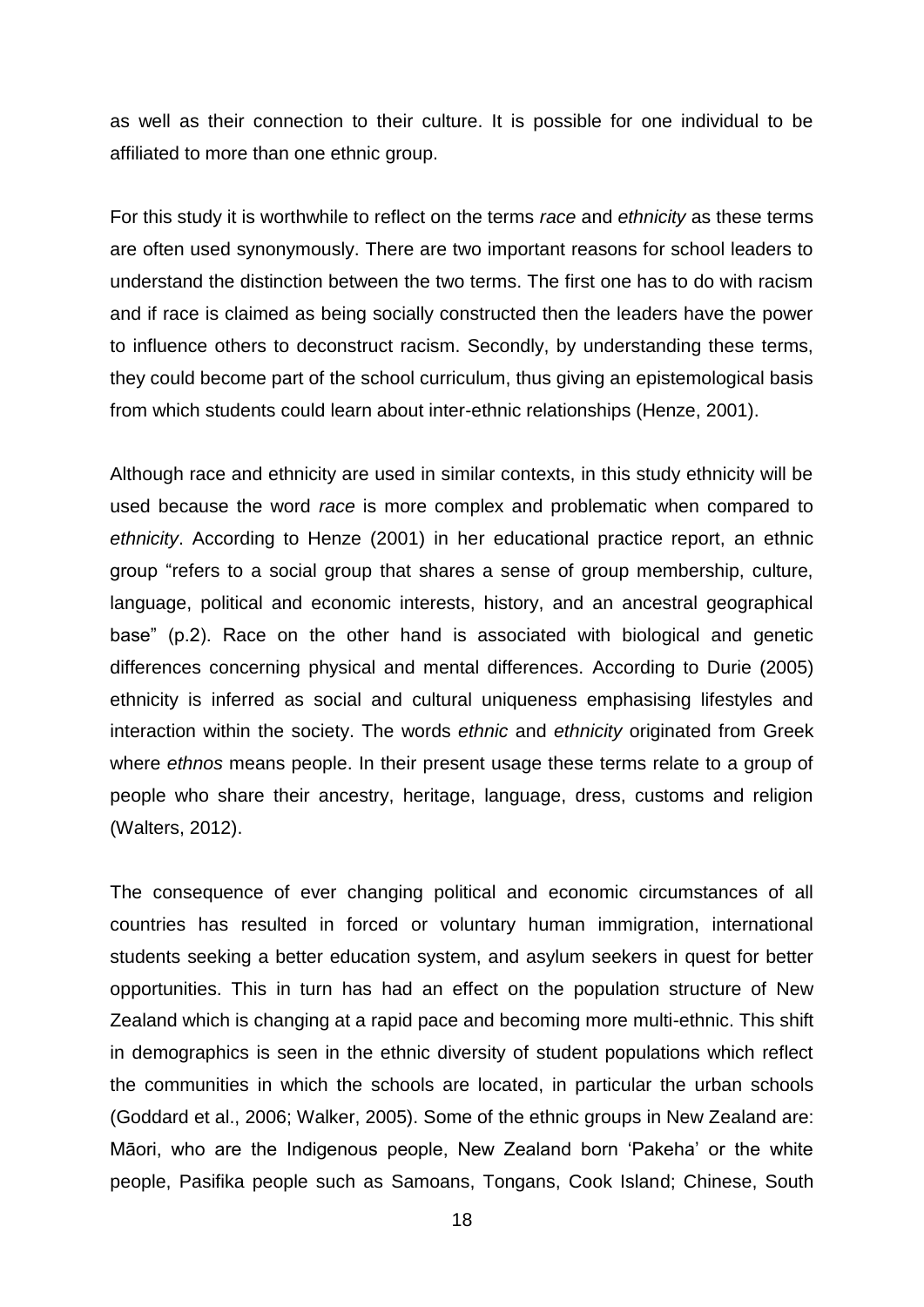as well as their connection to their culture. It is possible for one individual to be affiliated to more than one ethnic group.

For this study it is worthwhile to reflect on the terms *race* and *ethnicity* as these terms are often used synonymously. There are two important reasons for school leaders to understand the distinction between the two terms. The first one has to do with racism and if race is claimed as being socially constructed then the leaders have the power to influence others to deconstruct racism. Secondly, by understanding these terms, they could become part of the school curriculum, thus giving an epistemological basis from which students could learn about inter-ethnic relationships (Henze, 2001).

Although race and ethnicity are used in similar contexts, in this study ethnicity will be used because the word *race* is more complex and problematic when compared to *ethnicity*. According to Henze (2001) in her educational practice report, an ethnic group "refers to a social group that shares a sense of group membership, culture, language, political and economic interests, history, and an ancestral geographical base" (p.2). Race on the other hand is associated with biological and genetic differences concerning physical and mental differences. According to Durie (2005) ethnicity is inferred as social and cultural uniqueness emphasising lifestyles and interaction within the society. The words *ethnic* and *ethnicity* originated from Greek where *ethnos* means people. In their present usage these terms relate to a group of people who share their ancestry, heritage, language, dress, customs and religion (Walters, 2012).

The consequence of ever changing political and economic circumstances of all countries has resulted in forced or voluntary human immigration, international students seeking a better education system, and asylum seekers in quest for better opportunities. This in turn has had an effect on the population structure of New Zealand which is changing at a rapid pace and becoming more multi-ethnic. This shift in demographics is seen in the ethnic diversity of student populations which reflect the communities in which the schools are located, in particular the urban schools (Goddard et al., 2006; Walker, 2005). Some of the ethnic groups in New Zealand are: Māori, who are the Indigenous people, New Zealand born 'Pakeha' or the white people, Pasifika people such as Samoans, Tongans, Cook Island; Chinese, South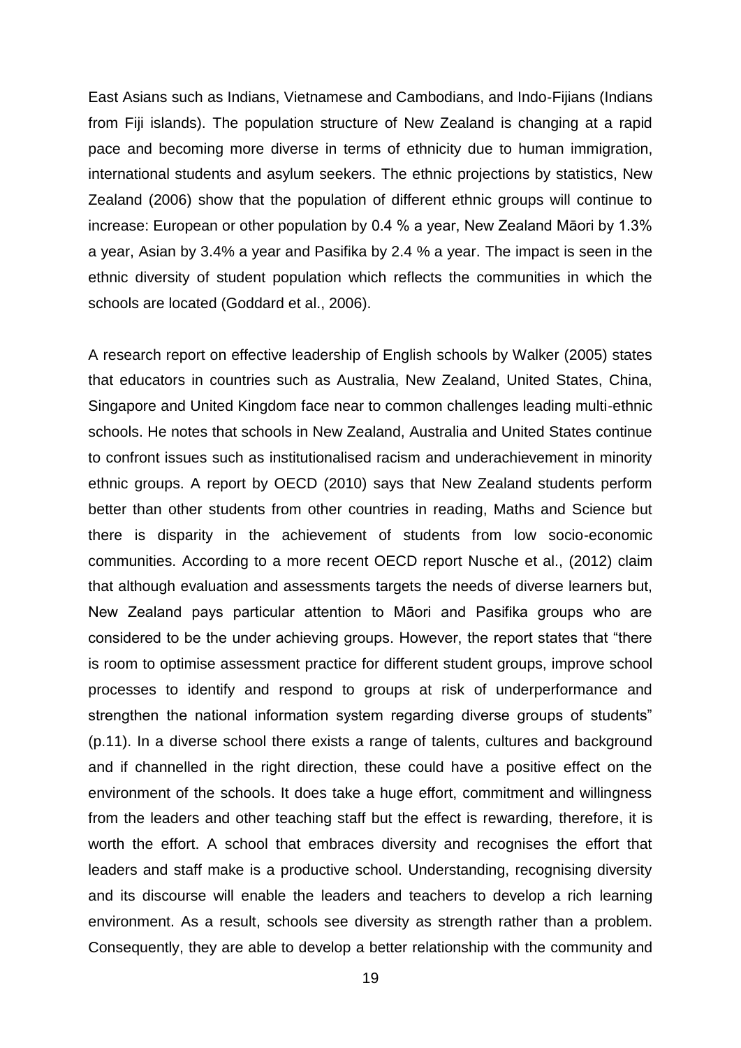East Asians such as Indians, Vietnamese and Cambodians, and Indo-Fijians (Indians from Fiji islands). The population structure of New Zealand is changing at a rapid pace and becoming more diverse in terms of ethnicity due to human immigration, international students and asylum seekers. The ethnic projections by statistics, New Zealand (2006) show that the population of different ethnic groups will continue to increase: European or other population by 0.4 % a year, New Zealand Māori by 1.3% a year, Asian by 3.4% a year and Pasifika by 2.4 % a year. The impact is seen in the ethnic diversity of student population which reflects the communities in which the schools are located (Goddard et al., 2006).

A research report on effective leadership of English schools by Walker (2005) states that educators in countries such as Australia, New Zealand, United States, China, Singapore and United Kingdom face near to common challenges leading multi-ethnic schools. He notes that schools in New Zealand, Australia and United States continue to confront issues such as institutionalised racism and underachievement in minority ethnic groups. A report by OECD (2010) says that New Zealand students perform better than other students from other countries in reading, Maths and Science but there is disparity in the achievement of students from low socio-economic communities. According to a more recent OECD report Nusche et al., (2012) claim that although evaluation and assessments targets the needs of diverse learners but, New Zealand pays particular attention to Māori and Pasifika groups who are considered to be the under achieving groups. However, the report states that "there is room to optimise assessment practice for different student groups, improve school processes to identify and respond to groups at risk of underperformance and strengthen the national information system regarding diverse groups of students" (p.11). In a diverse school there exists a range of talents, cultures and background and if channelled in the right direction, these could have a positive effect on the environment of the schools. It does take a huge effort, commitment and willingness from the leaders and other teaching staff but the effect is rewarding, therefore, it is worth the effort. A school that embraces diversity and recognises the effort that leaders and staff make is a productive school. Understanding, recognising diversity and its discourse will enable the leaders and teachers to develop a rich learning environment. As a result, schools see diversity as strength rather than a problem. Consequently, they are able to develop a better relationship with the community and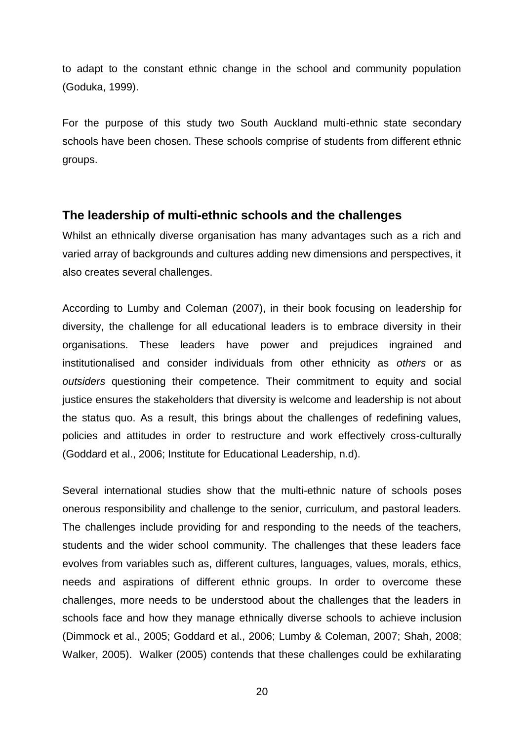to adapt to the constant ethnic change in the school and community population (Goduka, 1999).

For the purpose of this study two South Auckland multi-ethnic state secondary schools have been chosen. These schools comprise of students from different ethnic groups.

## The leadership of multi-ethnic schools and the challenges

Whilst an ethnically diverse organisation has many advantages such as a rich and varied array of backgrounds and cultures adding new dimensions and perspectives, it also creates several challenges.

According to Lumby and Coleman (2007), in their book focusing on leadership for diversity, the challenge for all educational leaders is to embrace diversity in their organisations. These leaders have power and prejudices ingrained and institutionalised and consider individuals from other ethnicity as *others* or as *outsiders* questioning their competence. Their commitment to equity and social justice ensures the stakeholders that diversity is welcome and leadership is not about the status quo. As a result, this brings about the challenges of redefining values, policies and attitudes in order to restructure and work effectively cross-culturally (Goddard et al., 2006; Institute for Educational Leadership, n.d).

Several international studies show that the multi-ethnic nature of schools poses onerous responsibility and challenge to the senior, curriculum, and pastoral leaders. The challenges include providing for and responding to the needs of the teachers, students and the wider school community. The challenges that these leaders face evolves from variables such as, different cultures, languages, values, morals, ethics, needs and aspirations of different ethnic groups. In order to overcome these challenges, more needs to be understood about the challenges that the leaders in schools face and how they manage ethnically diverse schools to achieve inclusion (Dimmock et al., 2005; Goddard et al., 2006; Lumby & Coleman, 2007; Shah, 2008; Walker, 2005). Walker (2005) contends that these challenges could be exhilarating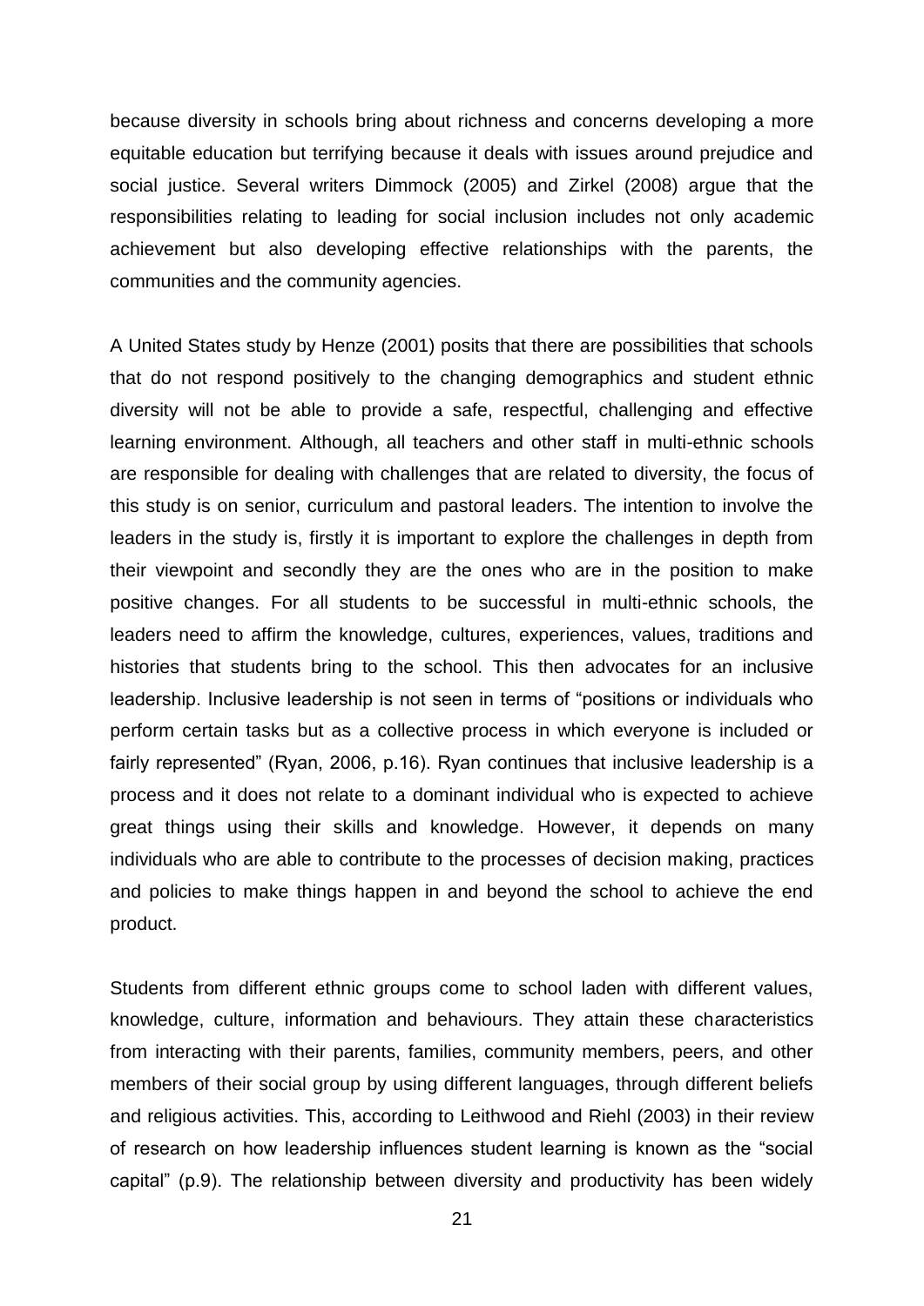because diversity in schools bring about richness and concerns developing a more equitable education but terrifying because it deals with issues around prejudice and social justice. Several writers Dimmock (2005) and Zirkel (2008) argue that the responsibilities relating to leading for social inclusion includes not only academic achievement but also developing effective relationships with the parents, the communities and the community agencies.

A United States study by Henze (2001) posits that there are possibilities that schools that do not respond positively to the changing demographics and student ethnic diversity will not be able to provide a safe, respectful, challenging and effective learning environment. Although, all teachers and other staff in multi-ethnic schools are responsible for dealing with challenges that are related to diversity, the focus of this study is on senior, curriculum and pastoral leaders. The intention to involve the leaders in the study is, firstly it is important to explore the challenges in depth from their viewpoint and secondly they are the ones who are in the position to make positive changes. For all students to be successful in multi-ethnic schools, the leaders need to affirm the knowledge, cultures, experiences, values, traditions and histories that students bring to the school. This then advocates for an inclusive leadership. Inclusive leadership is not seen in terms of "positions or individuals who perform certain tasks but as a collective process in which everyone is included or fairly represented" (Ryan, 2006, p.16). Ryan continues that inclusive leadership is a process and it does not relate to a dominant individual who is expected to achieve great things using their skills and knowledge. However, it depends on many individuals who are able to contribute to the processes of decision making, practices and policies to make things happen in and beyond the school to achieve the end product.

Students from different ethnic groups come to school laden with different values, knowledge, culture, information and behaviours. They attain these characteristics from interacting with their parents, families, community members, peers, and other members of their social group by using different languages, through different beliefs and religious activities. This, according to Leithwood and Riehl (2003) in their review of research on how leadership influences student learning is known as the "social capital" (p.9). The relationship between diversity and productivity has been widely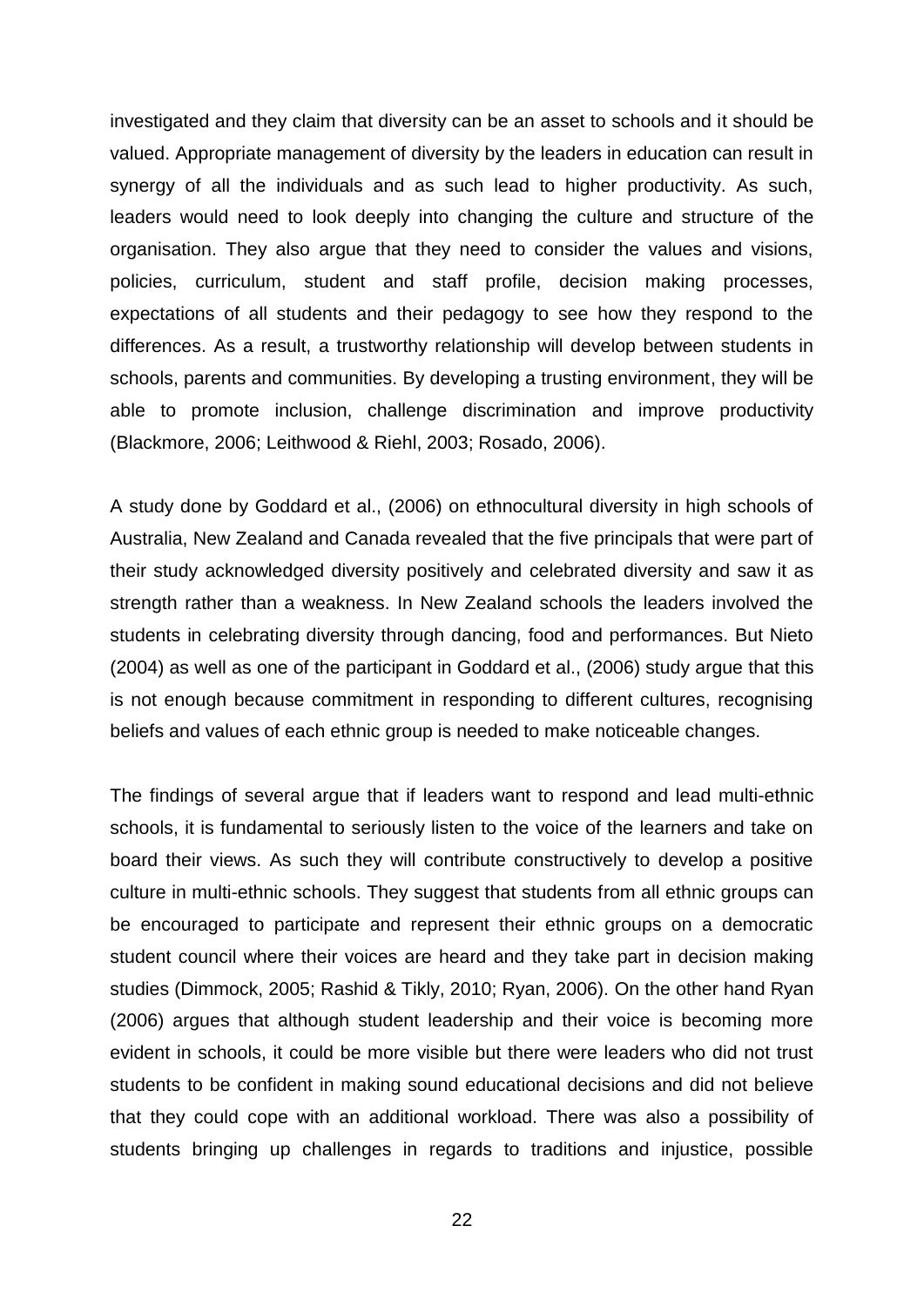investigated and they claim that diversity can be an asset to schools and it should be valued. Appropriate management of diversity by the leaders in education can result in synergy of all the individuals and as such lead to higher productivity. As such, leaders would need to look deeply into changing the culture and structure of the organisation. They also argue that they need to consider the values and visions, policies, curriculum, student and staff profile, decision making processes, expectations of all students and their pedagogy to see how they respond to the differences. As a result, a trustworthy relationship will develop between students in schools, parents and communities. By developing a trusting environment, they will be able to promote inclusion, challenge discrimination and improve productivity (Blackmore, 2006; Leithwood & Riehl, 2003; Rosado, 2006).

A study done by Goddard et al., (2006) on ethnocultural diversity in high schools of Australia, New Zealand and Canada revealed that the five principals that were part of their study acknowledged diversity positively and celebrated diversity and saw it as strength rather than a weakness. In New Zealand schools the leaders involved the students in celebrating diversity through dancing, food and performances. But Nieto (2004) as well as one of the participant in Goddard et al., (2006) study argue that this is not enough because commitment in responding to different cultures, recognising beliefs and values of each ethnic group is needed to make noticeable changes.

The findings of several argue that if leaders want to respond and lead multi-ethnic schools, it is fundamental to seriously listen to the voice of the learners and take on board their views. As such they will contribute constructively to develop a positive culture in multi-ethnic schools. They suggest that students from all ethnic groups can be encouraged to participate and represent their ethnic groups on a democratic student council where their voices are heard and they take part in decision making studies (Dimmock, 2005; Rashid & Tikly, 2010; Ryan, 2006). On the other hand Ryan (2006) argues that although student leadership and their voice is becoming more evident in schools, it could be more visible but there were leaders who did not trust students to be confident in making sound educational decisions and did not believe that they could cope with an additional workload. There was also a possibility of students bringing up challenges in regards to traditions and injustice, possible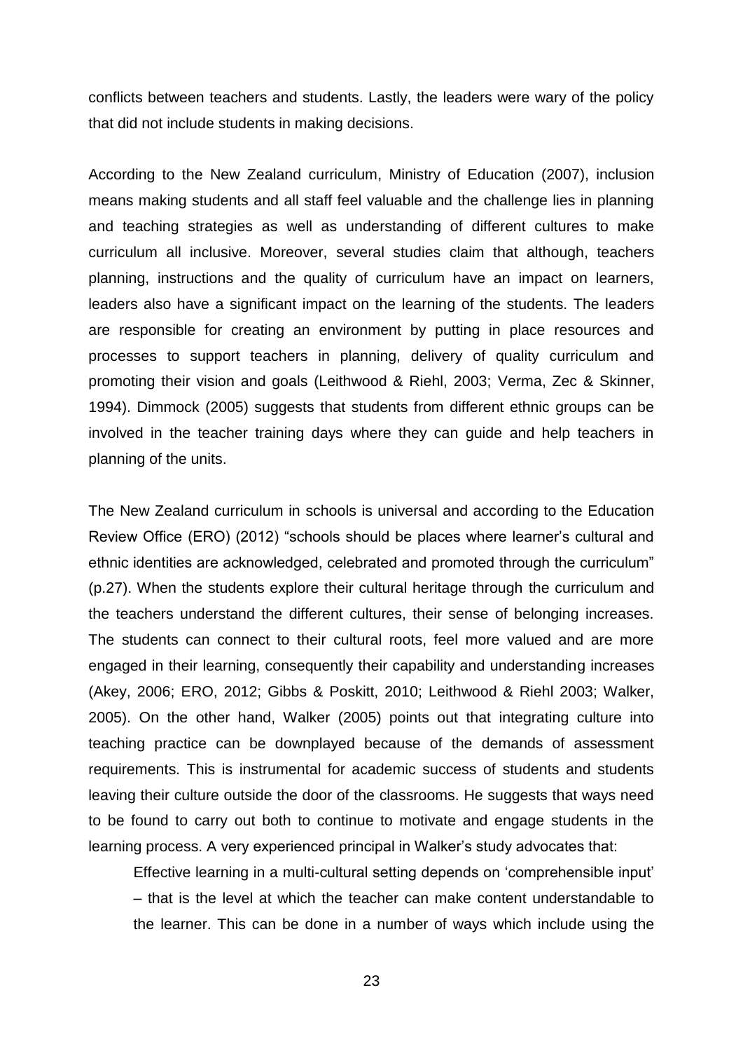conflicts between teachers and students. Lastly, the leaders were wary of the policy that did not include students in making decisions.

According to the New Zealand curriculum, Ministry of Education (2007), inclusion means making students and all staff feel valuable and the challenge lies in planning and teaching strategies as well as understanding of different cultures to make curriculum all inclusive. Moreover, several studies claim that although, teachers planning, instructions and the quality of curriculum have an impact on learners, leaders also have a significant impact on the learning of the students. The leaders are responsible for creating an environment by putting in place resources and processes to support teachers in planning, delivery of quality curriculum and promoting their vision and goals (Leithwood & Riehl, 2003; Verma, Zec & Skinner, 1994). Dimmock (2005) suggests that students from different ethnic groups can be involved in the teacher training days where they can guide and help teachers in planning of the units.

The New Zealand curriculum in schools is universal and according to the Education Review Office (ERO) (2012) "schools should be places where learner's cultural and ethnic identities are acknowledged, celebrated and promoted through the curriculum" (p.27). When the students explore their cultural heritage through the curriculum and the teachers understand the different cultures, their sense of belonging increases. The students can connect to their cultural roots, feel more valued and are more engaged in their learning, consequently their capability and understanding increases (Akey, 2006; ERO, 2012; Gibbs & Poskitt, 2010; Leithwood & Riehl 2003; Walker, 2005). On the other hand, Walker (2005) points out that integrating culture into teaching practice can be downplayed because of the demands of assessment requirements. This is instrumental for academic success of students and students leaving their culture outside the door of the classrooms. He suggests that ways need to be found to carry out both to continue to motivate and engage students in the learning process. A very experienced principal in Walker's study advocates that:

> Effective learning in a multi-cultural setting depends on 'comprehensible input' – that is the level at which the teacher can make content understandable to the learner. This can be done in a number of ways which include using the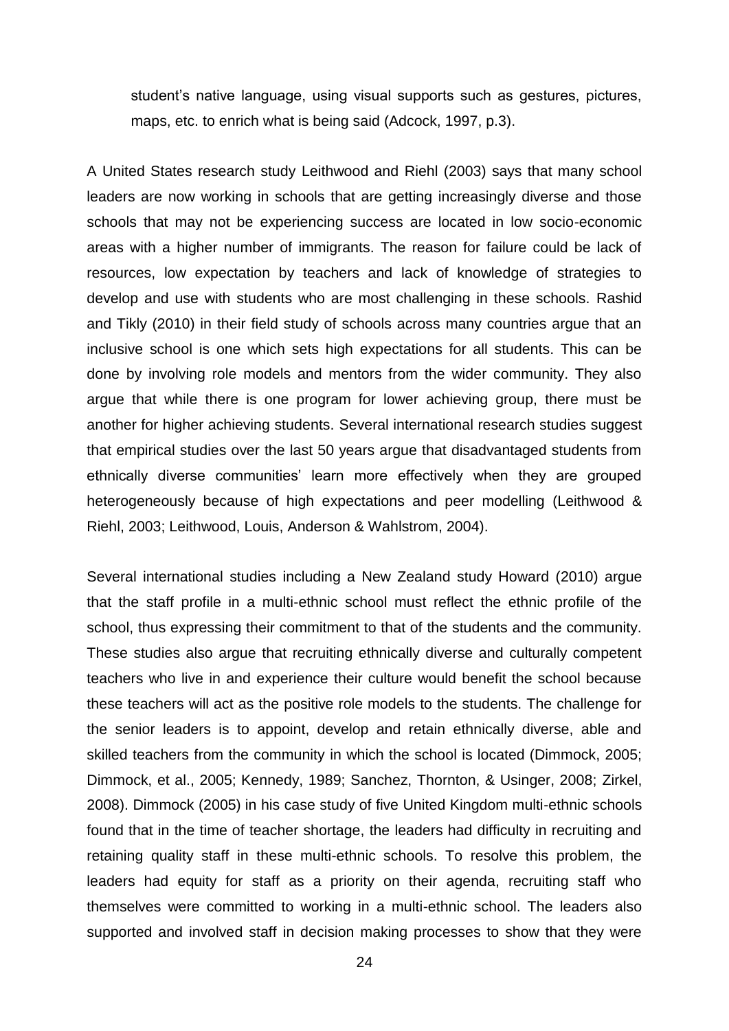student's native language, using visual supports such as gestures, pictures, maps, etc. to enrich what is being said (Adcock, 1997, p.3).

A United States research study Leithwood and Riehl (2003) says that many school leaders are now working in schools that are getting increasingly diverse and those schools that may not be experiencing success are located in low socio-economic areas with a higher number of immigrants. The reason for failure could be lack of resources, low expectation by teachers and lack of knowledge of strategies to develop and use with students who are most challenging in these schools. Rashid and Tikly (2010) in their field study of schools across many countries argue that an inclusive school is one which sets high expectations for all students. This can be done by involving role models and mentors from the wider community. They also argue that while there is one program for lower achieving group, there must be another for higher achieving students. Several international research studies suggest that empirical studies over the last 50 years argue that disadvantaged students from ethnically diverse communities' learn more effectively when they are grouped heterogeneously because of high expectations and peer modelling (Leithwood & Riehl, 2003; Leithwood, Louis, Anderson & Wahlstrom, 2004).

Several international studies including a New Zealand study Howard (2010) argue that the staff profile in a multi-ethnic school must reflect the ethnic profile of the school, thus expressing their commitment to that of the students and the community. These studies also argue that recruiting ethnically diverse and culturally competent teachers who live in and experience their culture would benefit the school because these teachers will act as the positive role models to the students. The challenge for the senior leaders is to appoint, develop and retain ethnically diverse, able and skilled teachers from the community in which the school is located (Dimmock, 2005; Dimmock, et al., 2005; Kennedy, 1989; Sanchez, Thornton, & Usinger, 2008; Zirkel, 2008). Dimmock (2005) in his case study of five United Kingdom multi-ethnic schools found that in the time of teacher shortage, the leaders had difficulty in recruiting and retaining quality staff in these multi-ethnic schools. To resolve this problem, the leaders had equity for staff as a priority on their agenda, recruiting staff who themselves were committed to working in a multi-ethnic school. The leaders also supported and involved staff in decision making processes to show that they were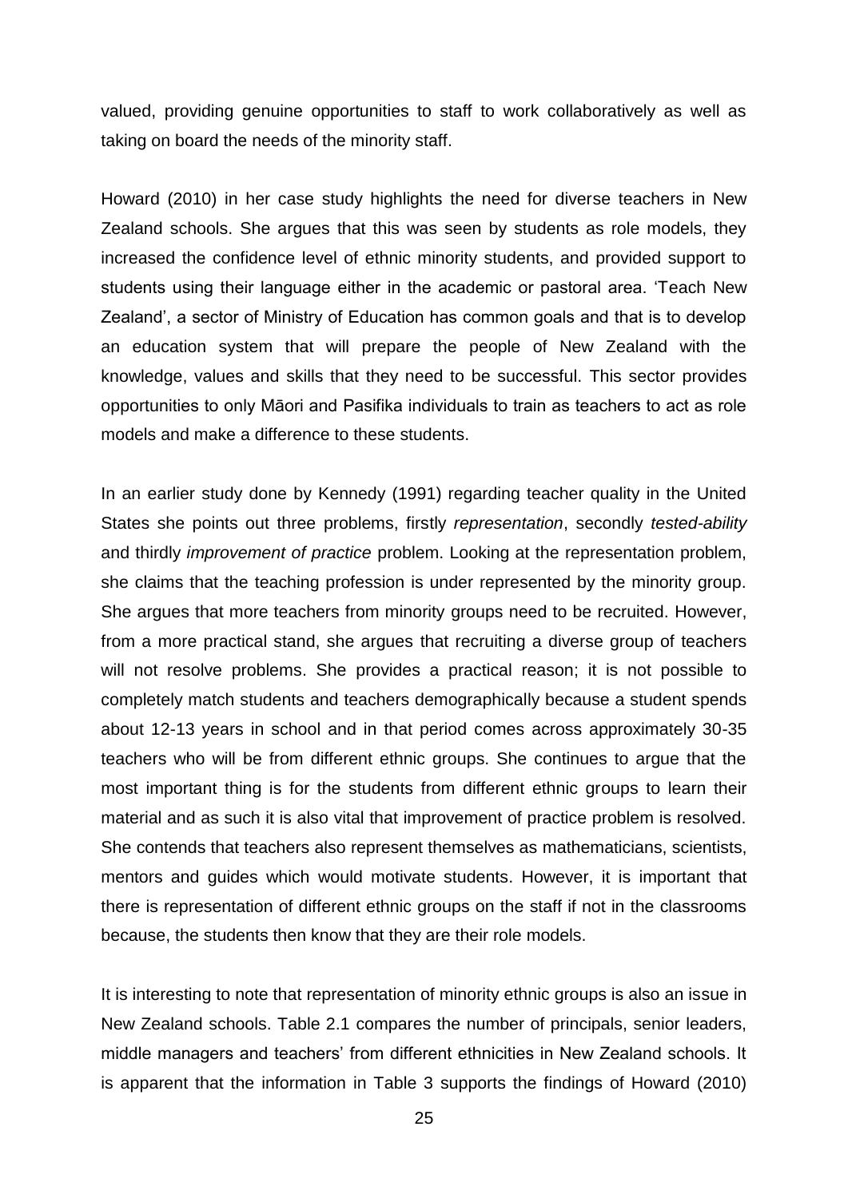valued, providing genuine opportunities to staff to work collaboratively as well as taking on board the needs of the minority staff.

Howard (2010) in her case study highlights the need for diverse teachers in New Zealand schools. She argues that this was seen by students as role models, they increased the confidence level of ethnic minority students, and provided support to students using their language either in the academic or pastoral area. 'Teach New Zealand', a sector of Ministry of Education has common goals and that is to develop an education system that will prepare the people of New Zealand with the knowledge, values and skills that they need to be successful. This sector provides opportunities to only Māori and Pasifika individuals to train as teachers to act as role models and make a difference to these students.

In an earlier study done by Kennedy (1991) regarding teacher quality in the United States she points out three problems, firstly *representation*, secondly *tested-ability* and thirdly *improvement of practice* problem. Looking at the representation problem, she claims that the teaching profession is under represented by the minority group. She argues that more teachers from minority groups need to be recruited. However, from a more practical stand, she argues that recruiting a diverse group of teachers will not resolve problems. She provides a practical reason; it is not possible to completely match students and teachers demographically because a student spends about 12-13 years in school and in that period comes across approximately 30-35 teachers who will be from different ethnic groups. She continues to argue that the most important thing is for the students from different ethnic groups to learn their material and as such it is also vital that improvement of practice problem is resolved. She contends that teachers also represent themselves as mathematicians, scientists, mentors and guides which would motivate students. However, it is important that there is representation of different ethnic groups on the staff if not in the classrooms because, the students then know that they are their role models.

It is interesting to note that representation of minority ethnic groups is also an issue in New Zealand schools. Table 2.1 compares the number of principals, senior leaders, middle managers and teachers' from different ethnicities in New Zealand schools. It is apparent that the information in Table 3 supports the findings of Howard (2010)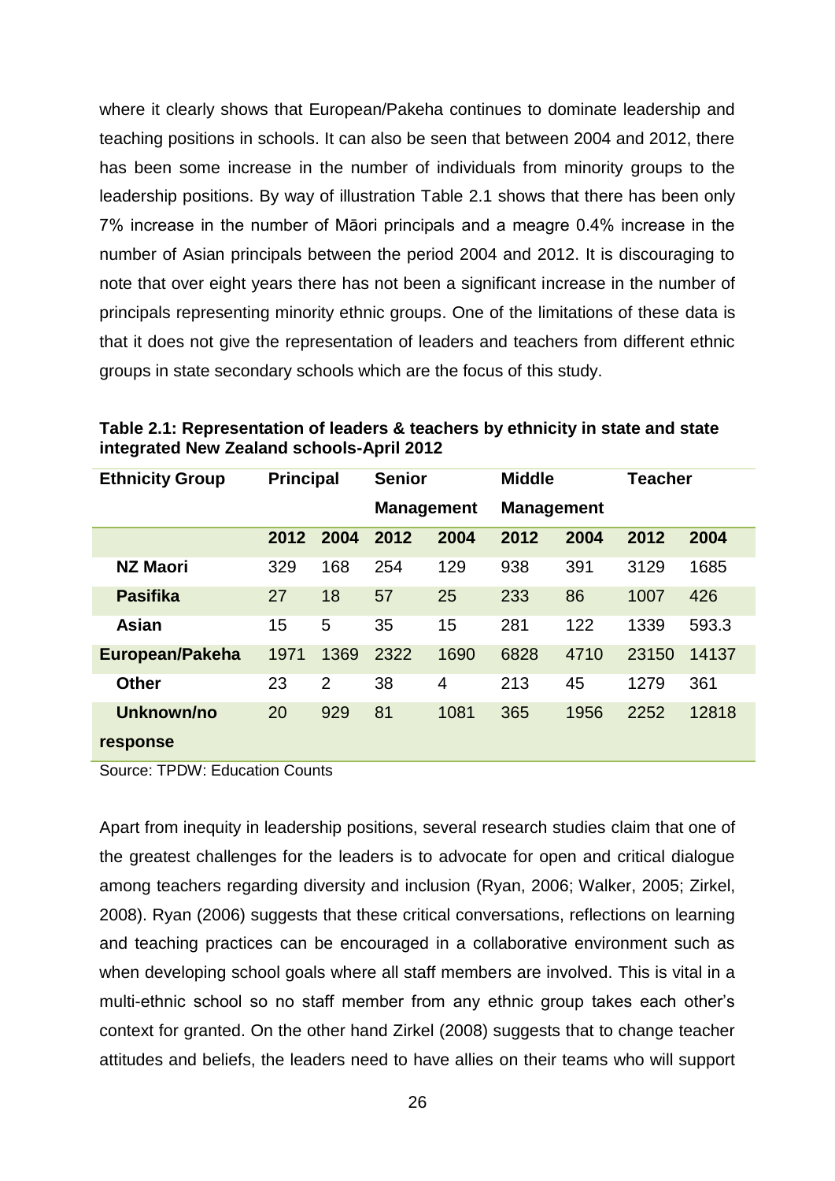where it clearly shows that European/Pakeha continues to dominate leadership and teaching positions in schools. It can also be seen that between 2004 and 2012, there has been some increase in the number of individuals from minority groups to the leadership positions. By way of illustration Table 2.1 shows that there has been only 7% increase in the number of Māori principals and a meagre 0.4% increase in the number of Asian principals between the period 2004 and 2012. It is discouraging to note that over eight years there has not been a significant increase in the number of principals representing minority ethnic groups. One of the limitations of these data is that it does not give the representation of leaders and teachers from different ethnic groups in state secondary schools which are the focus of this study.

**Table 2.1: Representation of leaders & teachers by ethnicity in state and state integrated New Zealand schools-April 2012**

| Ethnicity Group | Principal | | Senior Management | | Middle Management | | Teacher | |
|---|---|---|---|---|---|---|---|---|
| | 2012 | 2004 | 2012 | 2004 | 2012 | 2004 | 2012 | 2004 |
| NZ Maori | 329 | 168 | 254 | 129 | 938 | 391 | 3129 | 1685 |
| Pasifika | 27 | 18 | 57 | 25 | 233 | 86 | 1007 | 426 |
| Asian | 15 | 5 | 35 | 15 | 281 | 122 | 1339 | 593.3 |
| European/Pakeha | 1971 | 1369 | 2322 | 1690 | 6828 | 4710 | 23150 | 14137 |
| Other | 23 | 2 | 38 | 4 | 213 | 45 | 1279 | 361 |
| Unknown/no response | 20 | 929 | 81 | 1081 | 365 | 1956 | 2252 | 12818 |

Source: TPDW: Education Counts

Apart from inequity in leadership positions, several research studies claim that one of the greatest challenges for the leaders is to advocate for open and critical dialogue among teachers regarding diversity and inclusion (Ryan, 2006; Walker, 2005; Zirkel, 2008). Ryan (2006) suggests that these critical conversations, reflections on learning and teaching practices can be encouraged in a collaborative environment such as when developing school goals where all staff members are involved. This is vital in a multi-ethnic school so no staff member from any ethnic group takes each other's context for granted. On the other hand Zirkel (2008) suggests that to change teacher attitudes and beliefs, the leaders need to have allies on their teams who will support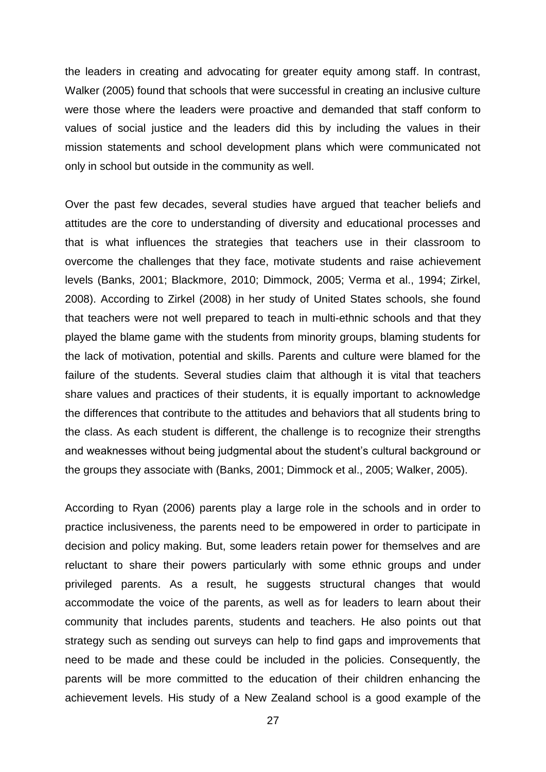the leaders in creating and advocating for greater equity among staff. In contrast, Walker (2005) found that schools that were successful in creating an inclusive culture were those where the leaders were proactive and demanded that staff conform to values of social justice and the leaders did this by including the values in their mission statements and school development plans which were communicated not only in school but outside in the community as well.

Over the past few decades, several studies have argued that teacher beliefs and attitudes are the core to understanding of diversity and educational processes and that is what influences the strategies that teachers use in their classroom to overcome the challenges that they face, motivate students and raise achievement levels (Banks, 2001; Blackmore, 2010; Dimmock, 2005; Verma et al., 1994; Zirkel, 2008). According to Zirkel (2008) in her study of United States schools, she found that teachers were not well prepared to teach in multi-ethnic schools and that they played the blame game with the students from minority groups, blaming students for the lack of motivation, potential and skills. Parents and culture were blamed for the failure of the students. Several studies claim that although it is vital that teachers share values and practices of their students, it is equally important to acknowledge the differences that contribute to the attitudes and behaviors that all students bring to the class. As each student is different, the challenge is to recognize their strengths and weaknesses without being judgmental about the student's cultural background or the groups they associate with (Banks, 2001; Dimmock et al., 2005; Walker, 2005).

According to Ryan (2006) parents play a large role in the schools and in order to practice inclusiveness, the parents need to be empowered in order to participate in decision and policy making. But, some leaders retain power for themselves and are reluctant to share their powers particularly with some ethnic groups and under privileged parents. As a result, he suggests structural changes that would accommodate the voice of the parents, as well as for leaders to learn about their community that includes parents, students and teachers. He also points out that strategy such as sending out surveys can help to find gaps and improvements that need to be made and these could be included in the policies. Consequently, the parents will be more committed to the education of their children enhancing the achievement levels. His study of a New Zealand school is a good example of the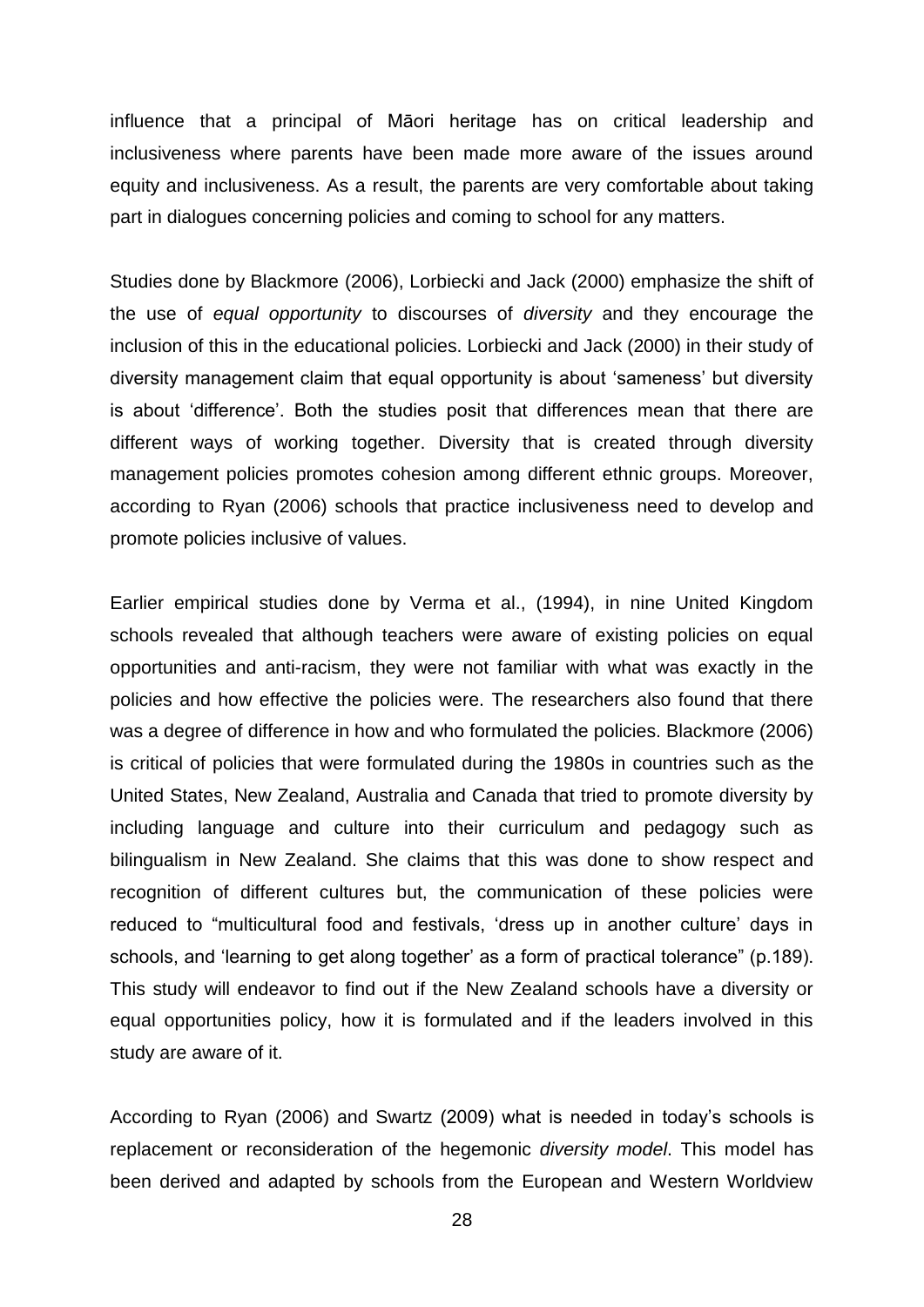influence that a principal of Māori heritage has on critical leadership and inclusiveness where parents have been made more aware of the issues around equity and inclusiveness. As a result, the parents are very comfortable about taking part in dialogues concerning policies and coming to school for any matters.

Studies done by Blackmore (2006), Lorbiecki and Jack (2000) emphasize the shift of the use of *equal opportunity* to discourses of *diversity* and they encourage the inclusion of this in the educational policies. Lorbiecki and Jack (2000) in their study of diversity management claim that equal opportunity is about 'sameness' but diversity is about 'difference'. Both the studies posit that differences mean that there are different ways of working together. Diversity that is created through diversity management policies promotes cohesion among different ethnic groups. Moreover, according to Ryan (2006) schools that practice inclusiveness need to develop and promote policies inclusive of values.

Earlier empirical studies done by Verma et al., (1994), in nine United Kingdom schools revealed that although teachers were aware of existing policies on equal opportunities and anti-racism, they were not familiar with what was exactly in the policies and how effective the policies were. The researchers also found that there was a degree of difference in how and who formulated the policies. Blackmore (2006) is critical of policies that were formulated during the 1980s in countries such as the United States, New Zealand, Australia and Canada that tried to promote diversity by including language and culture into their curriculum and pedagogy such as bilingualism in New Zealand. She claims that this was done to show respect and recognition of different cultures but, the communication of these policies were reduced to "multicultural food and festivals, 'dress up in another culture' days in schools, and 'learning to get along together' as a form of practical tolerance" (p.189). This study will endeavor to find out if the New Zealand schools have a diversity or equal opportunities policy, how it is formulated and if the leaders involved in this study are aware of it.

According to Ryan (2006) and Swartz (2009) what is needed in today's schools is replacement or reconsideration of the hegemonic *diversity model*. This model has been derived and adapted by schools from the European and Western Worldview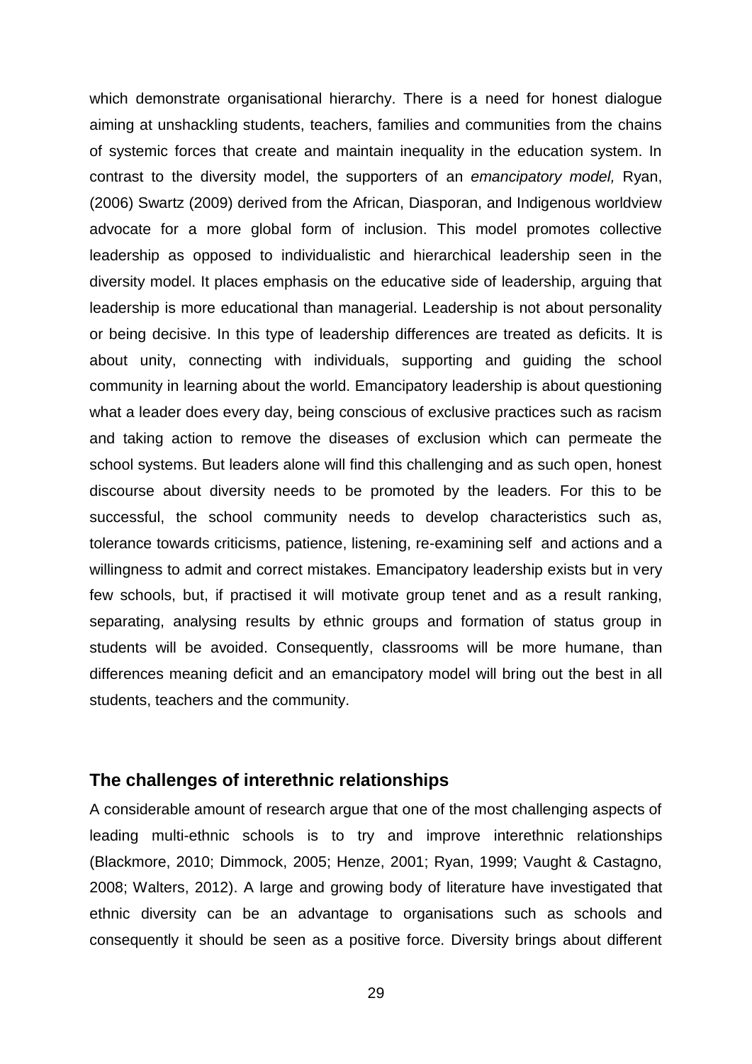which demonstrate organisational hierarchy. There is a need for honest dialogue aiming at unshackling students, teachers, families and communities from the chains of systemic forces that create and maintain inequality in the education system. In contrast to the diversity model, the supporters of an *emancipatory model,* Ryan, (2006) Swartz (2009) derived from the African, Diasporan, and Indigenous worldview advocate for a more global form of inclusion. This model promotes collective leadership as opposed to individualistic and hierarchical leadership seen in the diversity model. It places emphasis on the educative side of leadership, arguing that leadership is more educational than managerial. Leadership is not about personality or being decisive. In this type of leadership differences are treated as deficits. It is about unity, connecting with individuals, supporting and guiding the school community in learning about the world. Emancipatory leadership is about questioning what a leader does every day, being conscious of exclusive practices such as racism and taking action to remove the diseases of exclusion which can permeate the school systems. But leaders alone will find this challenging and as such open, honest discourse about diversity needs to be promoted by the leaders. For this to be successful, the school community needs to develop characteristics such as, tolerance towards criticisms, patience, listening, re-examining self and actions and a willingness to admit and correct mistakes. Emancipatory leadership exists but in very few schools, but, if practised it will motivate group tenet and as a result ranking, separating, analysing results by ethnic groups and formation of status group in students will be avoided. Consequently, classrooms will be more humane, than differences meaning deficit and an emancipatory model will bring out the best in all students, teachers and the community.

## The challenges of interethnic relationships

A considerable amount of research argue that one of the most challenging aspects of leading multi-ethnic schools is to try and improve interethnic relationships (Blackmore, 2010; Dimmock, 2005; Henze, 2001; Ryan, 1999; Vaught & Castagno, 2008; Walters, 2012). A large and growing body of literature have investigated that ethnic diversity can be an advantage to organisations such as schools and consequently it should be seen as a positive force. Diversity brings about different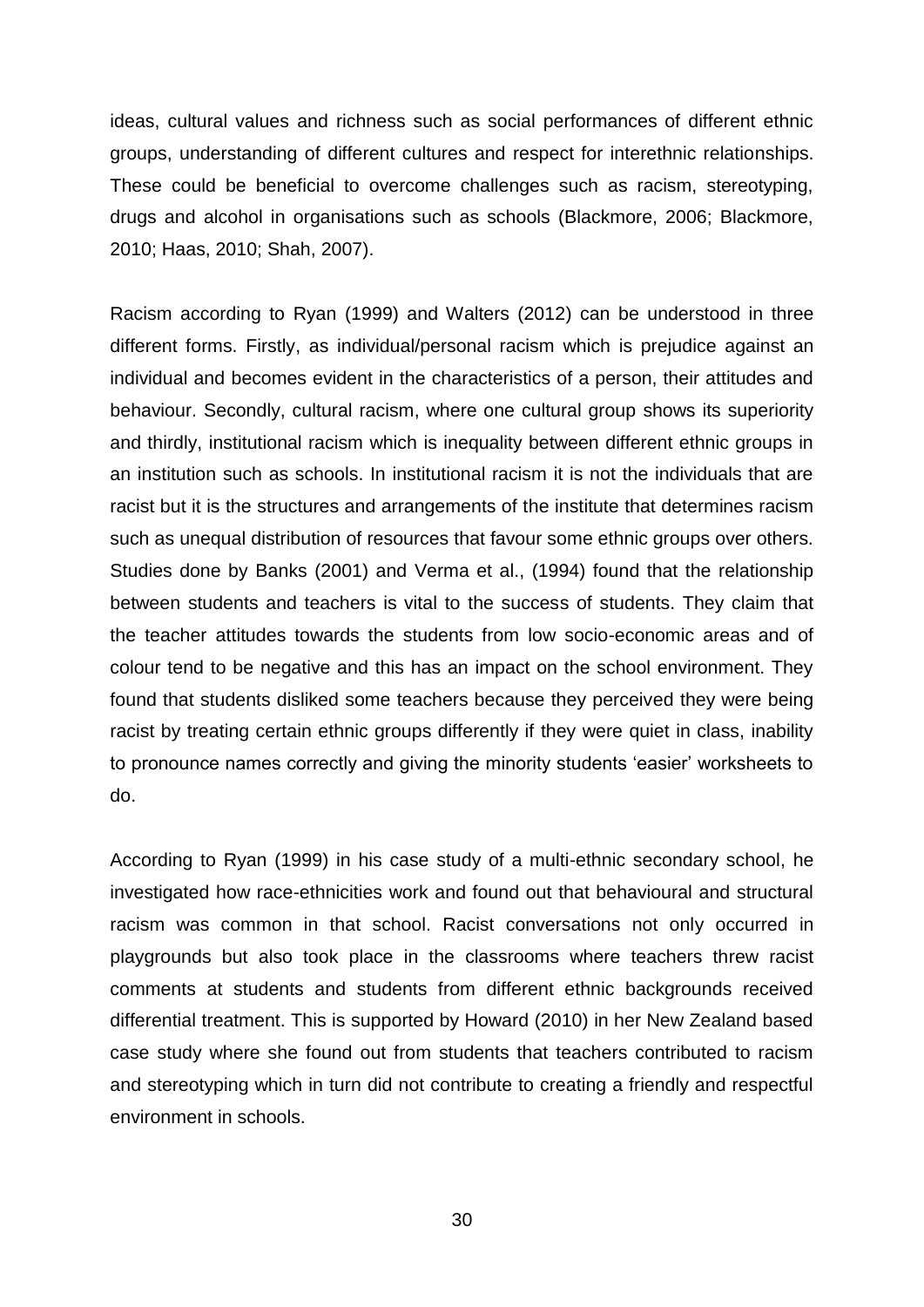ideas, cultural values and richness such as social performances of different ethnic groups, understanding of different cultures and respect for interethnic relationships. These could be beneficial to overcome challenges such as racism, stereotyping, drugs and alcohol in organisations such as schools (Blackmore, 2006; Blackmore, 2010; Haas, 2010; Shah, 2007).

Racism according to Ryan (1999) and Walters (2012) can be understood in three different forms. Firstly, as individual/personal racism which is prejudice against an individual and becomes evident in the characteristics of a person, their attitudes and behaviour. Secondly, cultural racism, where one cultural group shows its superiority and thirdly, institutional racism which is inequality between different ethnic groups in an institution such as schools. In institutional racism it is not the individuals that are racist but it is the structures and arrangements of the institute that determines racism such as unequal distribution of resources that favour some ethnic groups over others. Studies done by Banks (2001) and Verma et al., (1994) found that the relationship between students and teachers is vital to the success of students. They claim that the teacher attitudes towards the students from low socio-economic areas and of colour tend to be negative and this has an impact on the school environment. They found that students disliked some teachers because they perceived they were being racist by treating certain ethnic groups differently if they were quiet in class, inability to pronounce names correctly and giving the minority students 'easier' worksheets to do.

According to Ryan (1999) in his case study of a multi-ethnic secondary school, he investigated how race-ethnicities work and found out that behavioural and structural racism was common in that school. Racist conversations not only occurred in playgrounds but also took place in the classrooms where teachers threw racist comments at students and students from different ethnic backgrounds received differential treatment. This is supported by Howard (2010) in her New Zealand based case study where she found out from students that teachers contributed to racism and stereotyping which in turn did not contribute to creating a friendly and respectful environment in schools.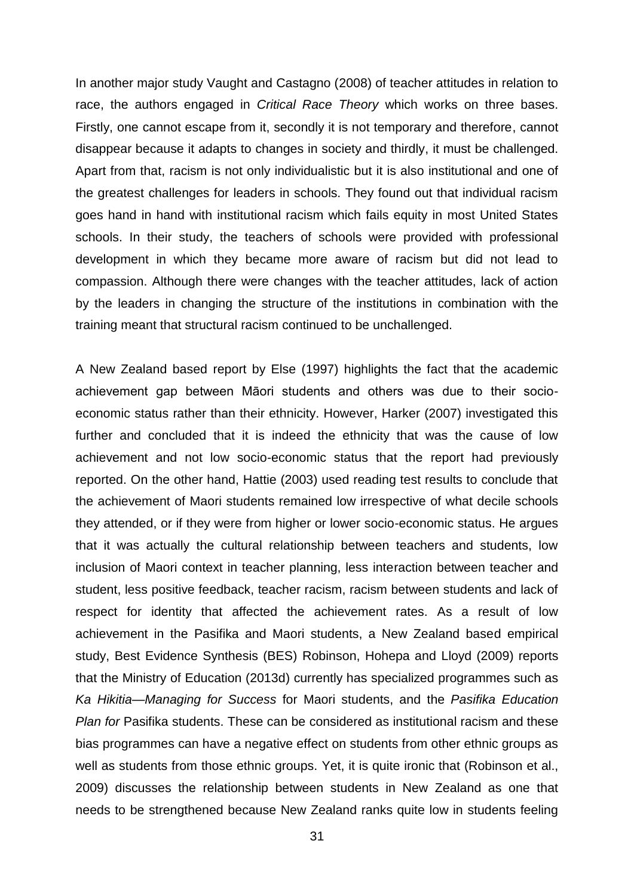In another major study Vaught and Castagno (2008) of teacher attitudes in relation to race, the authors engaged in *Critical Race Theory* which works on three bases. Firstly, one cannot escape from it, secondly it is not temporary and therefore, cannot disappear because it adapts to changes in society and thirdly, it must be challenged. Apart from that, racism is not only individualistic but it is also institutional and one of the greatest challenges for leaders in schools. They found out that individual racism goes hand in hand with institutional racism which fails equity in most United States schools. In their study, the teachers of schools were provided with professional development in which they became more aware of racism but did not lead to compassion. Although there were changes with the teacher attitudes, lack of action by the leaders in changing the structure of the institutions in combination with the training meant that structural racism continued to be unchallenged.

A New Zealand based report by Else (1997) highlights the fact that the academic achievement gap between Māori students and others was due to their socio-economic status rather than their ethnicity. However, Harker (2007) investigated this further and concluded that it is indeed the ethnicity that was the cause of low achievement and not low socio-economic status that the report had previously reported. On the other hand, Hattie (2003) used reading test results to conclude that the achievement of Maori students remained low irrespective of what decile schools they attended, or if they were from higher or lower socio-economic status. He argues that it was actually the cultural relationship between teachers and students, low inclusion of Maori context in teacher planning, less interaction between teacher and student, less positive feedback, teacher racism, racism between students and lack of respect for identity that affected the achievement rates. As a result of low achievement in the Pasifika and Maori students, a New Zealand based empirical study, Best Evidence Synthesis (BES) Robinson, Hohepa and Lloyd (2009) reports that the Ministry of Education (2013d) currently has specialized programmes such as *Ka Hikitia—Managing for Success* for Maori students, and the *Pasifika Education Plan for* Pasifika students. These can be considered as institutional racism and these bias programmes can have a negative effect on students from other ethnic groups as well as students from those ethnic groups. Yet, it is quite ironic that (Robinson et al., 2009) discusses the relationship between students in New Zealand as one that needs to be strengthened because New Zealand ranks quite low in students feeling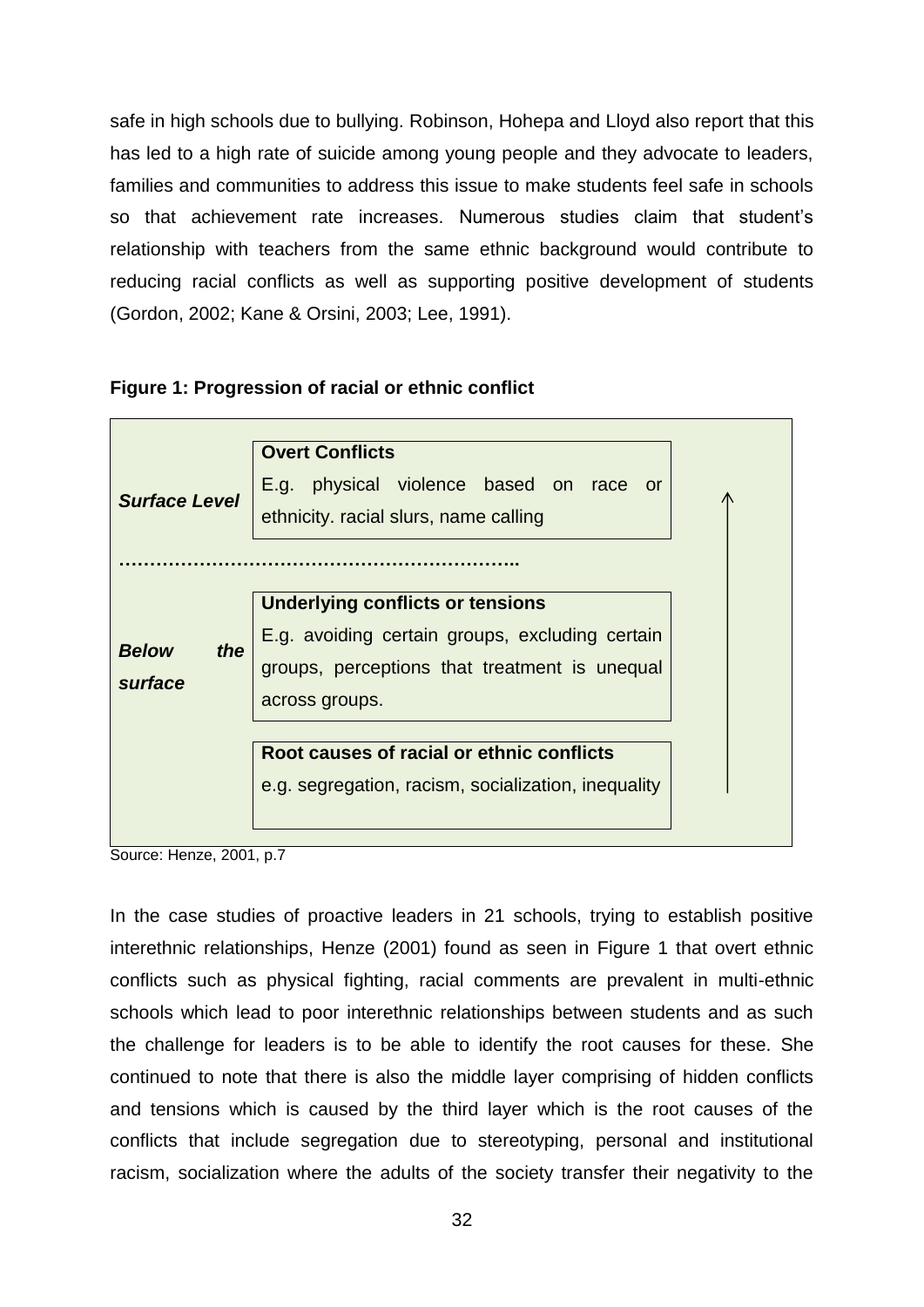safe in high schools due to bullying. Robinson, Hohepa and Lloyd also report that this has led to a high rate of suicide among young people and they advocate to leaders, families and communities to address this issue to make students feel safe in schools so that achievement rate increases. Numerous studies claim that student's relationship with teachers from the same ethnic background would contribute to reducing racial conflicts as well as supporting positive development of students (Gordon, 2002; Kane & Orsini, 2003; Lee, 1991).

**Figure 1: Progression of racial or ethnic conflict**

| Level | Conflict |
|---|---|
| ***Surface Level*** | **Overt Conflicts**<br>E.g. physical violence based on race or ethnicity. racial slurs, name calling |
| ***Below the surface*** | **Underlying conflicts or tensions**<br>E.g. avoiding certain groups, excluding certain groups, perceptions that treatment is unequal across groups. |
| | **Root causes of racial or ethnic conflicts**<br>e.g. segregation, racism, socialization, inequality |

Source: Henze, 2001, p.7

In the case studies of proactive leaders in 21 schools, trying to establish positive interethnic relationships, Henze (2001) found as seen in Figure 1 that overt ethnic conflicts such as physical fighting, racial comments are prevalent in multi-ethnic schools which lead to poor interethnic relationships between students and as such the challenge for leaders is to be able to identify the root causes for these. She continued to note that there is also the middle layer comprising of hidden conflicts and tensions which is caused by the third layer which is the root causes of the conflicts that include segregation due to stereotyping, personal and institutional racism, socialization where the adults of the society transfer their negativity to the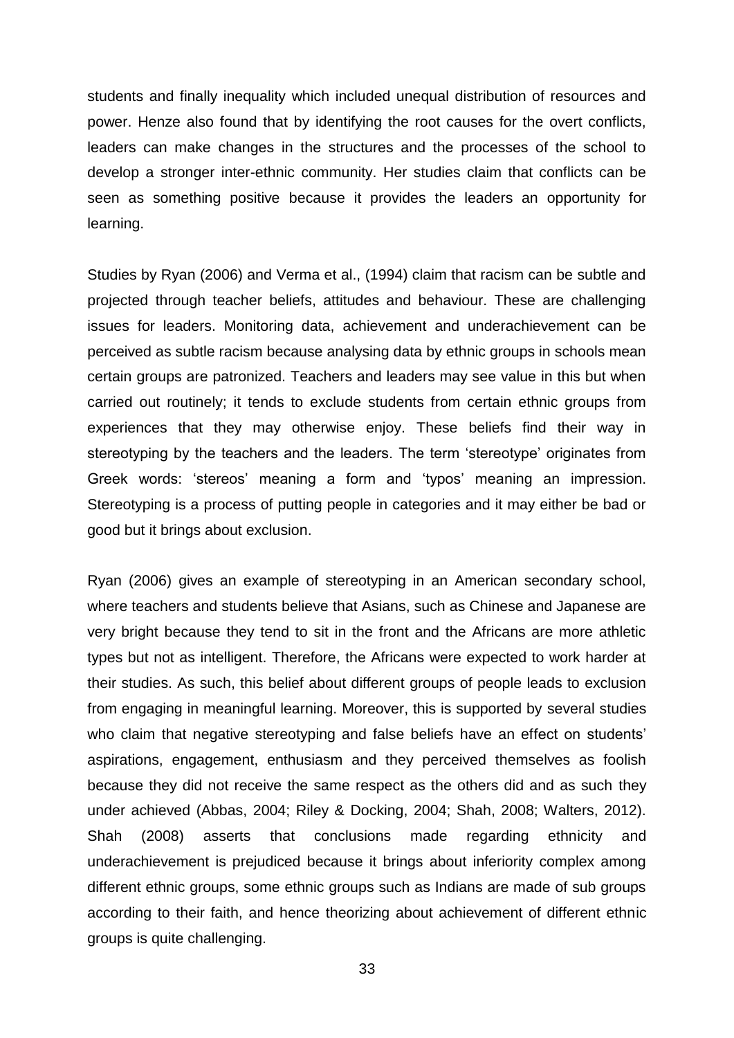students and finally inequality which included unequal distribution of resources and power. Henze also found that by identifying the root causes for the overt conflicts, leaders can make changes in the structures and the processes of the school to develop a stronger inter-ethnic community. Her studies claim that conflicts can be seen as something positive because it provides the leaders an opportunity for learning.

Studies by Ryan (2006) and Verma et al., (1994) claim that racism can be subtle and projected through teacher beliefs, attitudes and behaviour. These are challenging issues for leaders. Monitoring data, achievement and underachievement can be perceived as subtle racism because analysing data by ethnic groups in schools mean certain groups are patronized. Teachers and leaders may see value in this but when carried out routinely; it tends to exclude students from certain ethnic groups from experiences that they may otherwise enjoy. These beliefs find their way in stereotyping by the teachers and the leaders. The term 'stereotype' originates from Greek words: 'stereos' meaning a form and 'typos' meaning an impression. Stereotyping is a process of putting people in categories and it may either be bad or good but it brings about exclusion.

Ryan (2006) gives an example of stereotyping in an American secondary school, where teachers and students believe that Asians, such as Chinese and Japanese are very bright because they tend to sit in the front and the Africans are more athletic types but not as intelligent. Therefore, the Africans were expected to work harder at their studies. As such, this belief about different groups of people leads to exclusion from engaging in meaningful learning. Moreover, this is supported by several studies who claim that negative stereotyping and false beliefs have an effect on students' aspirations, engagement, enthusiasm and they perceived themselves as foolish because they did not receive the same respect as the others did and as such they under achieved (Abbas, 2004; Riley & Docking, 2004; Shah, 2008; Walters, 2012). Shah (2008) asserts that conclusions made regarding ethnicity and underachievement is prejudiced because it brings about inferiority complex among different ethnic groups, some ethnic groups such as Indians are made of sub groups according to their faith, and hence theorizing about achievement of different ethnic groups is quite challenging.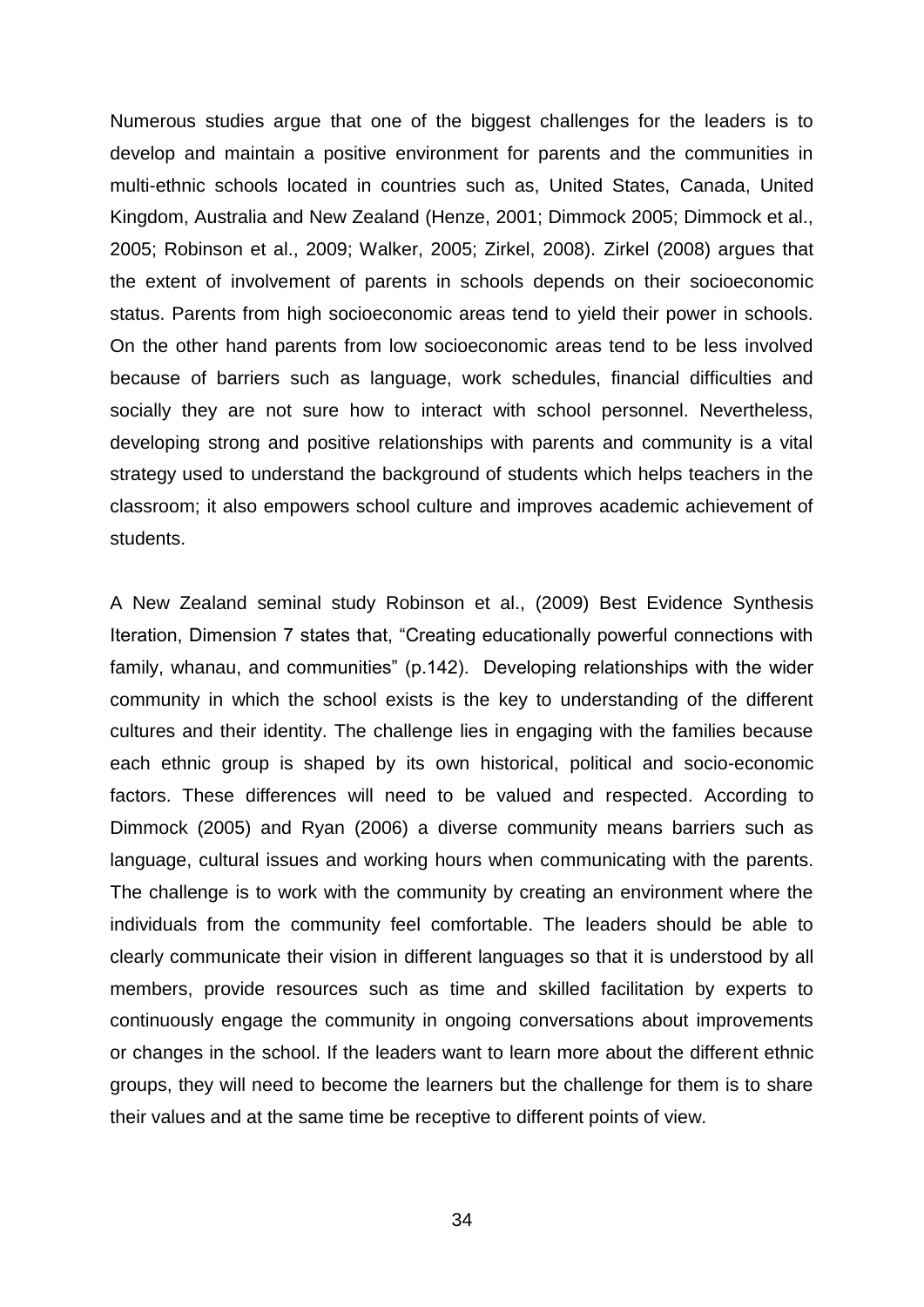Numerous studies argue that one of the biggest challenges for the leaders is to develop and maintain a positive environment for parents and the communities in multi-ethnic schools located in countries such as, United States, Canada, United Kingdom, Australia and New Zealand (Henze, 2001; Dimmock 2005; Dimmock et al., 2005; Robinson et al., 2009; Walker, 2005; Zirkel, 2008). Zirkel (2008) argues that the extent of involvement of parents in schools depends on their socioeconomic status. Parents from high socioeconomic areas tend to yield their power in schools. On the other hand parents from low socioeconomic areas tend to be less involved because of barriers such as language, work schedules, financial difficulties and socially they are not sure how to interact with school personnel. Nevertheless, developing strong and positive relationships with parents and community is a vital strategy used to understand the background of students which helps teachers in the classroom; it also empowers school culture and improves academic achievement of students.

A New Zealand seminal study Robinson et al., (2009) Best Evidence Synthesis Iteration, Dimension 7 states that, "Creating educationally powerful connections with family, whanau, and communities" (p.142). Developing relationships with the wider community in which the school exists is the key to understanding of the different cultures and their identity. The challenge lies in engaging with the families because each ethnic group is shaped by its own historical, political and socio-economic factors. These differences will need to be valued and respected. According to Dimmock (2005) and Ryan (2006) a diverse community means barriers such as language, cultural issues and working hours when communicating with the parents. The challenge is to work with the community by creating an environment where the individuals from the community feel comfortable. The leaders should be able to clearly communicate their vision in different languages so that it is understood by all members, provide resources such as time and skilled facilitation by experts to continuously engage the community in ongoing conversations about improvements or changes in the school. If the leaders want to learn more about the different ethnic groups, they will need to become the learners but the challenge for them is to share their values and at the same time be receptive to different points of view.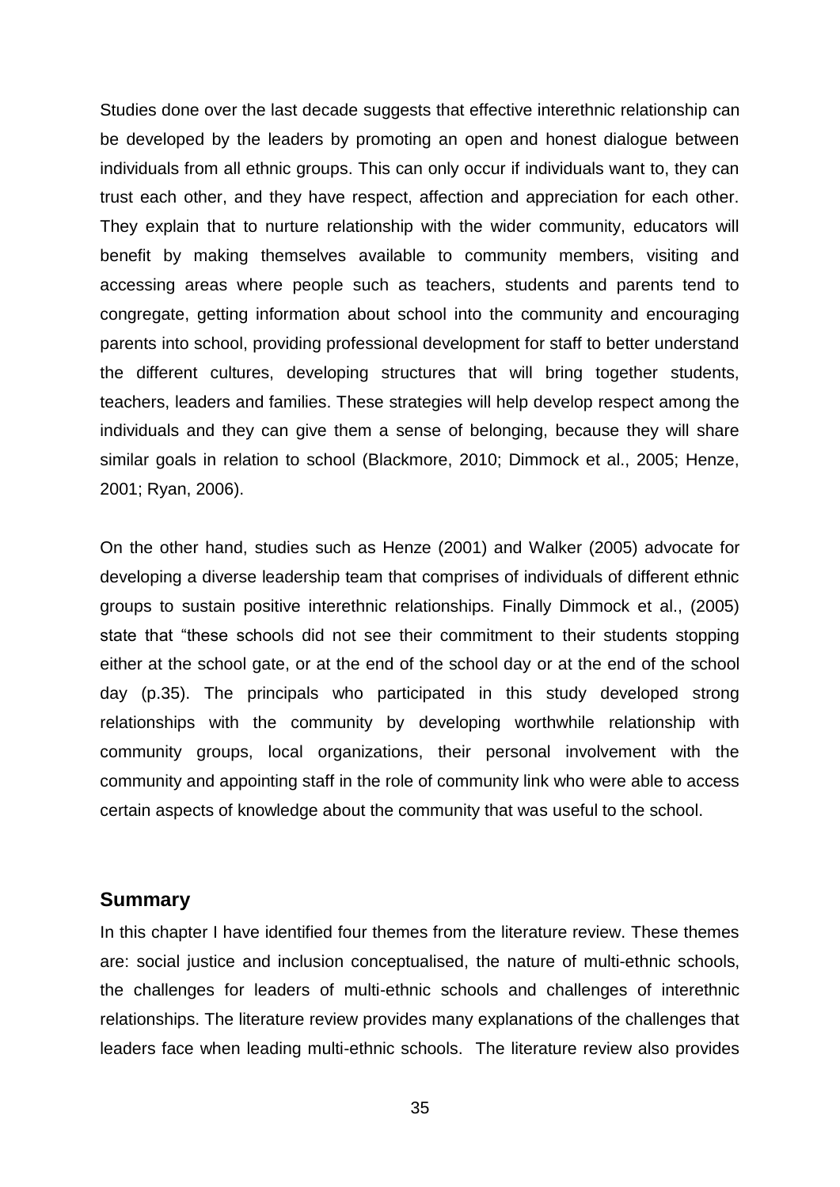Studies done over the last decade suggests that effective interethnic relationship can be developed by the leaders by promoting an open and honest dialogue between individuals from all ethnic groups. This can only occur if individuals want to, they can trust each other, and they have respect, affection and appreciation for each other. They explain that to nurture relationship with the wider community, educators will benefit by making themselves available to community members, visiting and accessing areas where people such as teachers, students and parents tend to congregate, getting information about school into the community and encouraging parents into school, providing professional development for staff to better understand the different cultures, developing structures that will bring together students, teachers, leaders and families. These strategies will help develop respect among the individuals and they can give them a sense of belonging, because they will share similar goals in relation to school (Blackmore, 2010; Dimmock et al., 2005; Henze, 2001; Ryan, 2006).

On the other hand, studies such as Henze (2001) and Walker (2005) advocate for developing a diverse leadership team that comprises of individuals of different ethnic groups to sustain positive interethnic relationships. Finally Dimmock et al., (2005) state that "these schools did not see their commitment to their students stopping either at the school gate, or at the end of the school day or at the end of the school day (p.35). The principals who participated in this study developed strong relationships with the community by developing worthwhile relationship with community groups, local organizations, their personal involvement with the community and appointing staff in the role of community link who were able to access certain aspects of knowledge about the community that was useful to the school.

## Summary

In this chapter I have identified four themes from the literature review. These themes are: social justice and inclusion conceptualised, the nature of multi-ethnic schools, the challenges for leaders of multi-ethnic schools and challenges of interethnic relationships. The literature review provides many explanations of the challenges that leaders face when leading multi-ethnic schools. The literature review also provides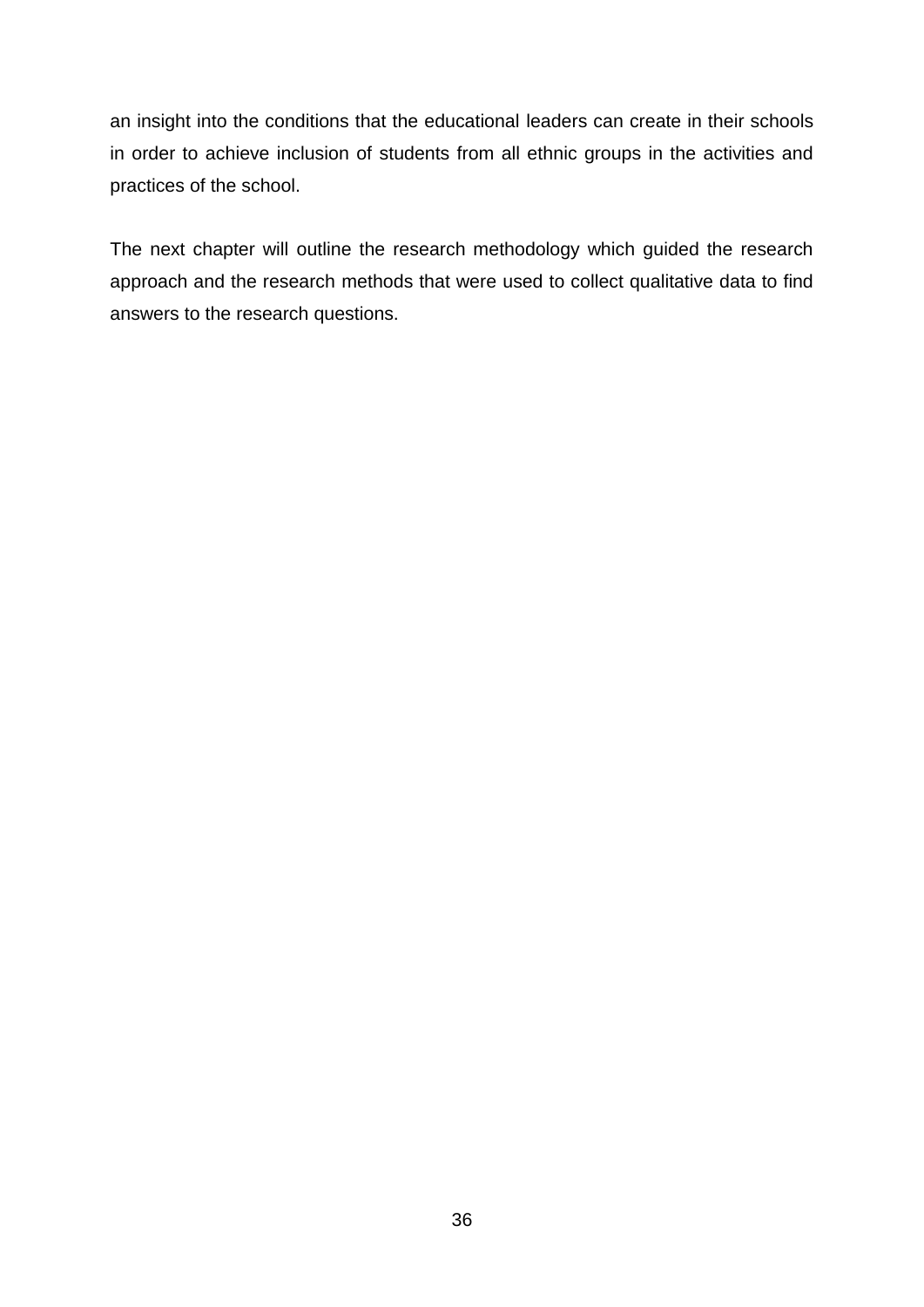an insight into the conditions that the educational leaders can create in their schools in order to achieve inclusion of students from all ethnic groups in the activities and practices of the school.

The next chapter will outline the research methodology which guided the research approach and the research methods that were used to collect qualitative data to find answers to the research questions.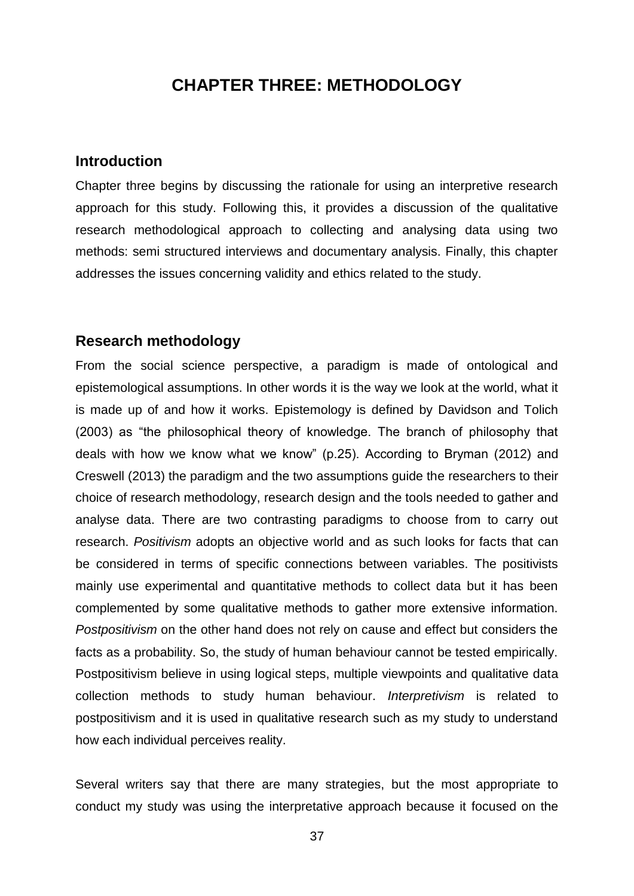# CHAPTER THREE: METHODOLOGY

## Introduction

Chapter three begins by discussing the rationale for using an interpretive research approach for this study. Following this, it provides a discussion of the qualitative research methodological approach to collecting and analysing data using two methods: semi structured interviews and documentary analysis. Finally, this chapter addresses the issues concerning validity and ethics related to the study.

## Research methodology

From the social science perspective, a paradigm is made of ontological and epistemological assumptions. In other words it is the way we look at the world, what it is made up of and how it works. Epistemology is defined by Davidson and Tolich (2003) as "the philosophical theory of knowledge. The branch of philosophy that deals with how we know what we know" (p.25). According to Bryman (2012) and Creswell (2013) the paradigm and the two assumptions guide the researchers to their choice of research methodology, research design and the tools needed to gather and analyse data. There are two contrasting paradigms to choose from to carry out research. *Positivism* adopts an objective world and as such looks for facts that can be considered in terms of specific connections between variables. The positivists mainly use experimental and quantitative methods to collect data but it has been complemented by some qualitative methods to gather more extensive information. *Postpositivism* on the other hand does not rely on cause and effect but considers the facts as a probability. So, the study of human behaviour cannot be tested empirically. Postpositivism believe in using logical steps, multiple viewpoints and qualitative data collection methods to study human behaviour. *Interpretivism* is related to postpositivism and it is used in qualitative research such as my study to understand how each individual perceives reality.

Several writers say that there are many strategies, but the most appropriate to conduct my study was using the interpretative approach because it focused on the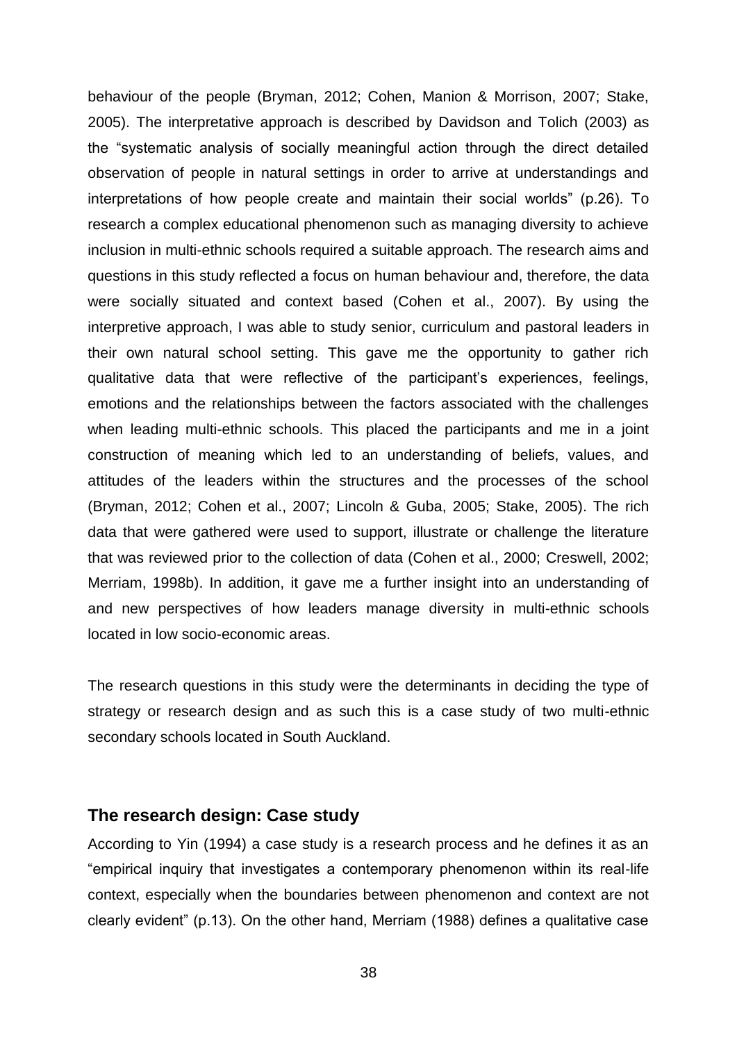behaviour of the people (Bryman, 2012; Cohen, Manion & Morrison, 2007; Stake, 2005). The interpretative approach is described by Davidson and Tolich (2003) as the "systematic analysis of socially meaningful action through the direct detailed observation of people in natural settings in order to arrive at understandings and interpretations of how people create and maintain their social worlds" (p.26). To research a complex educational phenomenon such as managing diversity to achieve inclusion in multi-ethnic schools required a suitable approach. The research aims and questions in this study reflected a focus on human behaviour and, therefore, the data were socially situated and context based (Cohen et al., 2007). By using the interpretive approach, I was able to study senior, curriculum and pastoral leaders in their own natural school setting. This gave me the opportunity to gather rich qualitative data that were reflective of the participant's experiences, feelings, emotions and the relationships between the factors associated with the challenges when leading multi-ethnic schools. This placed the participants and me in a joint construction of meaning which led to an understanding of beliefs, values, and attitudes of the leaders within the structures and the processes of the school (Bryman, 2012; Cohen et al., 2007; Lincoln & Guba, 2005; Stake, 2005). The rich data that were gathered were used to support, illustrate or challenge the literature that was reviewed prior to the collection of data (Cohen et al., 2000; Creswell, 2002; Merriam, 1998b). In addition, it gave me a further insight into an understanding of and new perspectives of how leaders manage diversity in multi-ethnic schools located in low socio-economic areas.

The research questions in this study were the determinants in deciding the type of strategy or research design and as such this is a case study of two multi-ethnic secondary schools located in South Auckland.

## The research design: Case study

According to Yin (1994) a case study is a research process and he defines it as an "empirical inquiry that investigates a contemporary phenomenon within its real-life context, especially when the boundaries between phenomenon and context are not clearly evident" (p.13). On the other hand, Merriam (1988) defines a qualitative case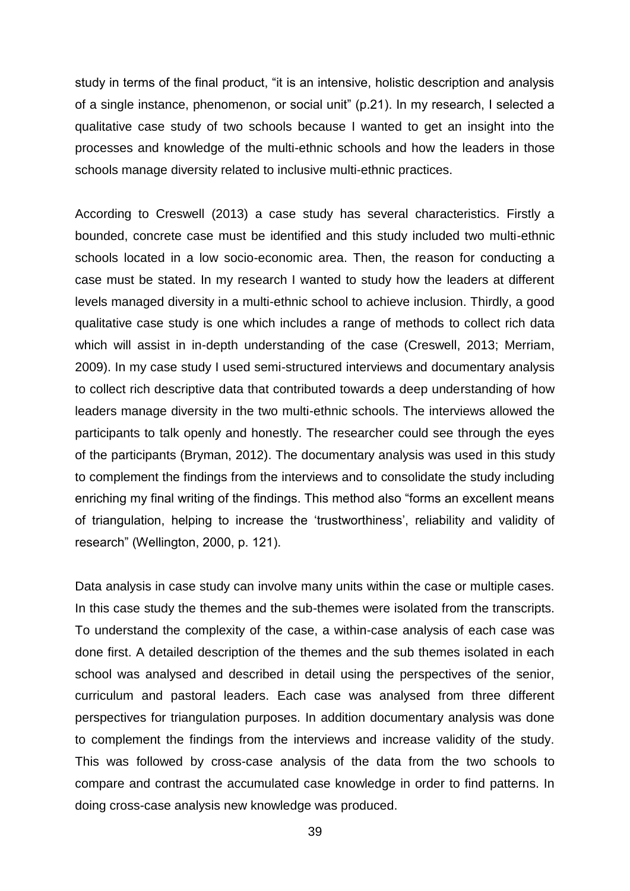study in terms of the final product, "it is an intensive, holistic description and analysis of a single instance, phenomenon, or social unit" (p.21). In my research, I selected a qualitative case study of two schools because I wanted to get an insight into the processes and knowledge of the multi-ethnic schools and how the leaders in those schools manage diversity related to inclusive multi-ethnic practices.

According to Creswell (2013) a case study has several characteristics. Firstly a bounded, concrete case must be identified and this study included two multi-ethnic schools located in a low socio-economic area. Then, the reason for conducting a case must be stated. In my research I wanted to study how the leaders at different levels managed diversity in a multi-ethnic school to achieve inclusion. Thirdly, a good qualitative case study is one which includes a range of methods to collect rich data which will assist in in-depth understanding of the case (Creswell, 2013; Merriam, 2009). In my case study I used semi-structured interviews and documentary analysis to collect rich descriptive data that contributed towards a deep understanding of how leaders manage diversity in the two multi-ethnic schools. The interviews allowed the participants to talk openly and honestly. The researcher could see through the eyes of the participants (Bryman, 2012). The documentary analysis was used in this study to complement the findings from the interviews and to consolidate the study including enriching my final writing of the findings. This method also "forms an excellent means of triangulation, helping to increase the 'trustworthiness', reliability and validity of research" (Wellington, 2000, p. 121).

Data analysis in case study can involve many units within the case or multiple cases. In this case study the themes and the sub-themes were isolated from the transcripts. To understand the complexity of the case, a within-case analysis of each case was done first. A detailed description of the themes and the sub themes isolated in each school was analysed and described in detail using the perspectives of the senior, curriculum and pastoral leaders. Each case was analysed from three different perspectives for triangulation purposes. In addition documentary analysis was done to complement the findings from the interviews and increase validity of the study. This was followed by cross-case analysis of the data from the two schools to compare and contrast the accumulated case knowledge in order to find patterns. In doing cross-case analysis new knowledge was produced.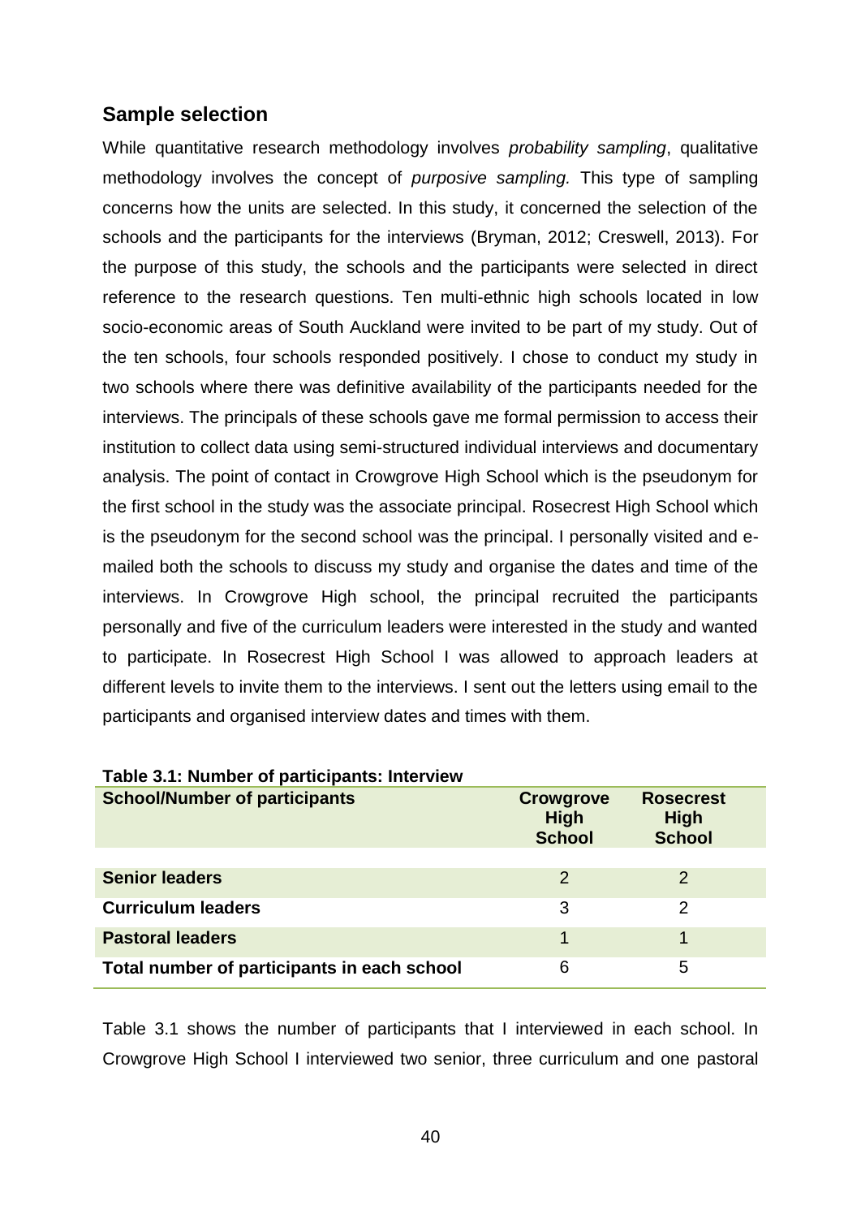## Sample selection

While quantitative research methodology involves *probability sampling*, qualitative methodology involves the concept of *purposive sampling.* This type of sampling concerns how the units are selected. In this study, it concerned the selection of the schools and the participants for the interviews (Bryman, 2012; Creswell, 2013). For the purpose of this study, the schools and the participants were selected in direct reference to the research questions. Ten multi-ethnic high schools located in low socio-economic areas of South Auckland were invited to be part of my study. Out of the ten schools, four schools responded positively. I chose to conduct my study in two schools where there was definitive availability of the participants needed for the interviews. The principals of these schools gave me formal permission to access their institution to collect data using semi-structured individual interviews and documentary analysis. The point of contact in Crowgrove High School which is the pseudonym for the first school in the study was the associate principal. Rosecrest High School which is the pseudonym for the second school was the principal. I personally visited and e-mailed both the schools to discuss my study and organise the dates and time of the interviews. In Crowgrove High school, the principal recruited the participants personally and five of the curriculum leaders were interested in the study and wanted to participate. In Rosecrest High School I was allowed to approach leaders at different levels to invite them to the interviews. I sent out the letters using email to the participants and organised interview dates and times with them.

**Table 3.1: Number of participants: Interview**

| School/Number of participants | Crowgrove High School | Rosecrest High School |
|---|---|---|
| **Senior leaders** | 2 | 2 |
| **Curriculum leaders** | 3 | 2 |
| **Pastoral leaders** | 1 | 1 |
| **Total number of participants in each school** | 6 | 5 |

Table 3.1 shows the number of participants that I interviewed in each school. In Crowgrove High School I interviewed two senior, three curriculum and one pastoral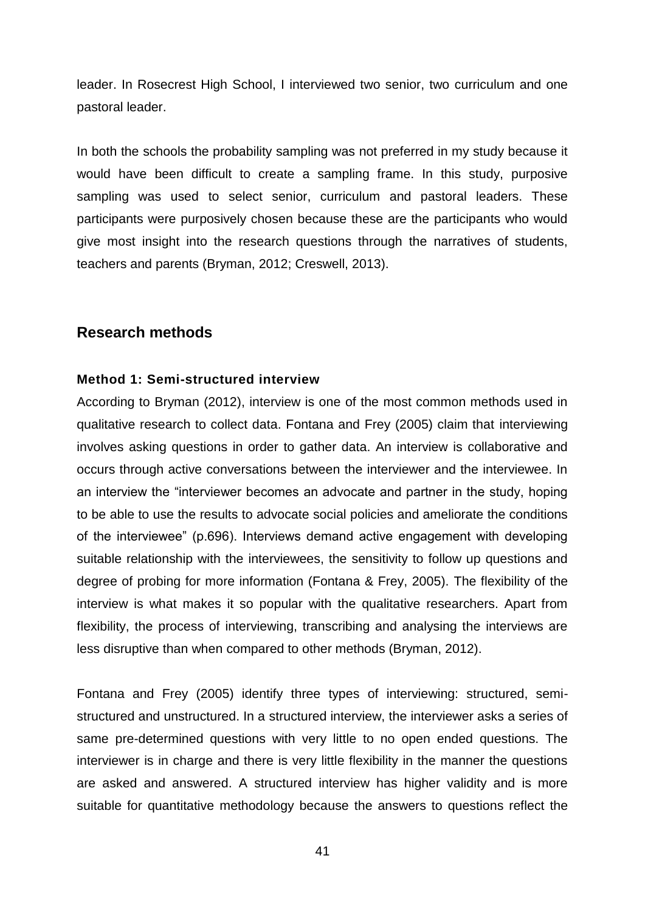leader. In Rosecrest High School, I interviewed two senior, two curriculum and one pastoral leader.

In both the schools the probability sampling was not preferred in my study because it would have been difficult to create a sampling frame. In this study, purposive sampling was used to select senior, curriculum and pastoral leaders. These participants were purposively chosen because these are the participants who would give most insight into the research questions through the narratives of students, teachers and parents (Bryman, 2012; Creswell, 2013).

## Research methods

### Method 1: Semi-structured interview

According to Bryman (2012), interview is one of the most common methods used in qualitative research to collect data. Fontana and Frey (2005) claim that interviewing involves asking questions in order to gather data. An interview is collaborative and occurs through active conversations between the interviewer and the interviewee. In an interview the "interviewer becomes an advocate and partner in the study, hoping to be able to use the results to advocate social policies and ameliorate the conditions of the interviewee" (p.696). Interviews demand active engagement with developing suitable relationship with the interviewees, the sensitivity to follow up questions and degree of probing for more information (Fontana & Frey, 2005). The flexibility of the interview is what makes it so popular with the qualitative researchers. Apart from flexibility, the process of interviewing, transcribing and analysing the interviews are less disruptive than when compared to other methods (Bryman, 2012).

Fontana and Frey (2005) identify three types of interviewing: structured, semi-structured and unstructured. In a structured interview, the interviewer asks a series of same pre-determined questions with very little to no open ended questions. The interviewer is in charge and there is very little flexibility in the manner the questions are asked and answered. A structured interview has higher validity and is more suitable for quantitative methodology because the answers to questions reflect the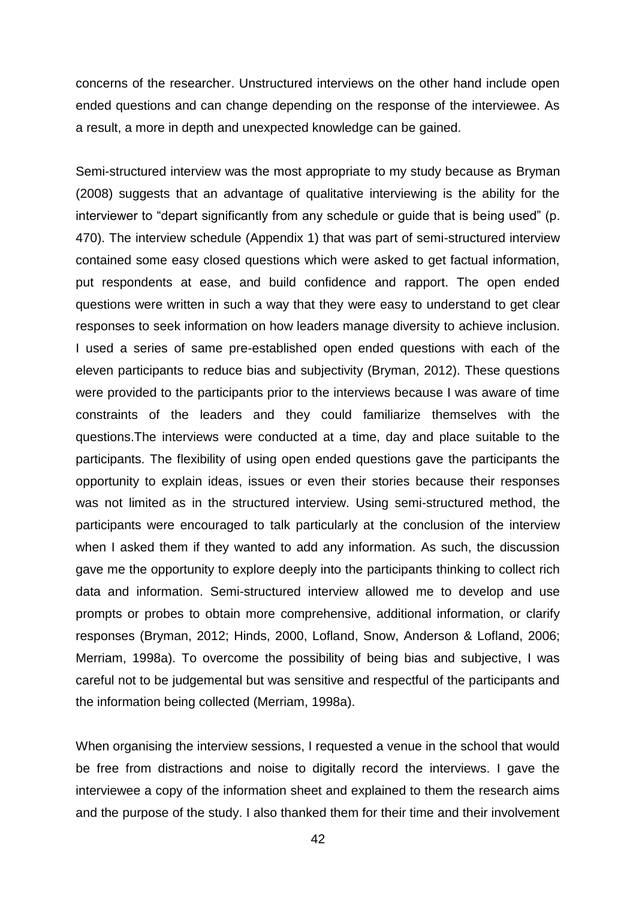concerns of the researcher. Unstructured interviews on the other hand include open ended questions and can change depending on the response of the interviewee. As a result, a more in depth and unexpected knowledge can be gained.

Semi-structured interview was the most appropriate to my study because as Bryman (2008) suggests that an advantage of qualitative interviewing is the ability for the interviewer to "depart significantly from any schedule or guide that is being used" (p. 470). The interview schedule (Appendix 1) that was part of semi-structured interview contained some easy closed questions which were asked to get factual information, put respondents at ease, and build confidence and rapport. The open ended questions were written in such a way that they were easy to understand to get clear responses to seek information on how leaders manage diversity to achieve inclusion. I used a series of same pre-established open ended questions with each of the eleven participants to reduce bias and subjectivity (Bryman, 2012). These questions were provided to the participants prior to the interviews because I was aware of time constraints of the leaders and they could familiarize themselves with the questions.The interviews were conducted at a time, day and place suitable to the participants. The flexibility of using open ended questions gave the participants the opportunity to explain ideas, issues or even their stories because their responses was not limited as in the structured interview. Using semi-structured method, the participants were encouraged to talk particularly at the conclusion of the interview when I asked them if they wanted to add any information. As such, the discussion gave me the opportunity to explore deeply into the participants thinking to collect rich data and information. Semi-structured interview allowed me to develop and use prompts or probes to obtain more comprehensive, additional information, or clarify responses (Bryman, 2012; Hinds, 2000, Lofland, Snow, Anderson & Lofland, 2006; Merriam, 1998a). To overcome the possibility of being bias and subjective, I was careful not to be judgemental but was sensitive and respectful of the participants and the information being collected (Merriam, 1998a).

When organising the interview sessions, I requested a venue in the school that would be free from distractions and noise to digitally record the interviews. I gave the interviewee a copy of the information sheet and explained to them the research aims and the purpose of the study. I also thanked them for their time and their involvement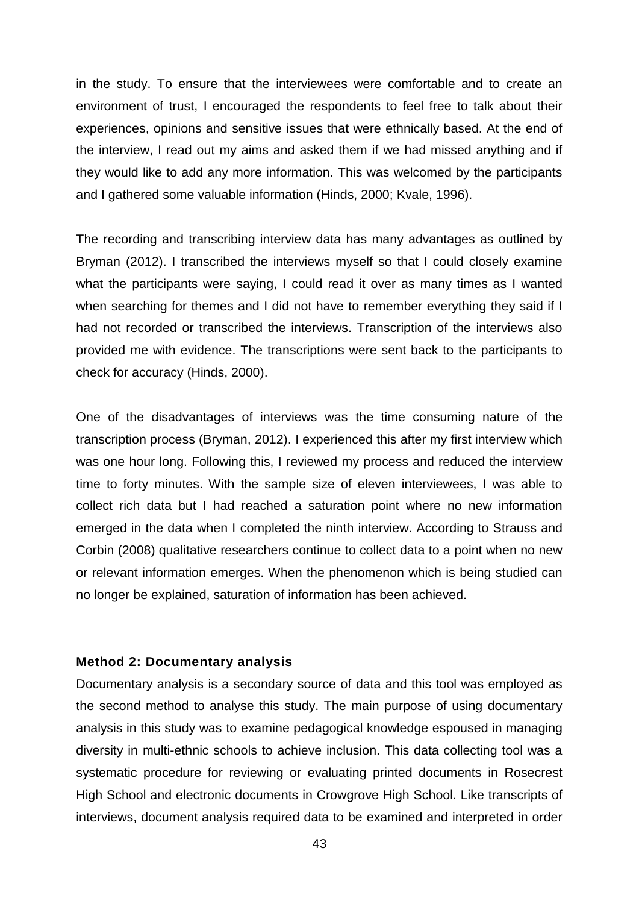in the study. To ensure that the interviewees were comfortable and to create an environment of trust, I encouraged the respondents to feel free to talk about their experiences, opinions and sensitive issues that were ethnically based. At the end of the interview, I read out my aims and asked them if we had missed anything and if they would like to add any more information. This was welcomed by the participants and I gathered some valuable information (Hinds, 2000; Kvale, 1996).

The recording and transcribing interview data has many advantages as outlined by Bryman (2012). I transcribed the interviews myself so that I could closely examine what the participants were saying, I could read it over as many times as I wanted when searching for themes and I did not have to remember everything they said if I had not recorded or transcribed the interviews. Transcription of the interviews also provided me with evidence. The transcriptions were sent back to the participants to check for accuracy (Hinds, 2000).

One of the disadvantages of interviews was the time consuming nature of the transcription process (Bryman, 2012). I experienced this after my first interview which was one hour long. Following this, I reviewed my process and reduced the interview time to forty minutes. With the sample size of eleven interviewees, I was able to collect rich data but I had reached a saturation point where no new information emerged in the data when I completed the ninth interview. According to Strauss and Corbin (2008) qualitative researchers continue to collect data to a point when no new or relevant information emerges. When the phenomenon which is being studied can no longer be explained, saturation of information has been achieved.

**Method 2: Documentary analysis**

Documentary analysis is a secondary source of data and this tool was employed as the second method to analyse this study. The main purpose of using documentary analysis in this study was to examine pedagogical knowledge espoused in managing diversity in multi-ethnic schools to achieve inclusion. This data collecting tool was a systematic procedure for reviewing or evaluating printed documents in Rosecrest High School and electronic documents in Crowgrove High School. Like transcripts of interviews, document analysis required data to be examined and interpreted in order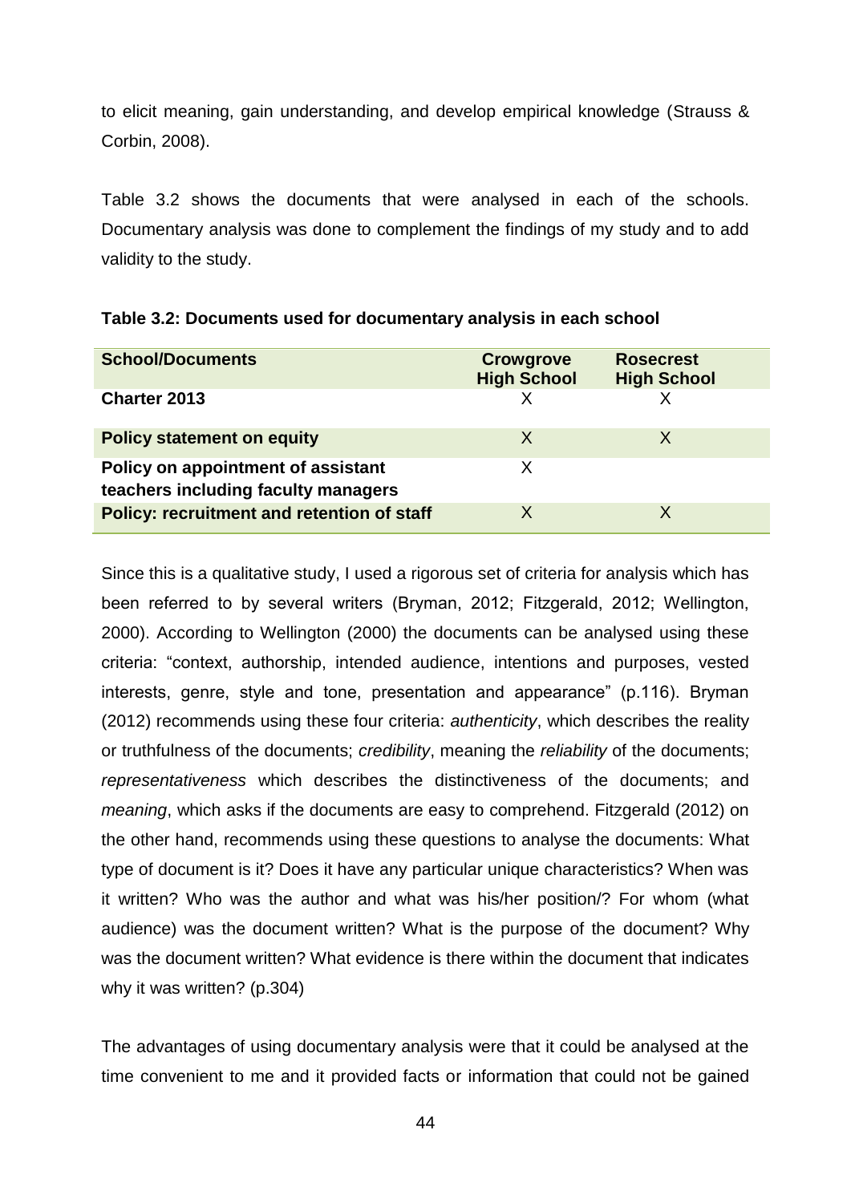to elicit meaning, gain understanding, and develop empirical knowledge (Strauss & Corbin, 2008).

Table 3.2 shows the documents that were analysed in each of the schools. Documentary analysis was done to complement the findings of my study and to add validity to the study.

**Table 3.2: Documents used for documentary analysis in each school**

| School/Documents | Crowgrove High School | Rosecrest High School |
|---|---|---|
| **Charter 2013** | X | X |
| **Policy statement on equity** | X | X |
| **Policy on appointment of assistant teachers including faculty managers** | X | |
| **Policy: recruitment and retention of staff** | X | X |

Since this is a qualitative study, I used a rigorous set of criteria for analysis which has been referred to by several writers (Bryman, 2012; Fitzgerald, 2012; Wellington, 2000). According to Wellington (2000) the documents can be analysed using these criteria: "context, authorship, intended audience, intentions and purposes, vested interests, genre, style and tone, presentation and appearance" (p.116). Bryman (2012) recommends using these four criteria: *authenticity*, which describes the reality or truthfulness of the documents; *credibility*, meaning the *reliability* of the documents; *representativeness* which describes the distinctiveness of the documents; and *meaning*, which asks if the documents are easy to comprehend. Fitzgerald (2012) on the other hand, recommends using these questions to analyse the documents: What type of document is it? Does it have any particular unique characteristics? When was it written? Who was the author and what was his/her position/? For whom (what audience) was the document written? What is the purpose of the document? Why was the document written? What evidence is there within the document that indicates why it was written? (p.304)

The advantages of using documentary analysis were that it could be analysed at the time convenient to me and it provided facts or information that could not be gained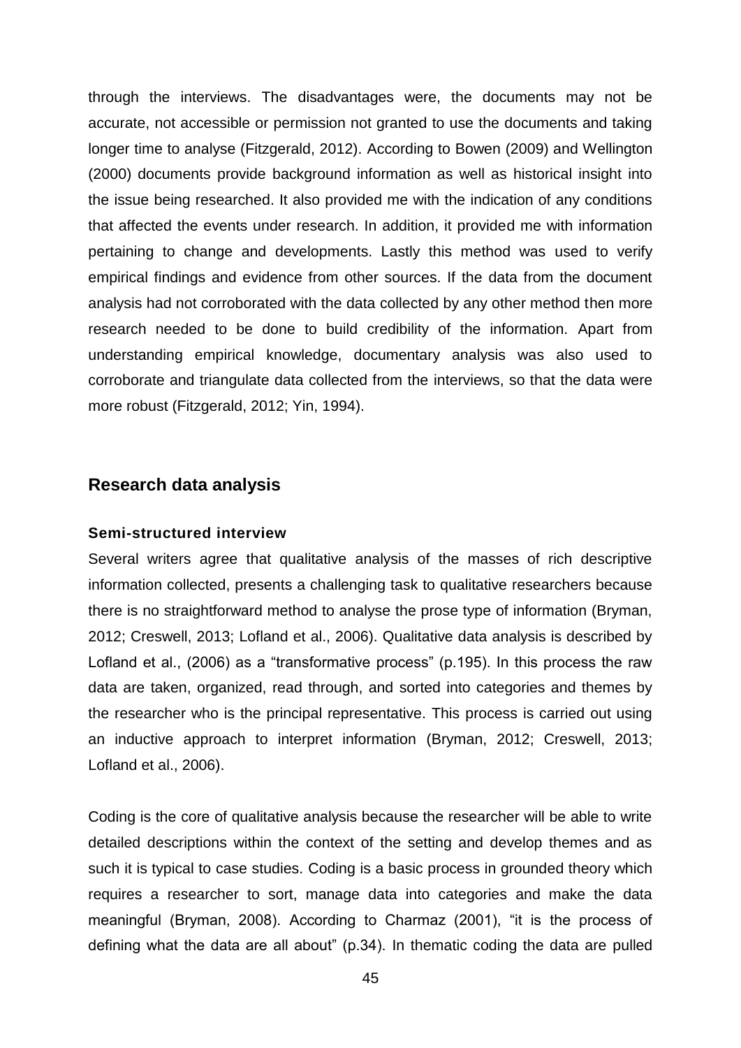through the interviews. The disadvantages were, the documents may not be accurate, not accessible or permission not granted to use the documents and taking longer time to analyse (Fitzgerald, 2012). According to Bowen (2009) and Wellington (2000) documents provide background information as well as historical insight into the issue being researched. It also provided me with the indication of any conditions that affected the events under research. In addition, it provided me with information pertaining to change and developments. Lastly this method was used to verify empirical findings and evidence from other sources. If the data from the document analysis had not corroborated with the data collected by any other method then more research needed to be done to build credibility of the information. Apart from understanding empirical knowledge, documentary analysis was also used to corroborate and triangulate data collected from the interviews, so that the data were more robust (Fitzgerald, 2012; Yin, 1994).

## Research data analysis

### Semi-structured interview

Several writers agree that qualitative analysis of the masses of rich descriptive information collected, presents a challenging task to qualitative researchers because there is no straightforward method to analyse the prose type of information (Bryman, 2012; Creswell, 2013; Lofland et al., 2006). Qualitative data analysis is described by Lofland et al., (2006) as a "transformative process" (p.195). In this process the raw data are taken, organized, read through, and sorted into categories and themes by the researcher who is the principal representative. This process is carried out using an inductive approach to interpret information (Bryman, 2012; Creswell, 2013; Lofland et al., 2006).

Coding is the core of qualitative analysis because the researcher will be able to write detailed descriptions within the context of the setting and develop themes and as such it is typical to case studies. Coding is a basic process in grounded theory which requires a researcher to sort, manage data into categories and make the data meaningful (Bryman, 2008). According to Charmaz (2001), "it is the process of defining what the data are all about" (p.34). In thematic coding the data are pulled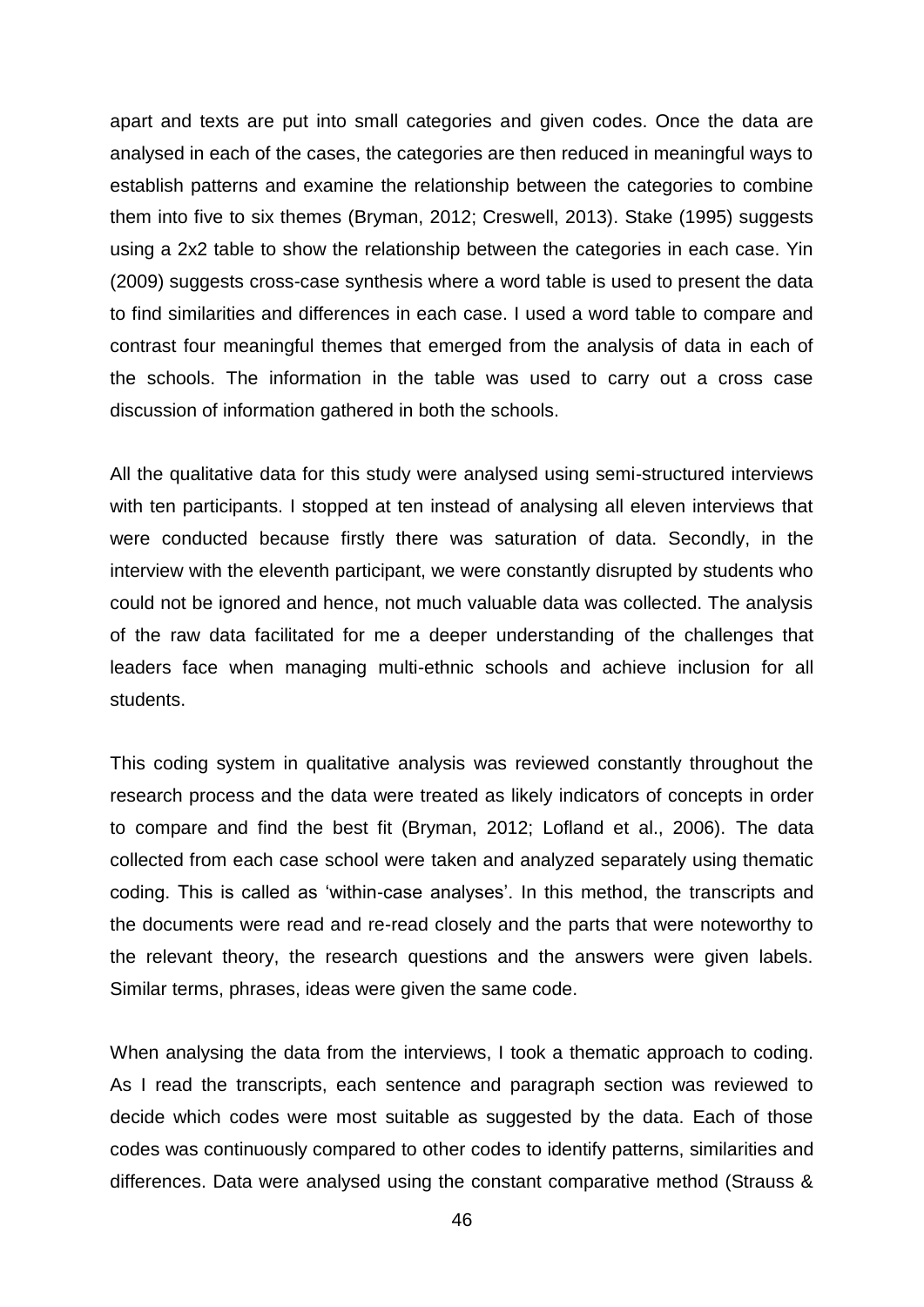apart and texts are put into small categories and given codes. Once the data are analysed in each of the cases, the categories are then reduced in meaningful ways to establish patterns and examine the relationship between the categories to combine them into five to six themes (Bryman, 2012; Creswell, 2013). Stake (1995) suggests using a 2x2 table to show the relationship between the categories in each case. Yin (2009) suggests cross-case synthesis where a word table is used to present the data to find similarities and differences in each case. I used a word table to compare and contrast four meaningful themes that emerged from the analysis of data in each of the schools. The information in the table was used to carry out a cross case discussion of information gathered in both the schools.

All the qualitative data for this study were analysed using semi-structured interviews with ten participants. I stopped at ten instead of analysing all eleven interviews that were conducted because firstly there was saturation of data. Secondly, in the interview with the eleventh participant, we were constantly disrupted by students who could not be ignored and hence, not much valuable data was collected. The analysis of the raw data facilitated for me a deeper understanding of the challenges that leaders face when managing multi-ethnic schools and achieve inclusion for all students.

This coding system in qualitative analysis was reviewed constantly throughout the research process and the data were treated as likely indicators of concepts in order to compare and find the best fit (Bryman, 2012; Lofland et al., 2006). The data collected from each case school were taken and analyzed separately using thematic coding. This is called as 'within-case analyses'. In this method, the transcripts and the documents were read and re-read closely and the parts that were noteworthy to the relevant theory, the research questions and the answers were given labels. Similar terms, phrases, ideas were given the same code.

When analysing the data from the interviews, I took a thematic approach to coding. As I read the transcripts, each sentence and paragraph section was reviewed to decide which codes were most suitable as suggested by the data. Each of those codes was continuously compared to other codes to identify patterns, similarities and differences. Data were analysed using the constant comparative method (Strauss &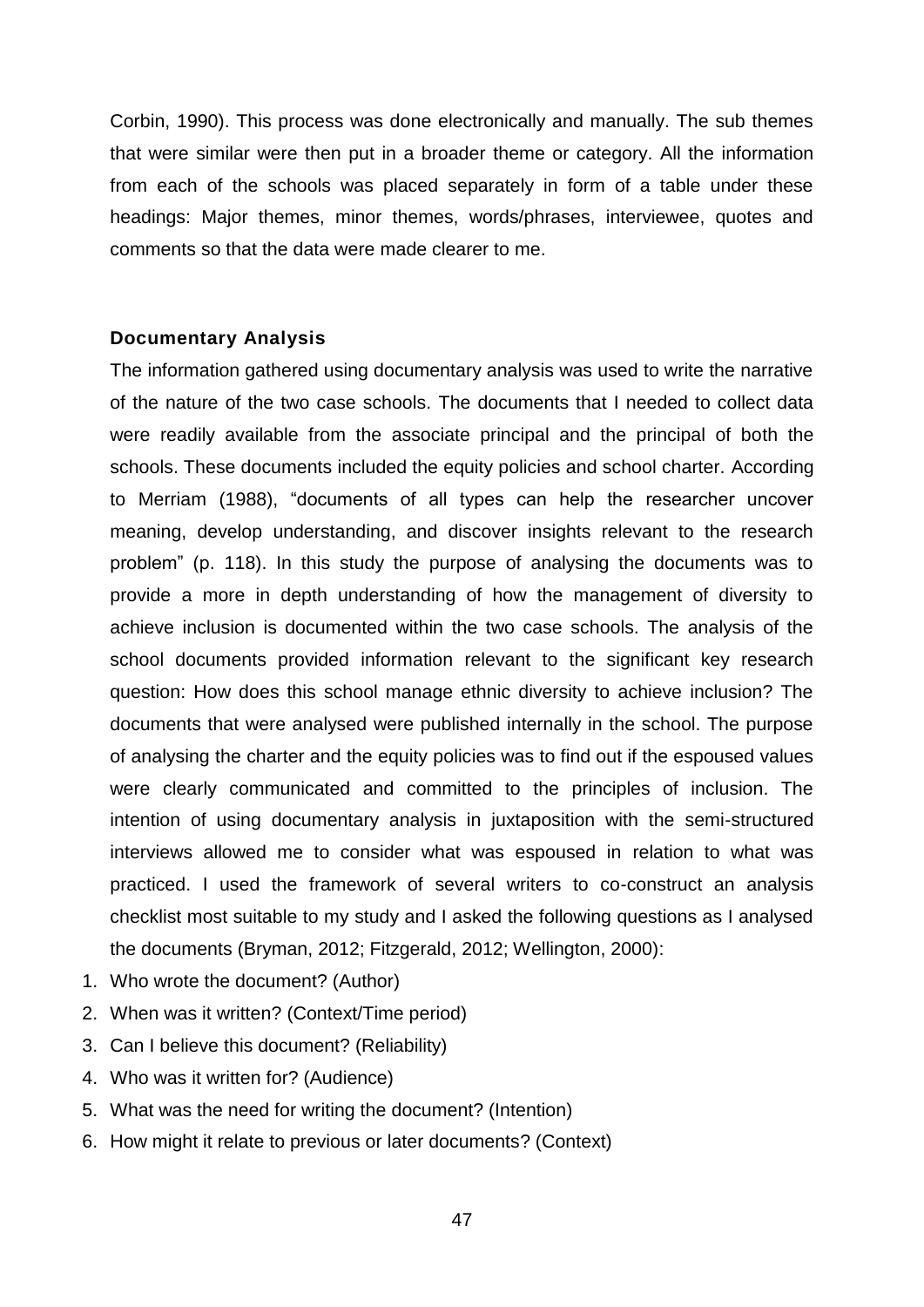Corbin, 1990). This process was done electronically and manually. The sub themes that were similar were then put in a broader theme or category. All the information from each of the schools was placed separately in form of a table under these headings: Major themes, minor themes, words/phrases, interviewee, quotes and comments so that the data were made clearer to me.

### Documentary Analysis

The information gathered using documentary analysis was used to write the narrative of the nature of the two case schools. The documents that I needed to collect data were readily available from the associate principal and the principal of both the schools. These documents included the equity policies and school charter. According to Merriam (1988), "documents of all types can help the researcher uncover meaning, develop understanding, and discover insights relevant to the research problem" (p. 118). In this study the purpose of analysing the documents was to provide a more in depth understanding of how the management of diversity to achieve inclusion is documented within the two case schools. The analysis of the school documents provided information relevant to the significant key research question: How does this school manage ethnic diversity to achieve inclusion? The documents that were analysed were published internally in the school. The purpose of analysing the charter and the equity policies was to find out if the espoused values were clearly communicated and committed to the principles of inclusion. The intention of using documentary analysis in juxtaposition with the semi-structured interviews allowed me to consider what was espoused in relation to what was practiced. I used the framework of several writers to co-construct an analysis checklist most suitable to my study and I asked the following questions as I analysed the documents (Bryman, 2012; Fitzgerald, 2012; Wellington, 2000):

1. Who wrote the document? (Author)
2. When was it written? (Context/Time period)
3. Can I believe this document? (Reliability)
4. Who was it written for? (Audience)
5. What was the need for writing the document? (Intention)
6. How might it relate to previous or later documents? (Context)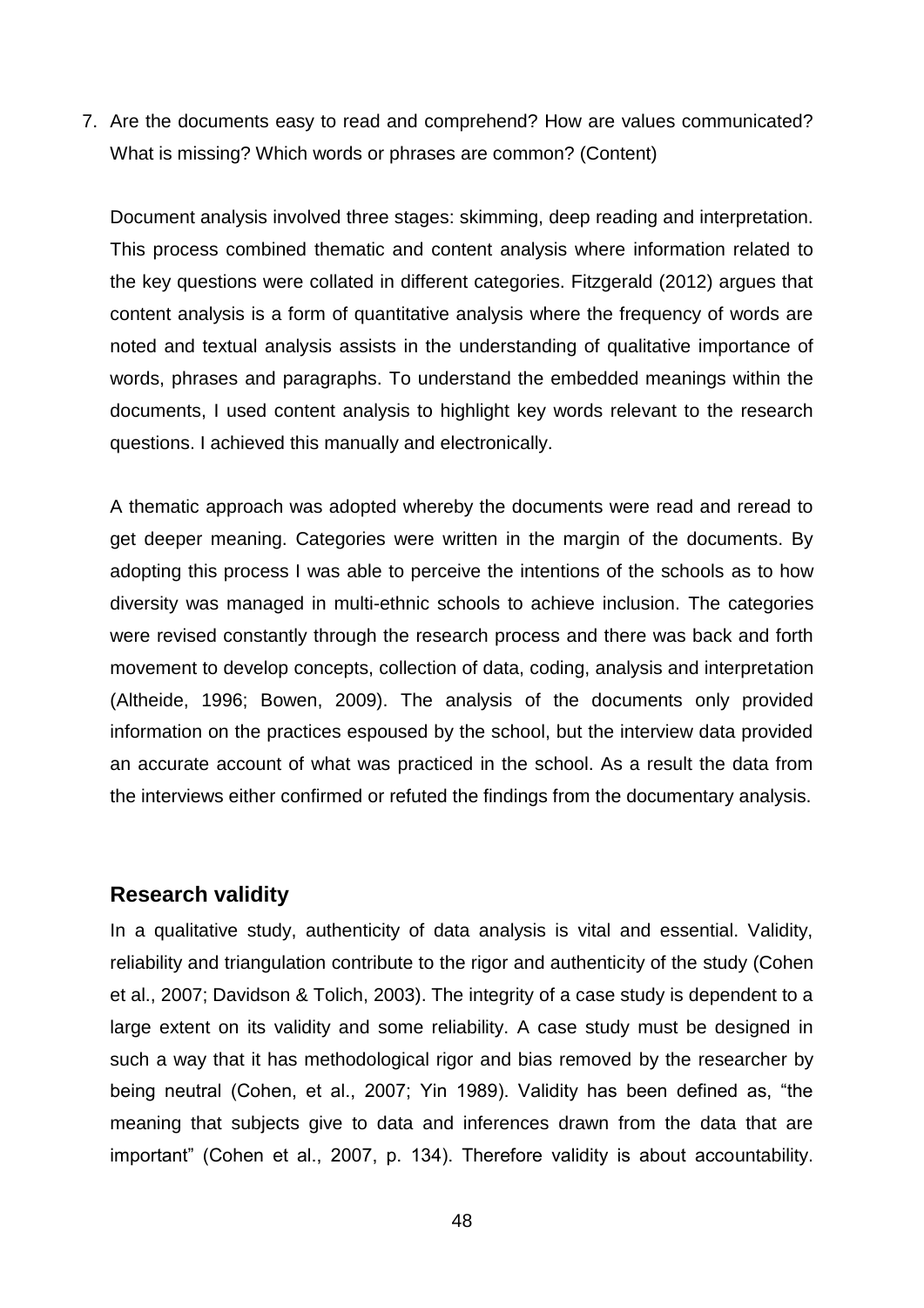7. Are the documents easy to read and comprehend? How are values communicated? What is missing? Which words or phrases are common? (Content)

Document analysis involved three stages: skimming, deep reading and interpretation. This process combined thematic and content analysis where information related to the key questions were collated in different categories. Fitzgerald (2012) argues that content analysis is a form of quantitative analysis where the frequency of words are noted and textual analysis assists in the understanding of qualitative importance of words, phrases and paragraphs. To understand the embedded meanings within the documents, I used content analysis to highlight key words relevant to the research questions. I achieved this manually and electronically.

A thematic approach was adopted whereby the documents were read and reread to get deeper meaning. Categories were written in the margin of the documents. By adopting this process I was able to perceive the intentions of the schools as to how diversity was managed in multi-ethnic schools to achieve inclusion. The categories were revised constantly through the research process and there was back and forth movement to develop concepts, collection of data, coding, analysis and interpretation (Altheide, 1996; Bowen, 2009). The analysis of the documents only provided information on the practices espoused by the school, but the interview data provided an accurate account of what was practiced in the school. As a result the data from the interviews either confirmed or refuted the findings from the documentary analysis.

## Research validity

In a qualitative study, authenticity of data analysis is vital and essential. Validity, reliability and triangulation contribute to the rigor and authenticity of the study (Cohen et al., 2007; Davidson & Tolich, 2003). The integrity of a case study is dependent to a large extent on its validity and some reliability. A case study must be designed in such a way that it has methodological rigor and bias removed by the researcher by being neutral (Cohen, et al., 2007; Yin 1989). Validity has been defined as, "the meaning that subjects give to data and inferences drawn from the data that are important" (Cohen et al., 2007, p. 134). Therefore validity is about accountability.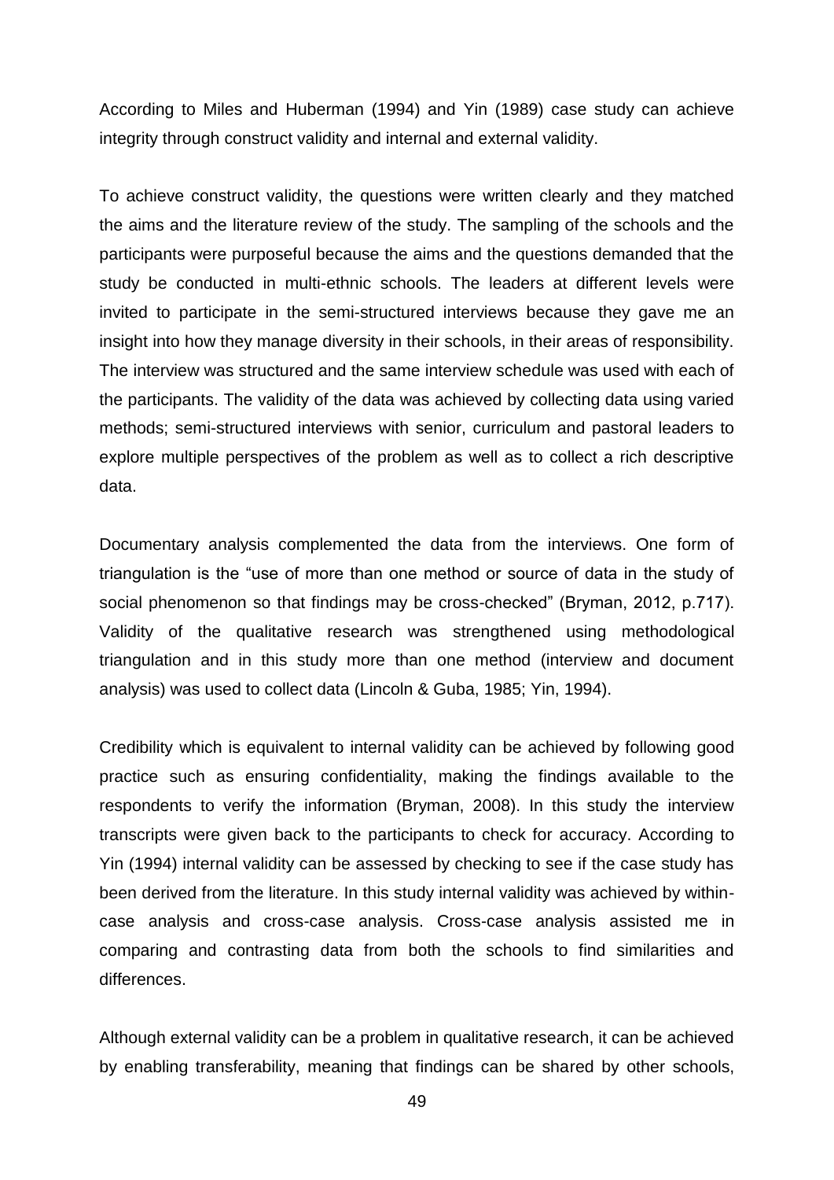According to Miles and Huberman (1994) and Yin (1989) case study can achieve integrity through construct validity and internal and external validity.

To achieve construct validity, the questions were written clearly and they matched the aims and the literature review of the study. The sampling of the schools and the participants were purposeful because the aims and the questions demanded that the study be conducted in multi-ethnic schools. The leaders at different levels were invited to participate in the semi-structured interviews because they gave me an insight into how they manage diversity in their schools, in their areas of responsibility. The interview was structured and the same interview schedule was used with each of the participants. The validity of the data was achieved by collecting data using varied methods; semi-structured interviews with senior, curriculum and pastoral leaders to explore multiple perspectives of the problem as well as to collect a rich descriptive data.

Documentary analysis complemented the data from the interviews. One form of triangulation is the "use of more than one method or source of data in the study of social phenomenon so that findings may be cross-checked" (Bryman, 2012, p.717). Validity of the qualitative research was strengthened using methodological triangulation and in this study more than one method (interview and document analysis) was used to collect data (Lincoln & Guba, 1985; Yin, 1994).

Credibility which is equivalent to internal validity can be achieved by following good practice such as ensuring confidentiality, making the findings available to the respondents to verify the information (Bryman, 2008). In this study the interview transcripts were given back to the participants to check for accuracy. According to Yin (1994) internal validity can be assessed by checking to see if the case study has been derived from the literature. In this study internal validity was achieved by within-case analysis and cross-case analysis. Cross-case analysis assisted me in comparing and contrasting data from both the schools to find similarities and differences.

Although external validity can be a problem in qualitative research, it can be achieved by enabling transferability, meaning that findings can be shared by other schools,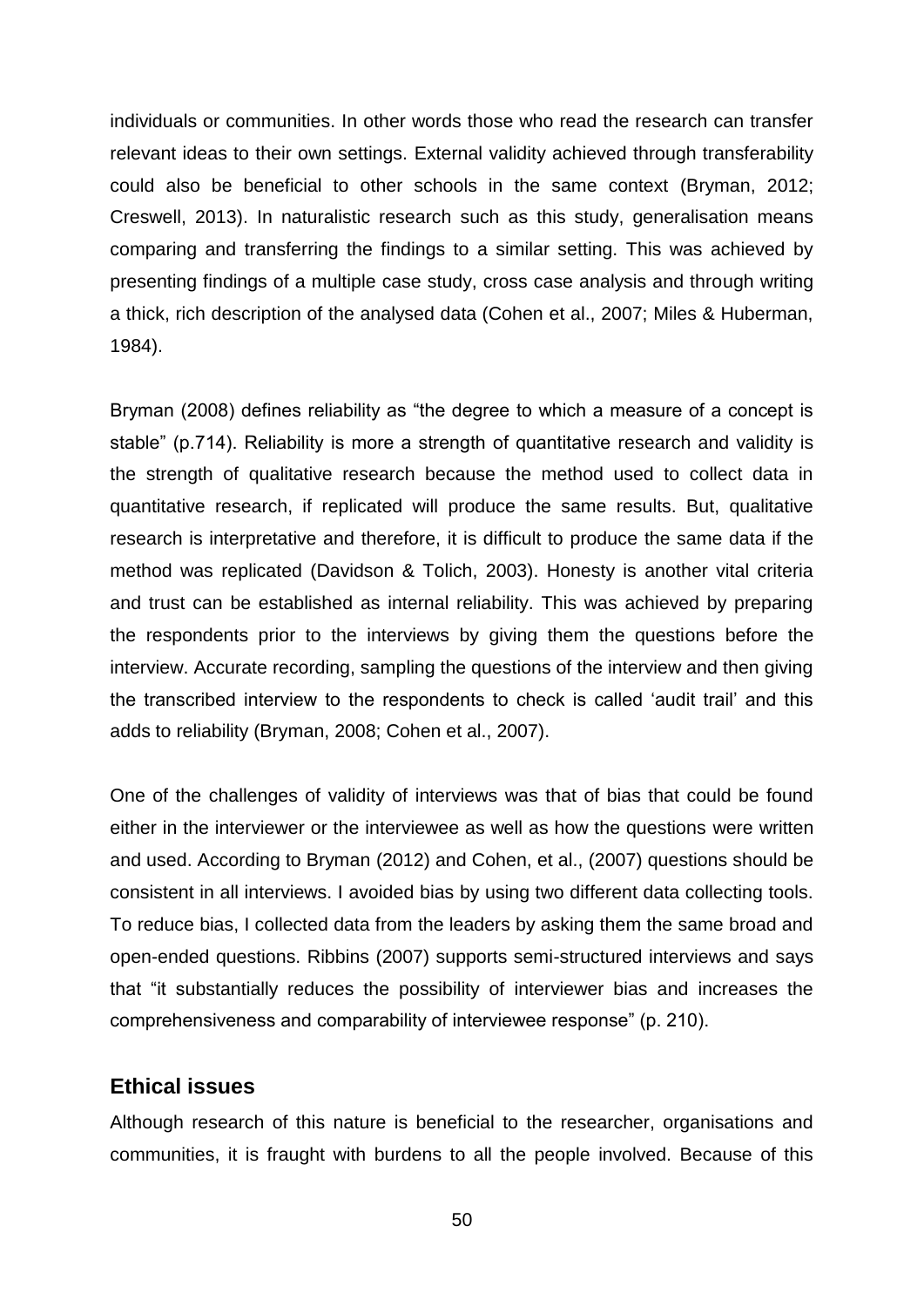individuals or communities. In other words those who read the research can transfer relevant ideas to their own settings. External validity achieved through transferability could also be beneficial to other schools in the same context (Bryman, 2012; Creswell, 2013). In naturalistic research such as this study, generalisation means comparing and transferring the findings to a similar setting. This was achieved by presenting findings of a multiple case study, cross case analysis and through writing a thick, rich description of the analysed data (Cohen et al., 2007; Miles & Huberman, 1984).

Bryman (2008) defines reliability as "the degree to which a measure of a concept is stable" (p.714). Reliability is more a strength of quantitative research and validity is the strength of qualitative research because the method used to collect data in quantitative research, if replicated will produce the same results. But, qualitative research is interpretative and therefore, it is difficult to produce the same data if the method was replicated (Davidson & Tolich, 2003). Honesty is another vital criteria and trust can be established as internal reliability. This was achieved by preparing the respondents prior to the interviews by giving them the questions before the interview. Accurate recording, sampling the questions of the interview and then giving the transcribed interview to the respondents to check is called 'audit trail' and this adds to reliability (Bryman, 2008; Cohen et al., 2007).

One of the challenges of validity of interviews was that of bias that could be found either in the interviewer or the interviewee as well as how the questions were written and used. According to Bryman (2012) and Cohen, et al., (2007) questions should be consistent in all interviews. I avoided bias by using two different data collecting tools. To reduce bias, I collected data from the leaders by asking them the same broad and open-ended questions. Ribbins (2007) supports semi-structured interviews and says that "it substantially reduces the possibility of interviewer bias and increases the comprehensiveness and comparability of interviewee response" (p. 210).

## Ethical issues

Although research of this nature is beneficial to the researcher, organisations and communities, it is fraught with burdens to all the people involved. Because of this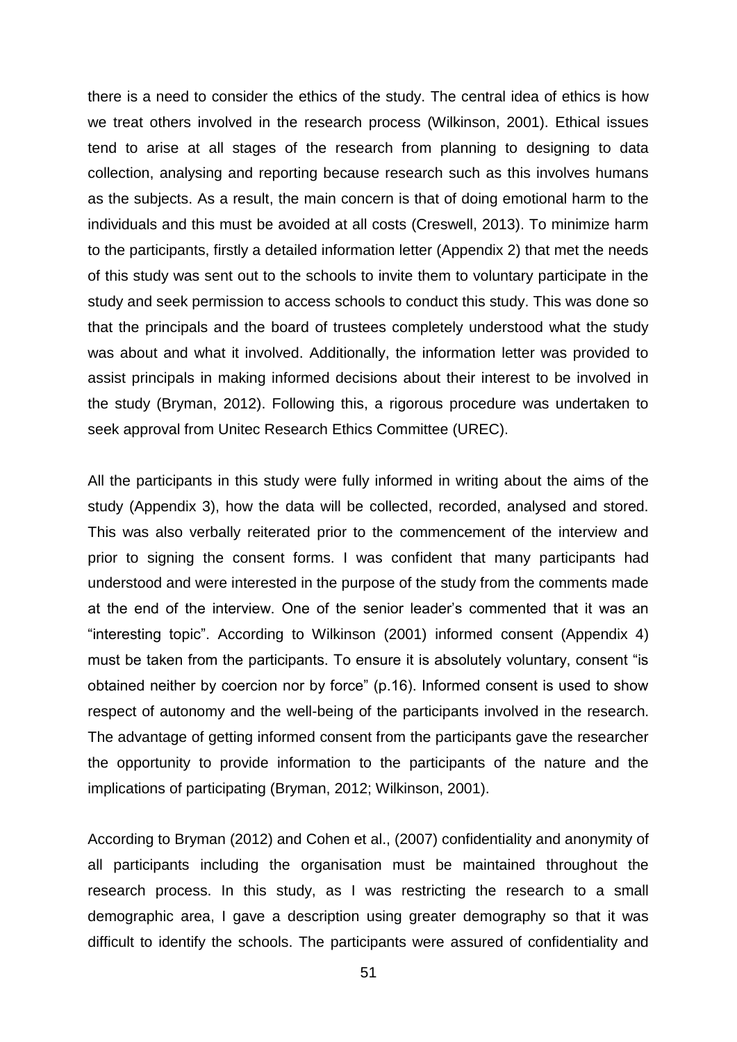there is a need to consider the ethics of the study. The central idea of ethics is how we treat others involved in the research process (Wilkinson, 2001). Ethical issues tend to arise at all stages of the research from planning to designing to data collection, analysing and reporting because research such as this involves humans as the subjects. As a result, the main concern is that of doing emotional harm to the individuals and this must be avoided at all costs (Creswell, 2013). To minimize harm to the participants, firstly a detailed information letter (Appendix 2) that met the needs of this study was sent out to the schools to invite them to voluntary participate in the study and seek permission to access schools to conduct this study. This was done so that the principals and the board of trustees completely understood what the study was about and what it involved. Additionally, the information letter was provided to assist principals in making informed decisions about their interest to be involved in the study (Bryman, 2012). Following this, a rigorous procedure was undertaken to seek approval from Unitec Research Ethics Committee (UREC).

All the participants in this study were fully informed in writing about the aims of the study (Appendix 3), how the data will be collected, recorded, analysed and stored. This was also verbally reiterated prior to the commencement of the interview and prior to signing the consent forms. I was confident that many participants had understood and were interested in the purpose of the study from the comments made at the end of the interview. One of the senior leader's commented that it was an "interesting topic". According to Wilkinson (2001) informed consent (Appendix 4) must be taken from the participants. To ensure it is absolutely voluntary, consent "is obtained neither by coercion nor by force" (p.16). Informed consent is used to show respect of autonomy and the well-being of the participants involved in the research. The advantage of getting informed consent from the participants gave the researcher the opportunity to provide information to the participants of the nature and the implications of participating (Bryman, 2012; Wilkinson, 2001).

According to Bryman (2012) and Cohen et al., (2007) confidentiality and anonymity of all participants including the organisation must be maintained throughout the research process. In this study, as I was restricting the research to a small demographic area, I gave a description using greater demography so that it was difficult to identify the schools. The participants were assured of confidentiality and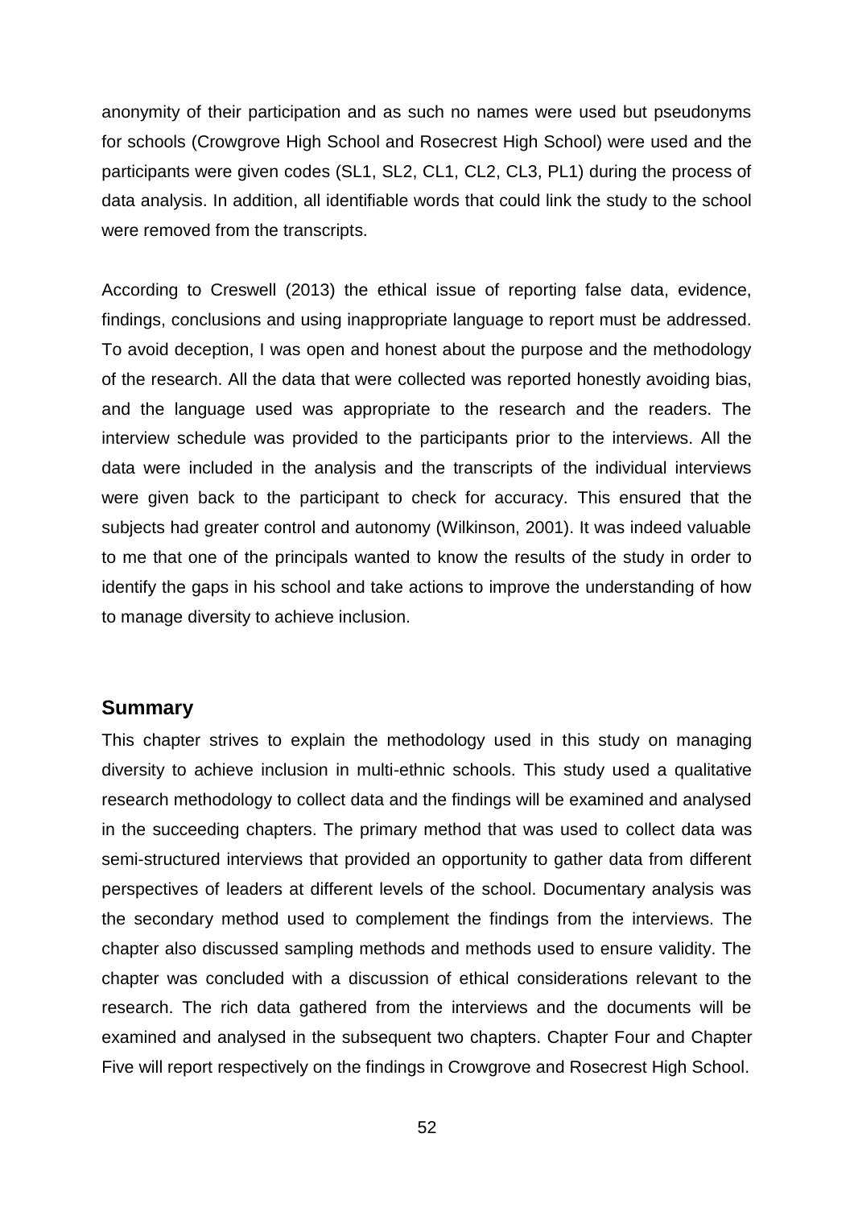anonymity of their participation and as such no names were used but pseudonyms for schools (Crowgrove High School and Rosecrest High School) were used and the participants were given codes (SL1, SL2, CL1, CL2, CL3, PL1) during the process of data analysis. In addition, all identifiable words that could link the study to the school were removed from the transcripts.

According to Creswell (2013) the ethical issue of reporting false data, evidence, findings, conclusions and using inappropriate language to report must be addressed. To avoid deception, I was open and honest about the purpose and the methodology of the research. All the data that were collected was reported honestly avoiding bias, and the language used was appropriate to the research and the readers. The interview schedule was provided to the participants prior to the interviews. All the data were included in the analysis and the transcripts of the individual interviews were given back to the participant to check for accuracy. This ensured that the subjects had greater control and autonomy (Wilkinson, 2001). It was indeed valuable to me that one of the principals wanted to know the results of the study in order to identify the gaps in his school and take actions to improve the understanding of how to manage diversity to achieve inclusion.

## Summary

This chapter strives to explain the methodology used in this study on managing diversity to achieve inclusion in multi-ethnic schools. This study used a qualitative research methodology to collect data and the findings will be examined and analysed in the succeeding chapters. The primary method that was used to collect data was semi-structured interviews that provided an opportunity to gather data from different perspectives of leaders at different levels of the school. Documentary analysis was the secondary method used to complement the findings from the interviews. The chapter also discussed sampling methods and methods used to ensure validity. The chapter was concluded with a discussion of ethical considerations relevant to the research. The rich data gathered from the interviews and the documents will be examined and analysed in the subsequent two chapters. Chapter Four and Chapter Five will report respectively on the findings in Crowgrove and Rosecrest High School.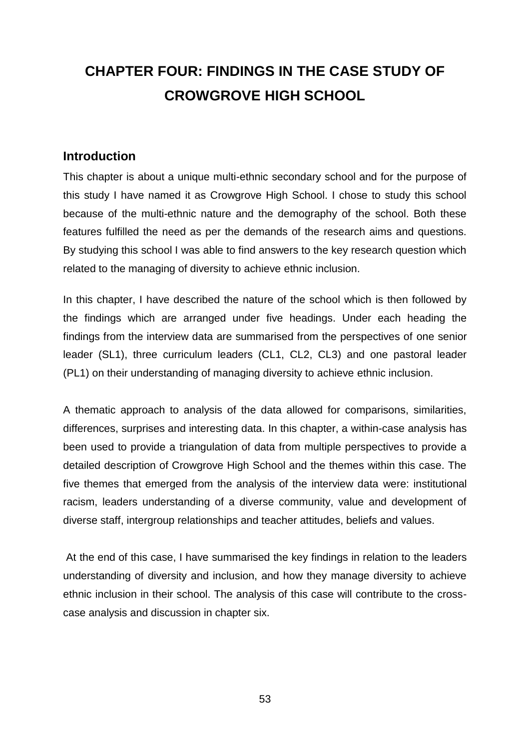# CHAPTER FOUR: FINDINGS IN THE CASE STUDY OF CROWGROVE HIGH SCHOOL

## Introduction

This chapter is about a unique multi-ethnic secondary school and for the purpose of this study I have named it as Crowgrove High School. I chose to study this school because of the multi-ethnic nature and the demography of the school. Both these features fulfilled the need as per the demands of the research aims and questions. By studying this school I was able to find answers to the key research question which related to the managing of diversity to achieve ethnic inclusion.

In this chapter, I have described the nature of the school which is then followed by the findings which are arranged under five headings. Under each heading the findings from the interview data are summarised from the perspectives of one senior leader (SL1), three curriculum leaders (CL1, CL2, CL3) and one pastoral leader (PL1) on their understanding of managing diversity to achieve ethnic inclusion.

A thematic approach to analysis of the data allowed for comparisons, similarities, differences, surprises and interesting data. In this chapter, a within-case analysis has been used to provide a triangulation of data from multiple perspectives to provide a detailed description of Crowgrove High School and the themes within this case. The five themes that emerged from the analysis of the interview data were: institutional racism, leaders understanding of a diverse community, value and development of diverse staff, intergroup relationships and teacher attitudes, beliefs and values.

At the end of this case, I have summarised the key findings in relation to the leaders understanding of diversity and inclusion, and how they manage diversity to achieve ethnic inclusion in their school. The analysis of this case will contribute to the cross-case analysis and discussion in chapter six.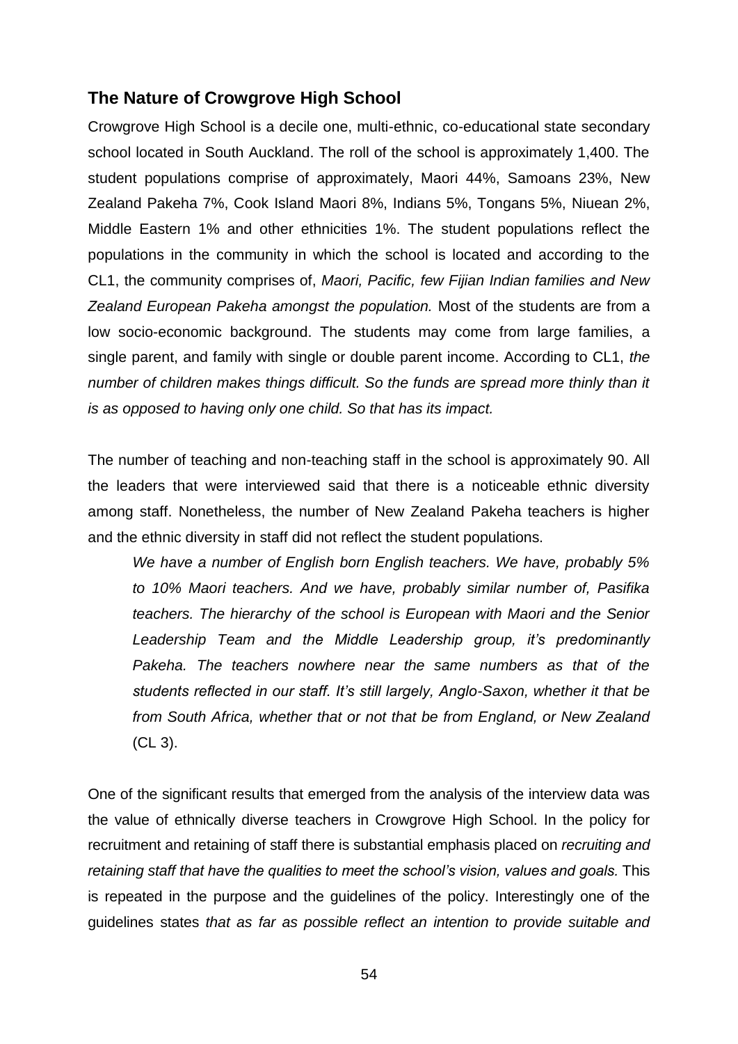## The Nature of Crowgrove High School

Crowgrove High School is a decile one, multi-ethnic, co-educational state secondary school located in South Auckland. The roll of the school is approximately 1,400. The student populations comprise of approximately, Maori 44%, Samoans 23%, New Zealand Pakeha 7%, Cook Island Maori 8%, Indians 5%, Tongans 5%, Niuean 2%, Middle Eastern 1% and other ethnicities 1%. The student populations reflect the populations in the community in which the school is located and according to the CL1, the community comprises of, *Maori, Pacific, few Fijian Indian families and New Zealand European Pakeha amongst the population.* Most of the students are from a low socio-economic background. The students may come from large families, a single parent, and family with single or double parent income. According to CL1, *the number of children makes things difficult. So the funds are spread more thinly than it is as opposed to having only one child. So that has its impact.*

The number of teaching and non-teaching staff in the school is approximately 90. All the leaders that were interviewed said that there is a noticeable ethnic diversity among staff. Nonetheless, the number of New Zealand Pakeha teachers is higher and the ethnic diversity in staff did not reflect the student populations.

> *We have a number of English born English teachers. We have, probably 5% to 10% Maori teachers. And we have, probably similar number of, Pasifika teachers. The hierarchy of the school is European with Maori and the Senior Leadership Team and the Middle Leadership group, it's predominantly Pakeha. The teachers nowhere near the same numbers as that of the students reflected in our staff. It's still largely, Anglo-Saxon, whether it that be from South Africa, whether that or not that be from England, or New Zealand* (CL 3).

One of the significant results that emerged from the analysis of the interview data was the value of ethnically diverse teachers in Crowgrove High School. In the policy for recruitment and retaining of staff there is substantial emphasis placed on *recruiting and retaining staff that have the qualities to meet the school's vision, values and goals.* This is repeated in the purpose and the guidelines of the policy. Interestingly one of the guidelines states *that as far as possible reflect an intention to provide suitable and*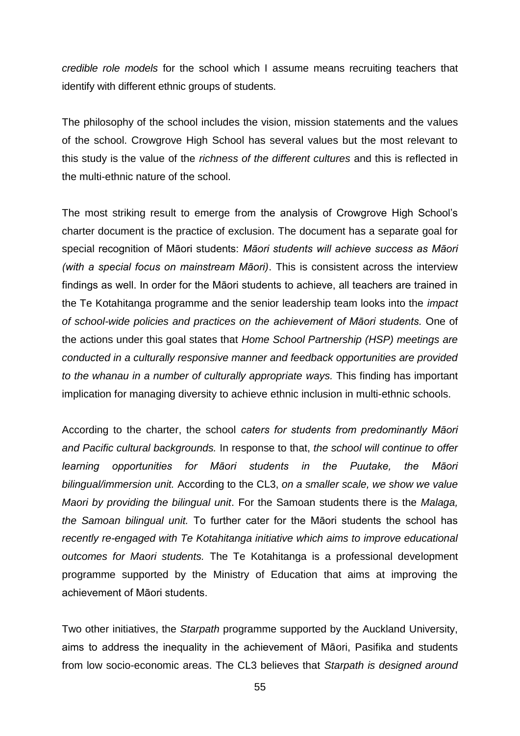*credible role models* for the school which I assume means recruiting teachers that identify with different ethnic groups of students.

The philosophy of the school includes the vision, mission statements and the values of the school. Crowgrove High School has several values but the most relevant to this study is the value of the *richness of the different cultures* and this is reflected in the multi-ethnic nature of the school.

The most striking result to emerge from the analysis of Crowgrove High School's charter document is the practice of exclusion. The document has a separate goal for special recognition of Māori students: *Māori students will achieve success as Māori (with a special focus on mainstream Māori)*. This is consistent across the interview findings as well. In order for the Māori students to achieve, all teachers are trained in the Te Kotahitanga programme and the senior leadership team looks into the *impact of school-wide policies and practices on the achievement of Māori students.* One of the actions under this goal states that *Home School Partnership (HSP) meetings are conducted in a culturally responsive manner and feedback opportunities are provided to the whanau in a number of culturally appropriate ways.* This finding has important implication for managing diversity to achieve ethnic inclusion in multi-ethnic schools.

According to the charter, the school *caters for students from predominantly Māori and Pacific cultural backgrounds.* In response to that, *the school will continue to offer learning opportunities for Māori students in the Puutake, the Māori bilingual/immersion unit.* According to the CL3, *on a smaller scale, we show we value Maori by providing the bilingual unit*. For the Samoan students there is the *Malaga, the Samoan bilingual unit.* To further cater for the Māori students the school has *recently re-engaged with Te Kotahitanga initiative which aims to improve educational outcomes for Maori students.* The Te Kotahitanga is a professional development programme supported by the Ministry of Education that aims at improving the achievement of Māori students.

Two other initiatives, the *Starpath* programme supported by the Auckland University, aims to address the inequality in the achievement of Māori, Pasifika and students from low socio-economic areas. The CL3 believes that *Starpath is designed around*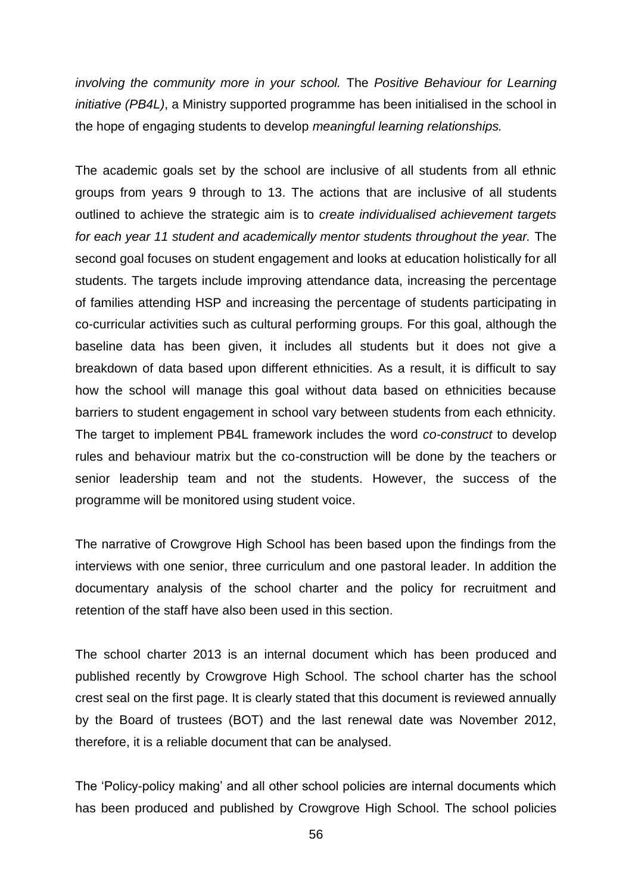*involving the community more in your school.* The *Positive Behaviour for Learning initiative (PB4L)*, a Ministry supported programme has been initialised in the school in the hope of engaging students to develop *meaningful learning relationships.*

The academic goals set by the school are inclusive of all students from all ethnic groups from years 9 through to 13. The actions that are inclusive of all students outlined to achieve the strategic aim is to *create individualised achievement targets for each year 11 student and academically mentor students throughout the year.* The second goal focuses on student engagement and looks at education holistically for all students. The targets include improving attendance data, increasing the percentage of families attending HSP and increasing the percentage of students participating in co-curricular activities such as cultural performing groups. For this goal, although the baseline data has been given, it includes all students but it does not give a breakdown of data based upon different ethnicities. As a result, it is difficult to say how the school will manage this goal without data based on ethnicities because barriers to student engagement in school vary between students from each ethnicity. The target to implement PB4L framework includes the word *co-construct* to develop rules and behaviour matrix but the co-construction will be done by the teachers or senior leadership team and not the students. However, the success of the programme will be monitored using student voice.

The narrative of Crowgrove High School has been based upon the findings from the interviews with one senior, three curriculum and one pastoral leader. In addition the documentary analysis of the school charter and the policy for recruitment and retention of the staff have also been used in this section.

The school charter 2013 is an internal document which has been produced and published recently by Crowgrove High School. The school charter has the school crest seal on the first page. It is clearly stated that this document is reviewed annually by the Board of trustees (BOT) and the last renewal date was November 2012, therefore, it is a reliable document that can be analysed.

The 'Policy-policy making' and all other school policies are internal documents which has been produced and published by Crowgrove High School. The school policies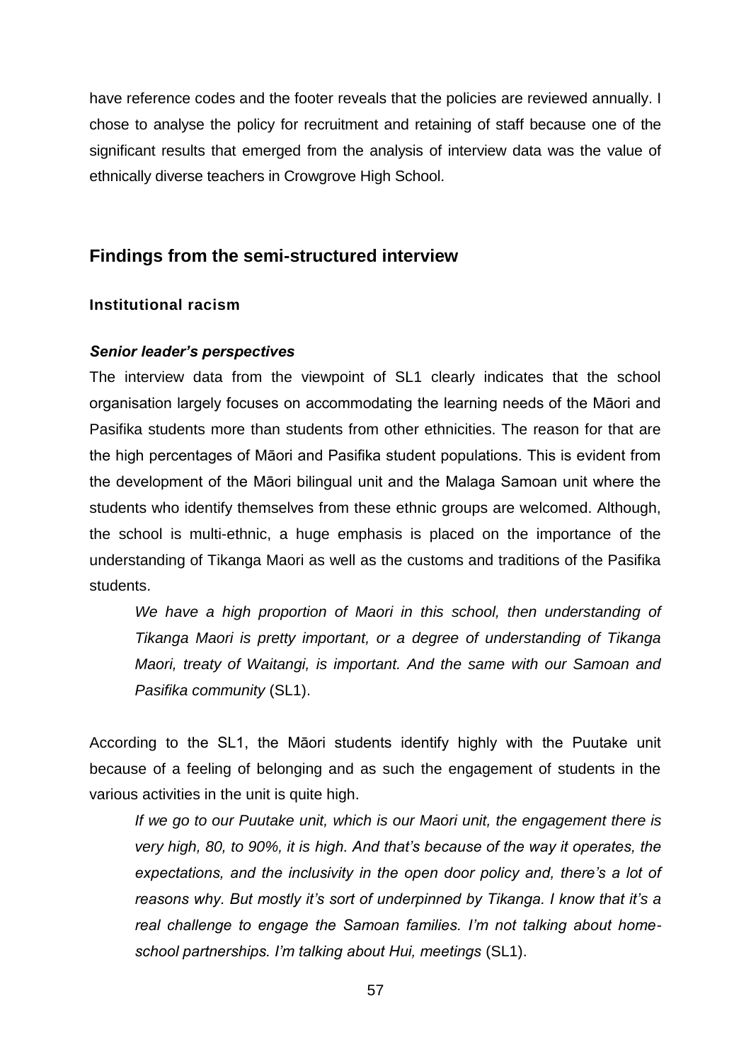have reference codes and the footer reveals that the policies are reviewed annually. I chose to analyse the policy for recruitment and retaining of staff because one of the significant results that emerged from the analysis of interview data was the value of ethnically diverse teachers in Crowgrove High School.

## Findings from the semi-structured interview

### Institutional racism

#### *Senior leader's perspectives*

The interview data from the viewpoint of SL1 clearly indicates that the school organisation largely focuses on accommodating the learning needs of the Māori and Pasifika students more than students from other ethnicities. The reason for that are the high percentages of Māori and Pasifika student populations. This is evident from the development of the Māori bilingual unit and the Malaga Samoan unit where the students who identify themselves from these ethnic groups are welcomed. Although, the school is multi-ethnic, a huge emphasis is placed on the importance of the understanding of Tikanga Maori as well as the customs and traditions of the Pasifika students.

> *We have a high proportion of Maori in this school, then understanding of Tikanga Maori is pretty important, or a degree of understanding of Tikanga Maori, treaty of Waitangi, is important. And the same with our Samoan and Pasifika community* (SL1).

According to the SL1, the Māori students identify highly with the Puutake unit because of a feeling of belonging and as such the engagement of students in the various activities in the unit is quite high.

> *If we go to our Puutake unit, which is our Maori unit, the engagement there is very high, 80, to 90%, it is high. And that's because of the way it operates, the expectations, and the inclusivity in the open door policy and, there's a lot of reasons why. But mostly it's sort of underpinned by Tikanga. I know that it's a real challenge to engage the Samoan families. I'm not talking about home-school partnerships. I'm talking about Hui, meetings* (SL1).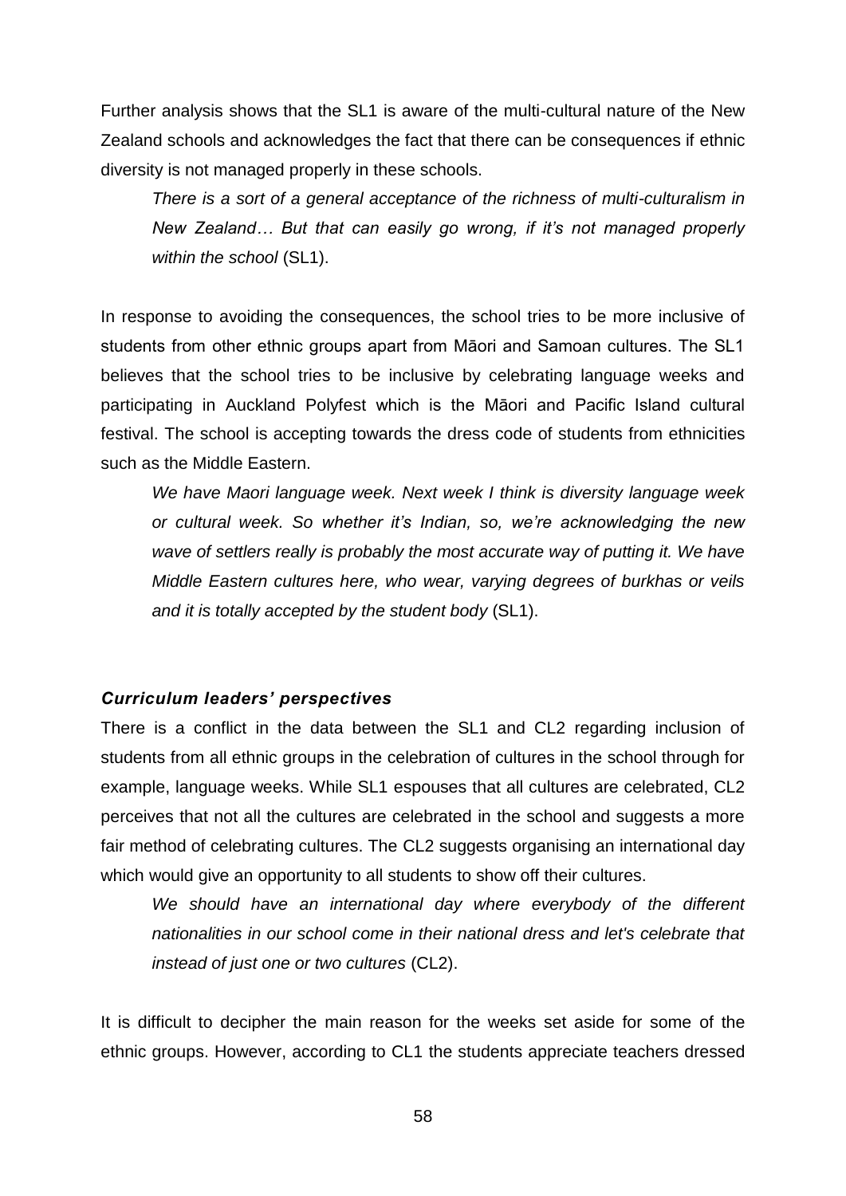Further analysis shows that the SL1 is aware of the multi-cultural nature of the New Zealand schools and acknowledges the fact that there can be consequences if ethnic diversity is not managed properly in these schools.

> *There is a sort of a general acceptance of the richness of multi-culturalism in New Zealand… But that can easily go wrong, if it's not managed properly within the school* (SL1).

In response to avoiding the consequences, the school tries to be more inclusive of students from other ethnic groups apart from Māori and Samoan cultures. The SL1 believes that the school tries to be inclusive by celebrating language weeks and participating in Auckland Polyfest which is the Māori and Pacific Island cultural festival. The school is accepting towards the dress code of students from ethnicities such as the Middle Eastern.

> *We have Maori language week. Next week I think is diversity language week or cultural week. So whether it's Indian, so, we're acknowledging the new wave of settlers really is probably the most accurate way of putting it. We have Middle Eastern cultures here, who wear, varying degrees of burkhas or veils and it is totally accepted by the student body* (SL1).

### *Curriculum leaders' perspectives*

There is a conflict in the data between the SL1 and CL2 regarding inclusion of students from all ethnic groups in the celebration of cultures in the school through for example, language weeks. While SL1 espouses that all cultures are celebrated, CL2 perceives that not all the cultures are celebrated in the school and suggests a more fair method of celebrating cultures. The CL2 suggests organising an international day which would give an opportunity to all students to show off their cultures.

> *We should have an international day where everybody of the different nationalities in our school come in their national dress and let's celebrate that instead of just one or two cultures* (CL2).

It is difficult to decipher the main reason for the weeks set aside for some of the ethnic groups. However, according to CL1 the students appreciate teachers dressed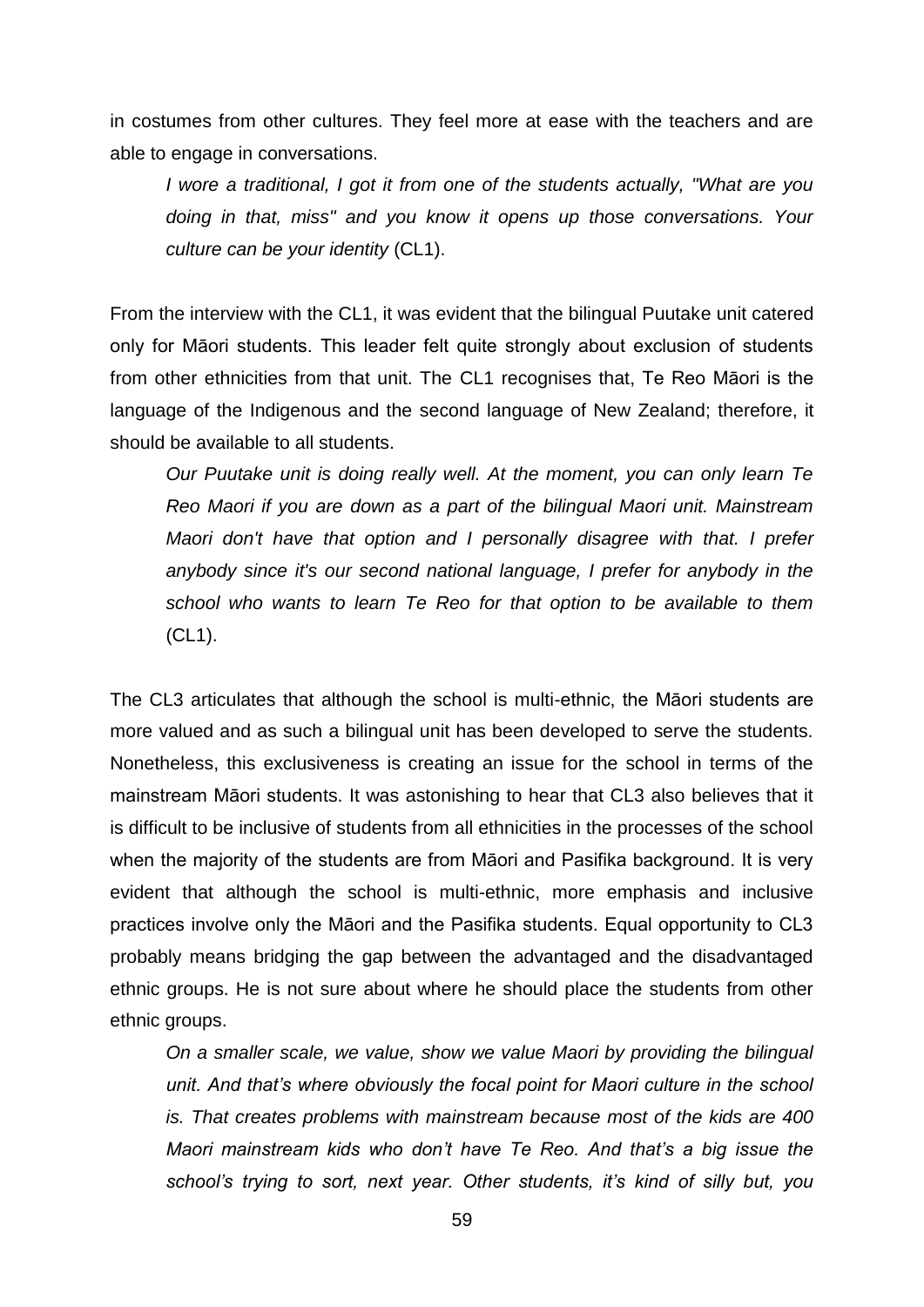in costumes from other cultures. They feel more at ease with the teachers and are able to engage in conversations.

> *I wore a traditional, I got it from one of the students actually, "What are you doing in that, miss" and you know it opens up those conversations. Your culture can be your identity* (CL1).

From the interview with the CL1, it was evident that the bilingual Puutake unit catered only for Māori students. This leader felt quite strongly about exclusion of students from other ethnicities from that unit. The CL1 recognises that, Te Reo Māori is the language of the Indigenous and the second language of New Zealand; therefore, it should be available to all students.

> *Our Puutake unit is doing really well. At the moment, you can only learn Te Reo Maori if you are down as a part of the bilingual Maori unit. Mainstream Maori don't have that option and I personally disagree with that. I prefer anybody since it's our second national language, I prefer for anybody in the school who wants to learn Te Reo for that option to be available to them* (CL1).

The CL3 articulates that although the school is multi-ethnic, the Māori students are more valued and as such a bilingual unit has been developed to serve the students. Nonetheless, this exclusiveness is creating an issue for the school in terms of the mainstream Māori students. It was astonishing to hear that CL3 also believes that it is difficult to be inclusive of students from all ethnicities in the processes of the school when the majority of the students are from Māori and Pasifika background. It is very evident that although the school is multi-ethnic, more emphasis and inclusive practices involve only the Māori and the Pasifika students. Equal opportunity to CL3 probably means bridging the gap between the advantaged and the disadvantaged ethnic groups. He is not sure about where he should place the students from other ethnic groups.

> *On a smaller scale, we value, show we value Maori by providing the bilingual unit. And that's where obviously the focal point for Maori culture in the school is. That creates problems with mainstream because most of the kids are 400 Maori mainstream kids who don't have Te Reo. And that's a big issue the school's trying to sort, next year. Other students, it's kind of silly but, you*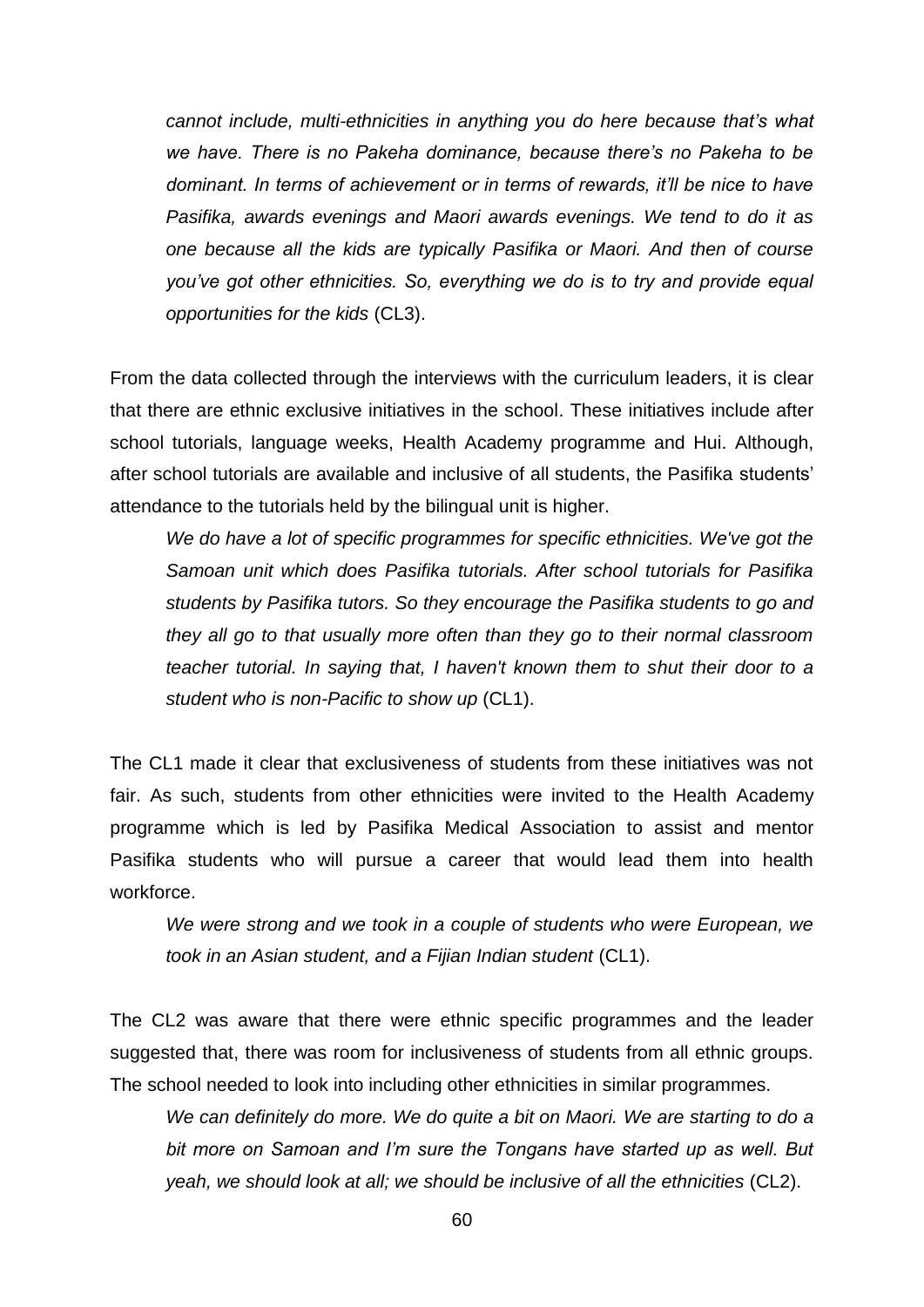*cannot include, multi-ethnicities in anything you do here because that's what we have. There is no Pakeha dominance, because there's no Pakeha to be dominant. In terms of achievement or in terms of rewards, it'll be nice to have Pasifika, awards evenings and Maori awards evenings. We tend to do it as one because all the kids are typically Pasifika or Maori. And then of course you've got other ethnicities. So, everything we do is to try and provide equal opportunities for the kids* (CL3).

From the data collected through the interviews with the curriculum leaders, it is clear that there are ethnic exclusive initiatives in the school. These initiatives include after school tutorials, language weeks, Health Academy programme and Hui. Although, after school tutorials are available and inclusive of all students, the Pasifika students' attendance to the tutorials held by the bilingual unit is higher.

*We do have a lot of specific programmes for specific ethnicities. We've got the Samoan unit which does Pasifika tutorials. After school tutorials for Pasifika students by Pasifika tutors. So they encourage the Pasifika students to go and they all go to that usually more often than they go to their normal classroom teacher tutorial. In saying that, I haven't known them to shut their door to a student who is non-Pacific to show up* (CL1).

The CL1 made it clear that exclusiveness of students from these initiatives was not fair. As such, students from other ethnicities were invited to the Health Academy programme which is led by Pasifika Medical Association to assist and mentor Pasifika students who will pursue a career that would lead them into health workforce.

*We were strong and we took in a couple of students who were European, we took in an Asian student, and a Fijian Indian student* (CL1).

The CL2 was aware that there were ethnic specific programmes and the leader suggested that, there was room for inclusiveness of students from all ethnic groups. The school needed to look into including other ethnicities in similar programmes.

*We can definitely do more. We do quite a bit on Maori. We are starting to do a bit more on Samoan and I'm sure the Tongans have started up as well. But yeah, we should look at all; we should be inclusive of all the ethnicities* (CL2).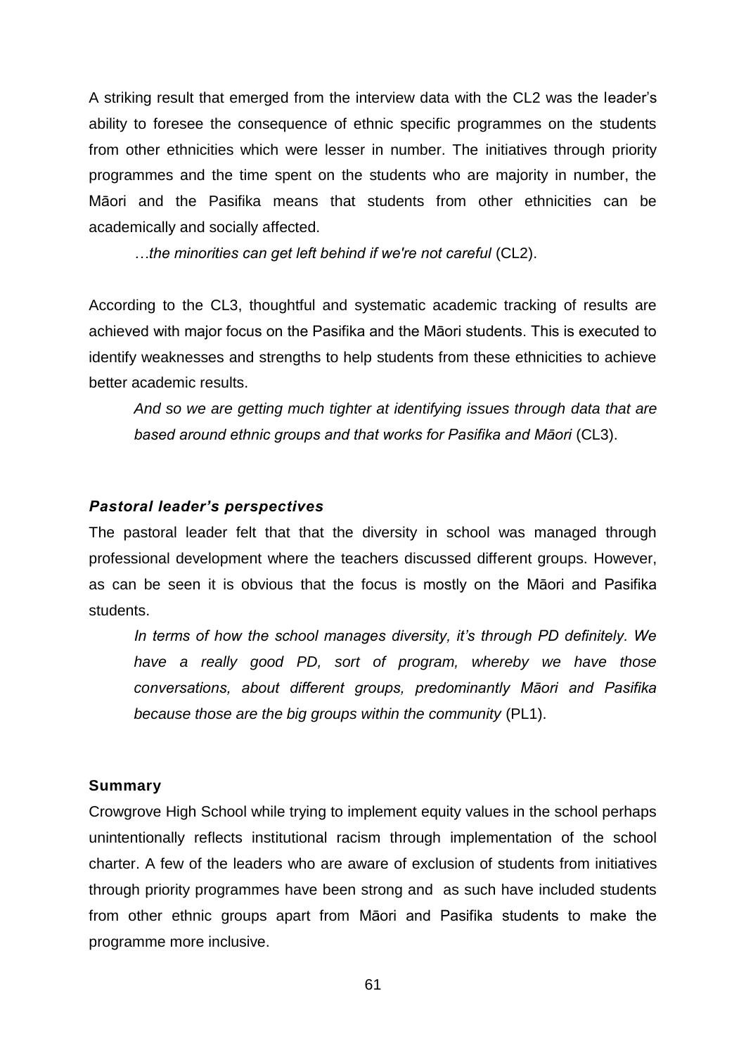A striking result that emerged from the interview data with the CL2 was the leader's ability to foresee the consequence of ethnic specific programmes on the students from other ethnicities which were lesser in number. The initiatives through priority programmes and the time spent on the students who are majority in number, the Māori and the Pasifika means that students from other ethnicities can be academically and socially affected.

> *…the minorities can get left behind if we're not careful* (CL2).

According to the CL3, thoughtful and systematic academic tracking of results are achieved with major focus on the Pasifika and the Māori students. This is executed to identify weaknesses and strengths to help students from these ethnicities to achieve better academic results.

> *And so we are getting much tighter at identifying issues through data that are based around ethnic groups and that works for Pasifika and Māori* (CL3).

#### *Pastoral leader's perspectives*

The pastoral leader felt that that the diversity in school was managed through professional development where the teachers discussed different groups. However, as can be seen it is obvious that the focus is mostly on the Māori and Pasifika students.

> *In terms of how the school manages diversity, it's through PD definitely. We have a really good PD, sort of program, whereby we have those conversations, about different groups, predominantly Māori and Pasifika because those are the big groups within the community* (PL1).

#### **Summary**

Crowgrove High School while trying to implement equity values in the school perhaps unintentionally reflects institutional racism through implementation of the school charter. A few of the leaders who are aware of exclusion of students from initiatives through priority programmes have been strong and as such have included students from other ethnic groups apart from Māori and Pasifika students to make the programme more inclusive.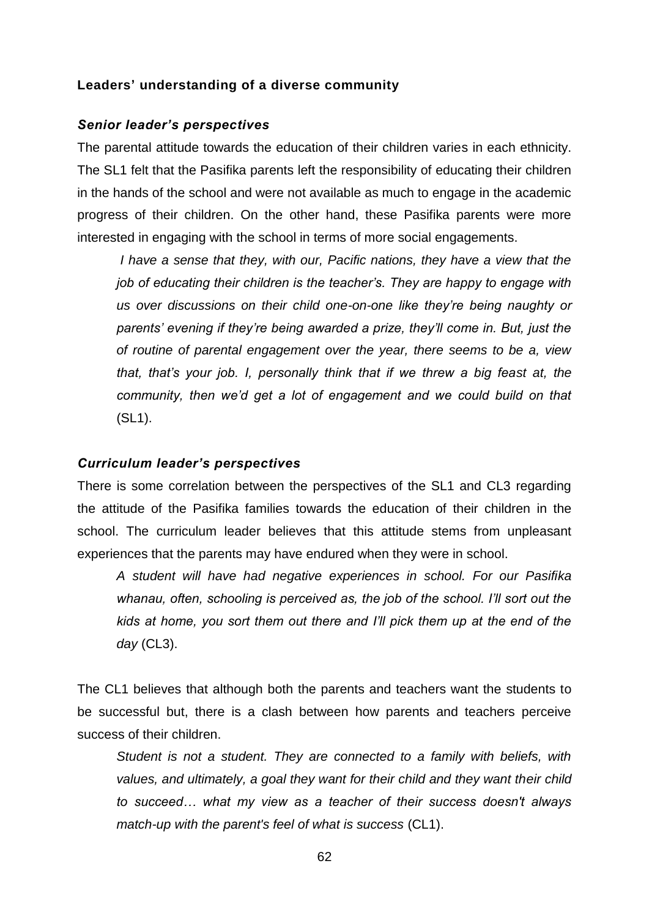**Leaders' understanding of a diverse community**

***Senior leader's perspectives***

The parental attitude towards the education of their children varies in each ethnicity. The SL1 felt that the Pasifika parents left the responsibility of educating their children in the hands of the school and were not available as much to engage in the academic progress of their children. On the other hand, these Pasifika parents were more interested in engaging with the school in terms of more social engagements.

> *I have a sense that they, with our, Pacific nations, they have a view that the job of educating their children is the teacher's. They are happy to engage with us over discussions on their child one-on-one like they're being naughty or parents' evening if they're being awarded a prize, they'll come in. But, just the of routine of parental engagement over the year, there seems to be a, view that, that's your job. I, personally think that if we threw a big feast at, the community, then we'd get a lot of engagement and we could build on that* (SL1).

***Curriculum leader's perspectives***

There is some correlation between the perspectives of the SL1 and CL3 regarding the attitude of the Pasifika families towards the education of their children in the school. The curriculum leader believes that this attitude stems from unpleasant experiences that the parents may have endured when they were in school.

> *A student will have had negative experiences in school. For our Pasifika whanau, often, schooling is perceived as, the job of the school. I'll sort out the kids at home, you sort them out there and I'll pick them up at the end of the day* (CL3).

The CL1 believes that although both the parents and teachers want the students to be successful but, there is a clash between how parents and teachers perceive success of their children.

> *Student is not a student. They are connected to a family with beliefs, with values, and ultimately, a goal they want for their child and they want their child to succeed… what my view as a teacher of their success doesn't always match-up with the parent's feel of what is success* (CL1).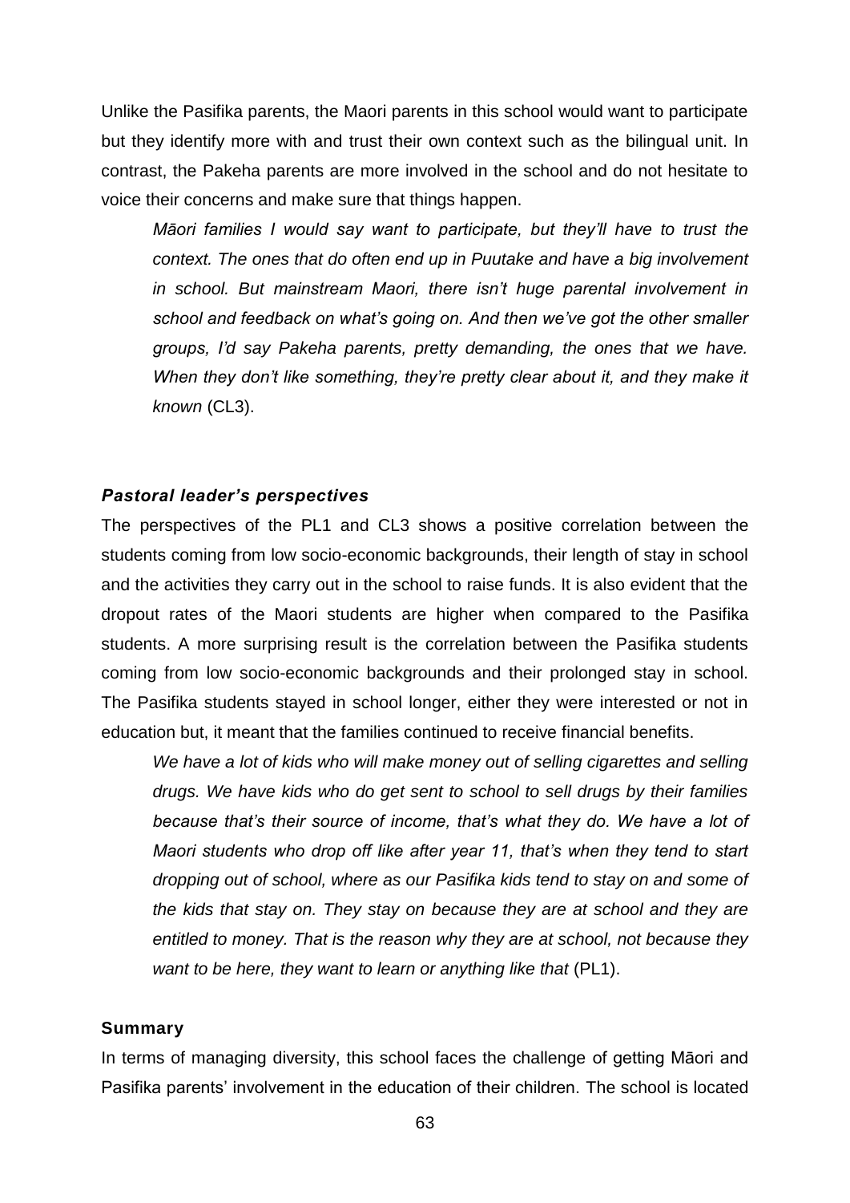Unlike the Pasifika parents, the Maori parents in this school would want to participate but they identify more with and trust their own context such as the bilingual unit. In contrast, the Pakeha parents are more involved in the school and do not hesitate to voice their concerns and make sure that things happen.

> *Māori families I would say want to participate, but they'll have to trust the context. The ones that do often end up in Puutake and have a big involvement in school. But mainstream Maori, there isn't huge parental involvement in school and feedback on what's going on. And then we've got the other smaller groups, I'd say Pakeha parents, pretty demanding, the ones that we have. When they don't like something, they're pretty clear about it, and they make it known* (CL3).

### *Pastoral leader's perspectives*

The perspectives of the PL1 and CL3 shows a positive correlation between the students coming from low socio-economic backgrounds, their length of stay in school and the activities they carry out in the school to raise funds. It is also evident that the dropout rates of the Maori students are higher when compared to the Pasifika students. A more surprising result is the correlation between the Pasifika students coming from low socio-economic backgrounds and their prolonged stay in school. The Pasifika students stayed in school longer, either they were interested or not in education but, it meant that the families continued to receive financial benefits.

> *We have a lot of kids who will make money out of selling cigarettes and selling drugs. We have kids who do get sent to school to sell drugs by their families because that's their source of income, that's what they do. We have a lot of Maori students who drop off like after year 11, that's when they tend to start dropping out of school, where as our Pasifika kids tend to stay on and some of the kids that stay on. They stay on because they are at school and they are entitled to money. That is the reason why they are at school, not because they want to be here, they want to learn or anything like that* (PL1).

### **Summary**

In terms of managing diversity, this school faces the challenge of getting Māori and Pasifika parents' involvement in the education of their children. The school is located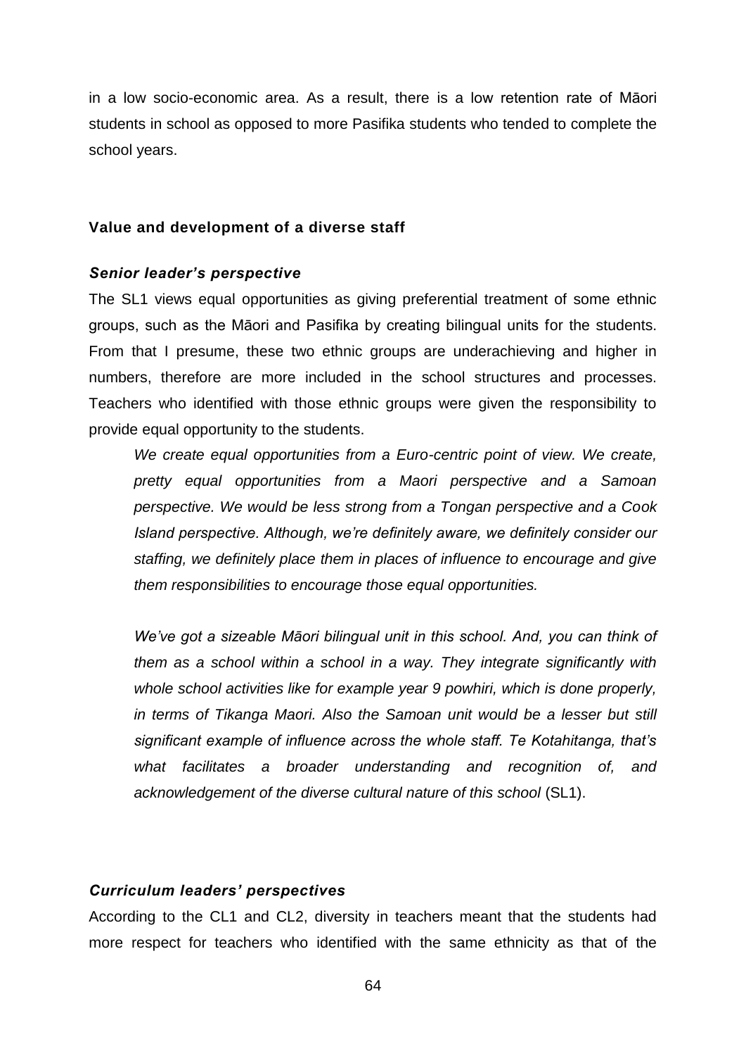in a low socio-economic area. As a result, there is a low retention rate of Māori students in school as opposed to more Pasifika students who tended to complete the school years.

### Value and development of a diverse staff

#### *Senior leader's perspective*

The SL1 views equal opportunities as giving preferential treatment of some ethnic groups, such as the Māori and Pasifika by creating bilingual units for the students. From that I presume, these two ethnic groups are underachieving and higher in numbers, therefore are more included in the school structures and processes. Teachers who identified with those ethnic groups were given the responsibility to provide equal opportunity to the students.

> *We create equal opportunities from a Euro-centric point of view. We create, pretty equal opportunities from a Maori perspective and a Samoan perspective. We would be less strong from a Tongan perspective and a Cook Island perspective. Although, we're definitely aware, we definitely consider our staffing, we definitely place them in places of influence to encourage and give them responsibilities to encourage those equal opportunities.*
>
> *We've got a sizeable Māori bilingual unit in this school. And, you can think of them as a school within a school in a way. They integrate significantly with whole school activities like for example year 9 powhiri, which is done properly, in terms of Tikanga Maori. Also the Samoan unit would be a lesser but still significant example of influence across the whole staff. Te Kotahitanga, that's what facilitates a broader understanding and recognition of, and acknowledgement of the diverse cultural nature of this school* (SL1).

#### *Curriculum leaders' perspectives*

According to the CL1 and CL2, diversity in teachers meant that the students had more respect for teachers who identified with the same ethnicity as that of the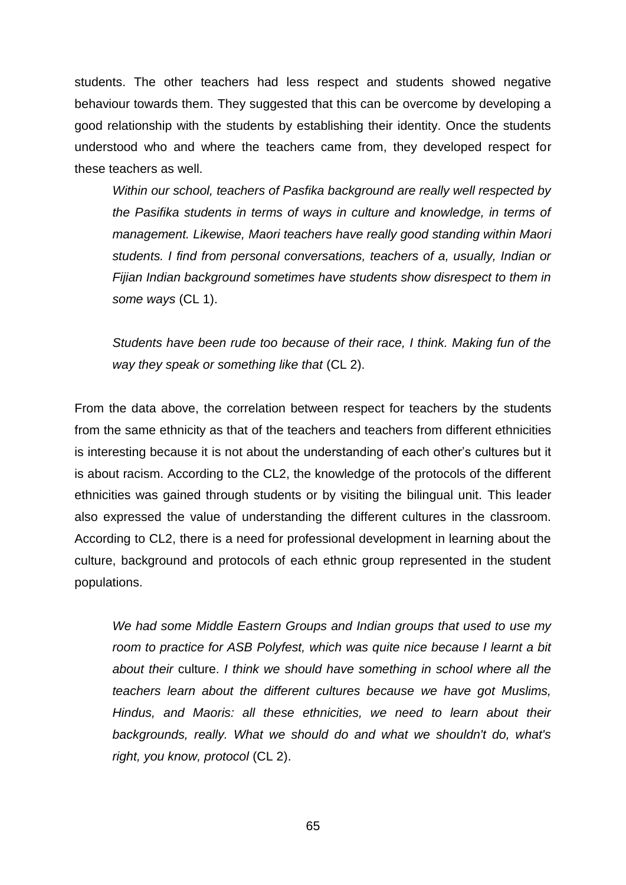students. The other teachers had less respect and students showed negative behaviour towards them. They suggested that this can be overcome by developing a good relationship with the students by establishing their identity. Once the students understood who and where the teachers came from, they developed respect for these teachers as well.

> *Within our school, teachers of Pasfika background are really well respected by the Pasifika students in terms of ways in culture and knowledge, in terms of management. Likewise, Maori teachers have really good standing within Maori students. I find from personal conversations, teachers of a, usually, Indian or Fijian Indian background sometimes have students show disrespect to them in some ways* (CL 1).
>
> *Students have been rude too because of their race, I think. Making fun of the way they speak or something like that* (CL 2).

From the data above, the correlation between respect for teachers by the students from the same ethnicity as that of the teachers and teachers from different ethnicities is interesting because it is not about the understanding of each other's cultures but it is about racism. According to the CL2, the knowledge of the protocols of the different ethnicities was gained through students or by visiting the bilingual unit. This leader also expressed the value of understanding the different cultures in the classroom. According to CL2, there is a need for professional development in learning about the culture, background and protocols of each ethnic group represented in the student populations.

> *We had some Middle Eastern Groups and Indian groups that used to use my room to practice for ASB Polyfest, which was quite nice because I learnt a bit about their* culture. *I think we should have something in school where all the teachers learn about the different cultures because we have got Muslims, Hindus, and Maoris: all these ethnicities, we need to learn about their backgrounds, really. What we should do and what we shouldn't do, what's right, you know, protocol* (CL 2).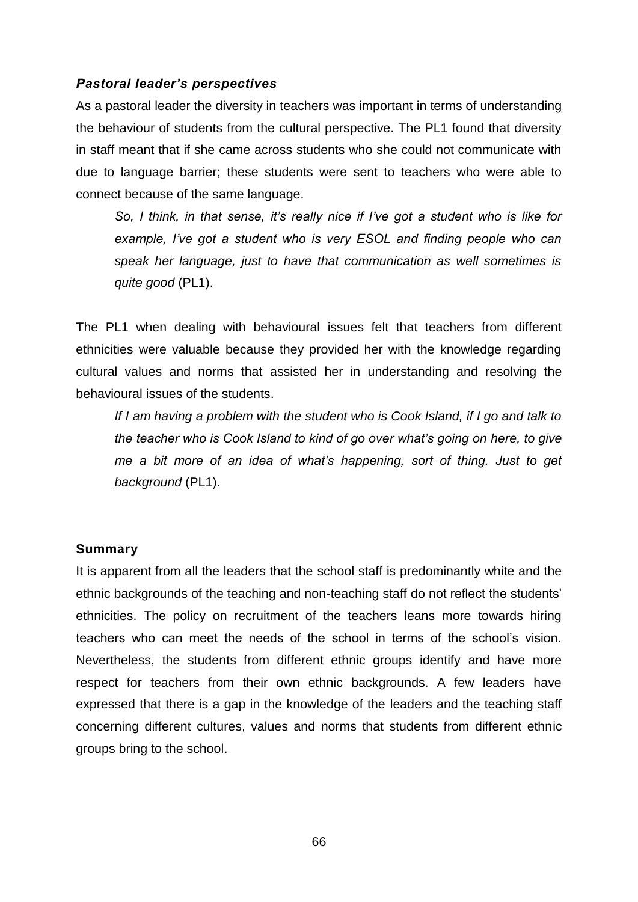### *Pastoral leader's perspectives*

As a pastoral leader the diversity in teachers was important in terms of understanding the behaviour of students from the cultural perspective. The PL1 found that diversity in staff meant that if she came across students who she could not communicate with due to language barrier; these students were sent to teachers who were able to connect because of the same language.

> *So, I think, in that sense, it's really nice if I've got a student who is like for example, I've got a student who is very ESOL and finding people who can speak her language, just to have that communication as well sometimes is quite good* (PL1).

The PL1 when dealing with behavioural issues felt that teachers from different ethnicities were valuable because they provided her with the knowledge regarding cultural values and norms that assisted her in understanding and resolving the behavioural issues of the students.

> *If I am having a problem with the student who is Cook Island, if I go and talk to the teacher who is Cook Island to kind of go over what's going on here, to give me a bit more of an idea of what's happening, sort of thing. Just to get background* (PL1).

### Summary

It is apparent from all the leaders that the school staff is predominantly white and the ethnic backgrounds of the teaching and non-teaching staff do not reflect the students' ethnicities. The policy on recruitment of the teachers leans more towards hiring teachers who can meet the needs of the school in terms of the school's vision. Nevertheless, the students from different ethnic groups identify and have more respect for teachers from their own ethnic backgrounds. A few leaders have expressed that there is a gap in the knowledge of the leaders and the teaching staff concerning different cultures, values and norms that students from different ethnic groups bring to the school.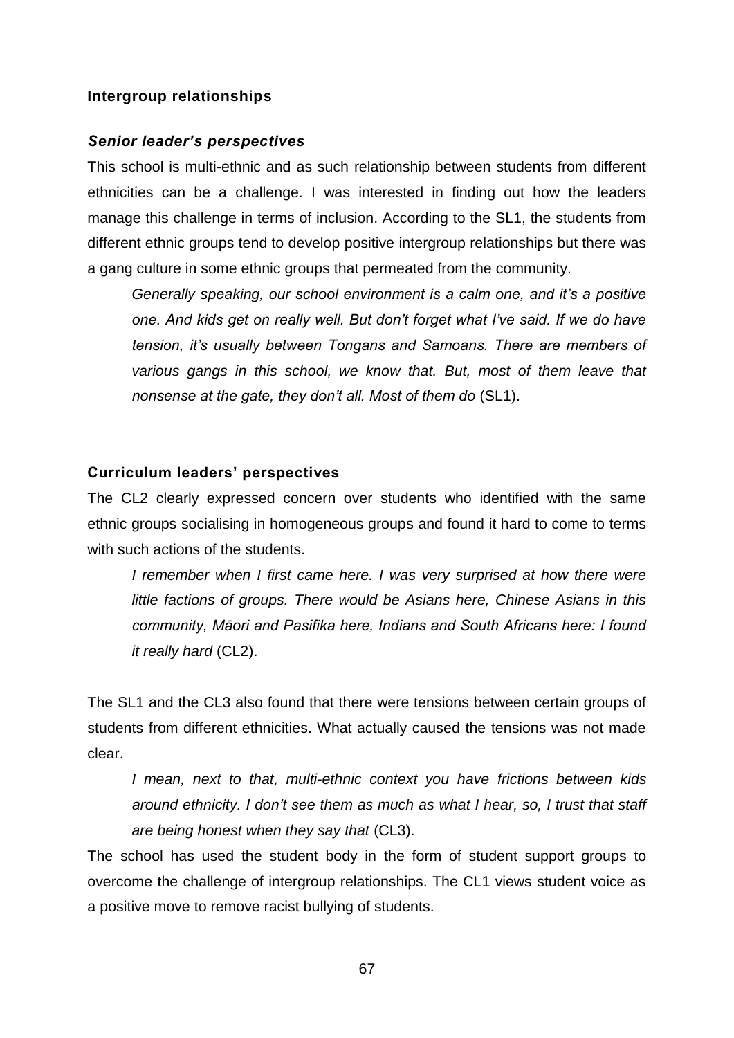**Intergroup relationships**

***Senior leader's perspectives***

This school is multi-ethnic and as such relationship between students from different ethnicities can be a challenge. I was interested in finding out how the leaders manage this challenge in terms of inclusion. According to the SL1, the students from different ethnic groups tend to develop positive intergroup relationships but there was a gang culture in some ethnic groups that permeated from the community.

> *Generally speaking, our school environment is a calm one, and it's a positive one. And kids get on really well. But don't forget what I've said. If we do have tension, it's usually between Tongans and Samoans. There are members of various gangs in this school, we know that. But, most of them leave that nonsense at the gate, they don't all. Most of them do* (SL1).

**Curriculum leaders' perspectives**

The CL2 clearly expressed concern over students who identified with the same ethnic groups socialising in homogeneous groups and found it hard to come to terms with such actions of the students.

> *I remember when I first came here. I was very surprised at how there were little factions of groups. There would be Asians here, Chinese Asians in this community, Māori and Pasifika here, Indians and South Africans here: I found it really hard* (CL2).

The SL1 and the CL3 also found that there were tensions between certain groups of students from different ethnicities. What actually caused the tensions was not made clear.

> *I mean, next to that, multi-ethnic context you have frictions between kids around ethnicity. I don't see them as much as what I hear, so, I trust that staff are being honest when they say that* (CL3).

The school has used the student body in the form of student support groups to overcome the challenge of intergroup relationships. The CL1 views student voice as a positive move to remove racist bullying of students.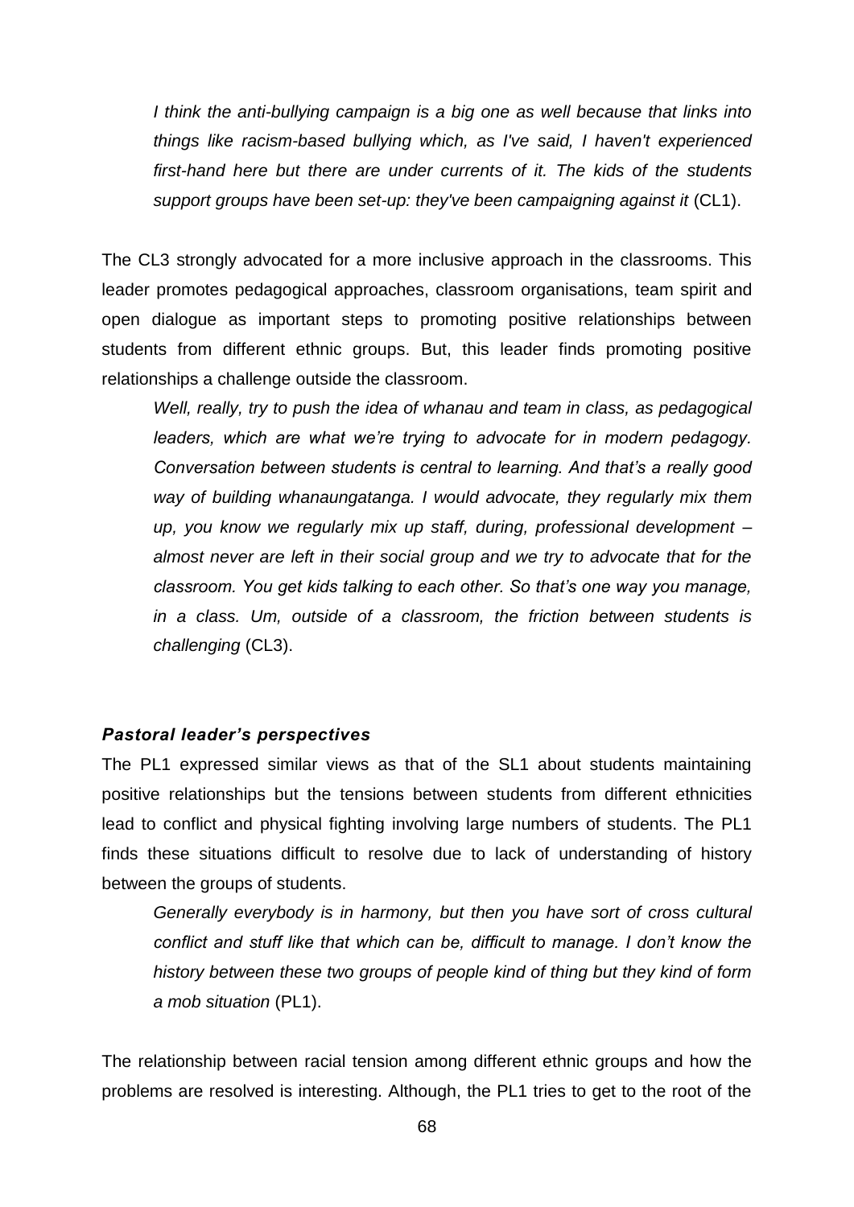*I think the anti-bullying campaign is a big one as well because that links into things like racism-based bullying which, as I've said, I haven't experienced first-hand here but there are under currents of it. The kids of the students support groups have been set-up: they've been campaigning against it* (CL1).

The CL3 strongly advocated for a more inclusive approach in the classrooms. This leader promotes pedagogical approaches, classroom organisations, team spirit and open dialogue as important steps to promoting positive relationships between students from different ethnic groups. But, this leader finds promoting positive relationships a challenge outside the classroom.

*Well, really, try to push the idea of whanau and team in class, as pedagogical leaders, which are what we're trying to advocate for in modern pedagogy. Conversation between students is central to learning. And that's a really good way of building whanaungatanga. I would advocate, they regularly mix them up, you know we regularly mix up staff, during, professional development – almost never are left in their social group and we try to advocate that for the classroom. You get kids talking to each other. So that's one way you manage, in a class. Um, outside of a classroom, the friction between students is challenging* (CL3).

### *Pastoral leader's perspectives*

The PL1 expressed similar views as that of the SL1 about students maintaining positive relationships but the tensions between students from different ethnicities lead to conflict and physical fighting involving large numbers of students. The PL1 finds these situations difficult to resolve due to lack of understanding of history between the groups of students.

*Generally everybody is in harmony, but then you have sort of cross cultural conflict and stuff like that which can be, difficult to manage. I don't know the history between these two groups of people kind of thing but they kind of form a mob situation* (PL1).

The relationship between racial tension among different ethnic groups and how the problems are resolved is interesting. Although, the PL1 tries to get to the root of the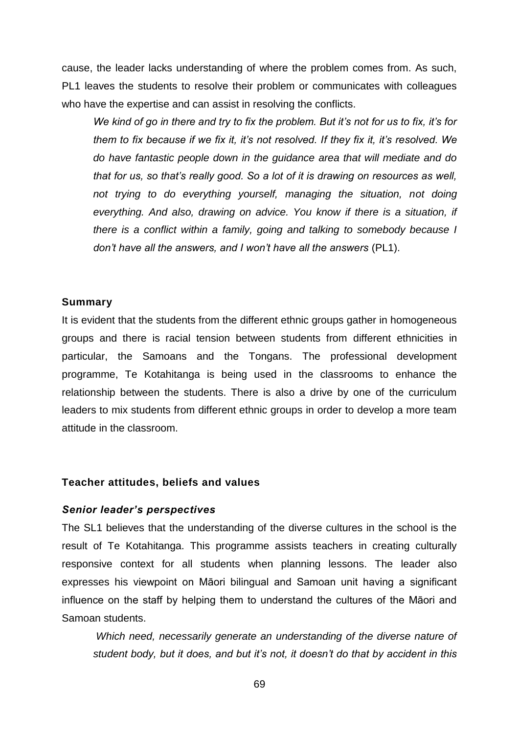cause, the leader lacks understanding of where the problem comes from. As such, PL1 leaves the students to resolve their problem or communicates with colleagues who have the expertise and can assist in resolving the conflicts.

> *We kind of go in there and try to fix the problem. But it's not for us to fix, it's for them to fix because if we fix it, it's not resolved. If they fix it, it's resolved. We do have fantastic people down in the guidance area that will mediate and do that for us, so that's really good. So a lot of it is drawing on resources as well, not trying to do everything yourself, managing the situation, not doing everything. And also, drawing on advice. You know if there is a situation, if there is a conflict within a family, going and talking to somebody because I don't have all the answers, and I won't have all the answers* (PL1).

### Summary

It is evident that the students from the different ethnic groups gather in homogeneous groups and there is racial tension between students from different ethnicities in particular, the Samoans and the Tongans. The professional development programme, Te Kotahitanga is being used in the classrooms to enhance the relationship between the students. There is also a drive by one of the curriculum leaders to mix students from different ethnic groups in order to develop a more team attitude in the classroom.

### Teacher attitudes, beliefs and values

#### *Senior leader's perspectives*

The SL1 believes that the understanding of the diverse cultures in the school is the result of Te Kotahitanga. This programme assists teachers in creating culturally responsive context for all students when planning lessons. The leader also expresses his viewpoint on Māori bilingual and Samoan unit having a significant influence on the staff by helping them to understand the cultures of the Māori and Samoan students.

> *Which need, necessarily generate an understanding of the diverse nature of student body, but it does, and but it's not, it doesn't do that by accident in this*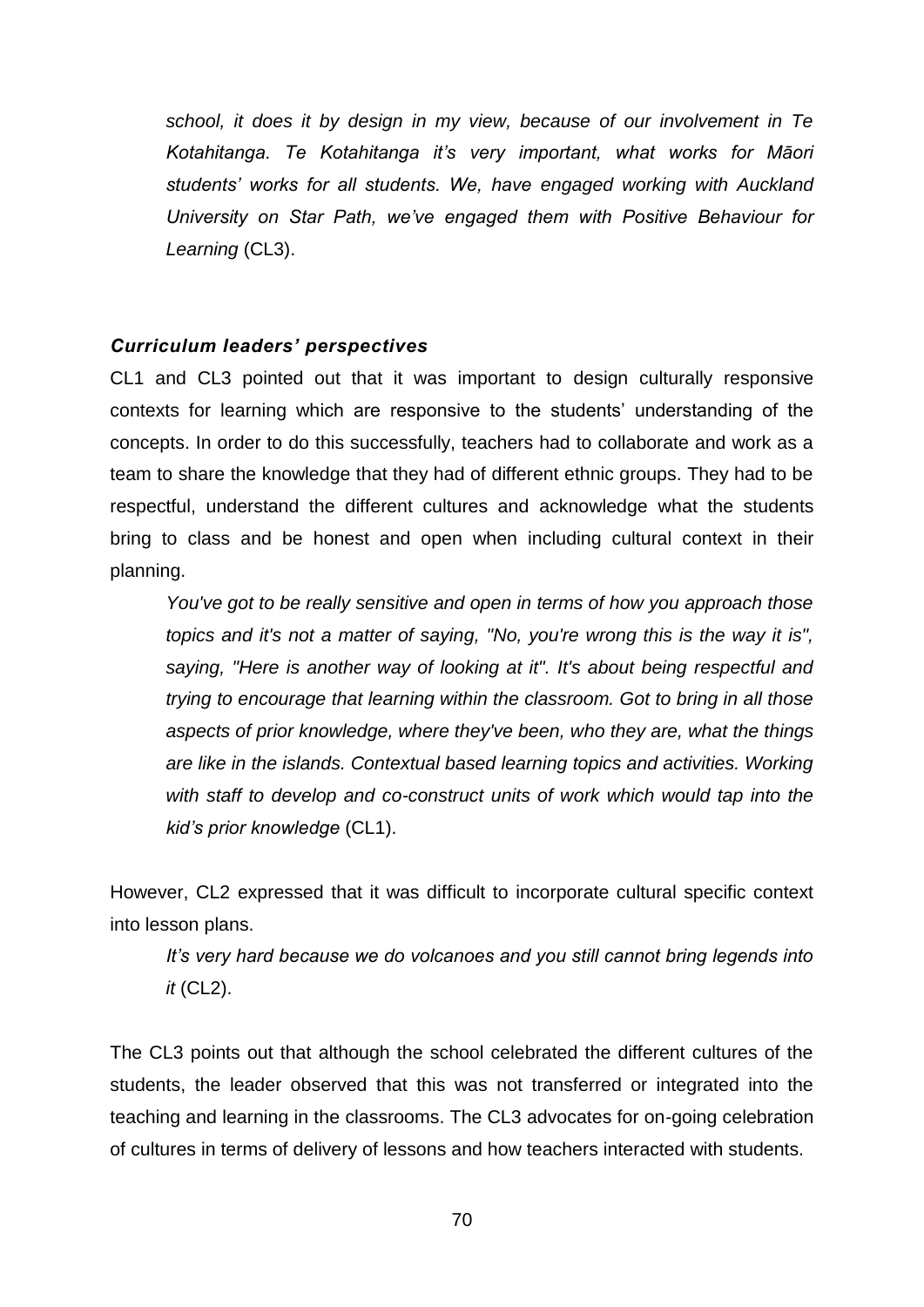*school, it does it by design in my view, because of our involvement in Te Kotahitanga. Te Kotahitanga it's very important, what works for Māori students' works for all students. We, have engaged working with Auckland University on Star Path, we've engaged them with Positive Behaviour for Learning* (CL3).

### *Curriculum leaders' perspectives*

CL1 and CL3 pointed out that it was important to design culturally responsive contexts for learning which are responsive to the students' understanding of the concepts. In order to do this successfully, teachers had to collaborate and work as a team to share the knowledge that they had of different ethnic groups. They had to be respectful, understand the different cultures and acknowledge what the students bring to class and be honest and open when including cultural context in their planning.

> *You've got to be really sensitive and open in terms of how you approach those topics and it's not a matter of saying, "No, you're wrong this is the way it is", saying, "Here is another way of looking at it". It's about being respectful and trying to encourage that learning within the classroom. Got to bring in all those aspects of prior knowledge, where they've been, who they are, what the things are like in the islands. Contextual based learning topics and activities. Working with staff to develop and co-construct units of work which would tap into the kid's prior knowledge* (CL1).

However, CL2 expressed that it was difficult to incorporate cultural specific context into lesson plans.

> *It's very hard because we do volcanoes and you still cannot bring legends into it* (CL2).

The CL3 points out that although the school celebrated the different cultures of the students, the leader observed that this was not transferred or integrated into the teaching and learning in the classrooms. The CL3 advocates for on-going celebration of cultures in terms of delivery of lessons and how teachers interacted with students.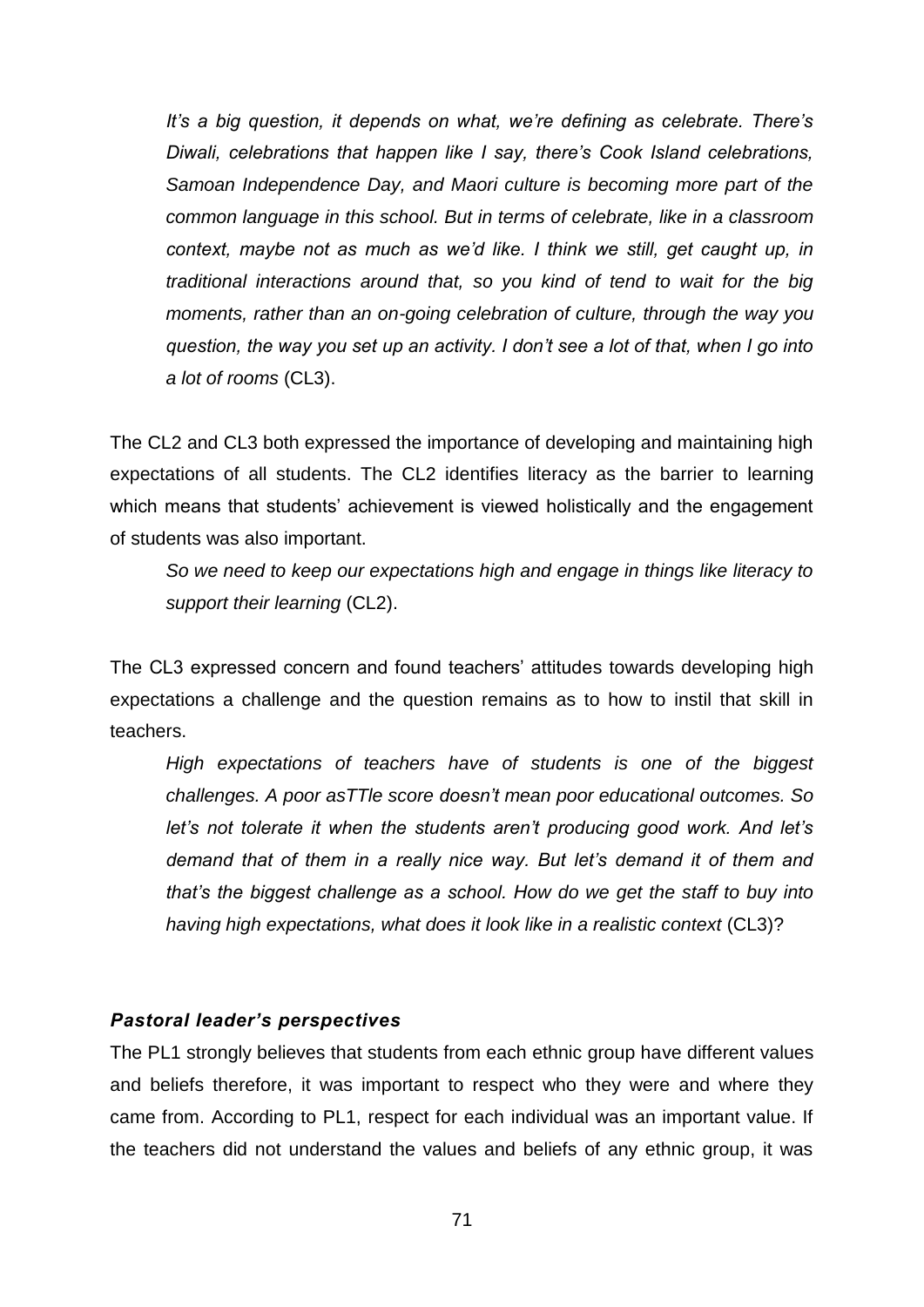*It's a big question, it depends on what, we're defining as celebrate. There's Diwali, celebrations that happen like I say, there's Cook Island celebrations, Samoan Independence Day, and Maori culture is becoming more part of the common language in this school. But in terms of celebrate, like in a classroom context, maybe not as much as we'd like. I think we still, get caught up, in traditional interactions around that, so you kind of tend to wait for the big moments, rather than an on-going celebration of culture, through the way you question, the way you set up an activity. I don't see a lot of that, when I go into a lot of rooms* (CL3).

The CL2 and CL3 both expressed the importance of developing and maintaining high expectations of all students. The CL2 identifies literacy as the barrier to learning which means that students' achievement is viewed holistically and the engagement of students was also important.

*So we need to keep our expectations high and engage in things like literacy to support their learning* (CL2).

The CL3 expressed concern and found teachers' attitudes towards developing high expectations a challenge and the question remains as to how to instil that skill in teachers.

*High expectations of teachers have of students is one of the biggest challenges. A poor asTTle score doesn't mean poor educational outcomes. So let's not tolerate it when the students aren't producing good work. And let's demand that of them in a really nice way. But let's demand it of them and that's the biggest challenge as a school. How do we get the staff to buy into having high expectations, what does it look like in a realistic context* (CL3)?

### ***Pastoral leader's perspectives***

The PL1 strongly believes that students from each ethnic group have different values and beliefs therefore, it was important to respect who they were and where they came from. According to PL1, respect for each individual was an important value. If the teachers did not understand the values and beliefs of any ethnic group, it was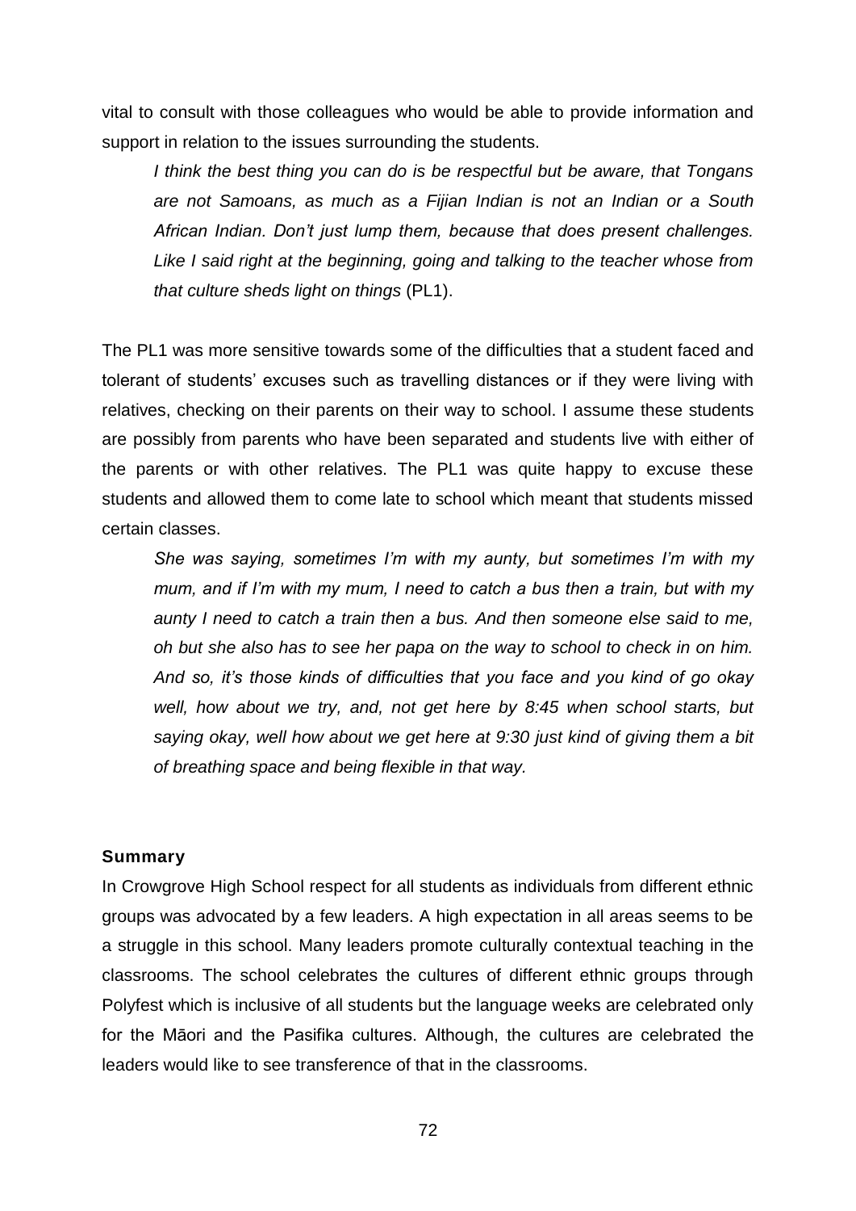vital to consult with those colleagues who would be able to provide information and support in relation to the issues surrounding the students.

> *I think the best thing you can do is be respectful but be aware, that Tongans are not Samoans, as much as a Fijian Indian is not an Indian or a South African Indian. Don't just lump them, because that does present challenges. Like I said right at the beginning, going and talking to the teacher whose from that culture sheds light on things* (PL1).

The PL1 was more sensitive towards some of the difficulties that a student faced and tolerant of students' excuses such as travelling distances or if they were living with relatives, checking on their parents on their way to school. I assume these students are possibly from parents who have been separated and students live with either of the parents or with other relatives. The PL1 was quite happy to excuse these students and allowed them to come late to school which meant that students missed certain classes.

> *She was saying, sometimes I'm with my aunty, but sometimes I'm with my mum, and if I'm with my mum, I need to catch a bus then a train, but with my aunty I need to catch a train then a bus. And then someone else said to me, oh but she also has to see her papa on the way to school to check in on him. And so, it's those kinds of difficulties that you face and you kind of go okay well, how about we try, and, not get here by 8:45 when school starts, but saying okay, well how about we get here at 9:30 just kind of giving them a bit of breathing space and being flexible in that way.*

### Summary

In Crowgrove High School respect for all students as individuals from different ethnic groups was advocated by a few leaders. A high expectation in all areas seems to be a struggle in this school. Many leaders promote culturally contextual teaching in the classrooms. The school celebrates the cultures of different ethnic groups through Polyfest which is inclusive of all students but the language weeks are celebrated only for the Māori and the Pasifika cultures. Although, the cultures are celebrated the leaders would like to see transference of that in the classrooms.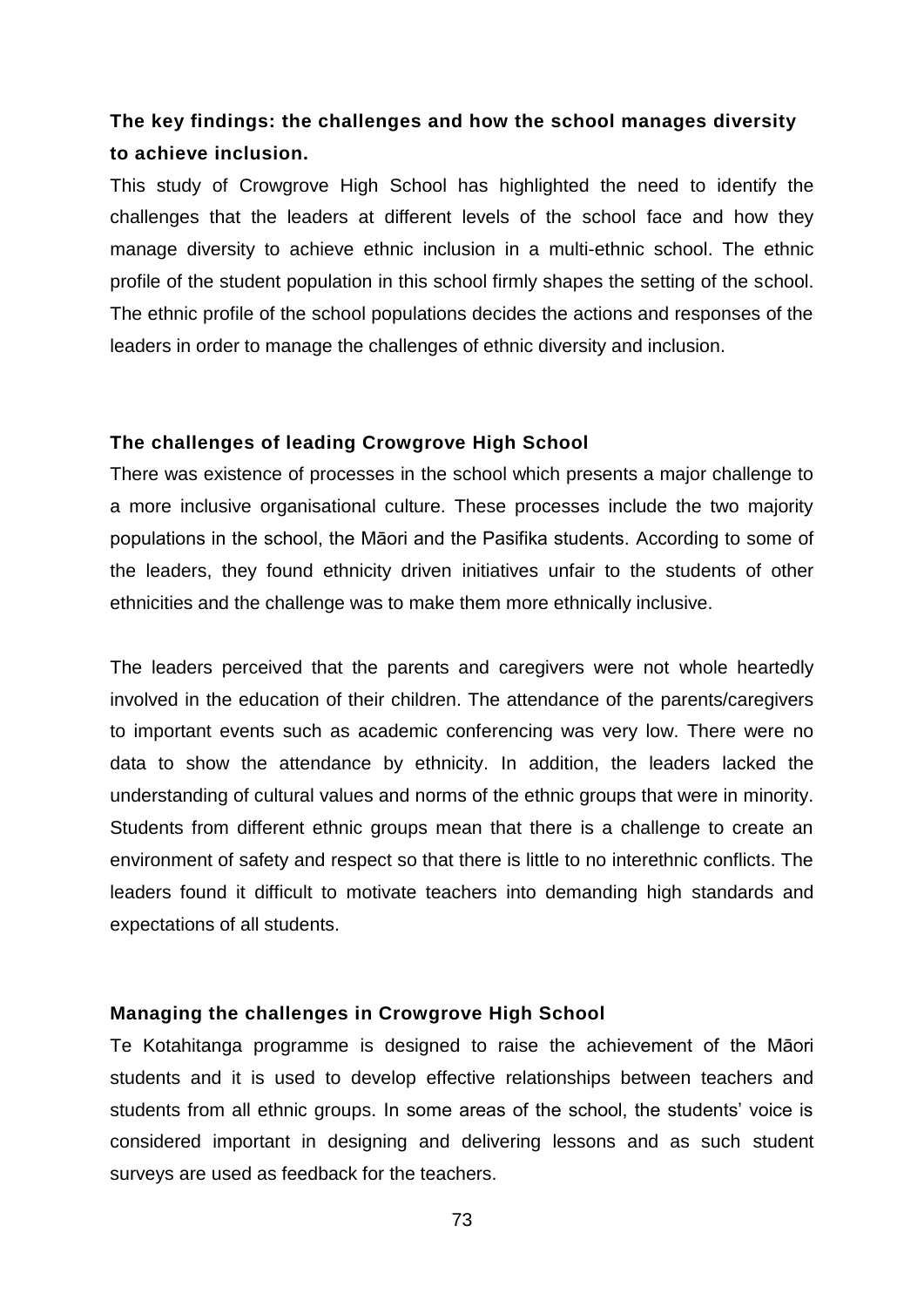### The key findings: the challenges and how the school manages diversity to achieve inclusion.

This study of Crowgrove High School has highlighted the need to identify the challenges that the leaders at different levels of the school face and how they manage diversity to achieve ethnic inclusion in a multi-ethnic school. The ethnic profile of the student population in this school firmly shapes the setting of the school. The ethnic profile of the school populations decides the actions and responses of the leaders in order to manage the challenges of ethnic diversity and inclusion.

### The challenges of leading Crowgrove High School

There was existence of processes in the school which presents a major challenge to a more inclusive organisational culture. These processes include the two majority populations in the school, the Māori and the Pasifika students. According to some of the leaders, they found ethnicity driven initiatives unfair to the students of other ethnicities and the challenge was to make them more ethnically inclusive.

The leaders perceived that the parents and caregivers were not whole heartedly involved in the education of their children. The attendance of the parents/caregivers to important events such as academic conferencing was very low. There were no data to show the attendance by ethnicity. In addition, the leaders lacked the understanding of cultural values and norms of the ethnic groups that were in minority. Students from different ethnic groups mean that there is a challenge to create an environment of safety and respect so that there is little to no interethnic conflicts. The leaders found it difficult to motivate teachers into demanding high standards and expectations of all students.

### Managing the challenges in Crowgrove High School

Te Kotahitanga programme is designed to raise the achievement of the Māori students and it is used to develop effective relationships between teachers and students from all ethnic groups. In some areas of the school, the students' voice is considered important in designing and delivering lessons and as such student surveys are used as feedback for the teachers.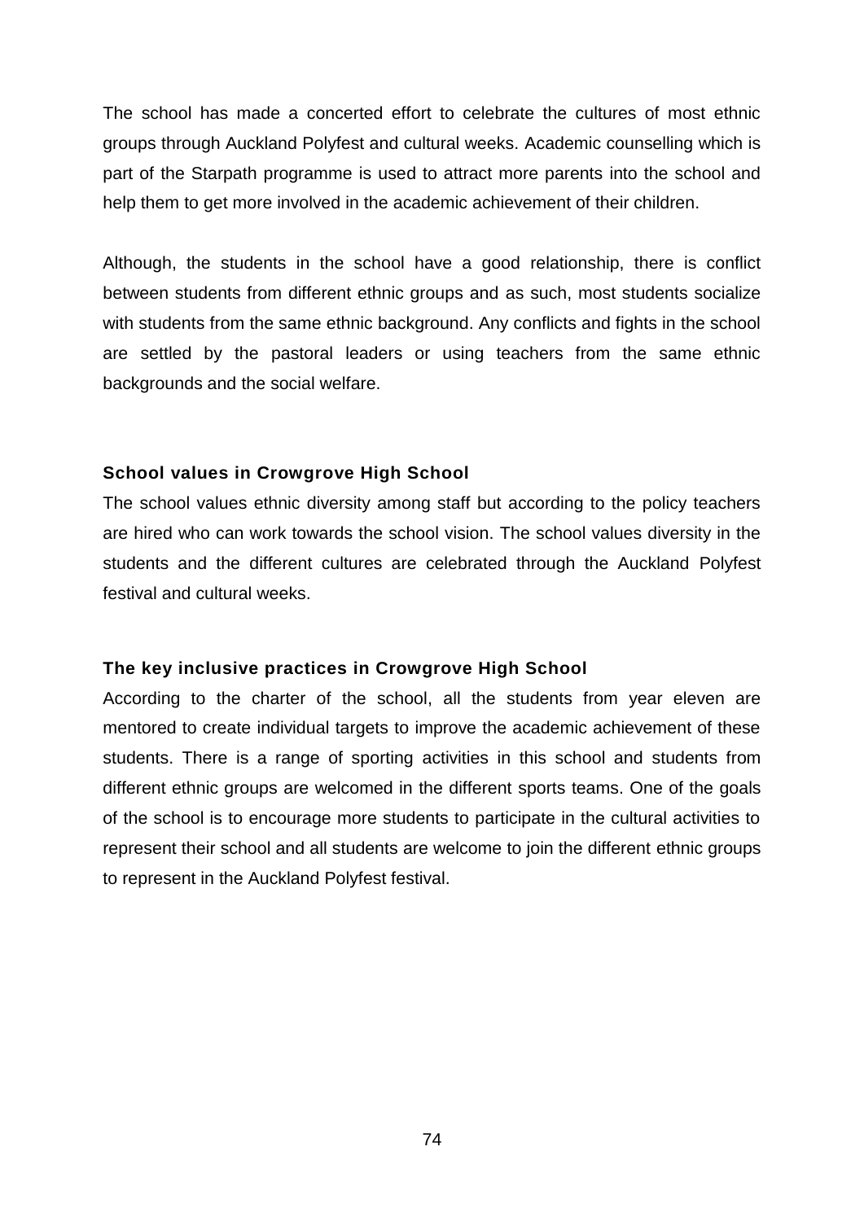The school has made a concerted effort to celebrate the cultures of most ethnic groups through Auckland Polyfest and cultural weeks. Academic counselling which is part of the Starpath programme is used to attract more parents into the school and help them to get more involved in the academic achievement of their children.

Although, the students in the school have a good relationship, there is conflict between students from different ethnic groups and as such, most students socialize with students from the same ethnic background. Any conflicts and fights in the school are settled by the pastoral leaders or using teachers from the same ethnic backgrounds and the social welfare.

### School values in Crowgrove High School

The school values ethnic diversity among staff but according to the policy teachers are hired who can work towards the school vision. The school values diversity in the students and the different cultures are celebrated through the Auckland Polyfest festival and cultural weeks.

### The key inclusive practices in Crowgrove High School

According to the charter of the school, all the students from year eleven are mentored to create individual targets to improve the academic achievement of these students. There is a range of sporting activities in this school and students from different ethnic groups are welcomed in the different sports teams. One of the goals of the school is to encourage more students to participate in the cultural activities to represent their school and all students are welcome to join the different ethnic groups to represent in the Auckland Polyfest festival.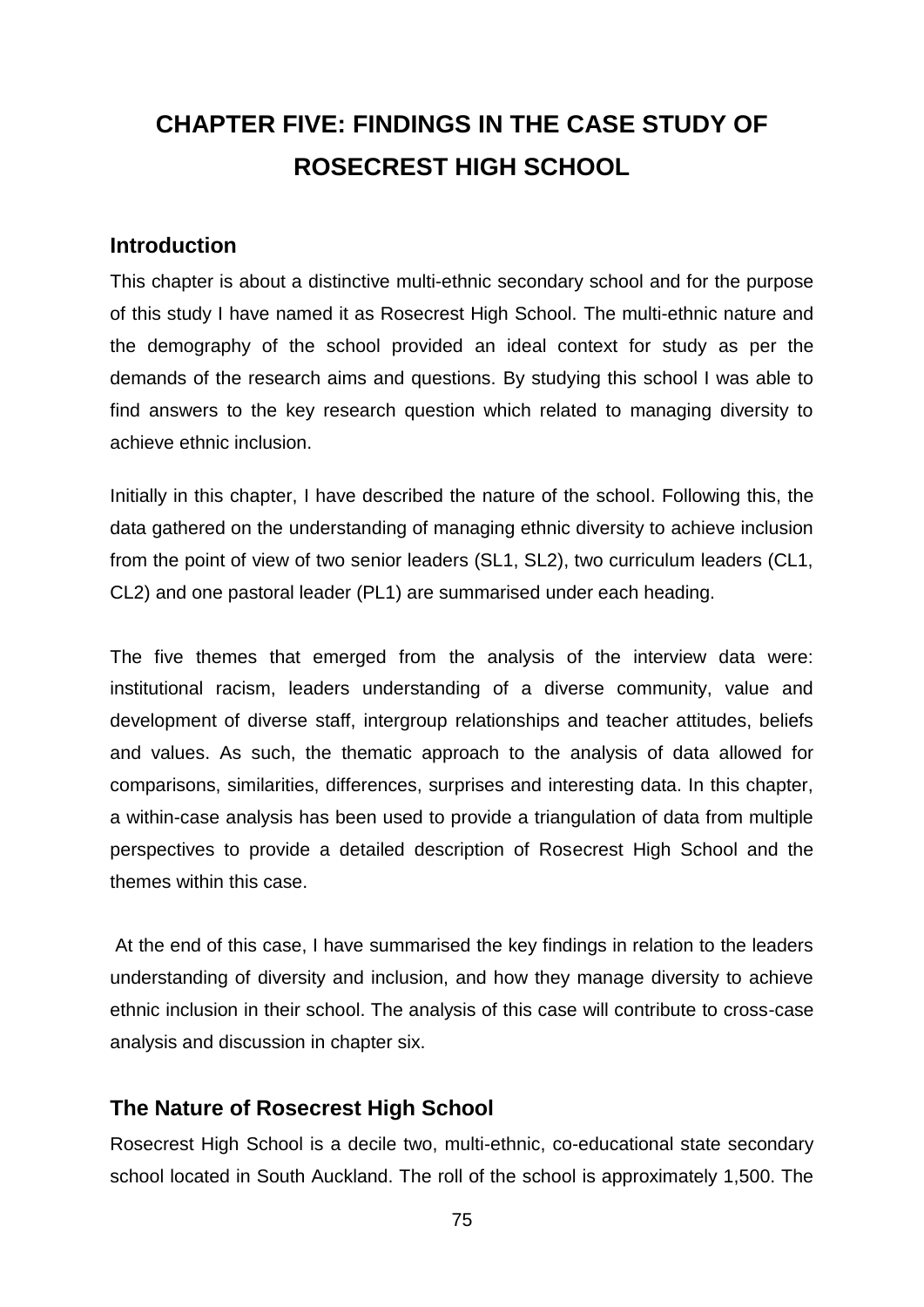# CHAPTER FIVE: FINDINGS IN THE CASE STUDY OF ROSECREST HIGH SCHOOL

## Introduction

This chapter is about a distinctive multi-ethnic secondary school and for the purpose of this study I have named it as Rosecrest High School. The multi-ethnic nature and the demography of the school provided an ideal context for study as per the demands of the research aims and questions. By studying this school I was able to find answers to the key research question which related to managing diversity to achieve ethnic inclusion.

Initially in this chapter, I have described the nature of the school. Following this, the data gathered on the understanding of managing ethnic diversity to achieve inclusion from the point of view of two senior leaders (SL1, SL2), two curriculum leaders (CL1, CL2) and one pastoral leader (PL1) are summarised under each heading.

The five themes that emerged from the analysis of the interview data were: institutional racism, leaders understanding of a diverse community, value and development of diverse staff, intergroup relationships and teacher attitudes, beliefs and values. As such, the thematic approach to the analysis of data allowed for comparisons, similarities, differences, surprises and interesting data. In this chapter, a within-case analysis has been used to provide a triangulation of data from multiple perspectives to provide a detailed description of Rosecrest High School and the themes within this case.

At the end of this case, I have summarised the key findings in relation to the leaders understanding of diversity and inclusion, and how they manage diversity to achieve ethnic inclusion in their school. The analysis of this case will contribute to cross-case analysis and discussion in chapter six.

## The Nature of Rosecrest High School

Rosecrest High School is a decile two, multi-ethnic, co-educational state secondary school located in South Auckland. The roll of the school is approximately 1,500. The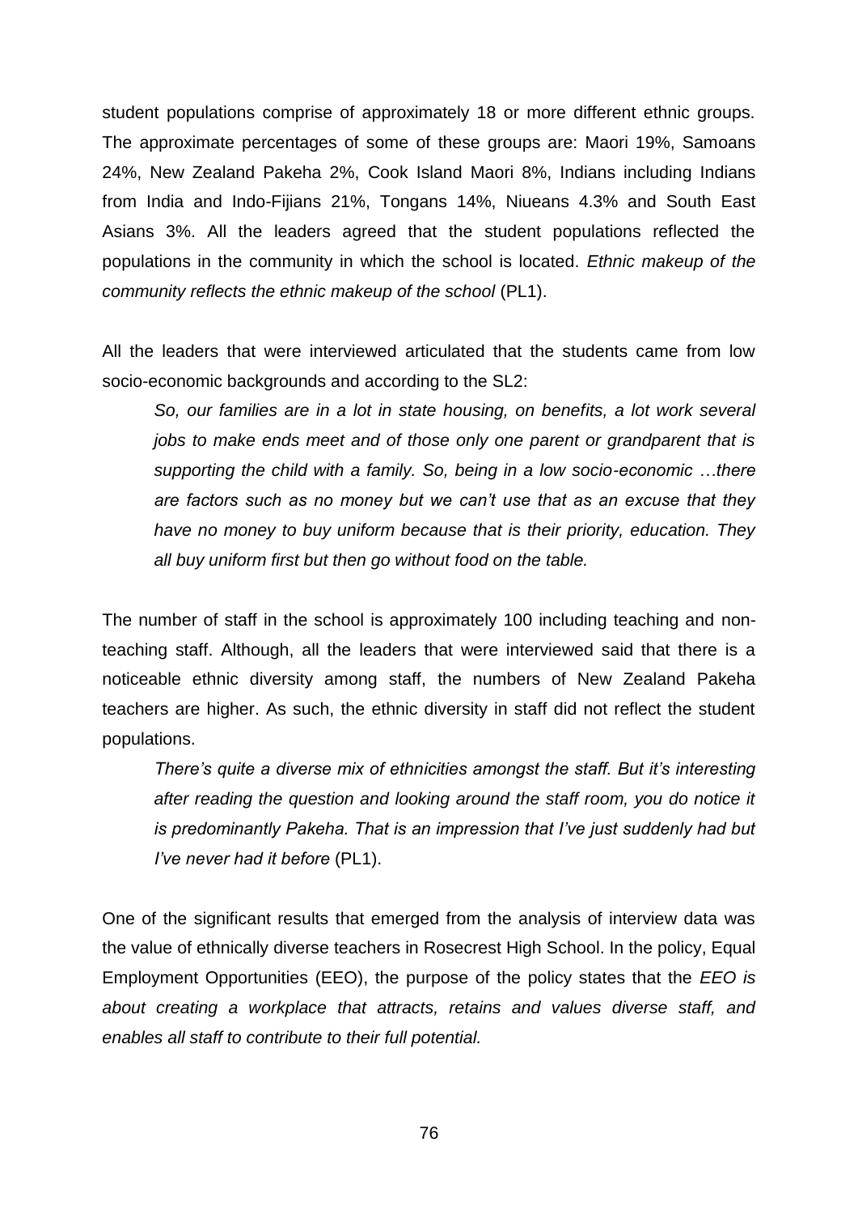student populations comprise of approximately 18 or more different ethnic groups. The approximate percentages of some of these groups are: Maori 19%, Samoans 24%, New Zealand Pakeha 2%, Cook Island Maori 8%, Indians including Indians from India and Indo-Fijians 21%, Tongans 14%, Niueans 4.3% and South East Asians 3%. All the leaders agreed that the student populations reflected the populations in the community in which the school is located. *Ethnic makeup of the community reflects the ethnic makeup of the school* (PL1).

All the leaders that were interviewed articulated that the students came from low socio-economic backgrounds and according to the SL2:

> *So, our families are in a lot in state housing, on benefits, a lot work several jobs to make ends meet and of those only one parent or grandparent that is supporting the child with a family. So, being in a low socio-economic …there are factors such as no money but we can't use that as an excuse that they have no money to buy uniform because that is their priority, education. They all buy uniform first but then go without food on the table.*

The number of staff in the school is approximately 100 including teaching and non-teaching staff. Although, all the leaders that were interviewed said that there is a noticeable ethnic diversity among staff, the numbers of New Zealand Pakeha teachers are higher. As such, the ethnic diversity in staff did not reflect the student populations.

> *There's quite a diverse mix of ethnicities amongst the staff. But it's interesting after reading the question and looking around the staff room, you do notice it is predominantly Pakeha. That is an impression that I've just suddenly had but I've never had it before* (PL1).

One of the significant results that emerged from the analysis of interview data was the value of ethnically diverse teachers in Rosecrest High School. In the policy, Equal Employment Opportunities (EEO), the purpose of the policy states that the *EEO is about creating a workplace that attracts, retains and values diverse staff, and enables all staff to contribute to their full potential.*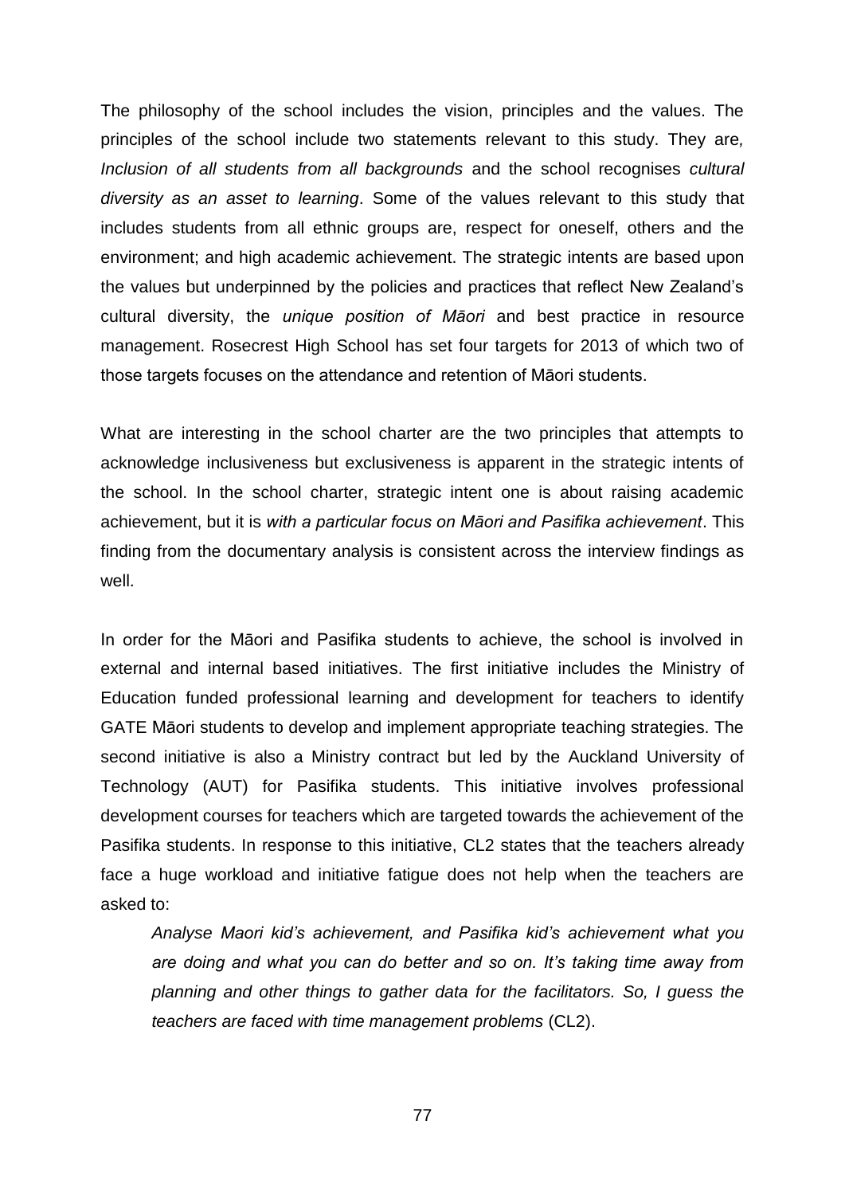The philosophy of the school includes the vision, principles and the values. The principles of the school include two statements relevant to this study. They are*, Inclusion of all students from all backgrounds* and the school recognises *cultural diversity as an asset to learning*. Some of the values relevant to this study that includes students from all ethnic groups are, respect for oneself, others and the environment; and high academic achievement. The strategic intents are based upon the values but underpinned by the policies and practices that reflect New Zealand's cultural diversity, the *unique position of Māori* and best practice in resource management. Rosecrest High School has set four targets for 2013 of which two of those targets focuses on the attendance and retention of Māori students.

What are interesting in the school charter are the two principles that attempts to acknowledge inclusiveness but exclusiveness is apparent in the strategic intents of the school. In the school charter, strategic intent one is about raising academic achievement, but it is *with a particular focus on Māori and Pasifika achievement*. This finding from the documentary analysis is consistent across the interview findings as well.

In order for the Māori and Pasifika students to achieve, the school is involved in external and internal based initiatives. The first initiative includes the Ministry of Education funded professional learning and development for teachers to identify GATE Māori students to develop and implement appropriate teaching strategies. The second initiative is also a Ministry contract but led by the Auckland University of Technology (AUT) for Pasifika students. This initiative involves professional development courses for teachers which are targeted towards the achievement of the Pasifika students. In response to this initiative, CL2 states that the teachers already face a huge workload and initiative fatigue does not help when the teachers are asked to:

> *Analyse Maori kid's achievement, and Pasifika kid's achievement what you are doing and what you can do better and so on. It's taking time away from planning and other things to gather data for the facilitators. So, I guess the teachers are faced with time management problems* (CL2).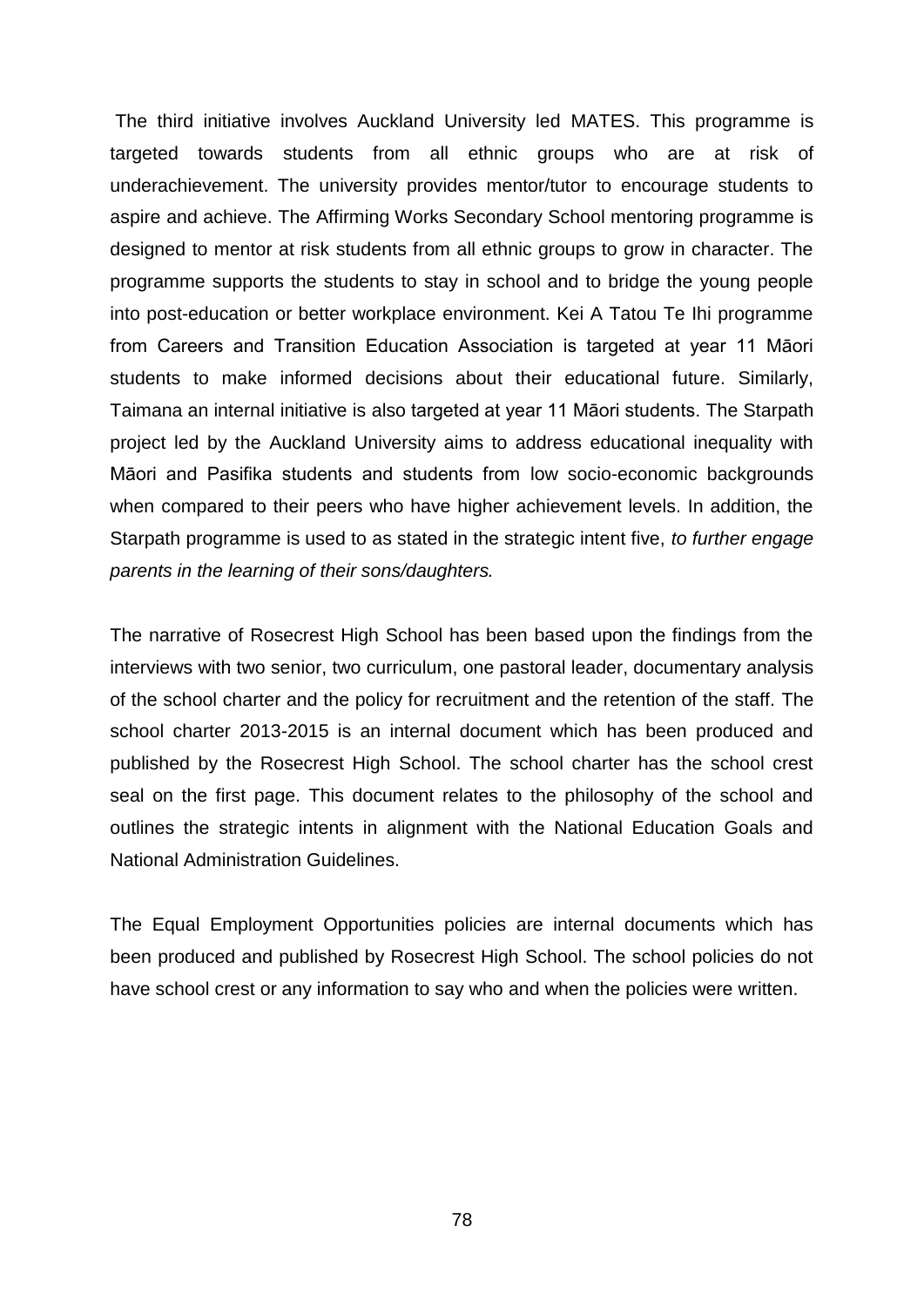The third initiative involves Auckland University led MATES. This programme is targeted towards students from all ethnic groups who are at risk of underachievement. The university provides mentor/tutor to encourage students to aspire and achieve. The Affirming Works Secondary School mentoring programme is designed to mentor at risk students from all ethnic groups to grow in character. The programme supports the students to stay in school and to bridge the young people into post-education or better workplace environment. Kei A Tatou Te Ihi programme from Careers and Transition Education Association is targeted at year 11 Māori students to make informed decisions about their educational future. Similarly, Taimana an internal initiative is also targeted at year 11 Māori students. The Starpath project led by the Auckland University aims to address educational inequality with Māori and Pasifika students and students from low socio-economic backgrounds when compared to their peers who have higher achievement levels. In addition, the Starpath programme is used to as stated in the strategic intent five, *to further engage parents in the learning of their sons/daughters.*

The narrative of Rosecrest High School has been based upon the findings from the interviews with two senior, two curriculum, one pastoral leader, documentary analysis of the school charter and the policy for recruitment and the retention of the staff. The school charter 2013-2015 is an internal document which has been produced and published by the Rosecrest High School. The school charter has the school crest seal on the first page. This document relates to the philosophy of the school and outlines the strategic intents in alignment with the National Education Goals and National Administration Guidelines.

The Equal Employment Opportunities policies are internal documents which has been produced and published by Rosecrest High School. The school policies do not have school crest or any information to say who and when the policies were written.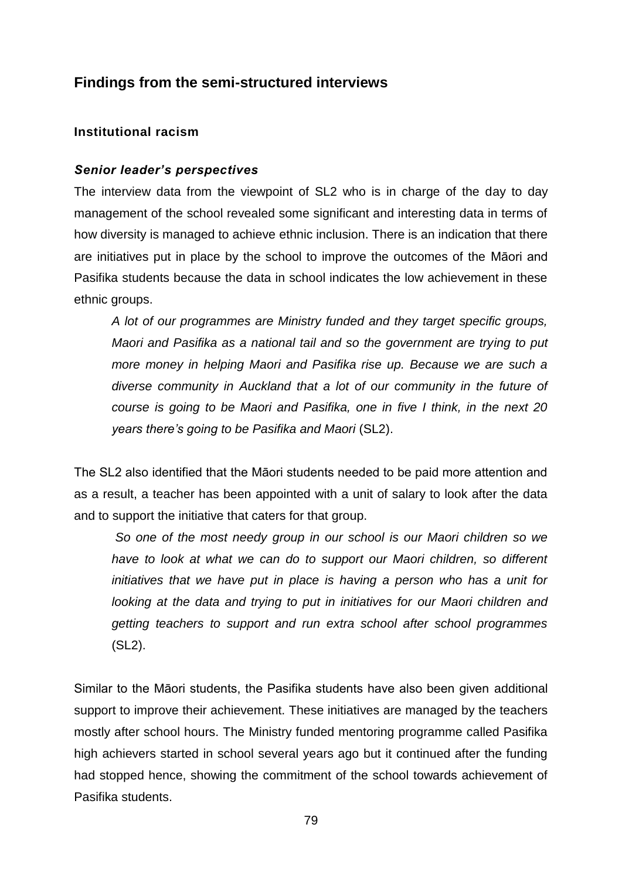## Findings from the semi-structured interviews

### Institutional racism

#### *Senior leader's perspectives*

The interview data from the viewpoint of SL2 who is in charge of the day to day management of the school revealed some significant and interesting data in terms of how diversity is managed to achieve ethnic inclusion. There is an indication that there are initiatives put in place by the school to improve the outcomes of the Māori and Pasifika students because the data in school indicates the low achievement in these ethnic groups.

> *A lot of our programmes are Ministry funded and they target specific groups, Maori and Pasifika as a national tail and so the government are trying to put more money in helping Maori and Pasifika rise up. Because we are such a diverse community in Auckland that a lot of our community in the future of course is going to be Maori and Pasifika, one in five I think, in the next 20 years there's going to be Pasifika and Maori* (SL2).

The SL2 also identified that the Māori students needed to be paid more attention and as a result, a teacher has been appointed with a unit of salary to look after the data and to support the initiative that caters for that group.

> *So one of the most needy group in our school is our Maori children so we have to look at what we can do to support our Maori children, so different initiatives that we have put in place is having a person who has a unit for looking at the data and trying to put in initiatives for our Maori children and getting teachers to support and run extra school after school programmes* (SL2).

Similar to the Māori students, the Pasifika students have also been given additional support to improve their achievement. These initiatives are managed by the teachers mostly after school hours. The Ministry funded mentoring programme called Pasifika high achievers started in school several years ago but it continued after the funding had stopped hence, showing the commitment of the school towards achievement of Pasifika students.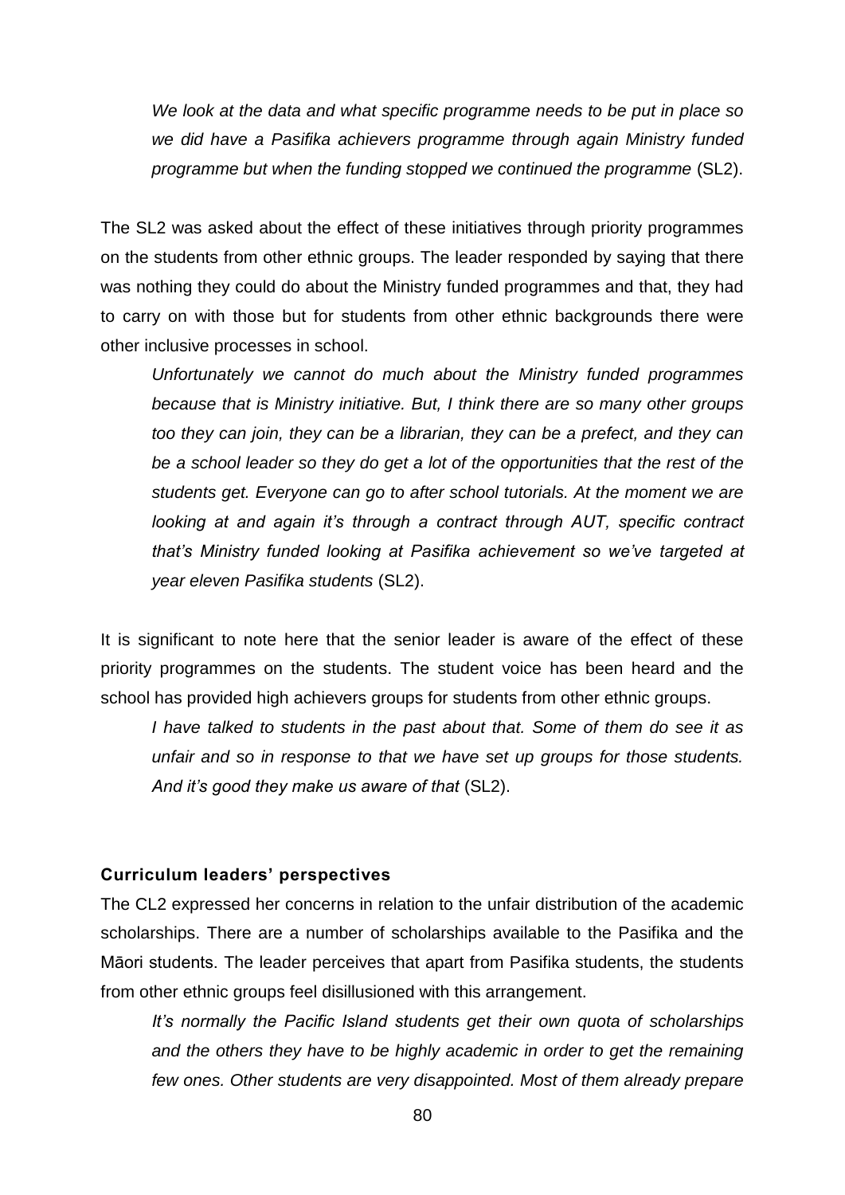*We look at the data and what specific programme needs to be put in place so we did have a Pasifika achievers programme through again Ministry funded programme but when the funding stopped we continued the programme* (SL2).

The SL2 was asked about the effect of these initiatives through priority programmes on the students from other ethnic groups. The leader responded by saying that there was nothing they could do about the Ministry funded programmes and that, they had to carry on with those but for students from other ethnic backgrounds there were other inclusive processes in school.

*Unfortunately we cannot do much about the Ministry funded programmes because that is Ministry initiative. But, I think there are so many other groups too they can join, they can be a librarian, they can be a prefect, and they can be a school leader so they do get a lot of the opportunities that the rest of the students get. Everyone can go to after school tutorials. At the moment we are looking at and again it's through a contract through AUT, specific contract that's Ministry funded looking at Pasifika achievement so we've targeted at year eleven Pasifika students* (SL2).

It is significant to note here that the senior leader is aware of the effect of these priority programmes on the students. The student voice has been heard and the school has provided high achievers groups for students from other ethnic groups.

*I have talked to students in the past about that. Some of them do see it as unfair and so in response to that we have set up groups for those students. And it's good they make us aware of that* (SL2).

**Curriculum leaders' perspectives**

The CL2 expressed her concerns in relation to the unfair distribution of the academic scholarships. There are a number of scholarships available to the Pasifika and the Māori students. The leader perceives that apart from Pasifika students, the students from other ethnic groups feel disillusioned with this arrangement.

*It's normally the Pacific Island students get their own quota of scholarships and the others they have to be highly academic in order to get the remaining few ones. Other students are very disappointed. Most of them already prepare*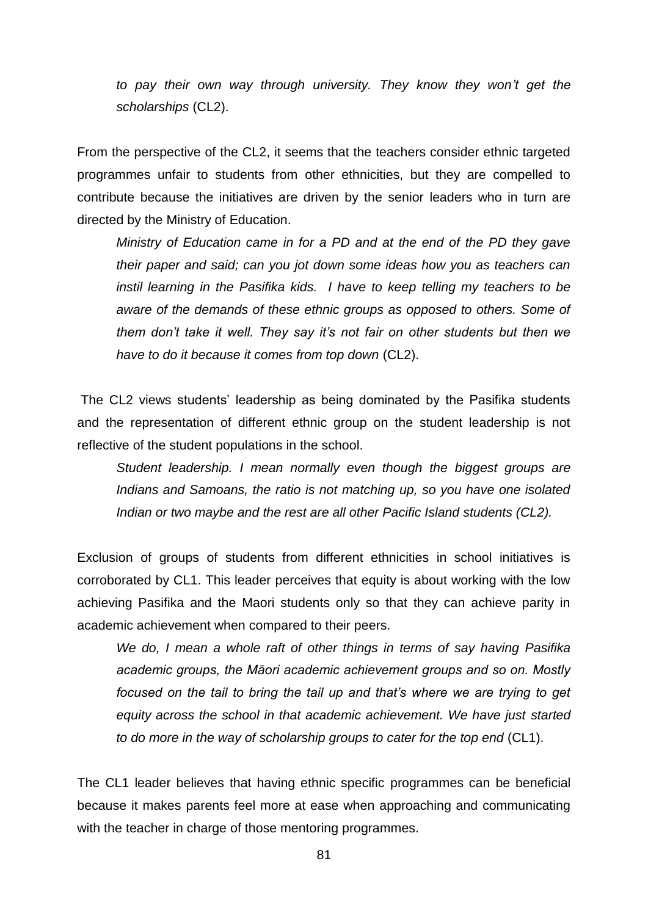*to pay their own way through university. They know they won't get the scholarships* (CL2).

From the perspective of the CL2, it seems that the teachers consider ethnic targeted programmes unfair to students from other ethnicities, but they are compelled to contribute because the initiatives are driven by the senior leaders who in turn are directed by the Ministry of Education.

> *Ministry of Education came in for a PD and at the end of the PD they gave their paper and said; can you jot down some ideas how you as teachers can instil learning in the Pasifika kids. I have to keep telling my teachers to be aware of the demands of these ethnic groups as opposed to others. Some of them don't take it well. They say it's not fair on other students but then we have to do it because it comes from top down* (CL2).

The CL2 views students' leadership as being dominated by the Pasifika students and the representation of different ethnic group on the student leadership is not reflective of the student populations in the school.

> *Student leadership. I mean normally even though the biggest groups are Indians and Samoans, the ratio is not matching up, so you have one isolated Indian or two maybe and the rest are all other Pacific Island students (CL2).*

Exclusion of groups of students from different ethnicities in school initiatives is corroborated by CL1. This leader perceives that equity is about working with the low achieving Pasifika and the Maori students only so that they can achieve parity in academic achievement when compared to their peers.

> *We do, I mean a whole raft of other things in terms of say having Pasifika academic groups, the Māori academic achievement groups and so on. Mostly focused on the tail to bring the tail up and that's where we are trying to get equity across the school in that academic achievement. We have just started to do more in the way of scholarship groups to cater for the top end* (CL1).

The CL1 leader believes that having ethnic specific programmes can be beneficial because it makes parents feel more at ease when approaching and communicating with the teacher in charge of those mentoring programmes.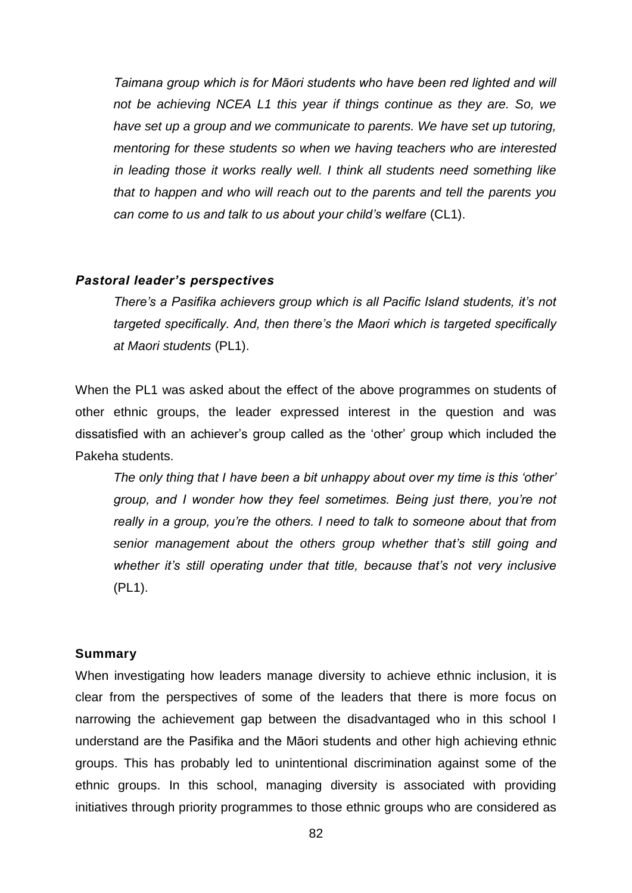*Taimana group which is for Māori students who have been red lighted and will not be achieving NCEA L1 this year if things continue as they are. So, we have set up a group and we communicate to parents. We have set up tutoring, mentoring for these students so when we having teachers who are interested in leading those it works really well. I think all students need something like that to happen and who will reach out to the parents and tell the parents you can come to us and talk to us about your child's welfare* (CL1).

### *Pastoral leader's perspectives*

*There's a Pasifika achievers group which is all Pacific Island students, it's not targeted specifically. And, then there's the Maori which is targeted specifically at Maori students* (PL1).

When the PL1 was asked about the effect of the above programmes on students of other ethnic groups, the leader expressed interest in the question and was dissatisfied with an achiever's group called as the 'other' group which included the Pakeha students.

*The only thing that I have been a bit unhappy about over my time is this 'other' group, and I wonder how they feel sometimes. Being just there, you're not really in a group, you're the others. I need to talk to someone about that from senior management about the others group whether that's still going and whether it's still operating under that title, because that's not very inclusive* (PL1).

### **Summary**

When investigating how leaders manage diversity to achieve ethnic inclusion, it is clear from the perspectives of some of the leaders that there is more focus on narrowing the achievement gap between the disadvantaged who in this school I understand are the Pasifika and the Māori students and other high achieving ethnic groups. This has probably led to unintentional discrimination against some of the ethnic groups. In this school, managing diversity is associated with providing initiatives through priority programmes to those ethnic groups who are considered as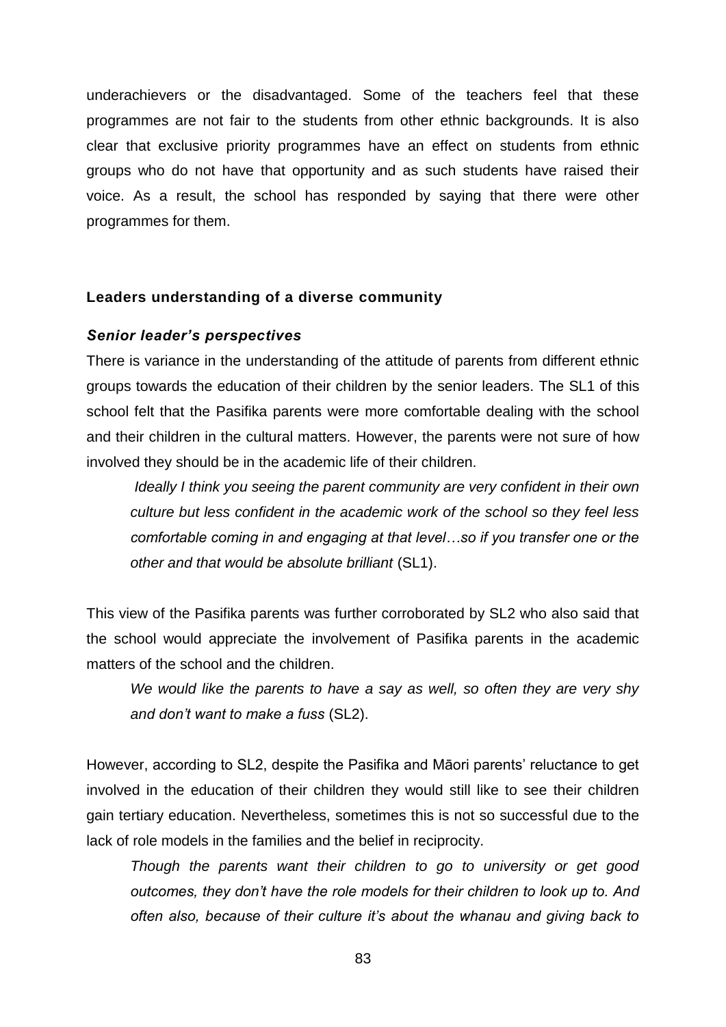underachievers or the disadvantaged. Some of the teachers feel that these programmes are not fair to the students from other ethnic backgrounds. It is also clear that exclusive priority programmes have an effect on students from ethnic groups who do not have that opportunity and as such students have raised their voice. As a result, the school has responded by saying that there were other programmes for them.

### Leaders understanding of a diverse community

#### *Senior leader's perspectives*

There is variance in the understanding of the attitude of parents from different ethnic groups towards the education of their children by the senior leaders. The SL1 of this school felt that the Pasifika parents were more comfortable dealing with the school and their children in the cultural matters. However, the parents were not sure of how involved they should be in the academic life of their children.

> *Ideally I think you seeing the parent community are very confident in their own culture but less confident in the academic work of the school so they feel less comfortable coming in and engaging at that level…so if you transfer one or the other and that would be absolute brilliant* (SL1).

This view of the Pasifika parents was further corroborated by SL2 who also said that the school would appreciate the involvement of Pasifika parents in the academic matters of the school and the children.

> *We would like the parents to have a say as well, so often they are very shy and don't want to make a fuss* (SL2).

However, according to SL2, despite the Pasifika and Māori parents' reluctance to get involved in the education of their children they would still like to see their children gain tertiary education. Nevertheless, sometimes this is not so successful due to the lack of role models in the families and the belief in reciprocity.

> *Though the parents want their children to go to university or get good outcomes, they don't have the role models for their children to look up to. And often also, because of their culture it's about the whanau and giving back to*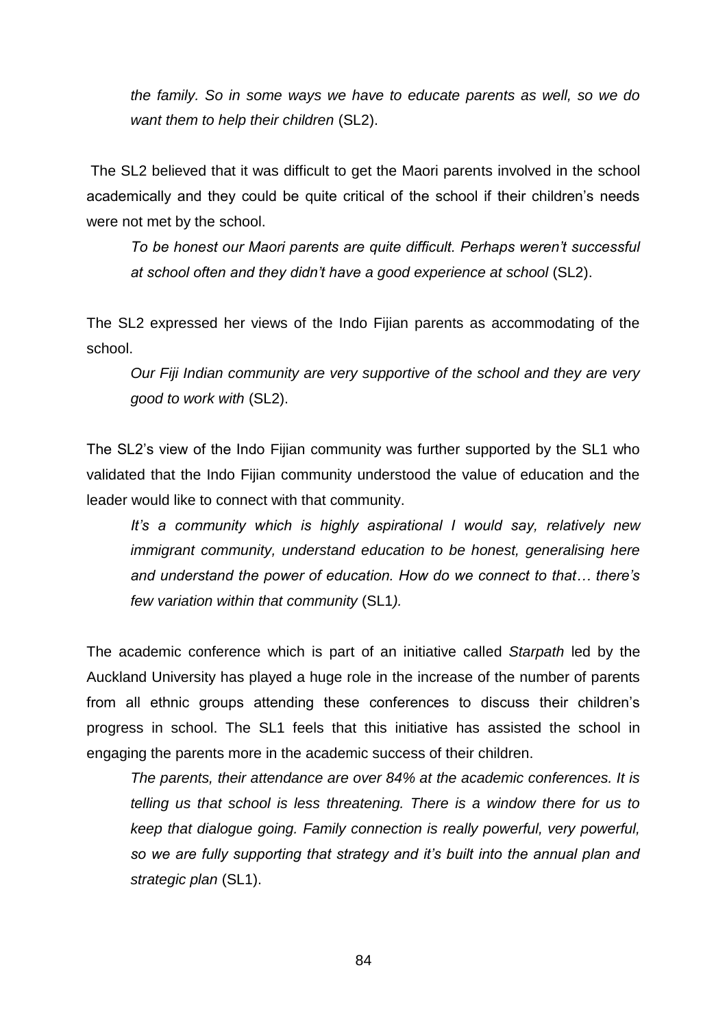*the family. So in some ways we have to educate parents as well, so we do want them to help their children* (SL2).

The SL2 believed that it was difficult to get the Maori parents involved in the school academically and they could be quite critical of the school if their children's needs were not met by the school.

> *To be honest our Maori parents are quite difficult. Perhaps weren't successful at school often and they didn't have a good experience at school* (SL2).

The SL2 expressed her views of the Indo Fijian parents as accommodating of the school.

> *Our Fiji Indian community are very supportive of the school and they are very good to work with* (SL2).

The SL2's view of the Indo Fijian community was further supported by the SL1 who validated that the Indo Fijian community understood the value of education and the leader would like to connect with that community.

> *It's a community which is highly aspirational I would say, relatively new immigrant community, understand education to be honest, generalising here and understand the power of education. How do we connect to that… there's few variation within that community* (SL1*).*

The academic conference which is part of an initiative called *Starpath* led by the Auckland University has played a huge role in the increase of the number of parents from all ethnic groups attending these conferences to discuss their children's progress in school. The SL1 feels that this initiative has assisted the school in engaging the parents more in the academic success of their children.

> *The parents, their attendance are over 84% at the academic conferences. It is telling us that school is less threatening. There is a window there for us to keep that dialogue going. Family connection is really powerful, very powerful, so we are fully supporting that strategy and it's built into the annual plan and strategic plan* (SL1).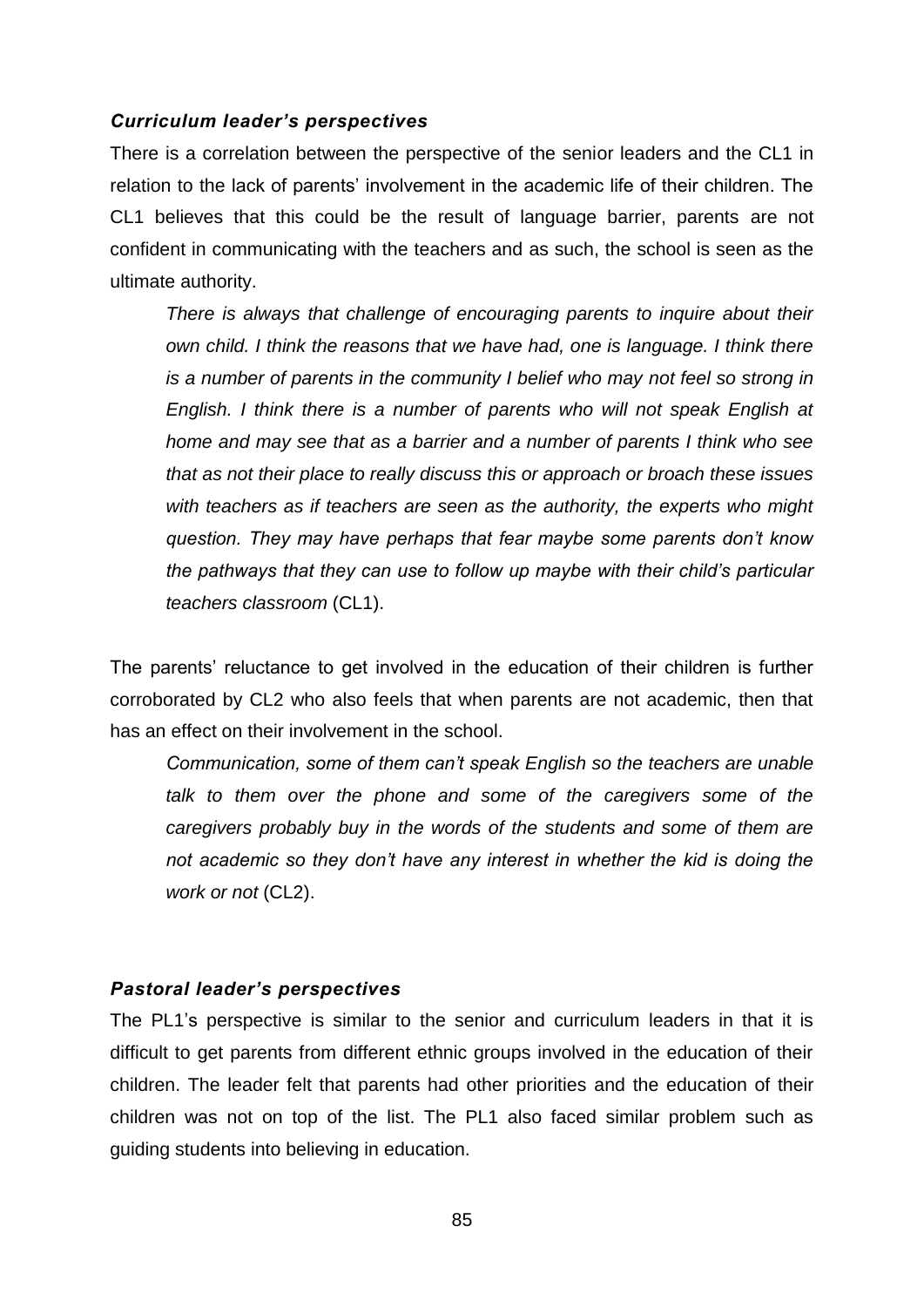### *Curriculum leader's perspectives*

There is a correlation between the perspective of the senior leaders and the CL1 in relation to the lack of parents' involvement in the academic life of their children. The CL1 believes that this could be the result of language barrier, parents are not confident in communicating with the teachers and as such, the school is seen as the ultimate authority.

> *There is always that challenge of encouraging parents to inquire about their own child. I think the reasons that we have had, one is language. I think there is a number of parents in the community I belief who may not feel so strong in English. I think there is a number of parents who will not speak English at home and may see that as a barrier and a number of parents I think who see that as not their place to really discuss this or approach or broach these issues with teachers as if teachers are seen as the authority, the experts who might question. They may have perhaps that fear maybe some parents don't know the pathways that they can use to follow up maybe with their child's particular teachers classroom* (CL1).

The parents' reluctance to get involved in the education of their children is further corroborated by CL2 who also feels that when parents are not academic, then that has an effect on their involvement in the school.

> *Communication, some of them can't speak English so the teachers are unable talk to them over the phone and some of the caregivers some of the caregivers probably buy in the words of the students and some of them are not academic so they don't have any interest in whether the kid is doing the work or not* (CL2).

### *Pastoral leader's perspectives*

The PL1's perspective is similar to the senior and curriculum leaders in that it is difficult to get parents from different ethnic groups involved in the education of their children. The leader felt that parents had other priorities and the education of their children was not on top of the list. The PL1 also faced similar problem such as guiding students into believing in education.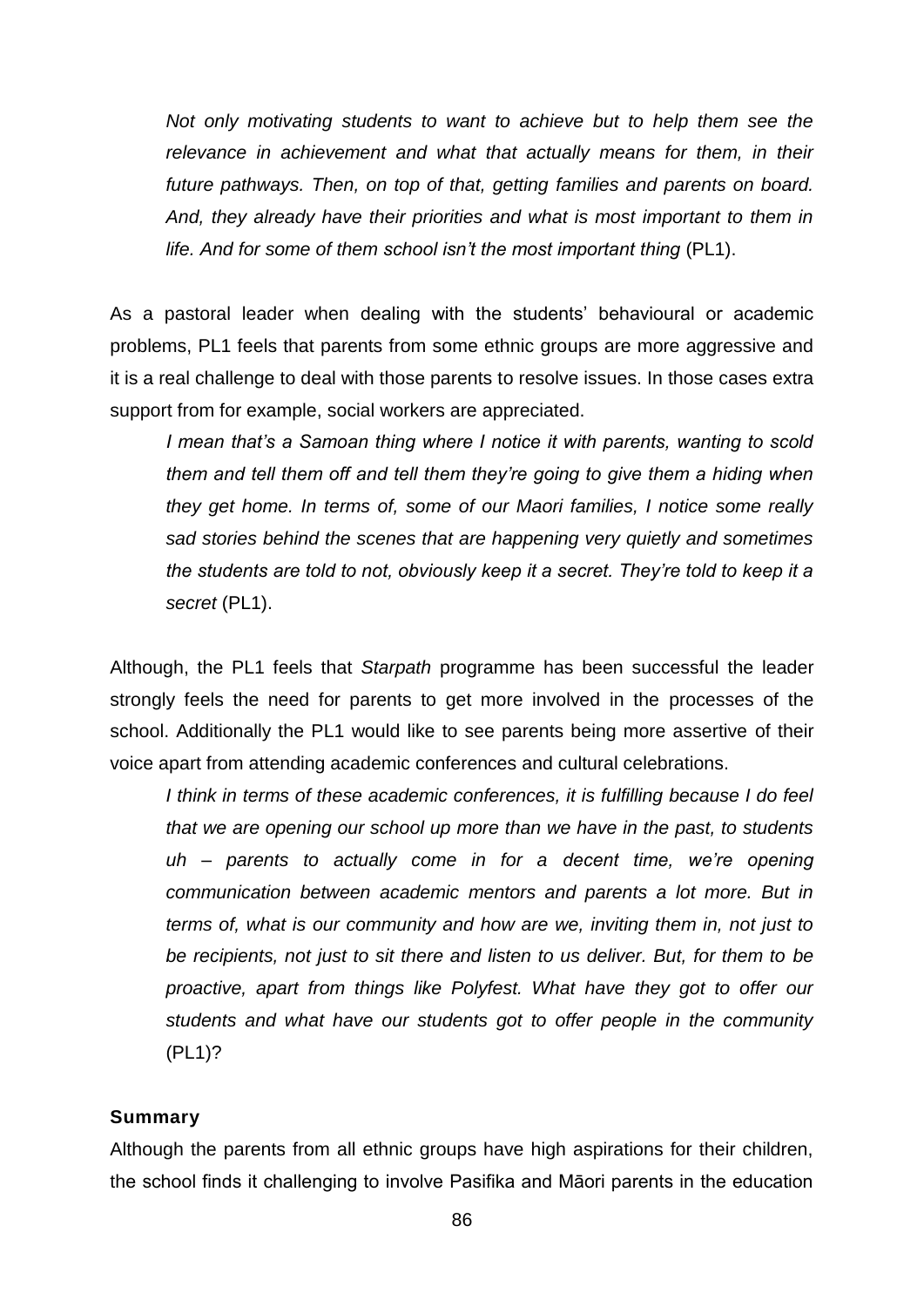*Not only motivating students to want to achieve but to help them see the relevance in achievement and what that actually means for them, in their future pathways. Then, on top of that, getting families and parents on board. And, they already have their priorities and what is most important to them in life. And for some of them school isn't the most important thing* (PL1).

As a pastoral leader when dealing with the students' behavioural or academic problems, PL1 feels that parents from some ethnic groups are more aggressive and it is a real challenge to deal with those parents to resolve issues. In those cases extra support from for example, social workers are appreciated.

*I mean that's a Samoan thing where I notice it with parents, wanting to scold them and tell them off and tell them they're going to give them a hiding when they get home. In terms of, some of our Maori families, I notice some really sad stories behind the scenes that are happening very quietly and sometimes the students are told to not, obviously keep it a secret. They're told to keep it a secret* (PL1).

Although, the PL1 feels that *Starpath* programme has been successful the leader strongly feels the need for parents to get more involved in the processes of the school. Additionally the PL1 would like to see parents being more assertive of their voice apart from attending academic conferences and cultural celebrations.

*I think in terms of these academic conferences, it is fulfilling because I do feel that we are opening our school up more than we have in the past, to students uh – parents to actually come in for a decent time, we're opening communication between academic mentors and parents a lot more. But in terms of, what is our community and how are we, inviting them in, not just to be recipients, not just to sit there and listen to us deliver. But, for them to be proactive, apart from things like Polyfest. What have they got to offer our students and what have our students got to offer people in the community* (PL1)?

### Summary

Although the parents from all ethnic groups have high aspirations for their children, the school finds it challenging to involve Pasifika and Māori parents in the education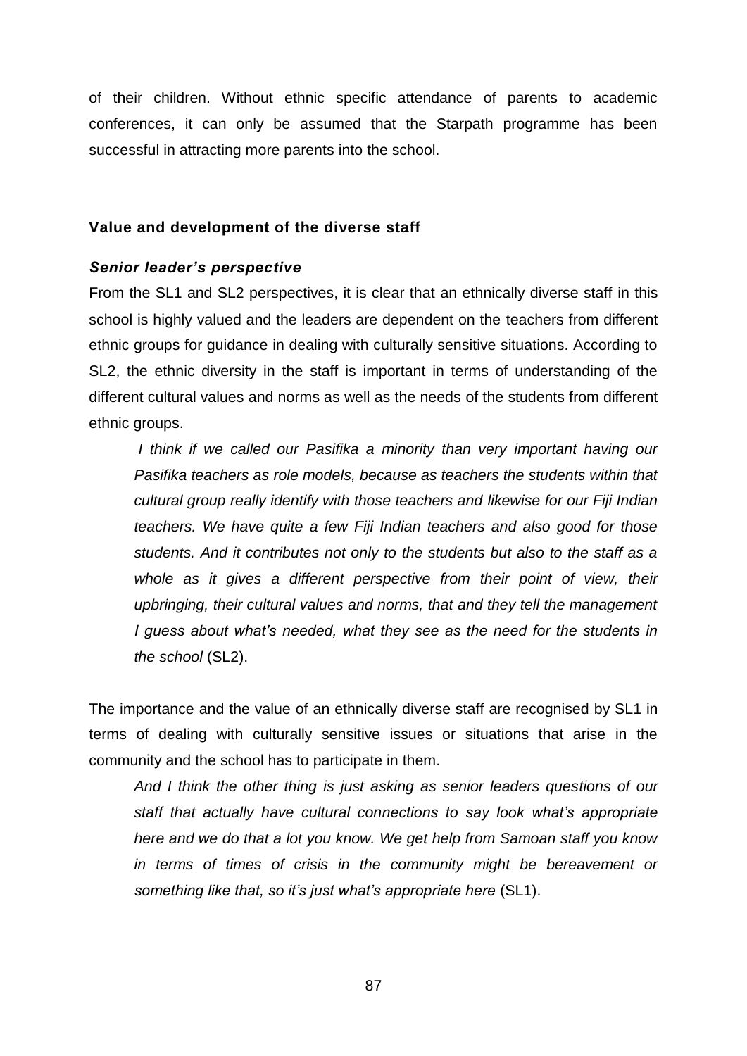of their children. Without ethnic specific attendance of parents to academic conferences, it can only be assumed that the Starpath programme has been successful in attracting more parents into the school.

### Value and development of the diverse staff

#### *Senior leader's perspective*

From the SL1 and SL2 perspectives, it is clear that an ethnically diverse staff in this school is highly valued and the leaders are dependent on the teachers from different ethnic groups for guidance in dealing with culturally sensitive situations. According to SL2, the ethnic diversity in the staff is important in terms of understanding of the different cultural values and norms as well as the needs of the students from different ethnic groups.

> *I think if we called our Pasifika a minority than very important having our Pasifika teachers as role models, because as teachers the students within that cultural group really identify with those teachers and likewise for our Fiji Indian teachers. We have quite a few Fiji Indian teachers and also good for those students. And it contributes not only to the students but also to the staff as a whole as it gives a different perspective from their point of view, their upbringing, their cultural values and norms, that and they tell the management I guess about what's needed, what they see as the need for the students in the school* (SL2).

The importance and the value of an ethnically diverse staff are recognised by SL1 in terms of dealing with culturally sensitive issues or situations that arise in the community and the school has to participate in them.

> *And I think the other thing is just asking as senior leaders questions of our staff that actually have cultural connections to say look what's appropriate here and we do that a lot you know. We get help from Samoan staff you know in terms of times of crisis in the community might be bereavement or something like that, so it's just what's appropriate here* (SL1).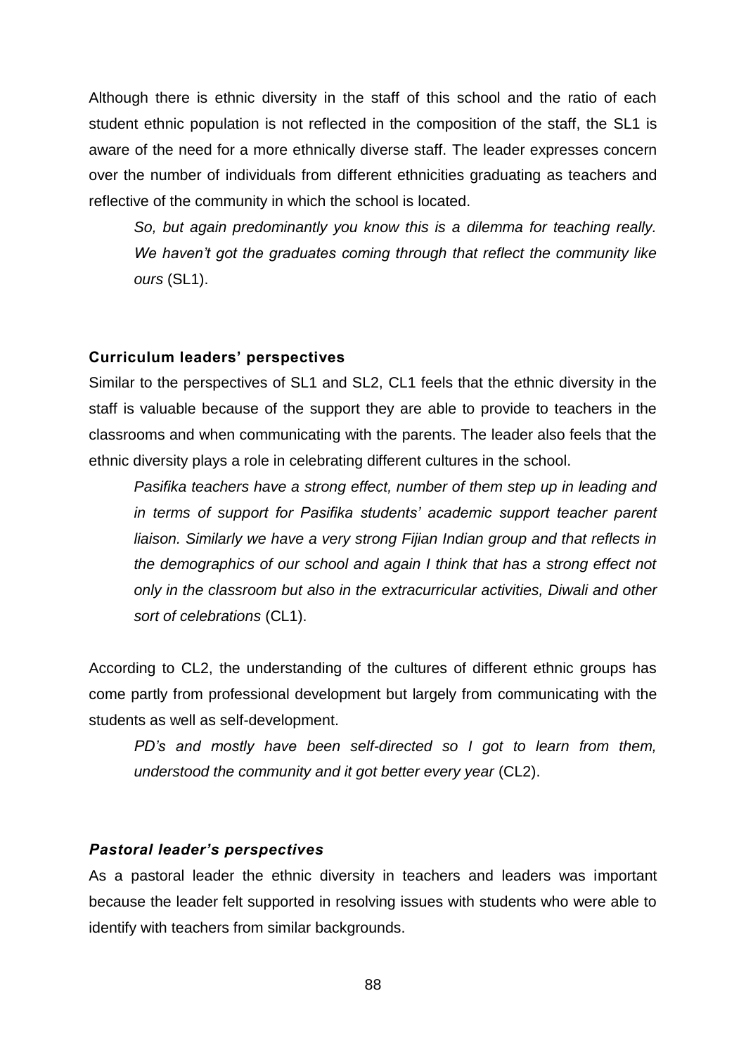Although there is ethnic diversity in the staff of this school and the ratio of each student ethnic population is not reflected in the composition of the staff, the SL1 is aware of the need for a more ethnically diverse staff. The leader expresses concern over the number of individuals from different ethnicities graduating as teachers and reflective of the community in which the school is located.

> *So, but again predominantly you know this is a dilemma for teaching really. We haven't got the graduates coming through that reflect the community like ours* (SL1).

#### **Curriculum leaders' perspectives**

Similar to the perspectives of SL1 and SL2, CL1 feels that the ethnic diversity in the staff is valuable because of the support they are able to provide to teachers in the classrooms and when communicating with the parents. The leader also feels that the ethnic diversity plays a role in celebrating different cultures in the school.

> *Pasifika teachers have a strong effect, number of them step up in leading and in terms of support for Pasifika students' academic support teacher parent liaison. Similarly we have a very strong Fijian Indian group and that reflects in the demographics of our school and again I think that has a strong effect not only in the classroom but also in the extracurricular activities, Diwali and other sort of celebrations* (CL1).

According to CL2, the understanding of the cultures of different ethnic groups has come partly from professional development but largely from communicating with the students as well as self-development.

> *PD's and mostly have been self-directed so I got to learn from them, understood the community and it got better every year* (CL2).

#### ***Pastoral leader's perspectives***

As a pastoral leader the ethnic diversity in teachers and leaders was important because the leader felt supported in resolving issues with students who were able to identify with teachers from similar backgrounds.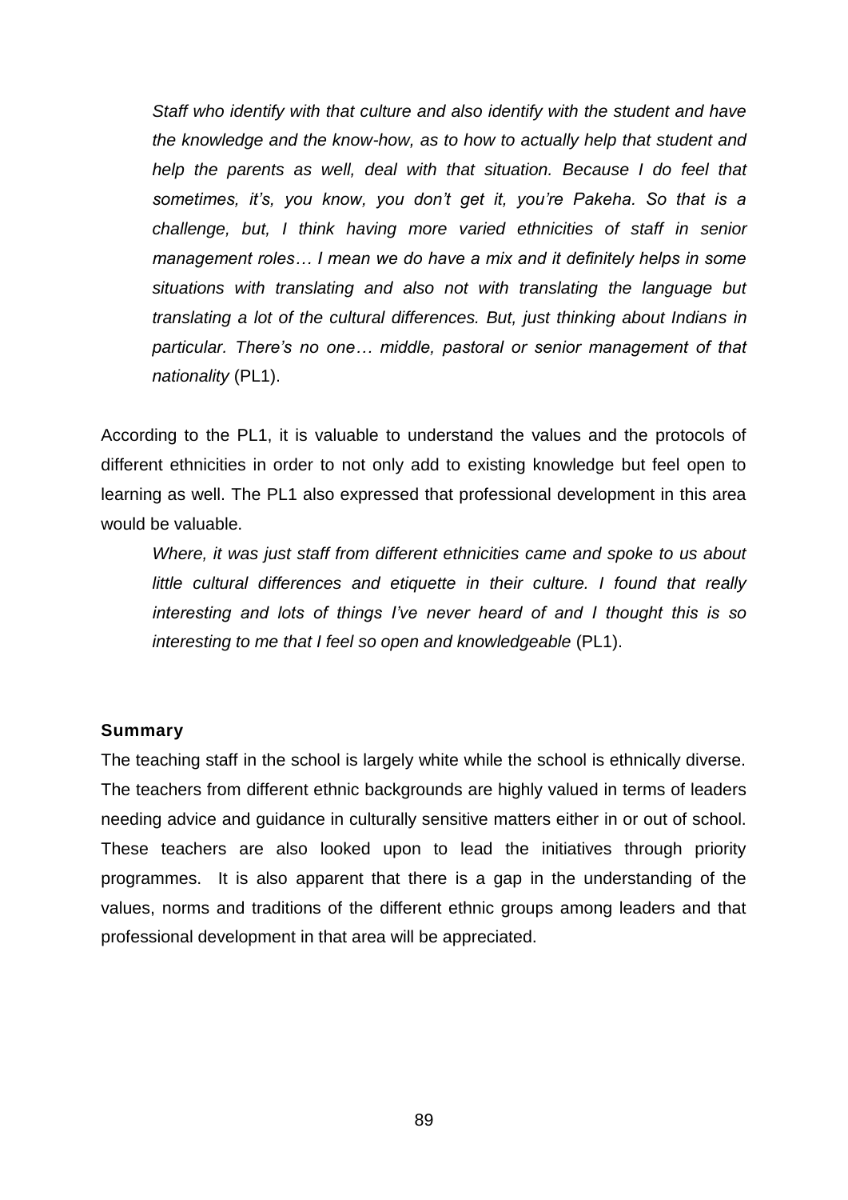> *Staff who identify with that culture and also identify with the student and have the knowledge and the know-how, as to how to actually help that student and help the parents as well, deal with that situation. Because I do feel that sometimes, it's, you know, you don't get it, you're Pakeha. So that is a challenge, but, I think having more varied ethnicities of staff in senior management roles… I mean we do have a mix and it definitely helps in some situations with translating and also not with translating the language but translating a lot of the cultural differences. But, just thinking about Indians in particular. There's no one… middle, pastoral or senior management of that nationality* (PL1).

According to the PL1, it is valuable to understand the values and the protocols of different ethnicities in order to not only add to existing knowledge but feel open to learning as well. The PL1 also expressed that professional development in this area would be valuable.

> *Where, it was just staff from different ethnicities came and spoke to us about little cultural differences and etiquette in their culture. I found that really interesting and lots of things I've never heard of and I thought this is so interesting to me that I feel so open and knowledgeable* (PL1).

**Summary**

The teaching staff in the school is largely white while the school is ethnically diverse. The teachers from different ethnic backgrounds are highly valued in terms of leaders needing advice and guidance in culturally sensitive matters either in or out of school. These teachers are also looked upon to lead the initiatives through priority programmes. It is also apparent that there is a gap in the understanding of the values, norms and traditions of the different ethnic groups among leaders and that professional development in that area will be appreciated.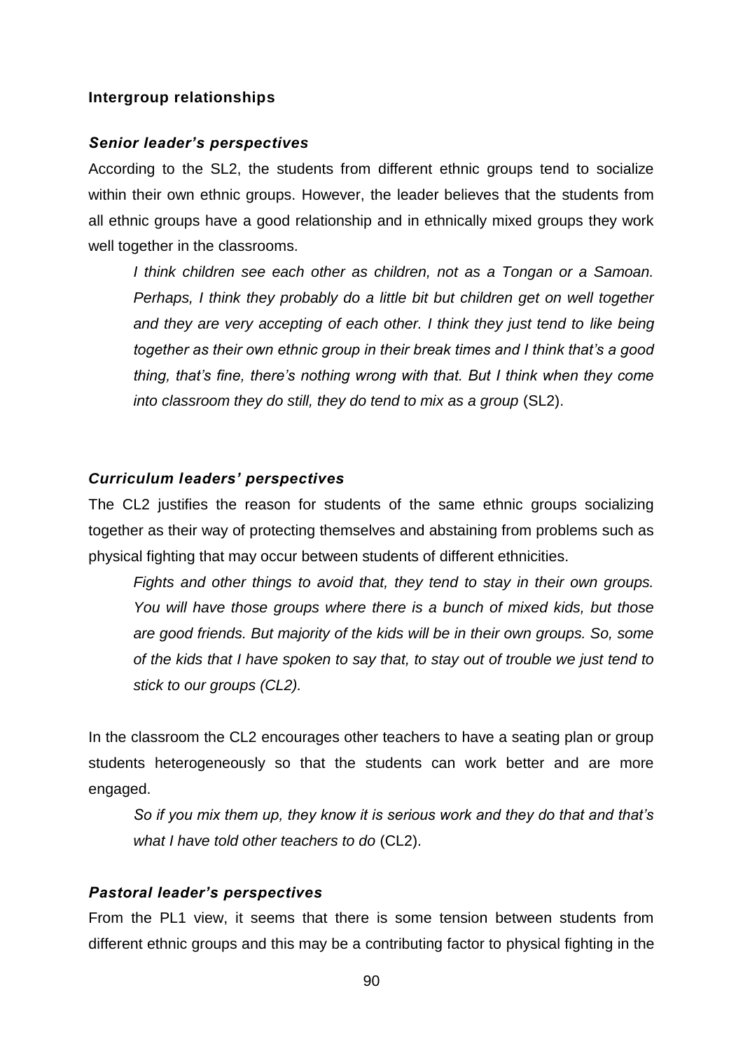### Intergroup relationships

#### *Senior leader's perspectives*

According to the SL2, the students from different ethnic groups tend to socialize within their own ethnic groups. However, the leader believes that the students from all ethnic groups have a good relationship and in ethnically mixed groups they work well together in the classrooms.

> *I think children see each other as children, not as a Tongan or a Samoan. Perhaps, I think they probably do a little bit but children get on well together and they are very accepting of each other. I think they just tend to like being together as their own ethnic group in their break times and I think that's a good thing, that's fine, there's nothing wrong with that. But I think when they come into classroom they do still, they do tend to mix as a group* (SL2).

#### *Curriculum leaders' perspectives*

The CL2 justifies the reason for students of the same ethnic groups socializing together as their way of protecting themselves and abstaining from problems such as physical fighting that may occur between students of different ethnicities.

> *Fights and other things to avoid that, they tend to stay in their own groups. You will have those groups where there is a bunch of mixed kids, but those are good friends. But majority of the kids will be in their own groups. So, some of the kids that I have spoken to say that, to stay out of trouble we just tend to stick to our groups (CL2).*

In the classroom the CL2 encourages other teachers to have a seating plan or group students heterogeneously so that the students can work better and are more engaged.

> *So if you mix them up, they know it is serious work and they do that and that's what I have told other teachers to do* (CL2).

#### *Pastoral leader's perspectives*

From the PL1 view, it seems that there is some tension between students from different ethnic groups and this may be a contributing factor to physical fighting in the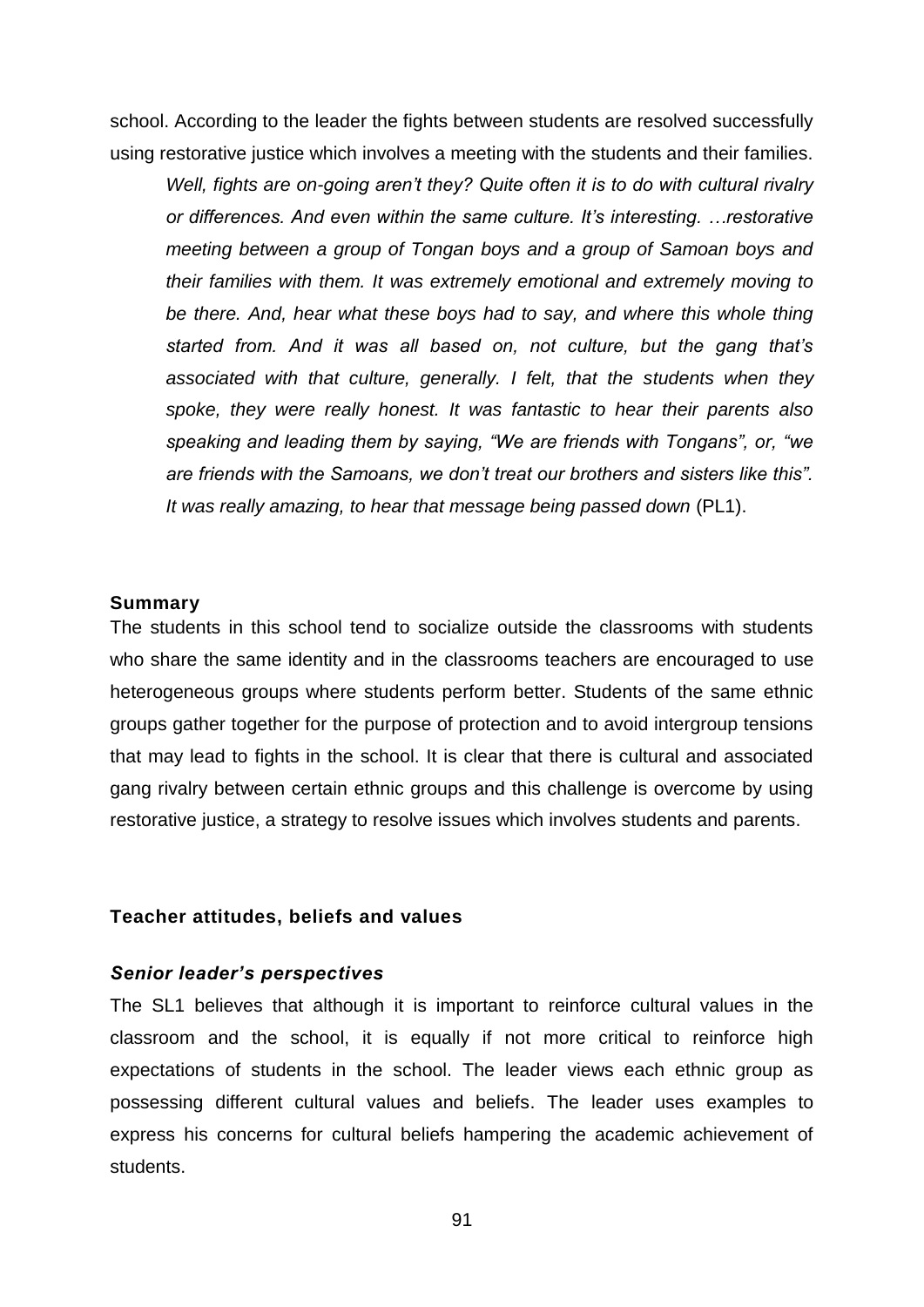school. According to the leader the fights between students are resolved successfully using restorative justice which involves a meeting with the students and their families.

> *Well, fights are on-going aren't they? Quite often it is to do with cultural rivalry or differences. And even within the same culture. It's interesting. …restorative meeting between a group of Tongan boys and a group of Samoan boys and their families with them. It was extremely emotional and extremely moving to be there. And, hear what these boys had to say, and where this whole thing started from. And it was all based on, not culture, but the gang that's associated with that culture, generally. I felt, that the students when they spoke, they were really honest. It was fantastic to hear their parents also speaking and leading them by saying, "We are friends with Tongans", or, "we are friends with the Samoans, we don't treat our brothers and sisters like this". It was really amazing, to hear that message being passed down* (PL1).

#### Summary

The students in this school tend to socialize outside the classrooms with students who share the same identity and in the classrooms teachers are encouraged to use heterogeneous groups where students perform better. Students of the same ethnic groups gather together for the purpose of protection and to avoid intergroup tensions that may lead to fights in the school. It is clear that there is cultural and associated gang rivalry between certain ethnic groups and this challenge is overcome by using restorative justice, a strategy to resolve issues which involves students and parents.

### Teacher attitudes, beliefs and values

#### *Senior leader's perspectives*

The SL1 believes that although it is important to reinforce cultural values in the classroom and the school, it is equally if not more critical to reinforce high expectations of students in the school. The leader views each ethnic group as possessing different cultural values and beliefs. The leader uses examples to express his concerns for cultural beliefs hampering the academic achievement of students.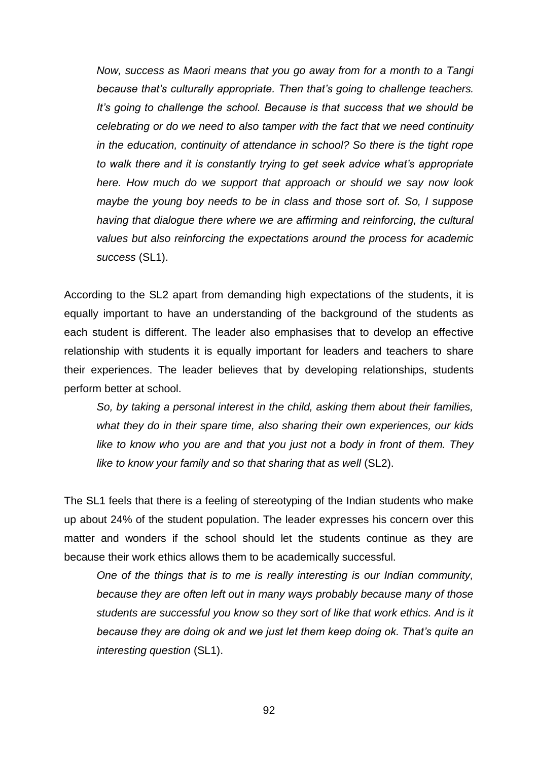*Now, success as Maori means that you go away from for a month to a Tangi because that's culturally appropriate. Then that's going to challenge teachers. It's going to challenge the school. Because is that success that we should be celebrating or do we need to also tamper with the fact that we need continuity in the education, continuity of attendance in school? So there is the tight rope to walk there and it is constantly trying to get seek advice what's appropriate here. How much do we support that approach or should we say now look maybe the young boy needs to be in class and those sort of. So, I suppose having that dialogue there where we are affirming and reinforcing, the cultural values but also reinforcing the expectations around the process for academic success* (SL1).

According to the SL2 apart from demanding high expectations of the students, it is equally important to have an understanding of the background of the students as each student is different. The leader also emphasises that to develop an effective relationship with students it is equally important for leaders and teachers to share their experiences. The leader believes that by developing relationships, students perform better at school.

*So, by taking a personal interest in the child, asking them about their families, what they do in their spare time, also sharing their own experiences, our kids like to know who you are and that you just not a body in front of them. They like to know your family and so that sharing that as well* (SL2).

The SL1 feels that there is a feeling of stereotyping of the Indian students who make up about 24% of the student population. The leader expresses his concern over this matter and wonders if the school should let the students continue as they are because their work ethics allows them to be academically successful.

*One of the things that is to me is really interesting is our Indian community, because they are often left out in many ways probably because many of those students are successful you know so they sort of like that work ethics. And is it because they are doing ok and we just let them keep doing ok. That's quite an interesting question* (SL1).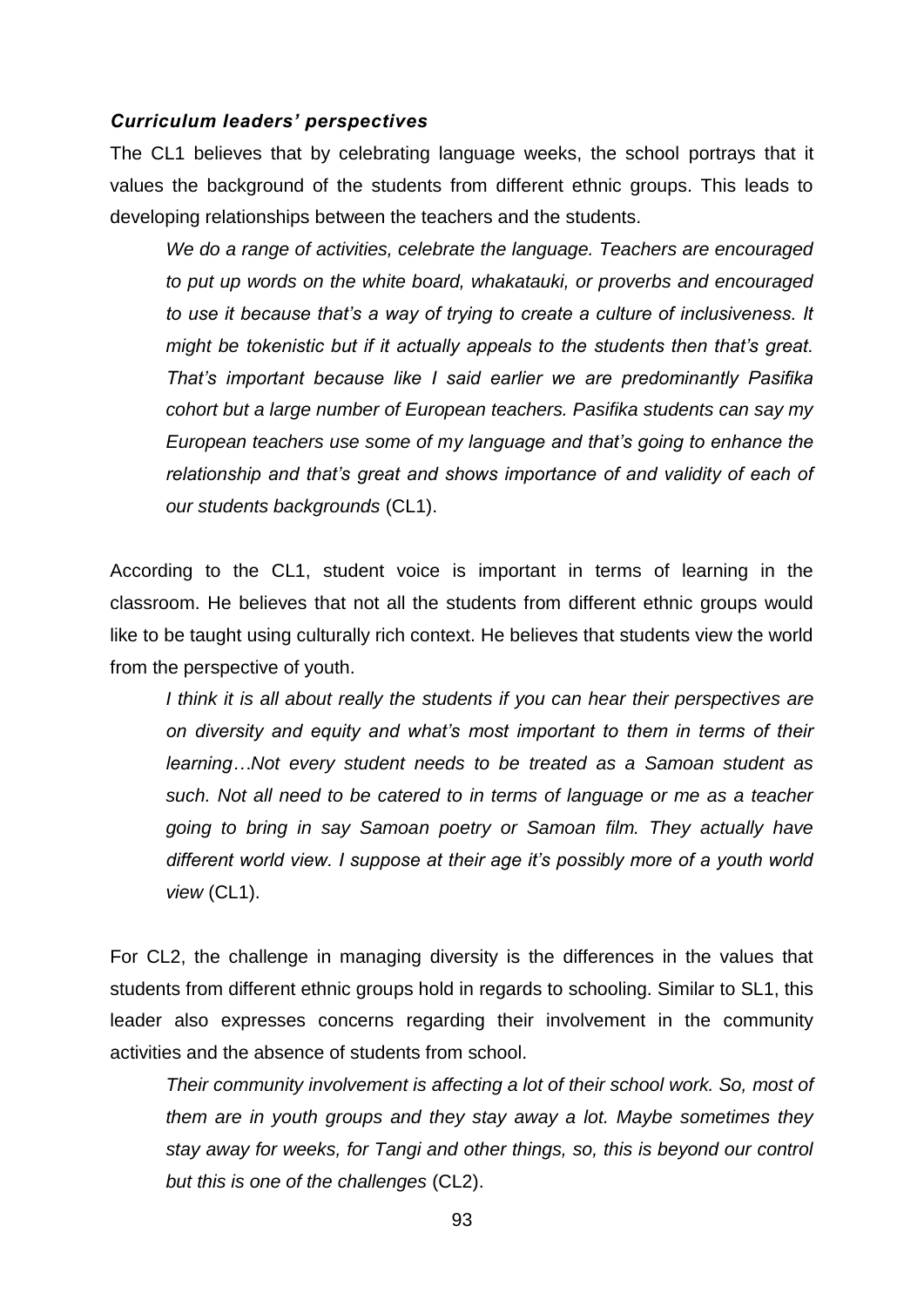### *Curriculum leaders' perspectives*

The CL1 believes that by celebrating language weeks, the school portrays that it values the background of the students from different ethnic groups. This leads to developing relationships between the teachers and the students.

> *We do a range of activities, celebrate the language. Teachers are encouraged to put up words on the white board, whakatauki, or proverbs and encouraged to use it because that's a way of trying to create a culture of inclusiveness. It might be tokenistic but if it actually appeals to the students then that's great. That's important because like I said earlier we are predominantly Pasifika cohort but a large number of European teachers. Pasifika students can say my European teachers use some of my language and that's going to enhance the relationship and that's great and shows importance of and validity of each of our students backgrounds* (CL1).

According to the CL1, student voice is important in terms of learning in the classroom. He believes that not all the students from different ethnic groups would like to be taught using culturally rich context. He believes that students view the world from the perspective of youth.

> *I think it is all about really the students if you can hear their perspectives are on diversity and equity and what's most important to them in terms of their learning…Not every student needs to be treated as a Samoan student as such. Not all need to be catered to in terms of language or me as a teacher going to bring in say Samoan poetry or Samoan film. They actually have different world view. I suppose at their age it's possibly more of a youth world view* (CL1).

For CL2, the challenge in managing diversity is the differences in the values that students from different ethnic groups hold in regards to schooling. Similar to SL1, this leader also expresses concerns regarding their involvement in the community activities and the absence of students from school.

> *Their community involvement is affecting a lot of their school work. So, most of them are in youth groups and they stay away a lot. Maybe sometimes they stay away for weeks, for Tangi and other things, so, this is beyond our control but this is one of the challenges* (CL2).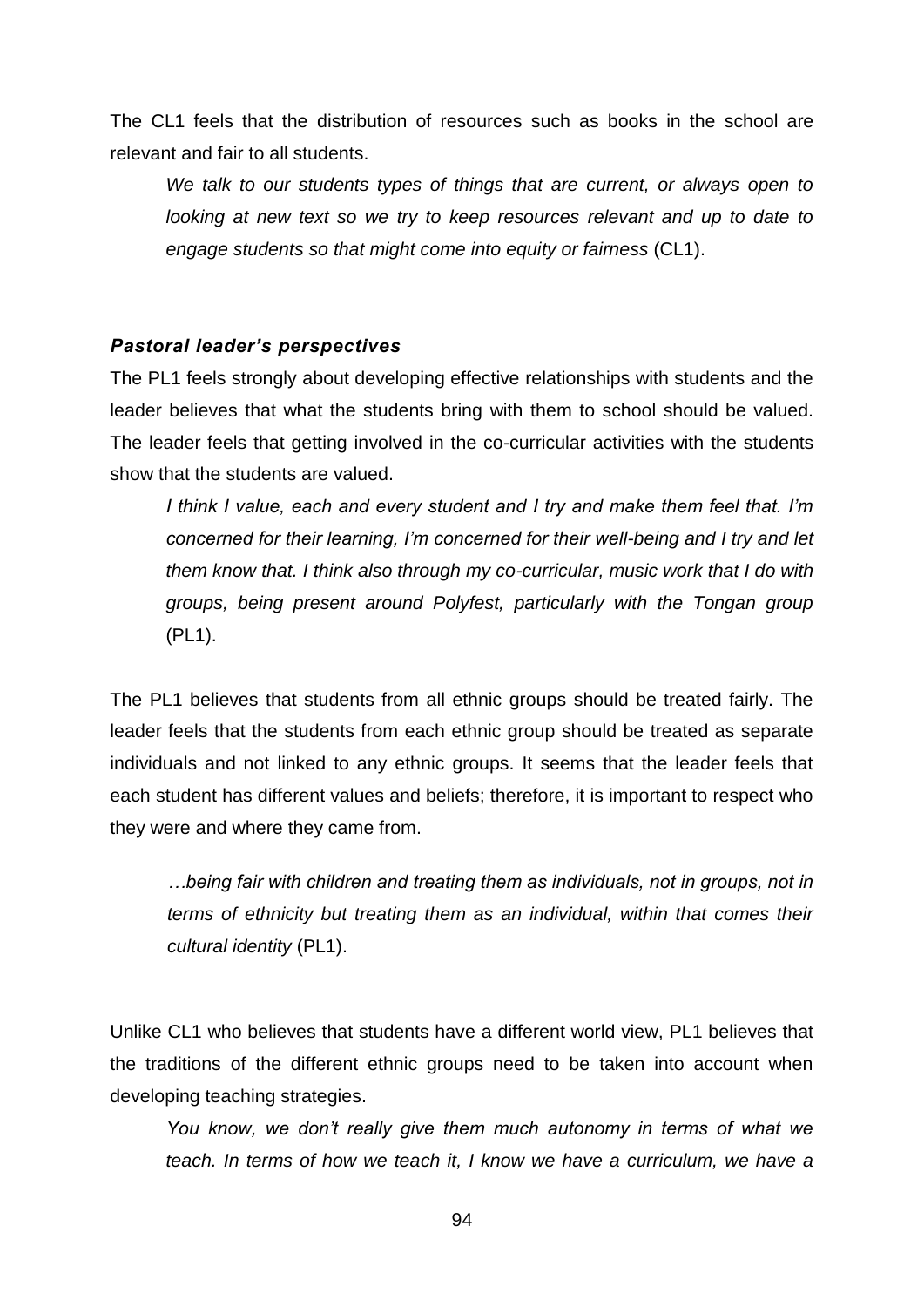The CL1 feels that the distribution of resources such as books in the school are relevant and fair to all students.

> *We talk to our students types of things that are current, or always open to looking at new text so we try to keep resources relevant and up to date to engage students so that might come into equity or fairness* (CL1).

### *Pastoral leader's perspectives*

The PL1 feels strongly about developing effective relationships with students and the leader believes that what the students bring with them to school should be valued. The leader feels that getting involved in the co-curricular activities with the students show that the students are valued.

> *I think I value, each and every student and I try and make them feel that. I'm concerned for their learning, I'm concerned for their well-being and I try and let them know that. I think also through my co-curricular, music work that I do with groups, being present around Polyfest, particularly with the Tongan group* (PL1).

The PL1 believes that students from all ethnic groups should be treated fairly. The leader feels that the students from each ethnic group should be treated as separate individuals and not linked to any ethnic groups. It seems that the leader feels that each student has different values and beliefs; therefore, it is important to respect who they were and where they came from.

> *…being fair with children and treating them as individuals, not in groups, not in terms of ethnicity but treating them as an individual, within that comes their cultural identity* (PL1).

Unlike CL1 who believes that students have a different world view, PL1 believes that the traditions of the different ethnic groups need to be taken into account when developing teaching strategies.

> *You know, we don't really give them much autonomy in terms of what we teach. In terms of how we teach it, I know we have a curriculum, we have a*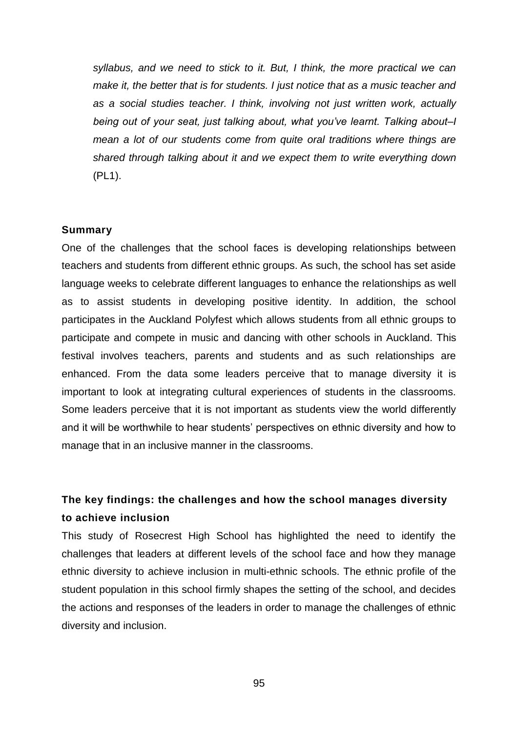*syllabus, and we need to stick to it. But, I think, the more practical we can make it, the better that is for students. I just notice that as a music teacher and as a social studies teacher. I think, involving not just written work, actually being out of your seat, just talking about, what you've learnt. Talking about–I mean a lot of our students come from quite oral traditions where things are shared through talking about it and we expect them to write everything down* (PL1).

### Summary

One of the challenges that the school faces is developing relationships between teachers and students from different ethnic groups. As such, the school has set aside language weeks to celebrate different languages to enhance the relationships as well as to assist students in developing positive identity. In addition, the school participates in the Auckland Polyfest which allows students from all ethnic groups to participate and compete in music and dancing with other schools in Auckland. This festival involves teachers, parents and students and as such relationships are enhanced. From the data some leaders perceive that to manage diversity it is important to look at integrating cultural experiences of students in the classrooms. Some leaders perceive that it is not important as students view the world differently and it will be worthwhile to hear students' perspectives on ethnic diversity and how to manage that in an inclusive manner in the classrooms.

## The key findings: the challenges and how the school manages diversity to achieve inclusion

This study of Rosecrest High School has highlighted the need to identify the challenges that leaders at different levels of the school face and how they manage ethnic diversity to achieve inclusion in multi-ethnic schools. The ethnic profile of the student population in this school firmly shapes the setting of the school, and decides the actions and responses of the leaders in order to manage the challenges of ethnic diversity and inclusion.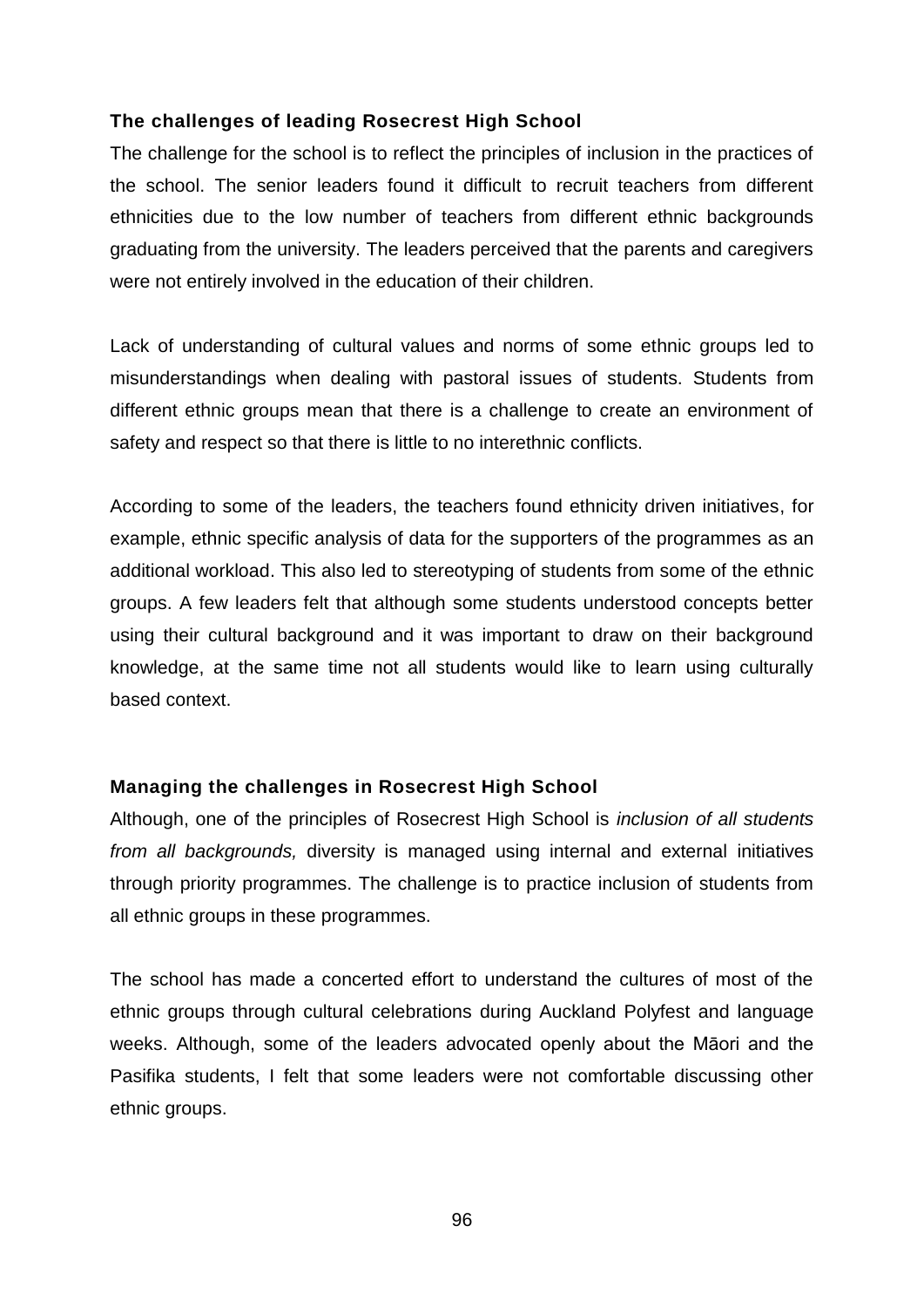### The challenges of leading Rosecrest High School

The challenge for the school is to reflect the principles of inclusion in the practices of the school. The senior leaders found it difficult to recruit teachers from different ethnicities due to the low number of teachers from different ethnic backgrounds graduating from the university. The leaders perceived that the parents and caregivers were not entirely involved in the education of their children.

Lack of understanding of cultural values and norms of some ethnic groups led to misunderstandings when dealing with pastoral issues of students. Students from different ethnic groups mean that there is a challenge to create an environment of safety and respect so that there is little to no interethnic conflicts.

According to some of the leaders, the teachers found ethnicity driven initiatives, for example, ethnic specific analysis of data for the supporters of the programmes as an additional workload. This also led to stereotyping of students from some of the ethnic groups. A few leaders felt that although some students understood concepts better using their cultural background and it was important to draw on their background knowledge, at the same time not all students would like to learn using culturally based context.

### Managing the challenges in Rosecrest High School

Although, one of the principles of Rosecrest High School is *inclusion of all students from all backgrounds,* diversity is managed using internal and external initiatives through priority programmes. The challenge is to practice inclusion of students from all ethnic groups in these programmes.

The school has made a concerted effort to understand the cultures of most of the ethnic groups through cultural celebrations during Auckland Polyfest and language weeks. Although, some of the leaders advocated openly about the Māori and the Pasifika students, I felt that some leaders were not comfortable discussing other ethnic groups.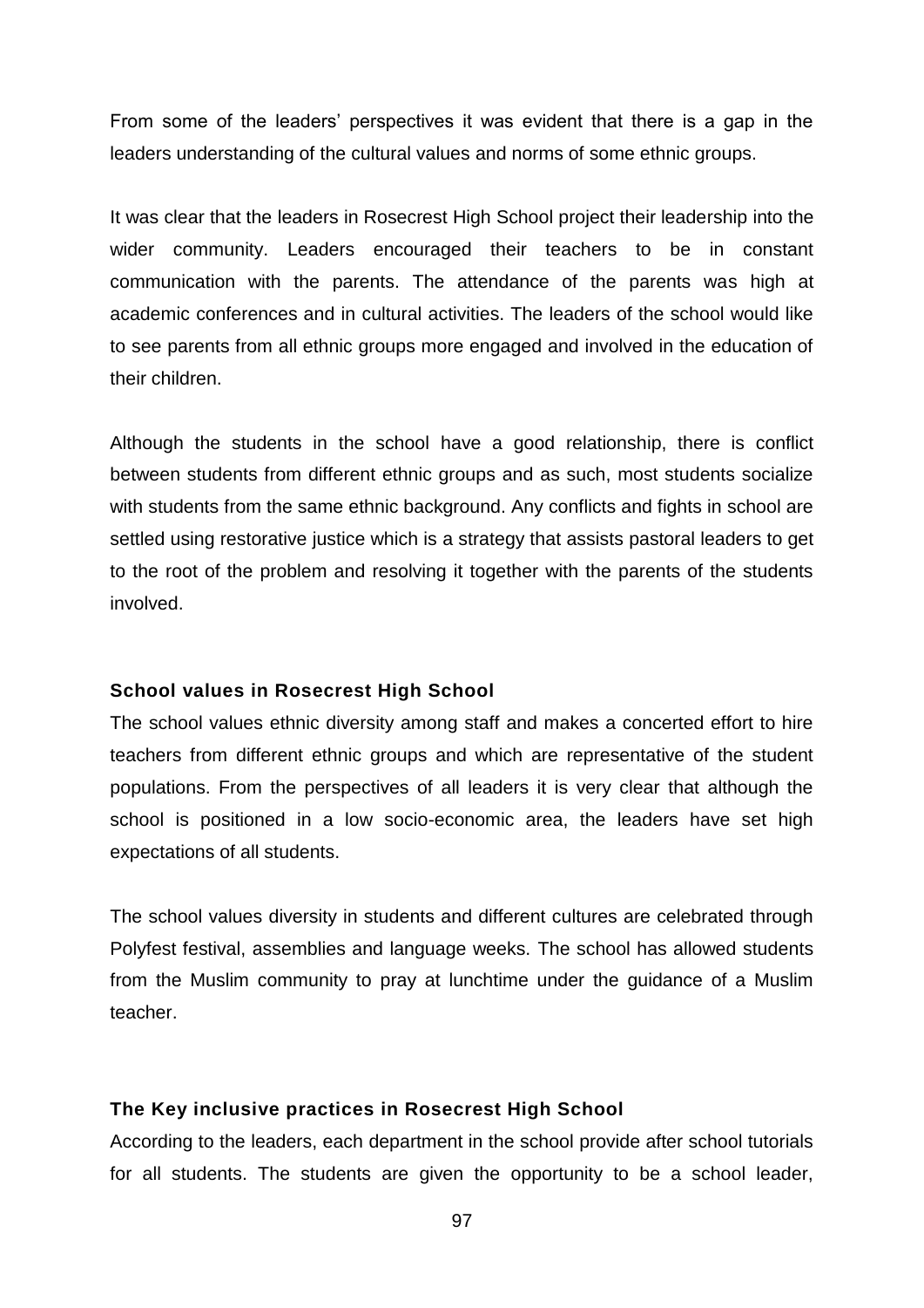From some of the leaders' perspectives it was evident that there is a gap in the leaders understanding of the cultural values and norms of some ethnic groups.

It was clear that the leaders in Rosecrest High School project their leadership into the wider community. Leaders encouraged their teachers to be in constant communication with the parents. The attendance of the parents was high at academic conferences and in cultural activities. The leaders of the school would like to see parents from all ethnic groups more engaged and involved in the education of their children.

Although the students in the school have a good relationship, there is conflict between students from different ethnic groups and as such, most students socialize with students from the same ethnic background. Any conflicts and fights in school are settled using restorative justice which is a strategy that assists pastoral leaders to get to the root of the problem and resolving it together with the parents of the students involved.

### School values in Rosecrest High School

The school values ethnic diversity among staff and makes a concerted effort to hire teachers from different ethnic groups and which are representative of the student populations. From the perspectives of all leaders it is very clear that although the school is positioned in a low socio-economic area, the leaders have set high expectations of all students.

The school values diversity in students and different cultures are celebrated through Polyfest festival, assemblies and language weeks. The school has allowed students from the Muslim community to pray at lunchtime under the guidance of a Muslim teacher.

### The Key inclusive practices in Rosecrest High School

According to the leaders, each department in the school provide after school tutorials for all students. The students are given the opportunity to be a school leader,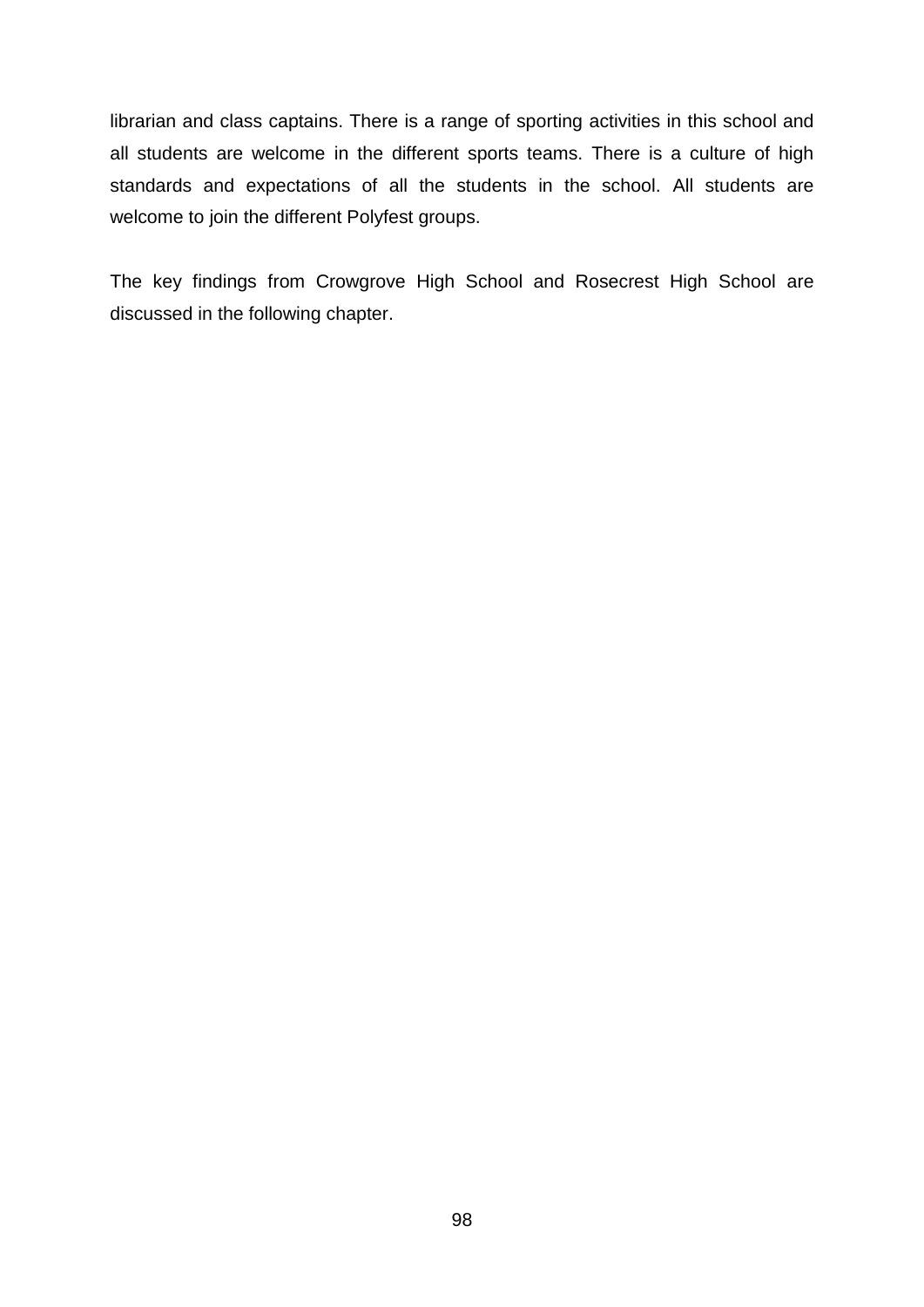librarian and class captains. There is a range of sporting activities in this school and all students are welcome in the different sports teams. There is a culture of high standards and expectations of all the students in the school. All students are welcome to join the different Polyfest groups.

The key findings from Crowgrove High School and Rosecrest High School are discussed in the following chapter.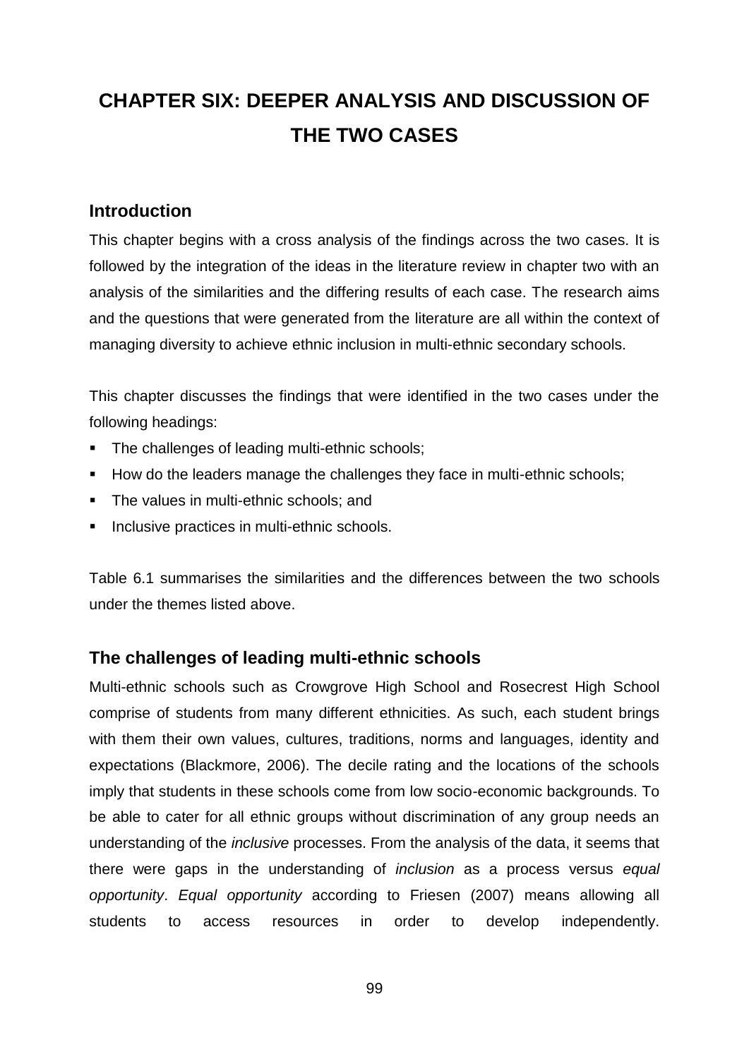# CHAPTER SIX: DEEPER ANALYSIS AND DISCUSSION OF THE TWO CASES

## Introduction

This chapter begins with a cross analysis of the findings across the two cases. It is followed by the integration of the ideas in the literature review in chapter two with an analysis of the similarities and the differing results of each case. The research aims and the questions that were generated from the literature are all within the context of managing diversity to achieve ethnic inclusion in multi-ethnic secondary schools.

This chapter discusses the findings that were identified in the two cases under the following headings:

- The challenges of leading multi-ethnic schools;
- How do the leaders manage the challenges they face in multi-ethnic schools;
- The values in multi-ethnic schools; and
- Inclusive practices in multi-ethnic schools.

Table 6.1 summarises the similarities and the differences between the two schools under the themes listed above.

## The challenges of leading multi-ethnic schools

Multi-ethnic schools such as Crowgrove High School and Rosecrest High School comprise of students from many different ethnicities. As such, each student brings with them their own values, cultures, traditions, norms and languages, identity and expectations (Blackmore, 2006). The decile rating and the locations of the schools imply that students in these schools come from low socio-economic backgrounds. To be able to cater for all ethnic groups without discrimination of any group needs an understanding of the *inclusive* processes. From the analysis of the data, it seems that there were gaps in the understanding of *inclusion* as a process versus *equal opportunity*. *Equal opportunity* according to Friesen (2007) means allowing all students to access resources in order to develop independently.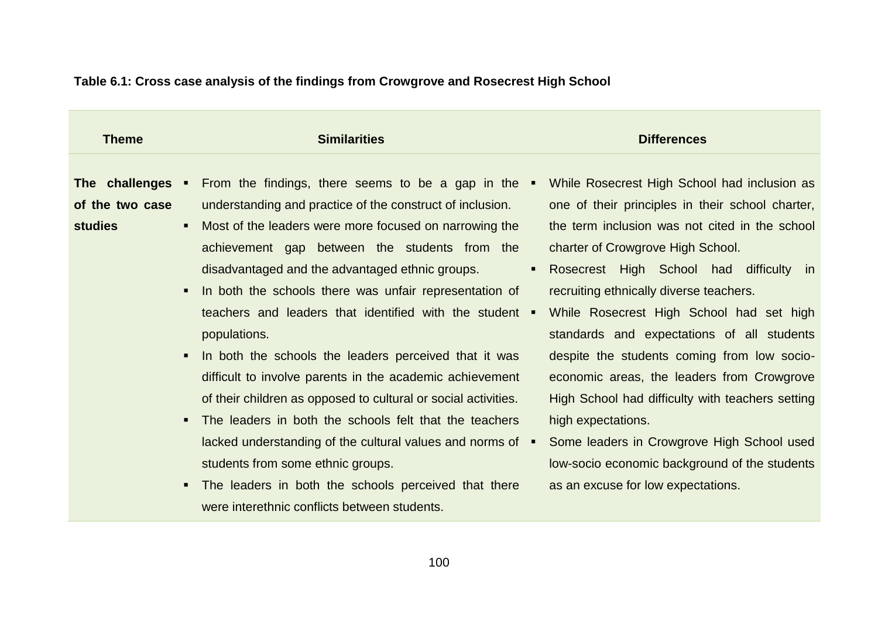**Table 6.1: Cross case analysis of the findings from Crowgrove and Rosecrest High School**

| Theme | Similarities | Differences |
|---|---|---|
| **The challenges of the two case studies** | ▪ From the findings, there seems to be a gap in the understanding and practice of the construct of inclusion.<br>▪ Most of the leaders were more focused on narrowing the achievement gap between the students from the disadvantaged and the advantaged ethnic groups.<br>▪ In both the schools there was unfair representation of teachers and leaders that identified with the student populations.<br>▪ In both the schools the leaders perceived that it was difficult to involve parents in the academic achievement of their children as opposed to cultural or social activities.<br>▪ The leaders in both the schools felt that the teachers lacked understanding of the cultural values and norms of students from some ethnic groups.<br>▪ The leaders in both the schools perceived that there were interethnic conflicts between students. | ▪ While Rosecrest High School had inclusion as one of their principles in their school charter, the term inclusion was not cited in the school charter of Crowgrove High School.<br>▪ Rosecrest High School had difficulty in recruiting ethnically diverse teachers.<br>▪ While Rosecrest High School had set high standards and expectations of all students despite the students coming from low socio-economic areas, the leaders from Crowgrove High School had difficulty with teachers setting high expectations.<br>▪ Some leaders in Crowgrove High School used low-socio economic background of the students as an excuse for low expectations. |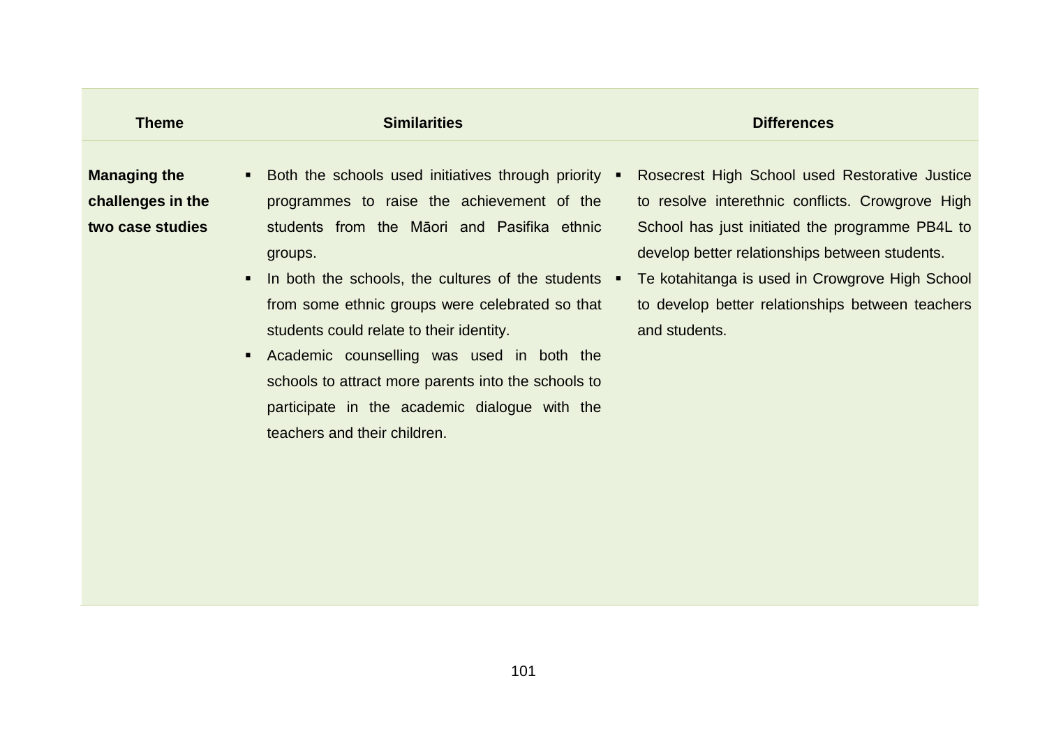| Theme | Similarities | Differences |
|---|---|---|
| **Managing the challenges in the two case studies** | ▪ Both the schools used initiatives through priority programmes to raise the achievement of the students from the Māori and Pasifika ethnic groups.<br>▪ In both the schools, the cultures of the students from some ethnic groups were celebrated so that students could relate to their identity.<br>▪ Academic counselling was used in both the schools to attract more parents into the schools to participate in the academic dialogue with the teachers and their children. | ▪ Rosecrest High School used Restorative Justice to resolve interethnic conflicts. Crowgrove High School has just initiated the programme PB4L to develop better relationships between students.<br>▪ Te kotahitanga is used in Crowgrove High School to develop better relationships between teachers and students. |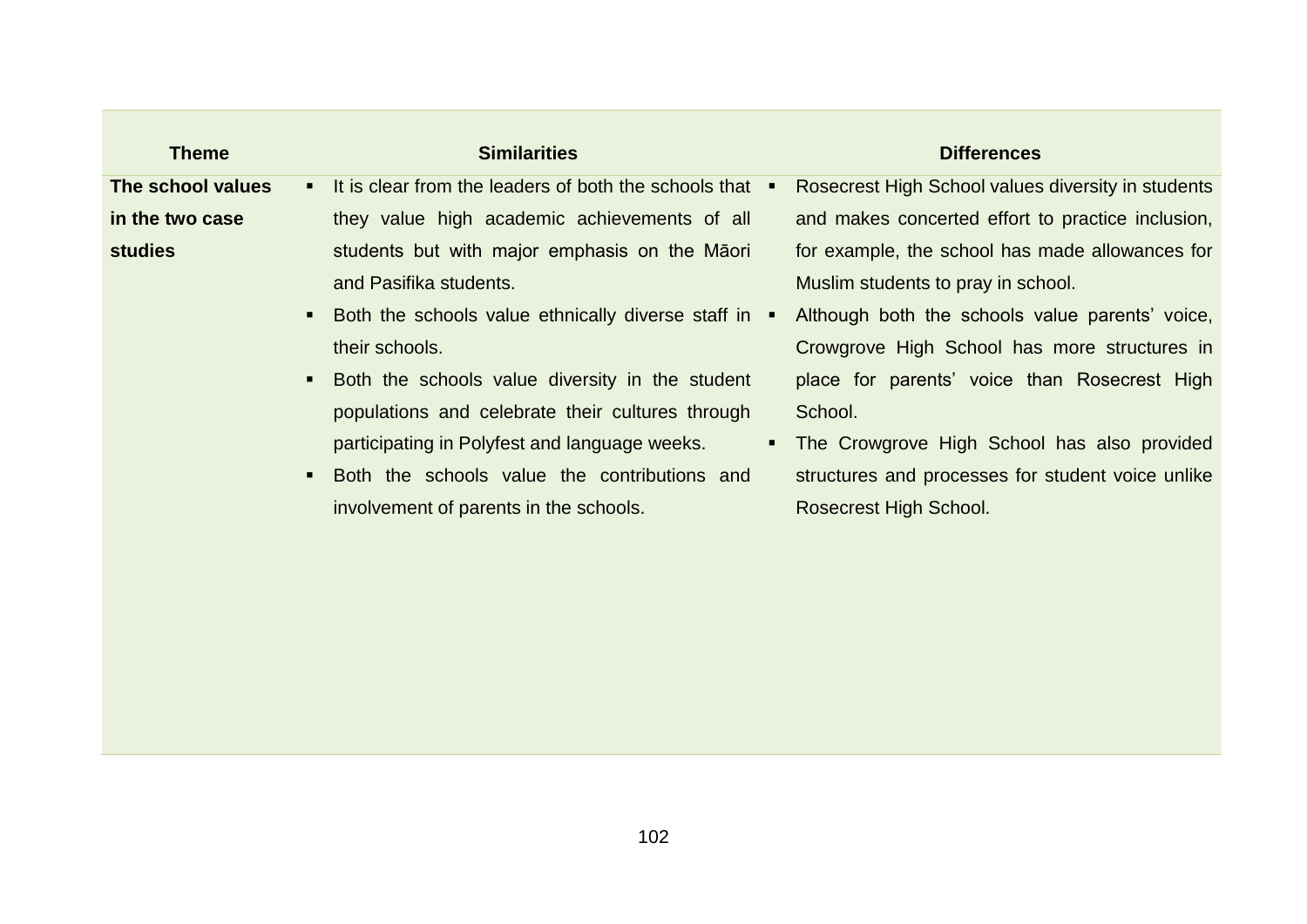| Theme | Similarities | Differences |
|---|---|---|
| **The school values in the two case studies** | ▪ It is clear from the leaders of both the schools that they value high academic achievements of all students but with major emphasis on the Māori and Pasifika students.<br>▪ Both the schools value ethnically diverse staff in their schools.<br>▪ Both the schools value diversity in the student populations and celebrate their cultures through participating in Polyfest and language weeks.<br>▪ Both the schools value the contributions and involvement of parents in the schools. | ▪ Rosecrest High School values diversity in students and makes concerted effort to practice inclusion, for example, the school has made allowances for Muslim students to pray in school.<br>▪ Although both the schools value parents' voice, Crowgrove High School has more structures in place for parents' voice than Rosecrest High School.<br>▪ The Crowgrove High School has also provided structures and processes for student voice unlike Rosecrest High School. |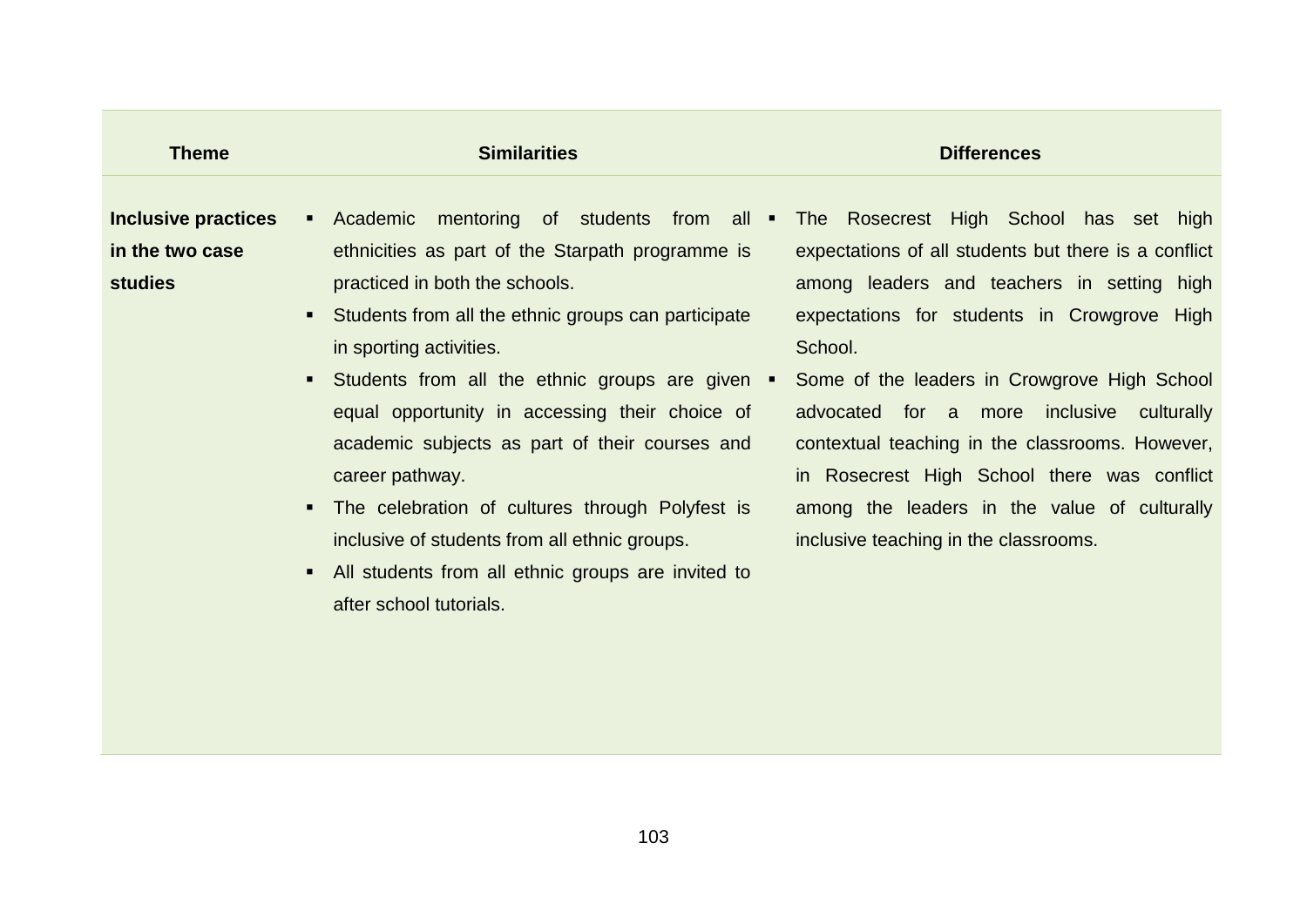| Theme | Similarities | Differences |
| --- | --- | --- |
| **Inclusive practices in the two case studies** | ▪ Academic mentoring of students from all ethnicities as part of the Starpath programme is practiced in both the schools.<br>▪ Students from all the ethnic groups can participate in sporting activities.<br>▪ Students from all the ethnic groups are given equal opportunity in accessing their choice of academic subjects as part of their courses and career pathway.<br>▪ The celebration of cultures through Polyfest is inclusive of students from all ethnic groups.<br>▪ All students from all ethnic groups are invited to after school tutorials. | ▪ The Rosecrest High School has set high expectations of all students but there is a conflict among leaders and teachers in setting high expectations for students in Crowgrove High School.<br>▪ Some of the leaders in Crowgrove High School advocated for a more inclusive culturally contextual teaching in the classrooms. However, in Rosecrest High School there was conflict among the leaders in the value of culturally inclusive teaching in the classrooms. |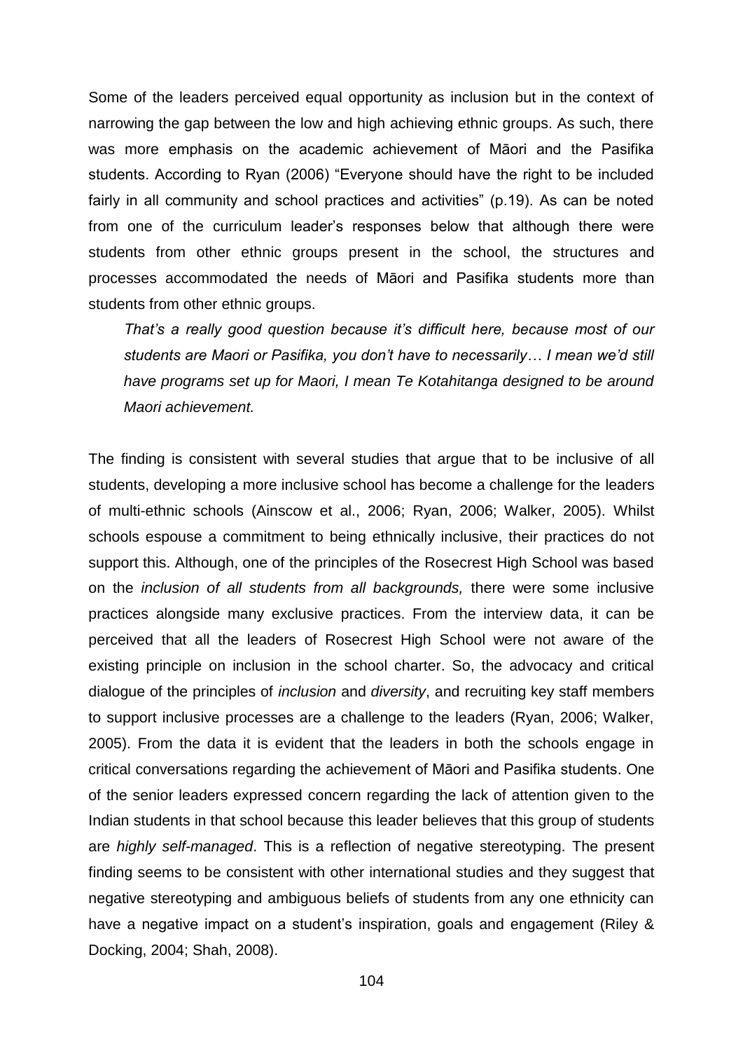Some of the leaders perceived equal opportunity as inclusion but in the context of narrowing the gap between the low and high achieving ethnic groups. As such, there was more emphasis on the academic achievement of Māori and the Pasifika students. According to Ryan (2006) “Everyone should have the right to be included fairly in all community and school practices and activities” (p.19). As can be noted from one of the curriculum leader’s responses below that although there were students from other ethnic groups present in the school, the structures and processes accommodated the needs of Māori and Pasifika students more than students from other ethnic groups.

> *That’s a really good question because it’s difficult here, because most of our students are Maori or Pasifika, you don’t have to necessarily… I mean we’d still have programs set up for Maori, I mean Te Kotahitanga designed to be around Maori achievement.*

The finding is consistent with several studies that argue that to be inclusive of all students, developing a more inclusive school has become a challenge for the leaders of multi-ethnic schools (Ainscow et al., 2006; Ryan, 2006; Walker, 2005). Whilst schools espouse a commitment to being ethnically inclusive, their practices do not support this. Although, one of the principles of the Rosecrest High School was based on the *inclusion of all students from all backgrounds,* there were some inclusive practices alongside many exclusive practices. From the interview data, it can be perceived that all the leaders of Rosecrest High School were not aware of the existing principle on inclusion in the school charter. So, the advocacy and critical dialogue of the principles of *inclusion* and *diversity*, and recruiting key staff members to support inclusive processes are a challenge to the leaders (Ryan, 2006; Walker, 2005). From the data it is evident that the leaders in both the schools engage in critical conversations regarding the achievement of Māori and Pasifika students. One of the senior leaders expressed concern regarding the lack of attention given to the Indian students in that school because this leader believes that this group of students are *highly self-managed*. This is a reflection of negative stereotyping. The present finding seems to be consistent with other international studies and they suggest that negative stereotyping and ambiguous beliefs of students from any one ethnicity can have a negative impact on a student’s inspiration, goals and engagement (Riley & Docking, 2004; Shah, 2008).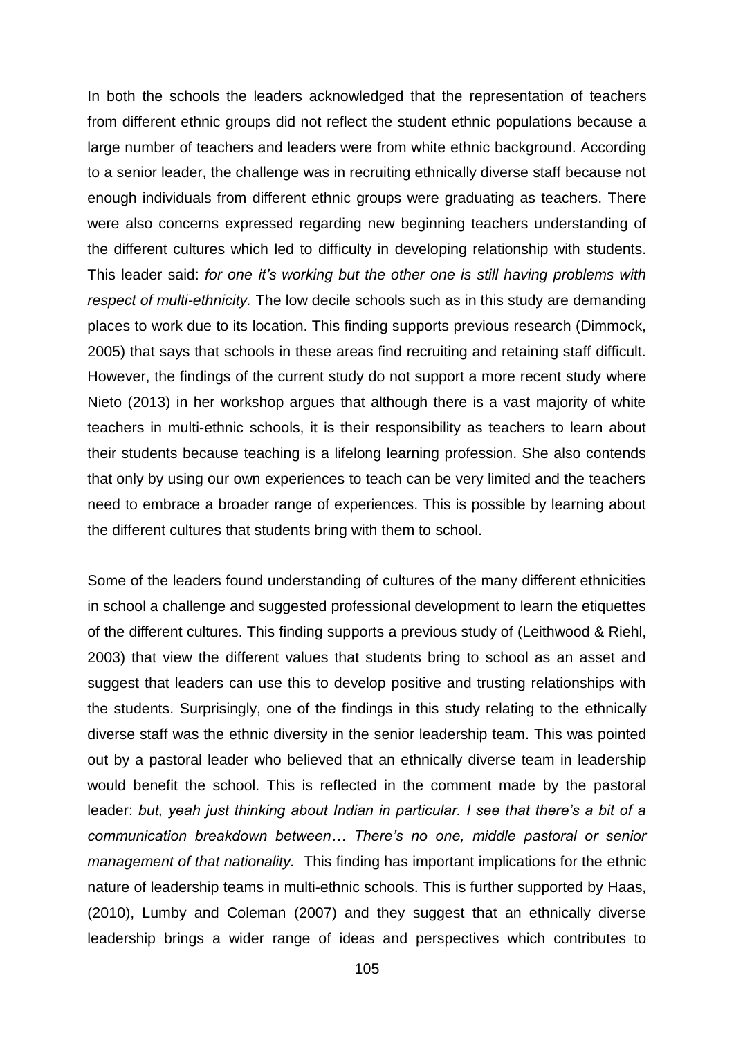In both the schools the leaders acknowledged that the representation of teachers from different ethnic groups did not reflect the student ethnic populations because a large number of teachers and leaders were from white ethnic background. According to a senior leader, the challenge was in recruiting ethnically diverse staff because not enough individuals from different ethnic groups were graduating as teachers. There were also concerns expressed regarding new beginning teachers understanding of the different cultures which led to difficulty in developing relationship with students. This leader said: *for one it's working but the other one is still having problems with respect of multi-ethnicity.* The low decile schools such as in this study are demanding places to work due to its location. This finding supports previous research (Dimmock, 2005) that says that schools in these areas find recruiting and retaining staff difficult. However, the findings of the current study do not support a more recent study where Nieto (2013) in her workshop argues that although there is a vast majority of white teachers in multi-ethnic schools, it is their responsibility as teachers to learn about their students because teaching is a lifelong learning profession. She also contends that only by using our own experiences to teach can be very limited and the teachers need to embrace a broader range of experiences. This is possible by learning about the different cultures that students bring with them to school.

Some of the leaders found understanding of cultures of the many different ethnicities in school a challenge and suggested professional development to learn the etiquettes of the different cultures. This finding supports a previous study of (Leithwood & Riehl, 2003) that view the different values that students bring to school as an asset and suggest that leaders can use this to develop positive and trusting relationships with the students. Surprisingly, one of the findings in this study relating to the ethnically diverse staff was the ethnic diversity in the senior leadership team. This was pointed out by a pastoral leader who believed that an ethnically diverse team in leadership would benefit the school. This is reflected in the comment made by the pastoral leader: *but, yeah just thinking about Indian in particular. I see that there's a bit of a communication breakdown between… There's no one, middle pastoral or senior management of that nationality.* This finding has important implications for the ethnic nature of leadership teams in multi-ethnic schools. This is further supported by Haas, (2010), Lumby and Coleman (2007) and they suggest that an ethnically diverse leadership brings a wider range of ideas and perspectives which contributes to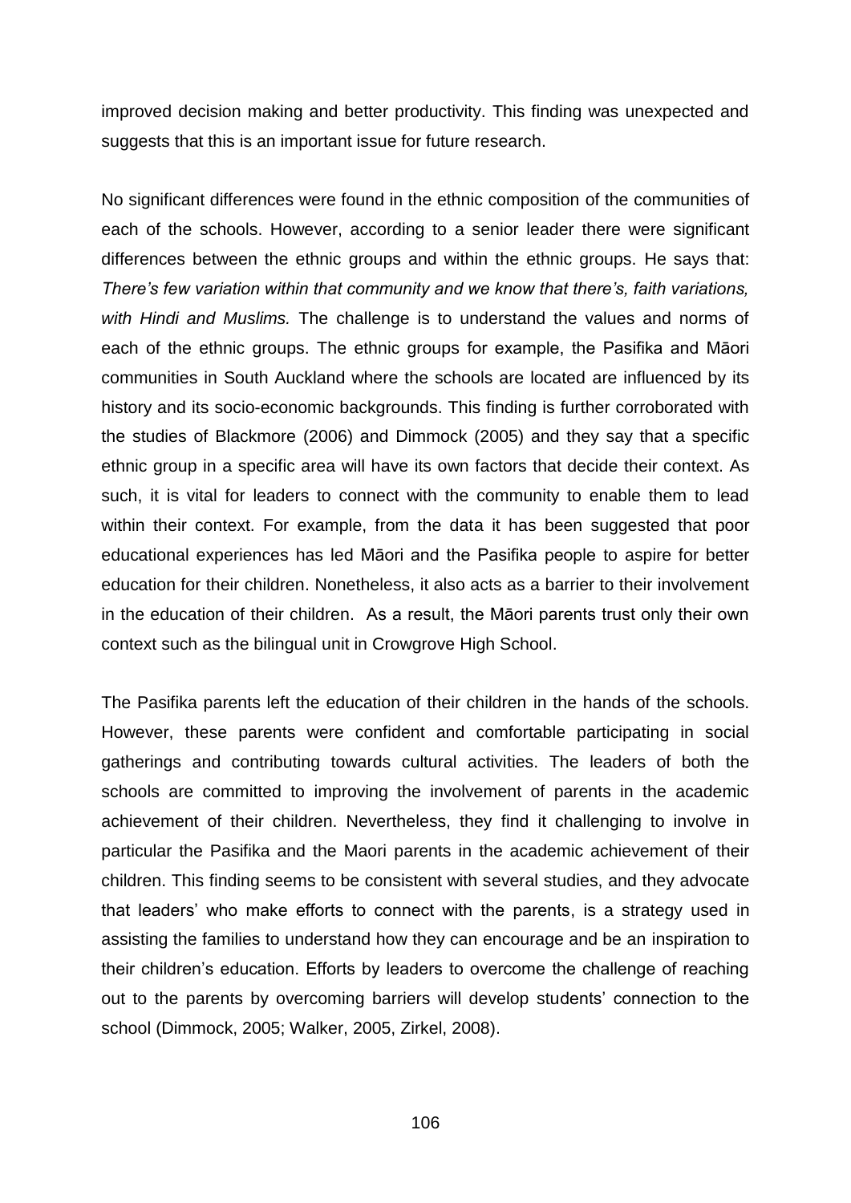improved decision making and better productivity. This finding was unexpected and suggests that this is an important issue for future research.

No significant differences were found in the ethnic composition of the communities of each of the schools. However, according to a senior leader there were significant differences between the ethnic groups and within the ethnic groups. He says that: *There's few variation within that community and we know that there's, faith variations, with Hindi and Muslims.* The challenge is to understand the values and norms of each of the ethnic groups. The ethnic groups for example, the Pasifika and Māori communities in South Auckland where the schools are located are influenced by its history and its socio-economic backgrounds. This finding is further corroborated with the studies of Blackmore (2006) and Dimmock (2005) and they say that a specific ethnic group in a specific area will have its own factors that decide their context. As such, it is vital for leaders to connect with the community to enable them to lead within their context. For example, from the data it has been suggested that poor educational experiences has led Māori and the Pasifika people to aspire for better education for their children. Nonetheless, it also acts as a barrier to their involvement in the education of their children. As a result, the Māori parents trust only their own context such as the bilingual unit in Crowgrove High School.

The Pasifika parents left the education of their children in the hands of the schools. However, these parents were confident and comfortable participating in social gatherings and contributing towards cultural activities. The leaders of both the schools are committed to improving the involvement of parents in the academic achievement of their children. Nevertheless, they find it challenging to involve in particular the Pasifika and the Maori parents in the academic achievement of their children. This finding seems to be consistent with several studies, and they advocate that leaders' who make efforts to connect with the parents, is a strategy used in assisting the families to understand how they can encourage and be an inspiration to their children's education. Efforts by leaders to overcome the challenge of reaching out to the parents by overcoming barriers will develop students' connection to the school (Dimmock, 2005; Walker, 2005, Zirkel, 2008).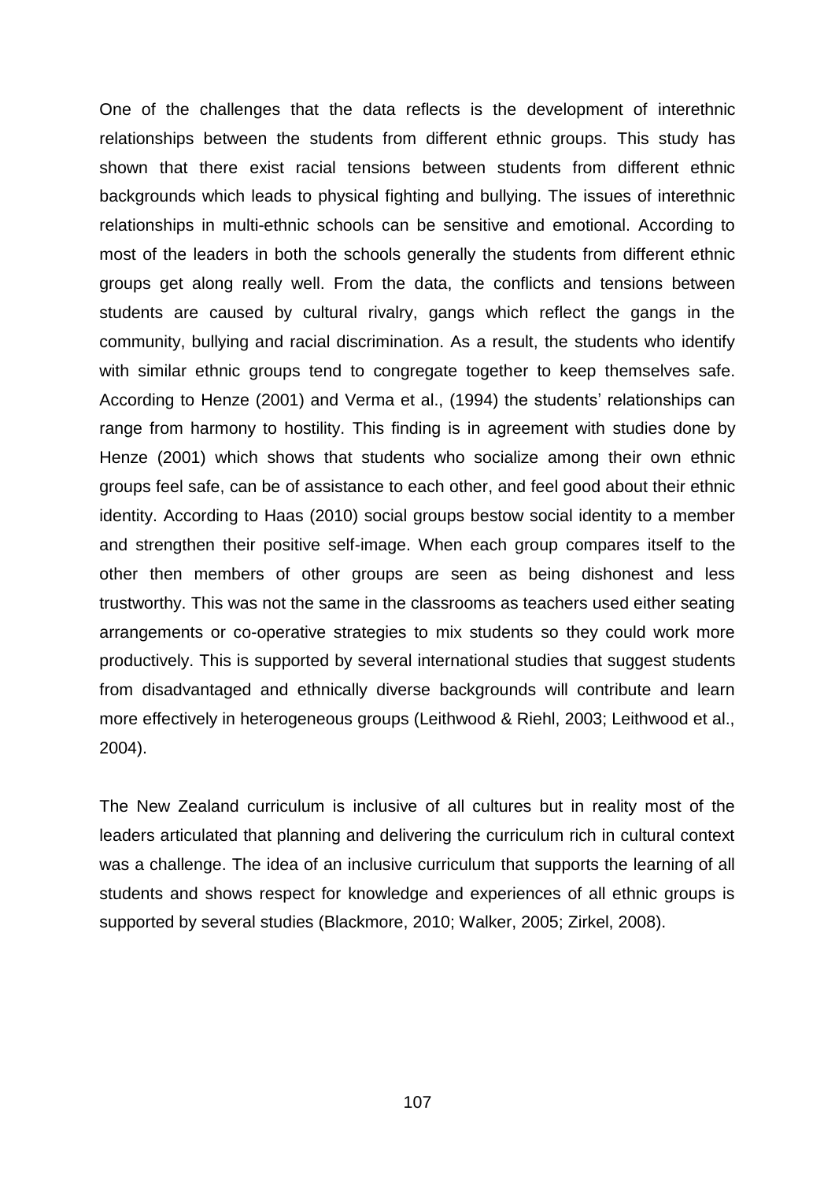One of the challenges that the data reflects is the development of interethnic relationships between the students from different ethnic groups. This study has shown that there exist racial tensions between students from different ethnic backgrounds which leads to physical fighting and bullying. The issues of interethnic relationships in multi-ethnic schools can be sensitive and emotional. According to most of the leaders in both the schools generally the students from different ethnic groups get along really well. From the data, the conflicts and tensions between students are caused by cultural rivalry, gangs which reflect the gangs in the community, bullying and racial discrimination. As a result, the students who identify with similar ethnic groups tend to congregate together to keep themselves safe. According to Henze (2001) and Verma et al., (1994) the students' relationships can range from harmony to hostility. This finding is in agreement with studies done by Henze (2001) which shows that students who socialize among their own ethnic groups feel safe, can be of assistance to each other, and feel good about their ethnic identity. According to Haas (2010) social groups bestow social identity to a member and strengthen their positive self-image. When each group compares itself to the other then members of other groups are seen as being dishonest and less trustworthy. This was not the same in the classrooms as teachers used either seating arrangements or co-operative strategies to mix students so they could work more productively. This is supported by several international studies that suggest students from disadvantaged and ethnically diverse backgrounds will contribute and learn more effectively in heterogeneous groups (Leithwood & Riehl, 2003; Leithwood et al., 2004).

The New Zealand curriculum is inclusive of all cultures but in reality most of the leaders articulated that planning and delivering the curriculum rich in cultural context was a challenge. The idea of an inclusive curriculum that supports the learning of all students and shows respect for knowledge and experiences of all ethnic groups is supported by several studies (Blackmore, 2010; Walker, 2005; Zirkel, 2008).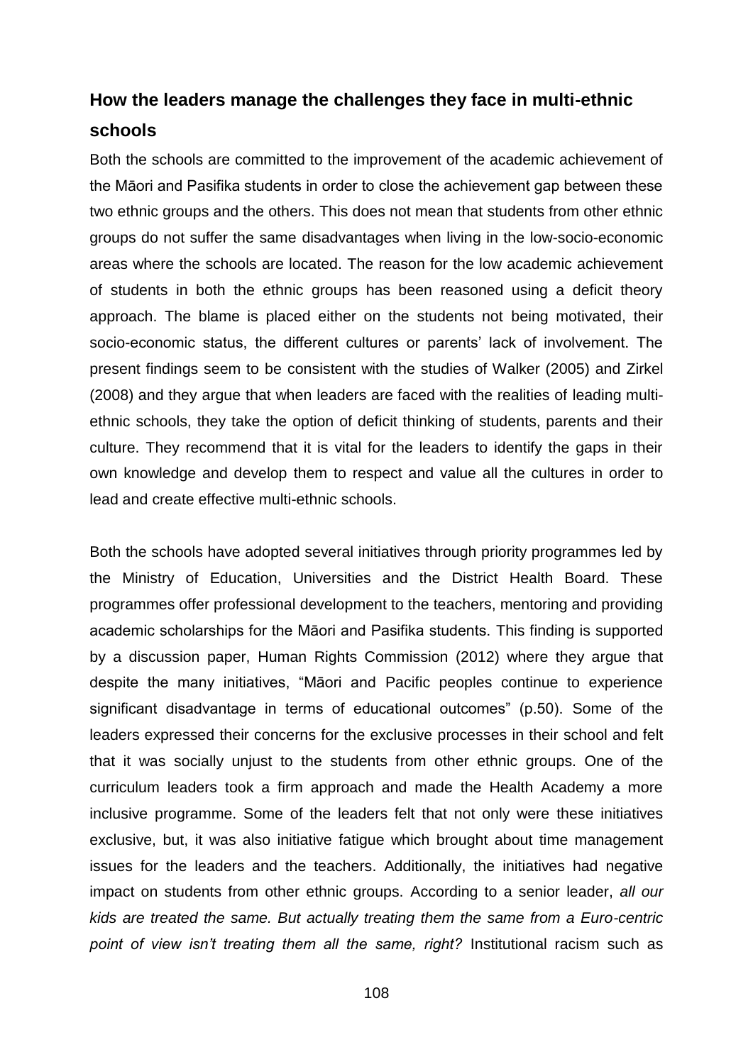## How the leaders manage the challenges they face in multi-ethnic schools

Both the schools are committed to the improvement of the academic achievement of the Māori and Pasifika students in order to close the achievement gap between these two ethnic groups and the others. This does not mean that students from other ethnic groups do not suffer the same disadvantages when living in the low-socio-economic areas where the schools are located. The reason for the low academic achievement of students in both the ethnic groups has been reasoned using a deficit theory approach. The blame is placed either on the students not being motivated, their socio-economic status, the different cultures or parents' lack of involvement. The present findings seem to be consistent with the studies of Walker (2005) and Zirkel (2008) and they argue that when leaders are faced with the realities of leading multi-ethnic schools, they take the option of deficit thinking of students, parents and their culture. They recommend that it is vital for the leaders to identify the gaps in their own knowledge and develop them to respect and value all the cultures in order to lead and create effective multi-ethnic schools.

Both the schools have adopted several initiatives through priority programmes led by the Ministry of Education, Universities and the District Health Board. These programmes offer professional development to the teachers, mentoring and providing academic scholarships for the Māori and Pasifika students. This finding is supported by a discussion paper, Human Rights Commission (2012) where they argue that despite the many initiatives, "Māori and Pacific peoples continue to experience significant disadvantage in terms of educational outcomes" (p.50). Some of the leaders expressed their concerns for the exclusive processes in their school and felt that it was socially unjust to the students from other ethnic groups. One of the curriculum leaders took a firm approach and made the Health Academy a more inclusive programme. Some of the leaders felt that not only were these initiatives exclusive, but, it was also initiative fatigue which brought about time management issues for the leaders and the teachers. Additionally, the initiatives had negative impact on students from other ethnic groups. According to a senior leader, *all our kids are treated the same. But actually treating them the same from a Euro-centric point of view isn't treating them all the same, right?* Institutional racism such as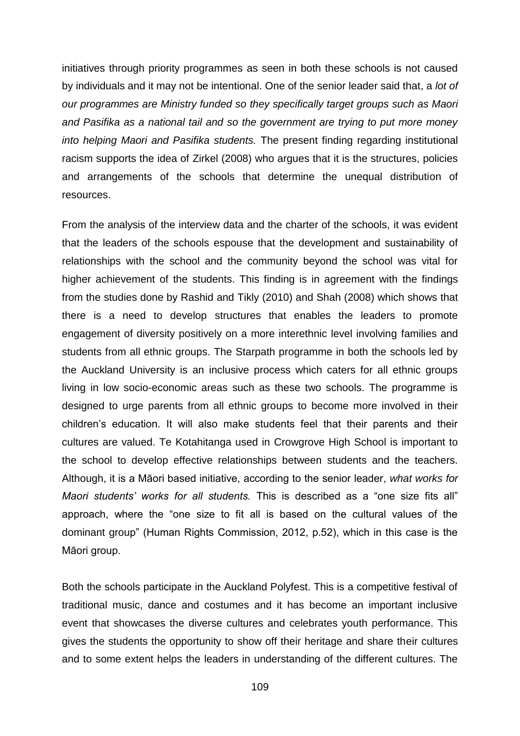initiatives through priority programmes as seen in both these schools is not caused by individuals and it may not be intentional. One of the senior leader said that, a *lot of our programmes are Ministry funded so they specifically target groups such as Maori and Pasifika as a national tail and so the government are trying to put more money into helping Maori and Pasifika students.* The present finding regarding institutional racism supports the idea of Zirkel (2008) who argues that it is the structures, policies and arrangements of the schools that determine the unequal distribution of resources.

From the analysis of the interview data and the charter of the schools, it was evident that the leaders of the schools espouse that the development and sustainability of relationships with the school and the community beyond the school was vital for higher achievement of the students. This finding is in agreement with the findings from the studies done by Rashid and Tikly (2010) and Shah (2008) which shows that there is a need to develop structures that enables the leaders to promote engagement of diversity positively on a more interethnic level involving families and students from all ethnic groups. The Starpath programme in both the schools led by the Auckland University is an inclusive process which caters for all ethnic groups living in low socio-economic areas such as these two schools. The programme is designed to urge parents from all ethnic groups to become more involved in their children's education. It will also make students feel that their parents and their cultures are valued. Te Kotahitanga used in Crowgrove High School is important to the school to develop effective relationships between students and the teachers. Although, it is a Māori based initiative, according to the senior leader, *what works for Maori students' works for all students.* This is described as a "one size fits all" approach, where the "one size to fit all is based on the cultural values of the dominant group" (Human Rights Commission, 2012, p.52), which in this case is the Māori group.

Both the schools participate in the Auckland Polyfest. This is a competitive festival of traditional music, dance and costumes and it has become an important inclusive event that showcases the diverse cultures and celebrates youth performance. This gives the students the opportunity to show off their heritage and share their cultures and to some extent helps the leaders in understanding of the different cultures. The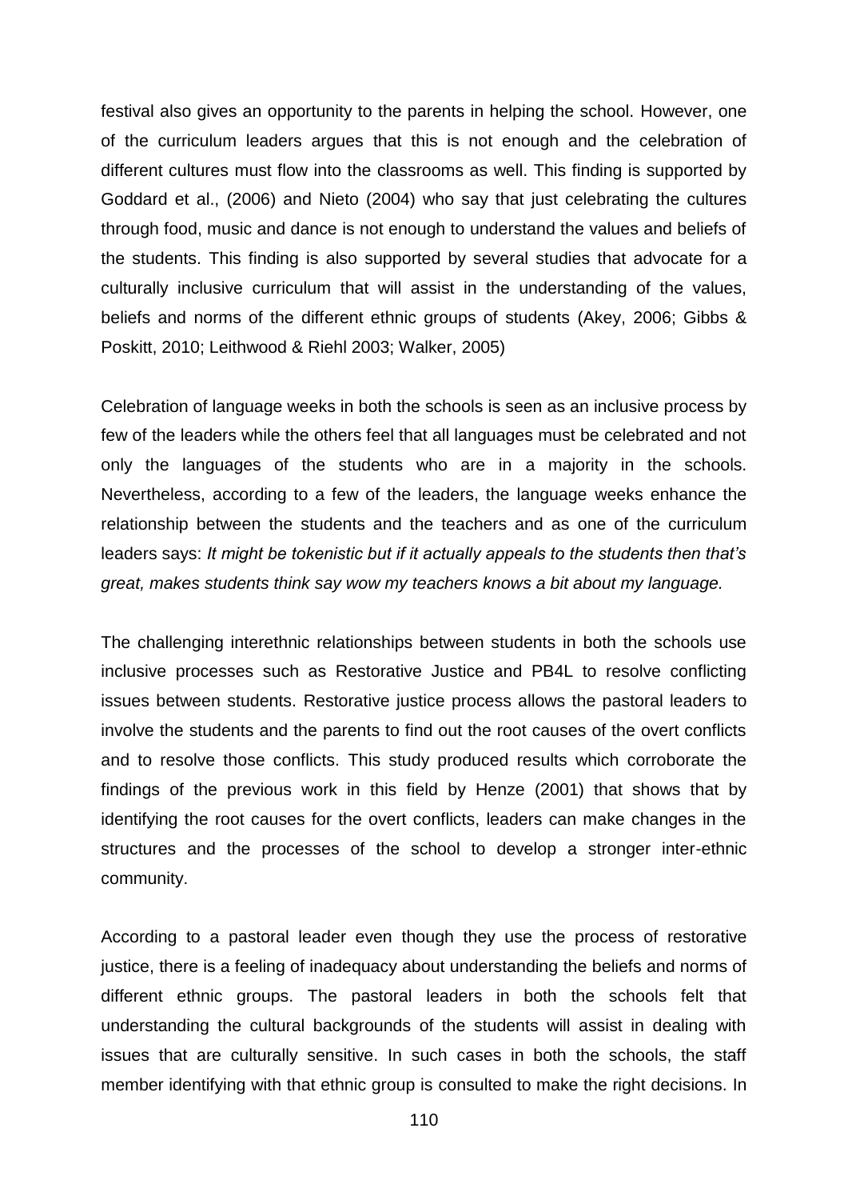festival also gives an opportunity to the parents in helping the school. However, one of the curriculum leaders argues that this is not enough and the celebration of different cultures must flow into the classrooms as well. This finding is supported by Goddard et al., (2006) and Nieto (2004) who say that just celebrating the cultures through food, music and dance is not enough to understand the values and beliefs of the students. This finding is also supported by several studies that advocate for a culturally inclusive curriculum that will assist in the understanding of the values, beliefs and norms of the different ethnic groups of students (Akey, 2006; Gibbs & Poskitt, 2010; Leithwood & Riehl 2003; Walker, 2005)

Celebration of language weeks in both the schools is seen as an inclusive process by few of the leaders while the others feel that all languages must be celebrated and not only the languages of the students who are in a majority in the schools. Nevertheless, according to a few of the leaders, the language weeks enhance the relationship between the students and the teachers and as one of the curriculum leaders says: *It might be tokenistic but if it actually appeals to the students then that's great, makes students think say wow my teachers knows a bit about my language.*

The challenging interethnic relationships between students in both the schools use inclusive processes such as Restorative Justice and PB4L to resolve conflicting issues between students. Restorative justice process allows the pastoral leaders to involve the students and the parents to find out the root causes of the overt conflicts and to resolve those conflicts. This study produced results which corroborate the findings of the previous work in this field by Henze (2001) that shows that by identifying the root causes for the overt conflicts, leaders can make changes in the structures and the processes of the school to develop a stronger inter-ethnic community.

According to a pastoral leader even though they use the process of restorative justice, there is a feeling of inadequacy about understanding the beliefs and norms of different ethnic groups. The pastoral leaders in both the schools felt that understanding the cultural backgrounds of the students will assist in dealing with issues that are culturally sensitive. In such cases in both the schools, the staff member identifying with that ethnic group is consulted to make the right decisions. In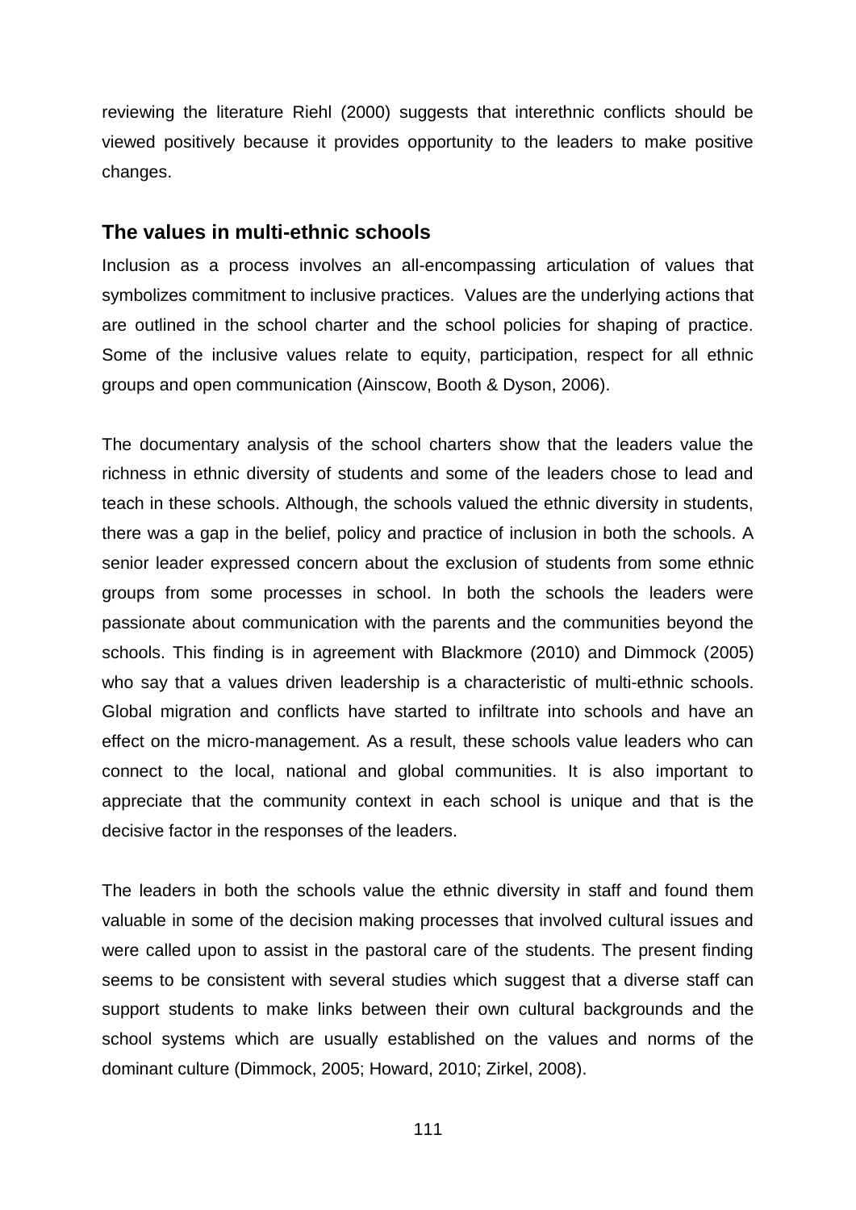reviewing the literature Riehl (2000) suggests that interethnic conflicts should be viewed positively because it provides opportunity to the leaders to make positive changes.

## The values in multi-ethnic schools

Inclusion as a process involves an all-encompassing articulation of values that symbolizes commitment to inclusive practices. Values are the underlying actions that are outlined in the school charter and the school policies for shaping of practice. Some of the inclusive values relate to equity, participation, respect for all ethnic groups and open communication (Ainscow, Booth & Dyson, 2006).

The documentary analysis of the school charters show that the leaders value the richness in ethnic diversity of students and some of the leaders chose to lead and teach in these schools. Although, the schools valued the ethnic diversity in students, there was a gap in the belief, policy and practice of inclusion in both the schools. A senior leader expressed concern about the exclusion of students from some ethnic groups from some processes in school. In both the schools the leaders were passionate about communication with the parents and the communities beyond the schools. This finding is in agreement with Blackmore (2010) and Dimmock (2005) who say that a values driven leadership is a characteristic of multi-ethnic schools. Global migration and conflicts have started to infiltrate into schools and have an effect on the micro-management. As a result, these schools value leaders who can connect to the local, national and global communities. It is also important to appreciate that the community context in each school is unique and that is the decisive factor in the responses of the leaders.

The leaders in both the schools value the ethnic diversity in staff and found them valuable in some of the decision making processes that involved cultural issues and were called upon to assist in the pastoral care of the students. The present finding seems to be consistent with several studies which suggest that a diverse staff can support students to make links between their own cultural backgrounds and the school systems which are usually established on the values and norms of the dominant culture (Dimmock, 2005; Howard, 2010; Zirkel, 2008).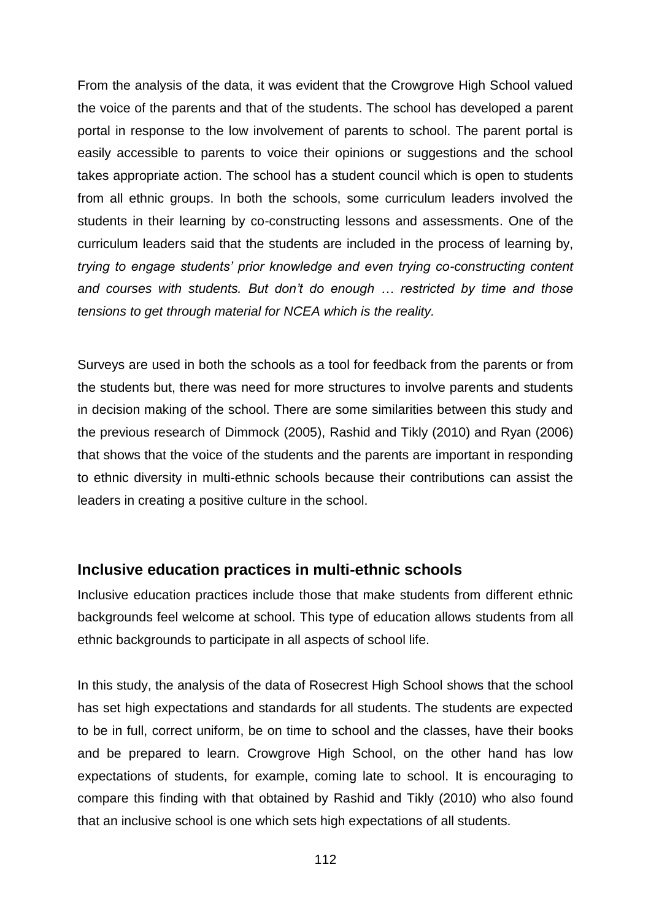From the analysis of the data, it was evident that the Crowgrove High School valued the voice of the parents and that of the students. The school has developed a parent portal in response to the low involvement of parents to school. The parent portal is easily accessible to parents to voice their opinions or suggestions and the school takes appropriate action. The school has a student council which is open to students from all ethnic groups. In both the schools, some curriculum leaders involved the students in their learning by co-constructing lessons and assessments. One of the curriculum leaders said that the students are included in the process of learning by, *trying to engage students' prior knowledge and even trying co-constructing content and courses with students. But don't do enough … restricted by time and those tensions to get through material for NCEA which is the reality.*

Surveys are used in both the schools as a tool for feedback from the parents or from the students but, there was need for more structures to involve parents and students in decision making of the school. There are some similarities between this study and the previous research of Dimmock (2005), Rashid and Tikly (2010) and Ryan (2006) that shows that the voice of the students and the parents are important in responding to ethnic diversity in multi-ethnic schools because their contributions can assist the leaders in creating a positive culture in the school.

## Inclusive education practices in multi-ethnic schools

Inclusive education practices include those that make students from different ethnic backgrounds feel welcome at school. This type of education allows students from all ethnic backgrounds to participate in all aspects of school life.

In this study, the analysis of the data of Rosecrest High School shows that the school has set high expectations and standards for all students. The students are expected to be in full, correct uniform, be on time to school and the classes, have their books and be prepared to learn. Crowgrove High School, on the other hand has low expectations of students, for example, coming late to school. It is encouraging to compare this finding with that obtained by Rashid and Tikly (2010) who also found that an inclusive school is one which sets high expectations of all students.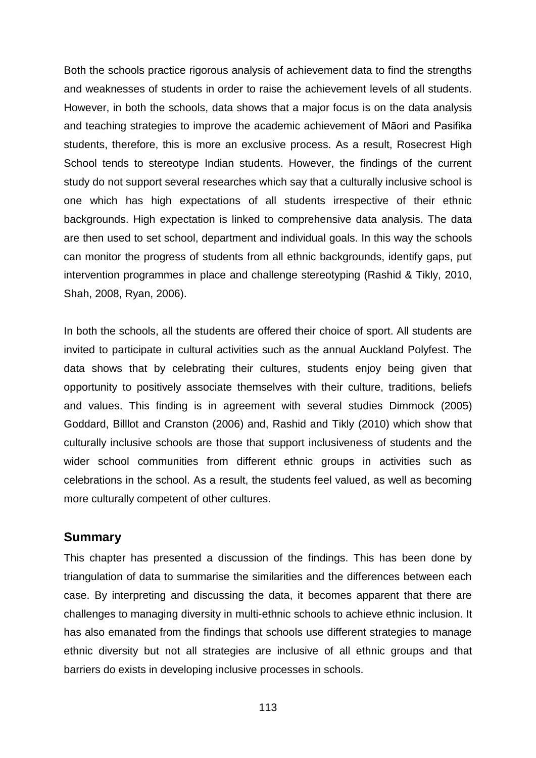Both the schools practice rigorous analysis of achievement data to find the strengths and weaknesses of students in order to raise the achievement levels of all students. However, in both the schools, data shows that a major focus is on the data analysis and teaching strategies to improve the academic achievement of Māori and Pasifika students, therefore, this is more an exclusive process. As a result, Rosecrest High School tends to stereotype Indian students. However, the findings of the current study do not support several researches which say that a culturally inclusive school is one which has high expectations of all students irrespective of their ethnic backgrounds. High expectation is linked to comprehensive data analysis. The data are then used to set school, department and individual goals. In this way the schools can monitor the progress of students from all ethnic backgrounds, identify gaps, put intervention programmes in place and challenge stereotyping (Rashid & Tikly, 2010, Shah, 2008, Ryan, 2006).

In both the schools, all the students are offered their choice of sport. All students are invited to participate in cultural activities such as the annual Auckland Polyfest. The data shows that by celebrating their cultures, students enjoy being given that opportunity to positively associate themselves with their culture, traditions, beliefs and values. This finding is in agreement with several studies Dimmock (2005) Goddard, Billlot and Cranston (2006) and, Rashid and Tikly (2010) which show that culturally inclusive schools are those that support inclusiveness of students and the wider school communities from different ethnic groups in activities such as celebrations in the school. As a result, the students feel valued, as well as becoming more culturally competent of other cultures.

## Summary

This chapter has presented a discussion of the findings. This has been done by triangulation of data to summarise the similarities and the differences between each case. By interpreting and discussing the data, it becomes apparent that there are challenges to managing diversity in multi-ethnic schools to achieve ethnic inclusion. It has also emanated from the findings that schools use different strategies to manage ethnic diversity but not all strategies are inclusive of all ethnic groups and that barriers do exists in developing inclusive processes in schools.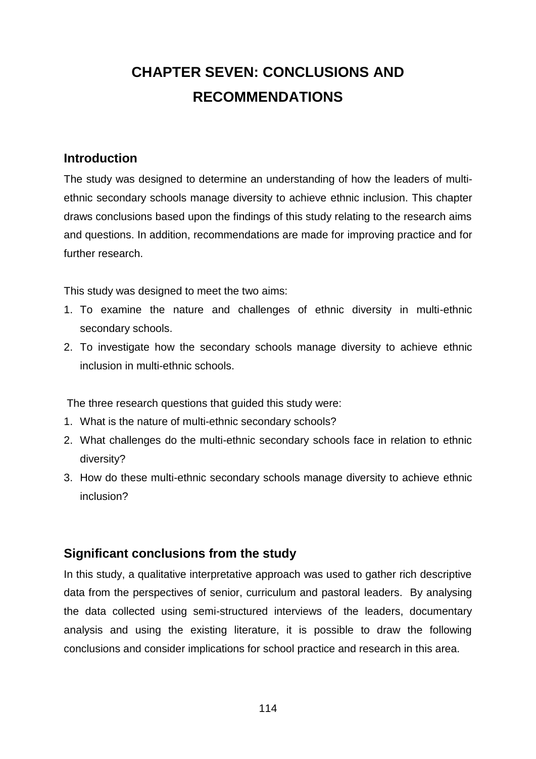# CHAPTER SEVEN: CONCLUSIONS AND RECOMMENDATIONS

## Introduction

The study was designed to determine an understanding of how the leaders of multi-ethnic secondary schools manage diversity to achieve ethnic inclusion. This chapter draws conclusions based upon the findings of this study relating to the research aims and questions. In addition, recommendations are made for improving practice and for further research.

This study was designed to meet the two aims:

1. To examine the nature and challenges of ethnic diversity in multi-ethnic secondary schools.
2. To investigate how the secondary schools manage diversity to achieve ethnic inclusion in multi-ethnic schools.

The three research questions that guided this study were:

1. What is the nature of multi-ethnic secondary schools?
2. What challenges do the multi-ethnic secondary schools face in relation to ethnic diversity?
3. How do these multi-ethnic secondary schools manage diversity to achieve ethnic inclusion?

## Significant conclusions from the study

In this study, a qualitative interpretative approach was used to gather rich descriptive data from the perspectives of senior, curriculum and pastoral leaders. By analysing the data collected using semi-structured interviews of the leaders, documentary analysis and using the existing literature, it is possible to draw the following conclusions and consider implications for school practice and research in this area.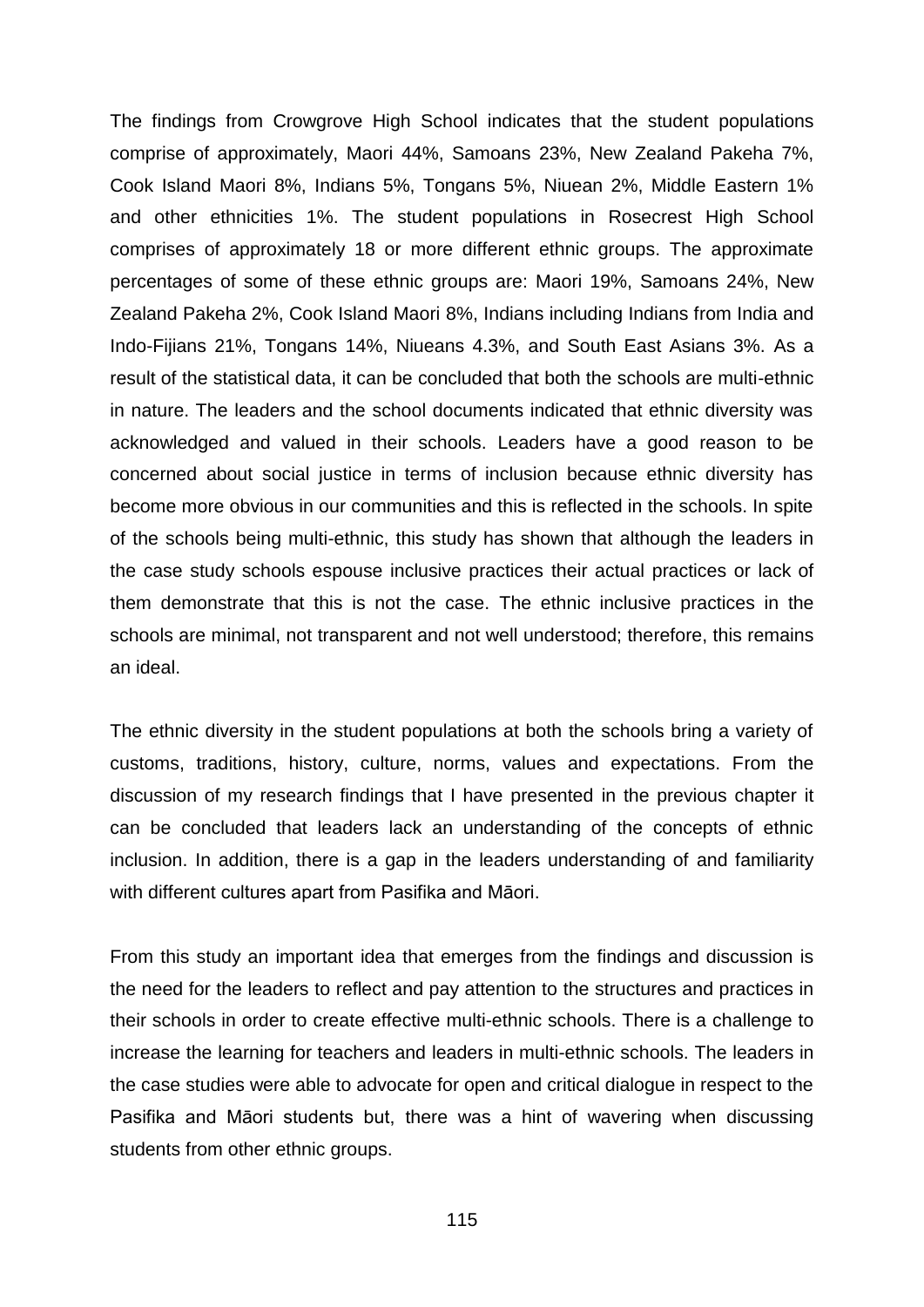The findings from Crowgrove High School indicates that the student populations comprise of approximately, Maori 44%, Samoans 23%, New Zealand Pakeha 7%, Cook Island Maori 8%, Indians 5%, Tongans 5%, Niuean 2%, Middle Eastern 1% and other ethnicities 1%. The student populations in Rosecrest High School comprises of approximately 18 or more different ethnic groups. The approximate percentages of some of these ethnic groups are: Maori 19%, Samoans 24%, New Zealand Pakeha 2%, Cook Island Maori 8%, Indians including Indians from India and Indo-Fijians 21%, Tongans 14%, Niueans 4.3%, and South East Asians 3%. As a result of the statistical data, it can be concluded that both the schools are multi-ethnic in nature. The leaders and the school documents indicated that ethnic diversity was acknowledged and valued in their schools. Leaders have a good reason to be concerned about social justice in terms of inclusion because ethnic diversity has become more obvious in our communities and this is reflected in the schools. In spite of the schools being multi-ethnic, this study has shown that although the leaders in the case study schools espouse inclusive practices their actual practices or lack of them demonstrate that this is not the case. The ethnic inclusive practices in the schools are minimal, not transparent and not well understood; therefore, this remains an ideal.

The ethnic diversity in the student populations at both the schools bring a variety of customs, traditions, history, culture, norms, values and expectations. From the discussion of my research findings that I have presented in the previous chapter it can be concluded that leaders lack an understanding of the concepts of ethnic inclusion. In addition, there is a gap in the leaders understanding of and familiarity with different cultures apart from Pasifika and Māori.

From this study an important idea that emerges from the findings and discussion is the need for the leaders to reflect and pay attention to the structures and practices in their schools in order to create effective multi-ethnic schools. There is a challenge to increase the learning for teachers and leaders in multi-ethnic schools. The leaders in the case studies were able to advocate for open and critical dialogue in respect to the Pasifika and Māori students but, there was a hint of wavering when discussing students from other ethnic groups.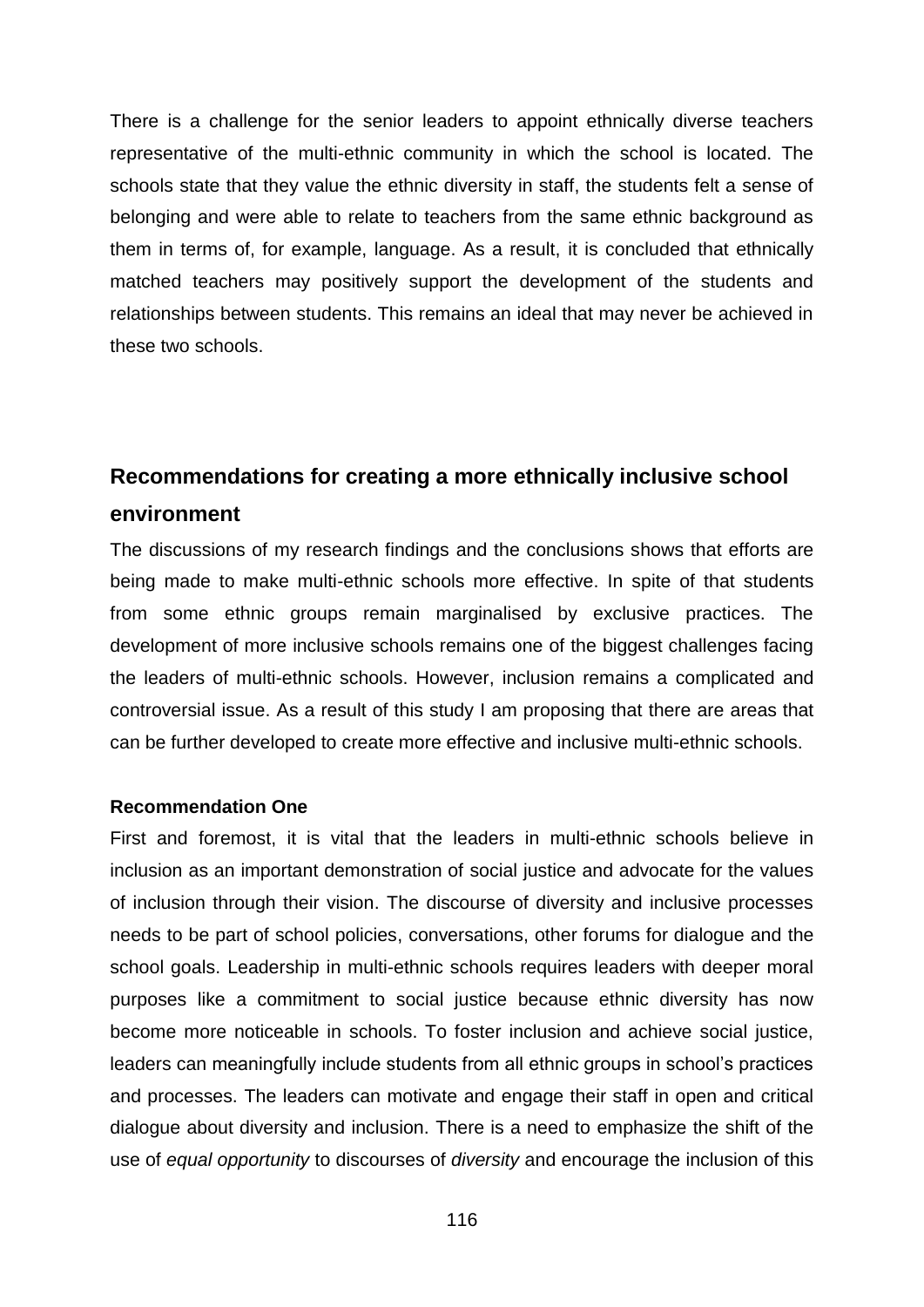There is a challenge for the senior leaders to appoint ethnically diverse teachers representative of the multi-ethnic community in which the school is located. The schools state that they value the ethnic diversity in staff, the students felt a sense of belonging and were able to relate to teachers from the same ethnic background as them in terms of, for example, language. As a result, it is concluded that ethnically matched teachers may positively support the development of the students and relationships between students. This remains an ideal that may never be achieved in these two schools.

## Recommendations for creating a more ethnically inclusive school environment

The discussions of my research findings and the conclusions shows that efforts are being made to make multi-ethnic schools more effective. In spite of that students from some ethnic groups remain marginalised by exclusive practices. The development of more inclusive schools remains one of the biggest challenges facing the leaders of multi-ethnic schools. However, inclusion remains a complicated and controversial issue. As a result of this study I am proposing that there are areas that can be further developed to create more effective and inclusive multi-ethnic schools.

#### Recommendation One

First and foremost, it is vital that the leaders in multi-ethnic schools believe in inclusion as an important demonstration of social justice and advocate for the values of inclusion through their vision. The discourse of diversity and inclusive processes needs to be part of school policies, conversations, other forums for dialogue and the school goals. Leadership in multi-ethnic schools requires leaders with deeper moral purposes like a commitment to social justice because ethnic diversity has now become more noticeable in schools. To foster inclusion and achieve social justice, leaders can meaningfully include students from all ethnic groups in school's practices and processes. The leaders can motivate and engage their staff in open and critical dialogue about diversity and inclusion. There is a need to emphasize the shift of the use of *equal opportunity* to discourses of *diversity* and encourage the inclusion of this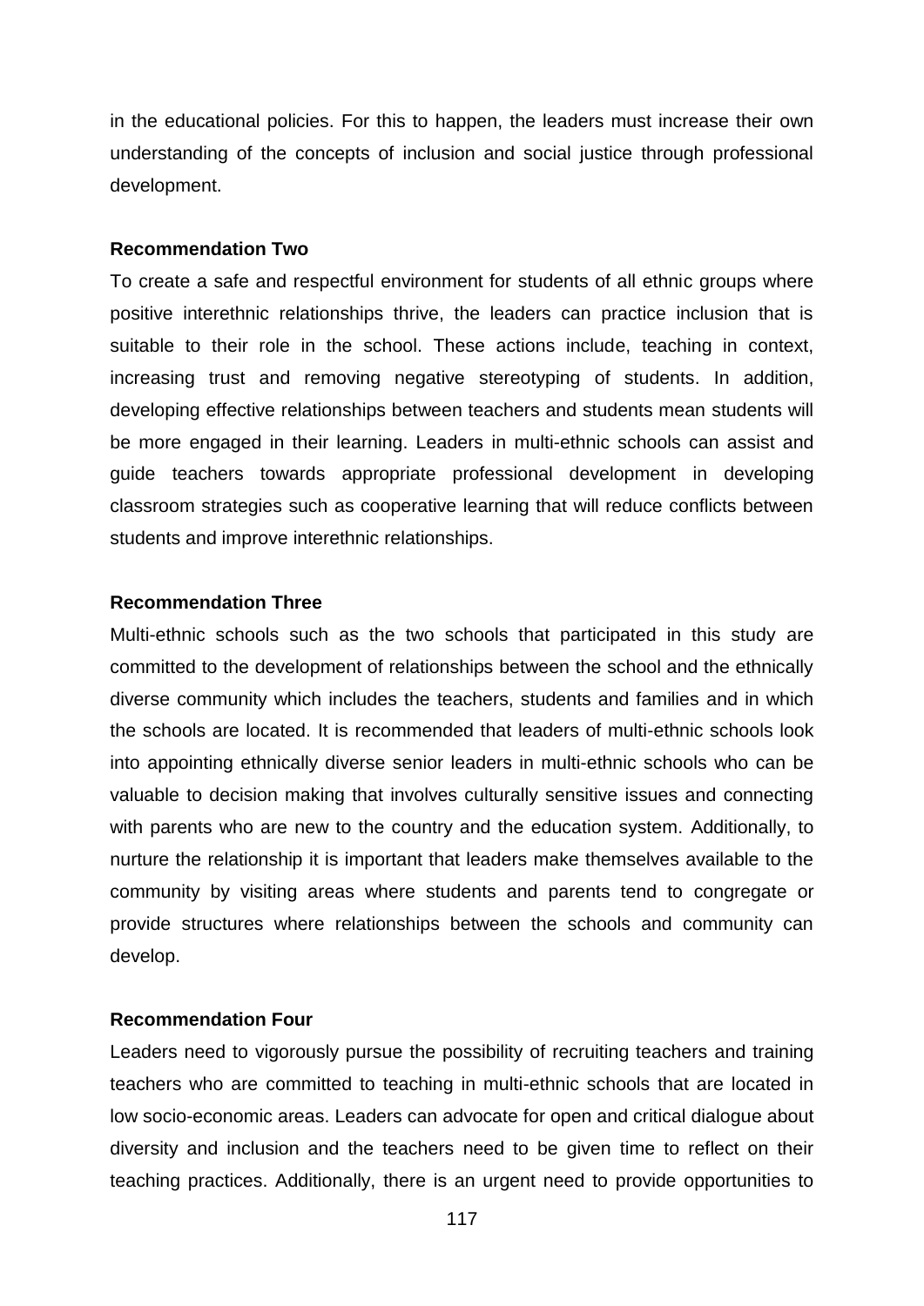in the educational policies. For this to happen, the leaders must increase their own understanding of the concepts of inclusion and social justice through professional development.

**Recommendation Two**

To create a safe and respectful environment for students of all ethnic groups where positive interethnic relationships thrive, the leaders can practice inclusion that is suitable to their role in the school. These actions include, teaching in context, increasing trust and removing negative stereotyping of students. In addition, developing effective relationships between teachers and students mean students will be more engaged in their learning. Leaders in multi-ethnic schools can assist and guide teachers towards appropriate professional development in developing classroom strategies such as cooperative learning that will reduce conflicts between students and improve interethnic relationships.

**Recommendation Three**

Multi-ethnic schools such as the two schools that participated in this study are committed to the development of relationships between the school and the ethnically diverse community which includes the teachers, students and families and in which the schools are located. It is recommended that leaders of multi-ethnic schools look into appointing ethnically diverse senior leaders in multi-ethnic schools who can be valuable to decision making that involves culturally sensitive issues and connecting with parents who are new to the country and the education system. Additionally, to nurture the relationship it is important that leaders make themselves available to the community by visiting areas where students and parents tend to congregate or provide structures where relationships between the schools and community can develop.

**Recommendation Four**

Leaders need to vigorously pursue the possibility of recruiting teachers and training teachers who are committed to teaching in multi-ethnic schools that are located in low socio-economic areas. Leaders can advocate for open and critical dialogue about diversity and inclusion and the teachers need to be given time to reflect on their teaching practices. Additionally, there is an urgent need to provide opportunities to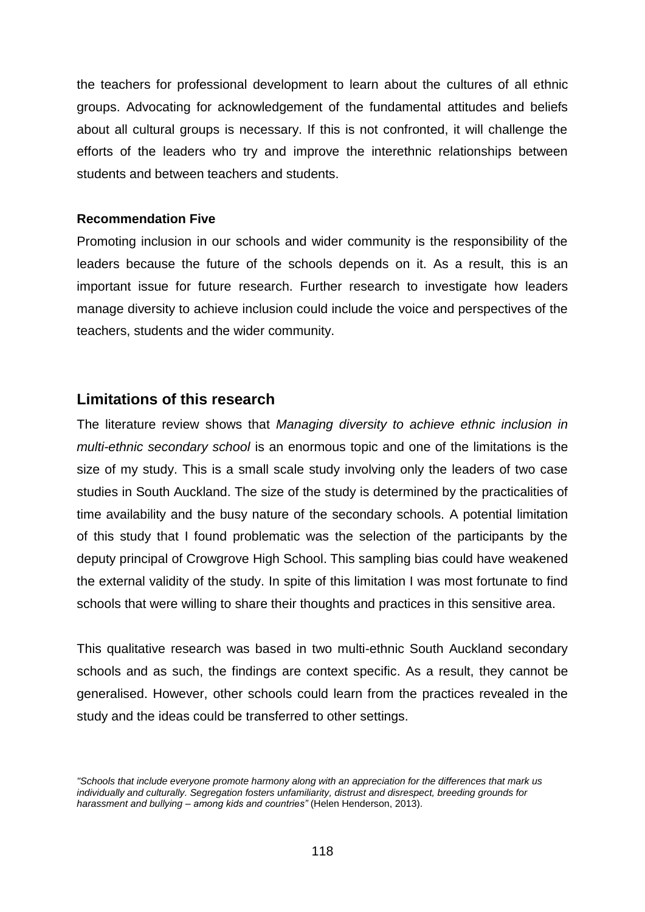the teachers for professional development to learn about the cultures of all ethnic groups. Advocating for acknowledgement of the fundamental attitudes and beliefs about all cultural groups is necessary. If this is not confronted, it will challenge the efforts of the leaders who try and improve the interethnic relationships between students and between teachers and students.

**Recommendation Five**

Promoting inclusion in our schools and wider community is the responsibility of the leaders because the future of the schools depends on it. As a result, this is an important issue for future research. Further research to investigate how leaders manage diversity to achieve inclusion could include the voice and perspectives of the teachers, students and the wider community.

## Limitations of this research

The literature review shows that *Managing diversity to achieve ethnic inclusion in multi-ethnic secondary school* is an enormous topic and one of the limitations is the size of my study. This is a small scale study involving only the leaders of two case studies in South Auckland. The size of the study is determined by the practicalities of time availability and the busy nature of the secondary schools. A potential limitation of this study that I found problematic was the selection of the participants by the deputy principal of Crowgrove High School. This sampling bias could have weakened the external validity of the study. In spite of this limitation I was most fortunate to find schools that were willing to share their thoughts and practices in this sensitive area.

This qualitative research was based in two multi-ethnic South Auckland secondary schools and as such, the findings are context specific. As a result, they cannot be generalised. However, other schools could learn from the practices revealed in the study and the ideas could be transferred to other settings.

*"Schools that include everyone promote harmony along with an appreciation for the differences that mark us individually and culturally. Segregation fosters unfamiliarity, distrust and disrespect, breeding grounds for harassment and bullying – among kids and countries"* (Helen Henderson, 2013).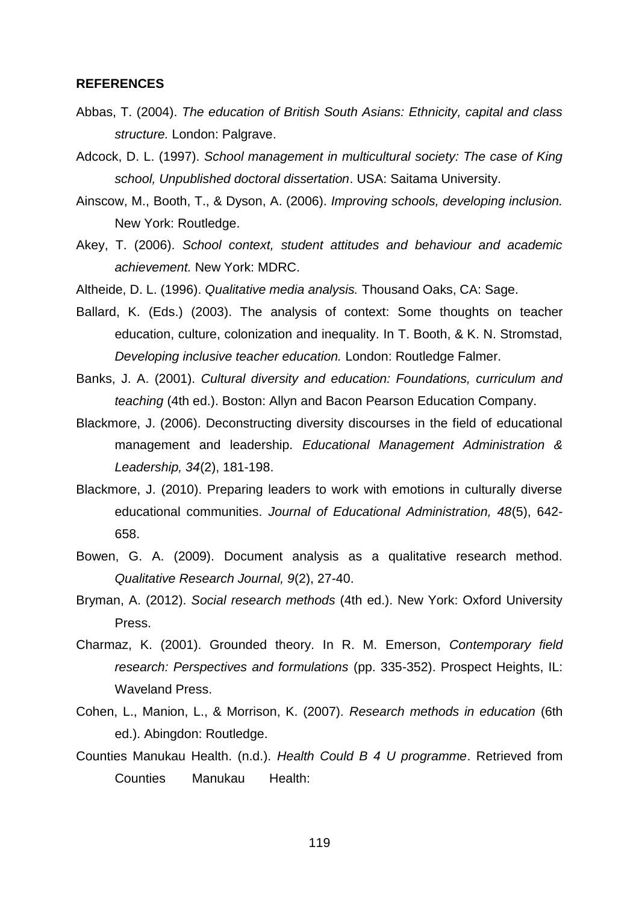**REFERENCES**

Abbas, T. (2004). *The education of British South Asians: Ethnicity, capital and class structure.* London: Palgrave.

Adcock, D. L. (1997). *School management in multicultural society: The case of King school, Unpublished doctoral dissertation*. USA: Saitama University.

Ainscow, M., Booth, T., & Dyson, A. (2006). *Improving schools, developing inclusion.* New York: Routledge.

Akey, T. (2006). *School context, student attitudes and behaviour and academic achievement.* New York: MDRC.

Altheide, D. L. (1996). *Qualitative media analysis.* Thousand Oaks, CA: Sage.

Ballard, K. (Eds.) (2003). The analysis of context: Some thoughts on teacher education, culture, colonization and inequality. In T. Booth, & K. N. Stromstad, *Developing inclusive teacher education.* London: Routledge Falmer.

Banks, J. A. (2001). *Cultural diversity and education: Foundations, curriculum and teaching* (4th ed.). Boston: Allyn and Bacon Pearson Education Company.

Blackmore, J. (2006). Deconstructing diversity discourses in the field of educational management and leadership. *Educational Management Administration & Leadership, 34*(2), 181-198.

Blackmore, J. (2010). Preparing leaders to work with emotions in culturally diverse educational communities. *Journal of Educational Administration, 48*(5), 642-658.

Bowen, G. A. (2009). Document analysis as a qualitative research method. *Qualitative Research Journal, 9*(2), 27-40.

Bryman, A. (2012). *Social research methods* (4th ed.). New York: Oxford University Press.

Charmaz, K. (2001). Grounded theory. In R. M. Emerson, *Contemporary field research: Perspectives and formulations* (pp. 335-352). Prospect Heights, IL: Waveland Press.

Cohen, L., Manion, L., & Morrison, K. (2007). *Research methods in education* (6th ed.). Abingdon: Routledge.

Counties Manukau Health. (n.d.). *Health Could B 4 U programme*. Retrieved from Counties Manukau Health: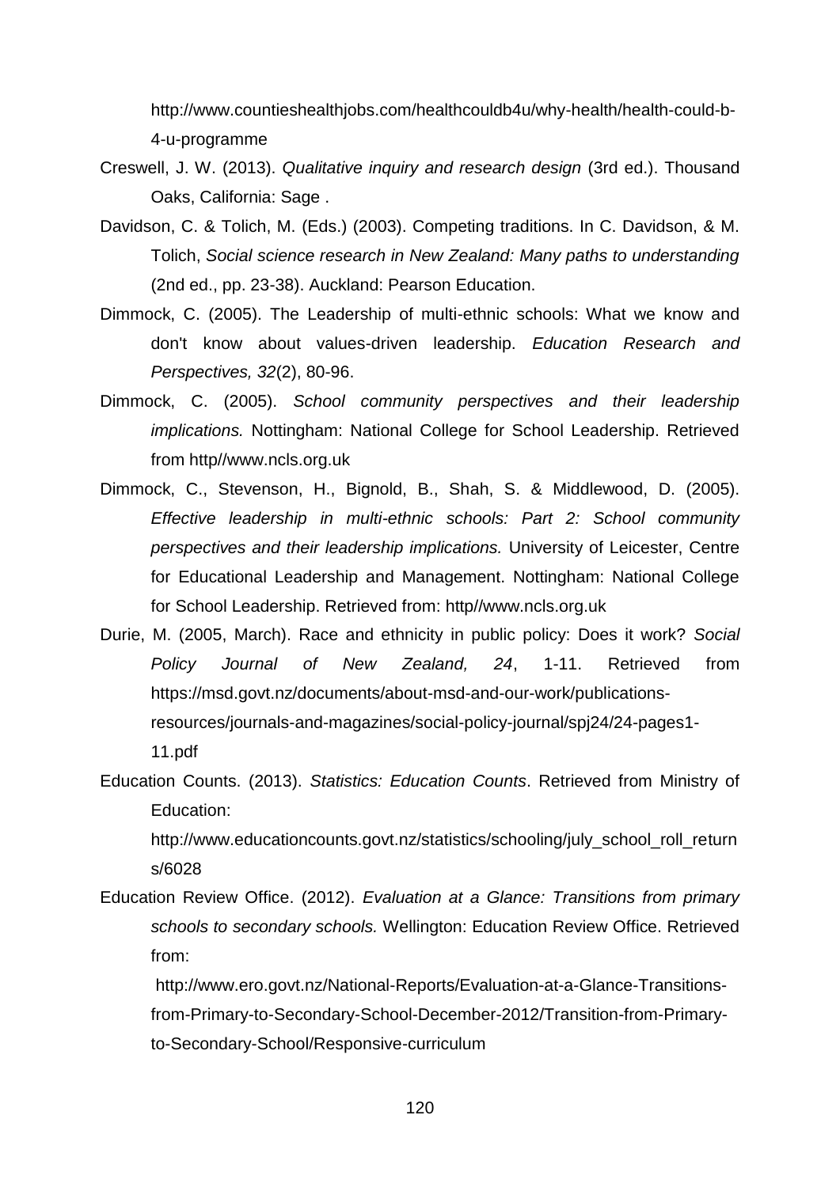http://www.countieshealthjobs.com/healthcouldb4u/why-health/health-could-b-4-u-programme

Creswell, J. W. (2013). *Qualitative inquiry and research design* (3rd ed.). Thousand Oaks, California: Sage .

Davidson, C. & Tolich, M. (Eds.) (2003). Competing traditions. In C. Davidson, & M. Tolich, *Social science research in New Zealand: Many paths to understanding* (2nd ed., pp. 23-38). Auckland: Pearson Education.

Dimmock, C. (2005). The Leadership of multi-ethnic schools: What we know and don't know about values-driven leadership. *Education Research and Perspectives, 32*(2), 80-96.

Dimmock, C. (2005). *School community perspectives and their leadership implications.* Nottingham: National College for School Leadership. Retrieved from http//www.ncls.org.uk

Dimmock, C., Stevenson, H., Bignold, B., Shah, S. & Middlewood, D. (2005). *Effective leadership in multi-ethnic schools: Part 2: School community perspectives and their leadership implications.* University of Leicester, Centre for Educational Leadership and Management. Nottingham: National College for School Leadership. Retrieved from: http//www.ncls.org.uk

Durie, M. (2005, March). Race and ethnicity in public policy: Does it work? *Social Policy Journal of New Zealand, 24*, 1-11. Retrieved from https://msd.govt.nz/documents/about-msd-and-our-work/publications-resources/journals-and-magazines/social-policy-journal/spj24/24-pages1-11.pdf

Education Counts. (2013). *Statistics: Education Counts*. Retrieved from Ministry of Education: http://www.educationcounts.govt.nz/statistics/schooling/july_school_roll_returns/6028

Education Review Office. (2012). *Evaluation at a Glance: Transitions from primary schools to secondary schools.* Wellington: Education Review Office. Retrieved from: http://www.ero.govt.nz/National-Reports/Evaluation-at-a-Glance-Transitions-from-Primary-to-Secondary-School-December-2012/Transition-from-Primary-to-Secondary-School/Responsive-curriculum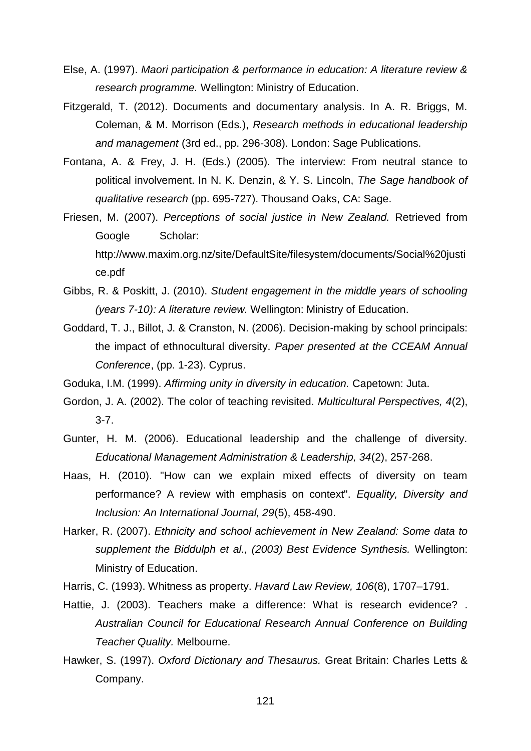Else, A. (1997). *Maori participation & performance in education: A literature review & research programme.* Wellington: Ministry of Education.

Fitzgerald, T. (2012). Documents and documentary analysis. In A. R. Briggs, M. Coleman, & M. Morrison (Eds.), *Research methods in educational leadership and management* (3rd ed., pp. 296-308). London: Sage Publications.

Fontana, A. & Frey, J. H. (Eds.) (2005). The interview: From neutral stance to political involvement. In N. K. Denzin, & Y. S. Lincoln, *The Sage handbook of qualitative research* (pp. 695-727). Thousand Oaks, CA: Sage.

Friesen, M. (2007). *Perceptions of social justice in New Zealand.* Retrieved from Google Scholar: http://www.maxim.org.nz/site/DefaultSite/filesystem/documents/Social%20justice.pdf

Gibbs, R. & Poskitt, J. (2010). *Student engagement in the middle years of schooling (years 7-10): A literature review.* Wellington: Ministry of Education.

Goddard, T. J., Billot, J. & Cranston, N. (2006). Decision-making by school principals: the impact of ethnocultural diversity. *Paper presented at the CCEAM Annual Conference*, (pp. 1-23). Cyprus.

Goduka, I.M. (1999). *Affirming unity in diversity in education.* Capetown: Juta.

Gordon, J. A. (2002). The color of teaching revisited. *Multicultural Perspectives, 4*(2), 3-7.

Gunter, H. M. (2006). Educational leadership and the challenge of diversity. *Educational Management Administration & Leadership, 34*(2), 257-268.

Haas, H. (2010). "How can we explain mixed effects of diversity on team performance? A review with emphasis on context". *Equality, Diversity and Inclusion: An International Journal, 29*(5), 458-490.

Harker, R. (2007). *Ethnicity and school achievement in New Zealand: Some data to supplement the Biddulph et al., (2003) Best Evidence Synthesis.* Wellington: Ministry of Education.

Harris, C. (1993). Whitness as property. *Havard Law Review, 106*(8), 1707–1791.

Hattie, J. (2003). Teachers make a difference: What is research evidence? . *Australian Council for Educational Research Annual Conference on Building Teacher Quality.* Melbourne.

Hawker, S. (1997). *Oxford Dictionary and Thesaurus.* Great Britain: Charles Letts & Company.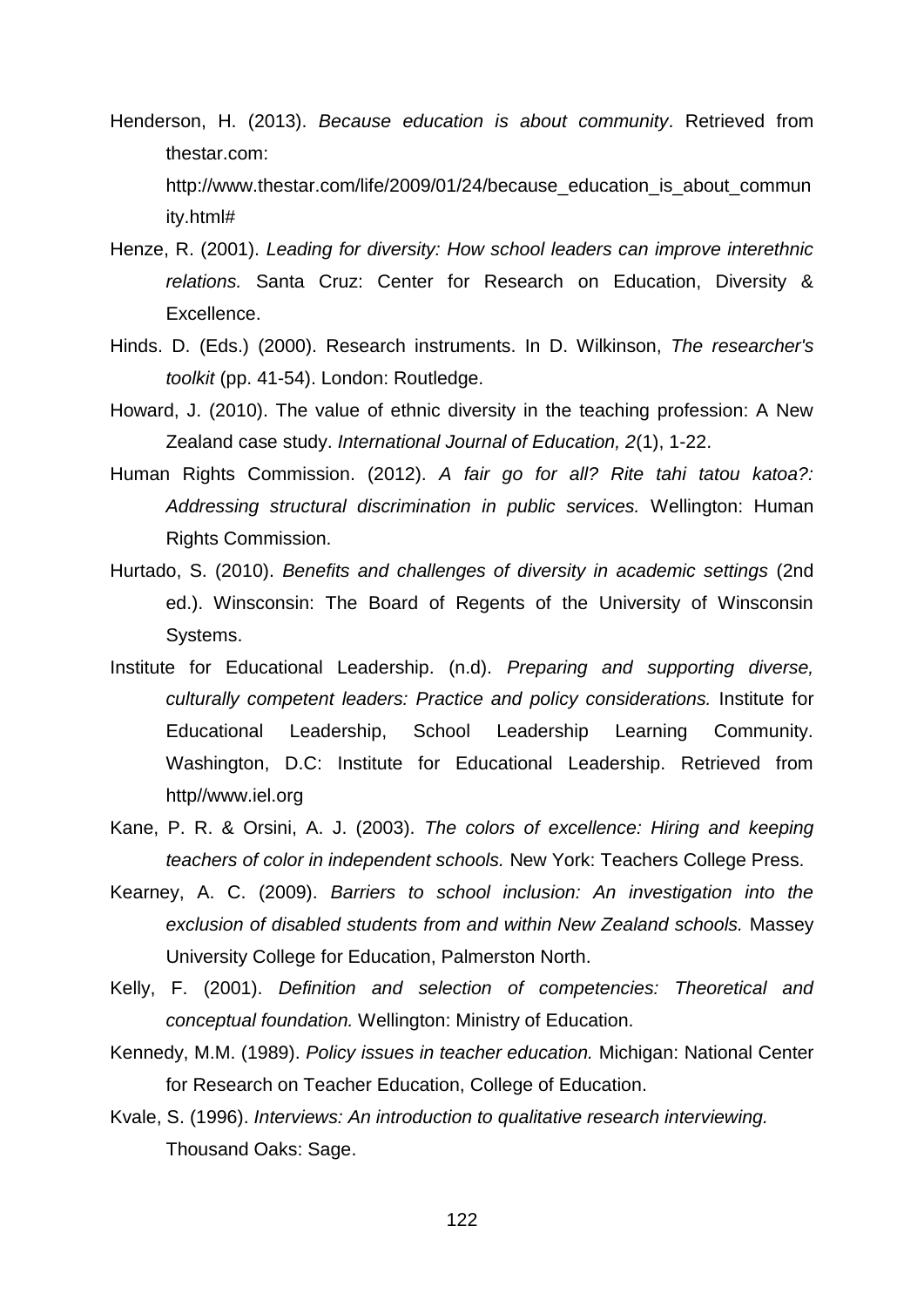Henderson, H. (2013). *Because education is about community*. Retrieved from thestar.com: http://www.thestar.com/life/2009/01/24/because_education_is_about_community.html#

Henze, R. (2001). *Leading for diversity: How school leaders can improve interethnic relations.* Santa Cruz: Center for Research on Education, Diversity & Excellence.

Hinds. D. (Eds.) (2000). Research instruments. In D. Wilkinson, *The researcher's toolkit* (pp. 41-54). London: Routledge.

Howard, J. (2010). The value of ethnic diversity in the teaching profession: A New Zealand case study. *International Journal of Education, 2*(1), 1-22.

Human Rights Commission. (2012). *A fair go for all? Rite tahi tatou katoa?: Addressing structural discrimination in public services.* Wellington: Human Rights Commission.

Hurtado, S. (2010). *Benefits and challenges of diversity in academic settings* (2nd ed.). Winsconsin: The Board of Regents of the University of Winsconsin Systems.

Institute for Educational Leadership. (n.d). *Preparing and supporting diverse, culturally competent leaders: Practice and policy considerations.* Institute for Educational Leadership, School Leadership Learning Community. Washington, D.C: Institute for Educational Leadership. Retrieved from http//www.iel.org

Kane, P. R. & Orsini, A. J. (2003). *The colors of excellence: Hiring and keeping teachers of color in independent schools.* New York: Teachers College Press.

Kearney, A. C. (2009). *Barriers to school inclusion: An investigation into the exclusion of disabled students from and within New Zealand schools.* Massey University College for Education, Palmerston North.

Kelly, F. (2001). *Definition and selection of competencies: Theoretical and conceptual foundation.* Wellington: Ministry of Education.

Kennedy, M.M. (1989). *Policy issues in teacher education.* Michigan: National Center for Research on Teacher Education, College of Education.

Kvale, S. (1996). *Interviews: An introduction to qualitative research interviewing.* Thousand Oaks: Sage.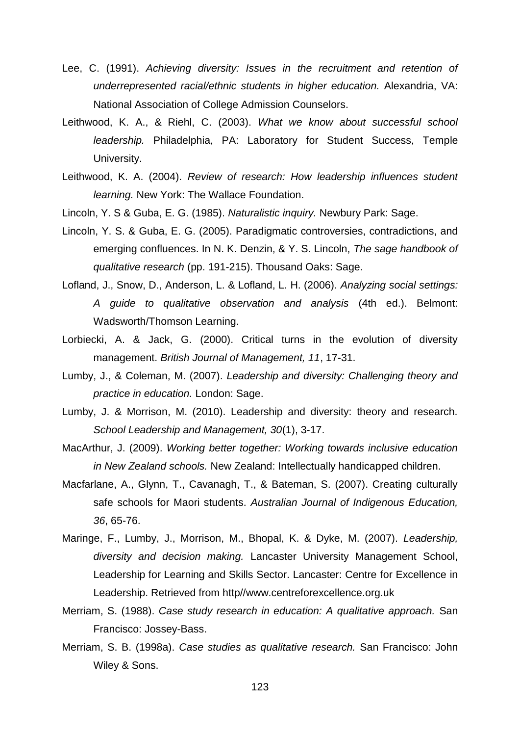Lee, C. (1991). *Achieving diversity: Issues in the recruitment and retention of underrepresented racial/ethnic students in higher education.* Alexandria, VA: National Association of College Admission Counselors.

Leithwood, K. A., & Riehl, C. (2003). *What we know about successful school leadership.* Philadelphia, PA: Laboratory for Student Success, Temple University.

Leithwood, K. A. (2004). *Review of research: How leadership influences student learning.* New York: The Wallace Foundation.

Lincoln, Y. S & Guba, E. G. (1985). *Naturalistic inquiry.* Newbury Park: Sage.

Lincoln, Y. S. & Guba, E. G. (2005). Paradigmatic controversies, contradictions, and emerging confluences. In N. K. Denzin, & Y. S. Lincoln, *The sage handbook of qualitative research* (pp. 191-215). Thousand Oaks: Sage.

Lofland, J., Snow, D., Anderson, L. & Lofland, L. H. (2006). *Analyzing social settings: A guide to qualitative observation and analysis* (4th ed.). Belmont: Wadsworth/Thomson Learning.

Lorbiecki, A. & Jack, G. (2000). Critical turns in the evolution of diversity management. *British Journal of Management, 11*, 17-31.

Lumby, J., & Coleman, M. (2007). *Leadership and diversity: Challenging theory and practice in education.* London: Sage.

Lumby, J. & Morrison, M. (2010). Leadership and diversity: theory and research. *School Leadership and Management, 30*(1), 3-17.

MacArthur, J. (2009). *Working better together: Working towards inclusive education in New Zealand schools.* New Zealand: Intellectually handicapped children.

Macfarlane, A., Glynn, T., Cavanagh, T., & Bateman, S. (2007). Creating culturally safe schools for Maori students. *Australian Journal of Indigenous Education, 36*, 65-76.

Maringe, F., Lumby, J., Morrison, M., Bhopal, K. & Dyke, M. (2007). *Leadership, diversity and decision making.* Lancaster University Management School, Leadership for Learning and Skills Sector. Lancaster: Centre for Excellence in Leadership. Retrieved from http//www.centreforexcellence.org.uk

Merriam, S. (1988). *Case study research in education: A qualitative approach.* San Francisco: Jossey-Bass.

Merriam, S. B. (1998a). *Case studies as qualitative research.* San Francisco: John Wiley & Sons.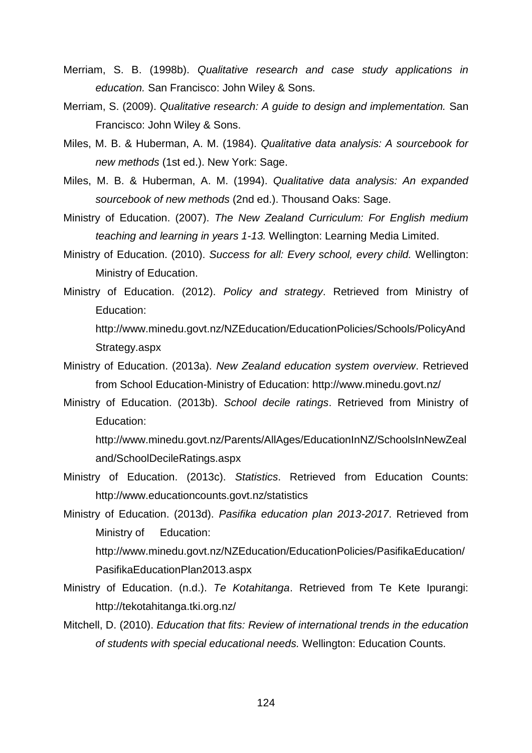Merriam, S. B. (1998b). *Qualitative research and case study applications in education.* San Francisco: John Wiley & Sons.

Merriam, S. (2009). *Qualitative research: A guide to design and implementation.* San Francisco: John Wiley & Sons.

Miles, M. B. & Huberman, A. M. (1984). *Qualitative data analysis: A sourcebook for new methods* (1st ed.). New York: Sage.

Miles, M. B. & Huberman, A. M. (1994). *Qualitative data analysis: An expanded sourcebook of new methods* (2nd ed.). Thousand Oaks: Sage.

Ministry of Education. (2007). *The New Zealand Curriculum: For English medium teaching and learning in years 1-13.* Wellington: Learning Media Limited.

Ministry of Education. (2010). *Success for all: Every school, every child.* Wellington: Ministry of Education.

Ministry of Education. (2012). *Policy and strategy*. Retrieved from Ministry of Education: http://www.minedu.govt.nz/NZEducation/EducationPolicies/Schools/PolicyAndStrategy.aspx

Ministry of Education. (2013a). *New Zealand education system overview*. Retrieved from School Education-Ministry of Education: http://www.minedu.govt.nz/

Ministry of Education. (2013b). *School decile ratings*. Retrieved from Ministry of Education: http://www.minedu.govt.nz/Parents/AllAges/EducationInNZ/SchoolsInNewZealand/SchoolDecileRatings.aspx

Ministry of Education. (2013c). *Statistics*. Retrieved from Education Counts: http://www.educationcounts.govt.nz/statistics

Ministry of Education. (2013d). *Pasifika education plan 2013-2017*. Retrieved from Ministry of Education: http://www.minedu.govt.nz/NZEducation/EducationPolicies/PasifikaEducation/PasifikaEducationPlan2013.aspx

Ministry of Education. (n.d.). *Te Kotahitanga*. Retrieved from Te Kete Ipurangi: http://tekotahitanga.tki.org.nz/

Mitchell, D. (2010). *Education that fits: Review of international trends in the education of students with special educational needs.* Wellington: Education Counts.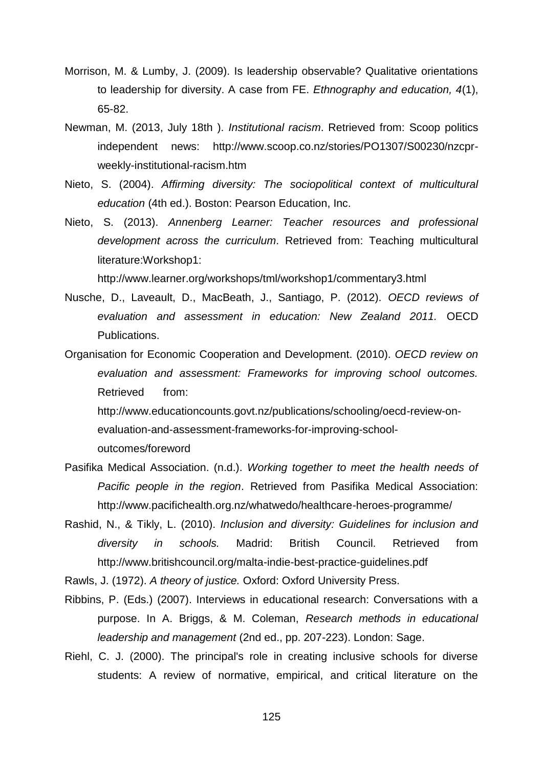Morrison, M. & Lumby, J. (2009). Is leadership observable? Qualitative orientations to leadership for diversity. A case from FE. *Ethnography and education, 4*(1), 65-82.

Newman, M. (2013, July 18th ). *Institutional racism*. Retrieved from: Scoop politics independent news: http://www.scoop.co.nz/stories/PO1307/S00230/nzcpr-weekly-institutional-racism.htm

Nieto, S. (2004). *Affirming diversity: The sociopolitical context of multicultural education* (4th ed.). Boston: Pearson Education, Inc.

Nieto, S. (2013). *Annenberg Learner: Teacher resources and professional development across the curriculum*. Retrieved from: Teaching multicultural literature:Workshop1: http://www.learner.org/workshops/tml/workshop1/commentary3.html

Nusche, D., Laveault, D., MacBeath, J., Santiago, P. (2012). *OECD reviews of evaluation and assessment in education: New Zealand 2011.* OECD Publications.

Organisation for Economic Cooperation and Development. (2010). *OECD review on evaluation and assessment: Frameworks for improving school outcomes.* Retrieved from: http://www.educationcounts.govt.nz/publications/schooling/oecd-review-on-evaluation-and-assessment-frameworks-for-improving-school-outcomes/foreword

Pasifika Medical Association. (n.d.). *Working together to meet the health needs of Pacific people in the region*. Retrieved from Pasifika Medical Association: http://www.pacifichealth.org.nz/whatwedo/healthcare-heroes-programme/

Rashid, N., & Tikly, L. (2010). *Inclusion and diversity: Guidelines for inclusion and diversity in schools.* Madrid: British Council. Retrieved from http://www.britishcouncil.org/malta-indie-best-practice-guidelines.pdf

Rawls, J. (1972). *A theory of justice.* Oxford: Oxford University Press.

Ribbins, P. (Eds.) (2007). Interviews in educational research: Conversations with a purpose. In A. Briggs, & M. Coleman, *Research methods in educational leadership and management* (2nd ed., pp. 207-223). London: Sage.

Riehl, C. J. (2000). The principal's role in creating inclusive schools for diverse students: A review of normative, empirical, and critical literature on the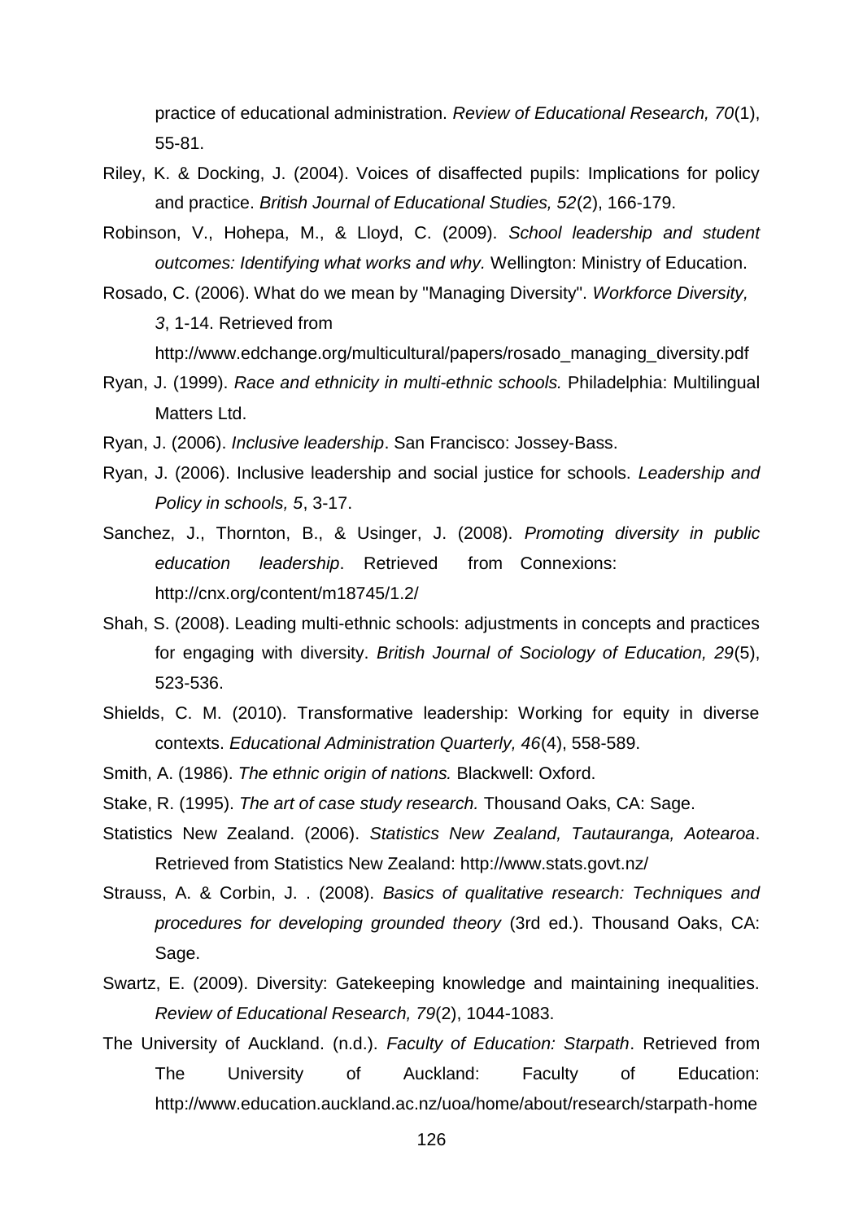practice of educational administration. *Review of Educational Research, 70*(1), 55-81.

Riley, K. & Docking, J. (2004). Voices of disaffected pupils: Implications for policy and practice. *British Journal of Educational Studies, 52*(2), 166-179.

Robinson, V., Hohepa, M., & Lloyd, C. (2009). *School leadership and student outcomes: Identifying what works and why.* Wellington: Ministry of Education.

Rosado, C. (2006). What do we mean by "Managing Diversity". *Workforce Diversity, 3*, 1-14. Retrieved from http://www.edchange.org/multicultural/papers/rosado_managing_diversity.pdf

Ryan, J. (1999). *Race and ethnicity in multi-ethnic schools.* Philadelphia: Multilingual Matters Ltd.

Ryan, J. (2006). *Inclusive leadership*. San Francisco: Jossey-Bass.

Ryan, J. (2006). Inclusive leadership and social justice for schools. *Leadership and Policy in schools, 5*, 3-17.

Sanchez, J., Thornton, B., & Usinger, J. (2008). *Promoting diversity in public education leadership*. Retrieved from Connexions: http://cnx.org/content/m18745/1.2/

Shah, S. (2008). Leading multi-ethnic schools: adjustments in concepts and practices for engaging with diversity. *British Journal of Sociology of Education, 29*(5), 523-536.

Shields, C. M. (2010). Transformative leadership: Working for equity in diverse contexts. *Educational Administration Quarterly, 46*(4), 558-589.

Smith, A. (1986). *The ethnic origin of nations.* Blackwell: Oxford.

Stake, R. (1995). *The art of case study research.* Thousand Oaks, CA: Sage.

Statistics New Zealand. (2006). *Statistics New Zealand, Tautauranga, Aotearoa*. Retrieved from Statistics New Zealand: http://www.stats.govt.nz/

Strauss, A. & Corbin, J. . (2008). *Basics of qualitative research: Techniques and procedures for developing grounded theory* (3rd ed.). Thousand Oaks, CA: Sage.

Swartz, E. (2009). Diversity: Gatekeeping knowledge and maintaining inequalities. *Review of Educational Research, 79*(2), 1044-1083.

The University of Auckland. (n.d.). *Faculty of Education: Starpath*. Retrieved from The University of Auckland: Faculty of Education: http://www.education.auckland.ac.nz/uoa/home/about/research/starpath-home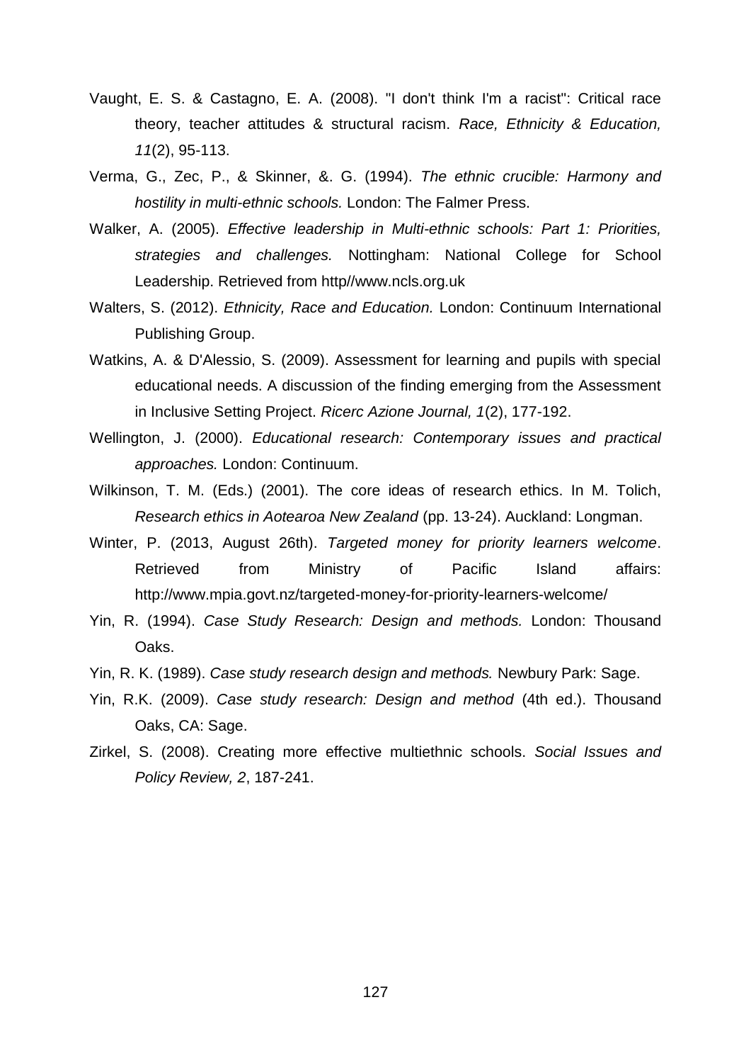Vaught, E. S. & Castagno, E. A. (2008). "I don't think I'm a racist": Critical race theory, teacher attitudes & structural racism. *Race, Ethnicity & Education, 11*(2), 95-113.

Verma, G., Zec, P., & Skinner, &. G. (1994). *The ethnic crucible: Harmony and hostility in multi-ethnic schools.* London: The Falmer Press.

Walker, A. (2005). *Effective leadership in Multi-ethnic schools: Part 1: Priorities, strategies and challenges.* Nottingham: National College for School Leadership. Retrieved from http//www.ncls.org.uk

Walters, S. (2012). *Ethnicity, Race and Education.* London: Continuum International Publishing Group.

Watkins, A. & D'Alessio, S. (2009). Assessment for learning and pupils with special educational needs. A discussion of the finding emerging from the Assessment in Inclusive Setting Project. *Ricerc Azione Journal, 1*(2), 177-192.

Wellington, J. (2000). *Educational research: Contemporary issues and practical approaches.* London: Continuum.

Wilkinson, T. M. (Eds.) (2001). The core ideas of research ethics. In M. Tolich, *Research ethics in Aotearoa New Zealand* (pp. 13-24). Auckland: Longman.

Winter, P. (2013, August 26th). *Targeted money for priority learners welcome*. Retrieved from Ministry of Pacific Island affairs: http://www.mpia.govt.nz/targeted-money-for-priority-learners-welcome/

Yin, R. (1994). *Case Study Research: Design and methods.* London: Thousand Oaks.

Yin, R. K. (1989). *Case study research design and methods.* Newbury Park: Sage.

Yin, R.K. (2009). *Case study research: Design and method* (4th ed.). Thousand Oaks, CA: Sage.

Zirkel, S. (2008). Creating more effective multiethnic schools. *Social Issues and Policy Review, 2*, 187-241.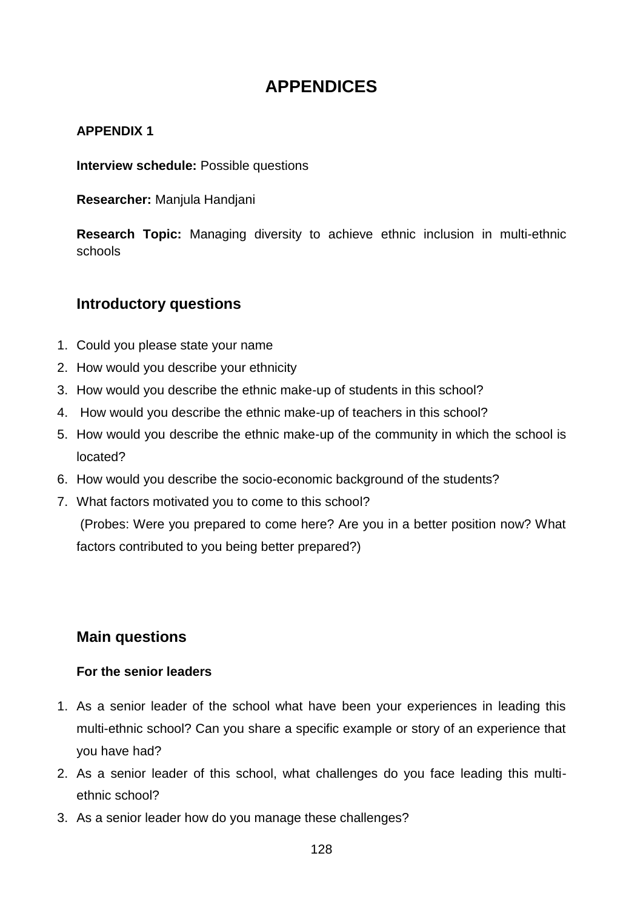# APPENDICES

**APPENDIX 1**

**Interview schedule:** Possible questions

**Researcher:** Manjula Handjani

**Research Topic:** Managing diversity to achieve ethnic inclusion in multi-ethnic schools

## Introductory questions

1. Could you please state your name
2. How would you describe your ethnicity
3. How would you describe the ethnic make-up of students in this school?
4. How would you describe the ethnic make-up of teachers in this school?
5. How would you describe the ethnic make-up of the community in which the school is located?
6. How would you describe the socio-economic background of the students?
7. What factors motivated you to come to this school?
   (Probes: Were you prepared to come here? Are you in a better position now? What factors contributed to you being better prepared?)

## Main questions

**For the senior leaders**

1. As a senior leader of the school what have been your experiences in leading this multi-ethnic school? Can you share a specific example or story of an experience that you have had?
2. As a senior leader of this school, what challenges do you face leading this multi-ethnic school?
3. As a senior leader how do you manage these challenges?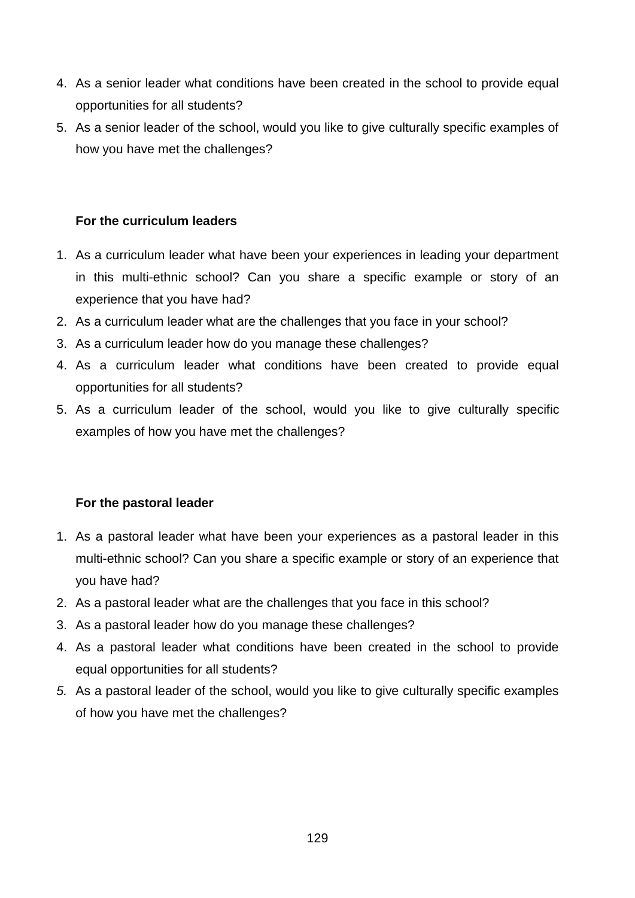4. As a senior leader what conditions have been created in the school to provide equal opportunities for all students?
5. As a senior leader of the school, would you like to give culturally specific examples of how you have met the challenges?

**For the curriculum leaders**

1. As a curriculum leader what have been your experiences in leading your department in this multi-ethnic school? Can you share a specific example or story of an experience that you have had?
2. As a curriculum leader what are the challenges that you face in your school?
3. As a curriculum leader how do you manage these challenges?
4. As a curriculum leader what conditions have been created to provide equal opportunities for all students?
5. As a curriculum leader of the school, would you like to give culturally specific examples of how you have met the challenges?

**For the pastoral leader**

1. As a pastoral leader what have been your experiences as a pastoral leader in this multi-ethnic school? Can you share a specific example or story of an experience that you have had?
2. As a pastoral leader what are the challenges that you face in this school?
3. As a pastoral leader how do you manage these challenges?
4. As a pastoral leader what conditions have been created in the school to provide equal opportunities for all students?
5. As a pastoral leader of the school, would you like to give culturally specific examples of how you have met the challenges?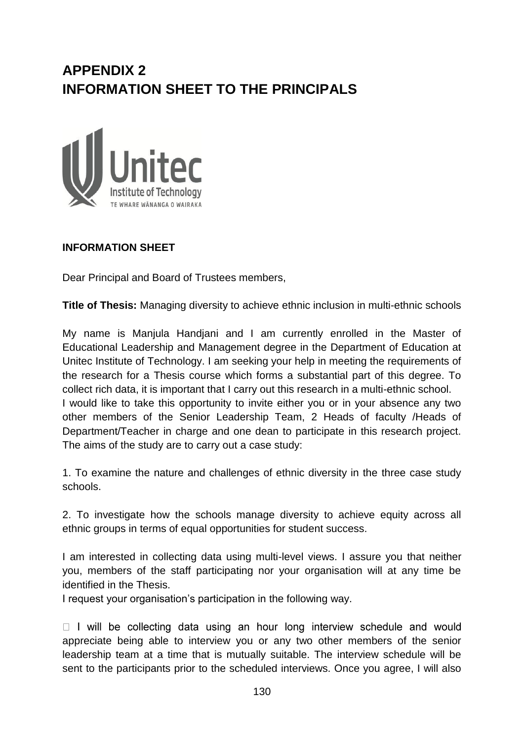# APPENDIX 2
# INFORMATION SHEET TO THE PRINCIPALS

**INFORMATION SHEET**

Dear Principal and Board of Trustees members,

**Title of Thesis:** Managing diversity to achieve ethnic inclusion in multi-ethnic schools

My name is Manjula Handjani and I am currently enrolled in the Master of Educational Leadership and Management degree in the Department of Education at Unitec Institute of Technology. I am seeking your help in meeting the requirements of the research for a Thesis course which forms a substantial part of this degree. To collect rich data, it is important that I carry out this research in a multi-ethnic school.
I would like to take this opportunity to invite either you or in your absence any two other members of the Senior Leadership Team, 2 Heads of faculty /Heads of Department/Teacher in charge and one dean to participate in this research project. The aims of the study are to carry out a case study:

1. To examine the nature and challenges of ethnic diversity in the three case study schools.

2. To investigate how the schools manage diversity to achieve equity across all ethnic groups in terms of equal opportunities for student success.

I am interested in collecting data using multi-level views. I assure you that neither you, members of the staff participating nor your organisation will at any time be identified in the Thesis.
I request your organisation's participation in the following way.

- I will be collecting data using an hour long interview schedule and would appreciate being able to interview you or any two other members of the senior leadership team at a time that is mutually suitable. The interview schedule will be sent to the participants prior to the scheduled interviews. Once you agree, I will also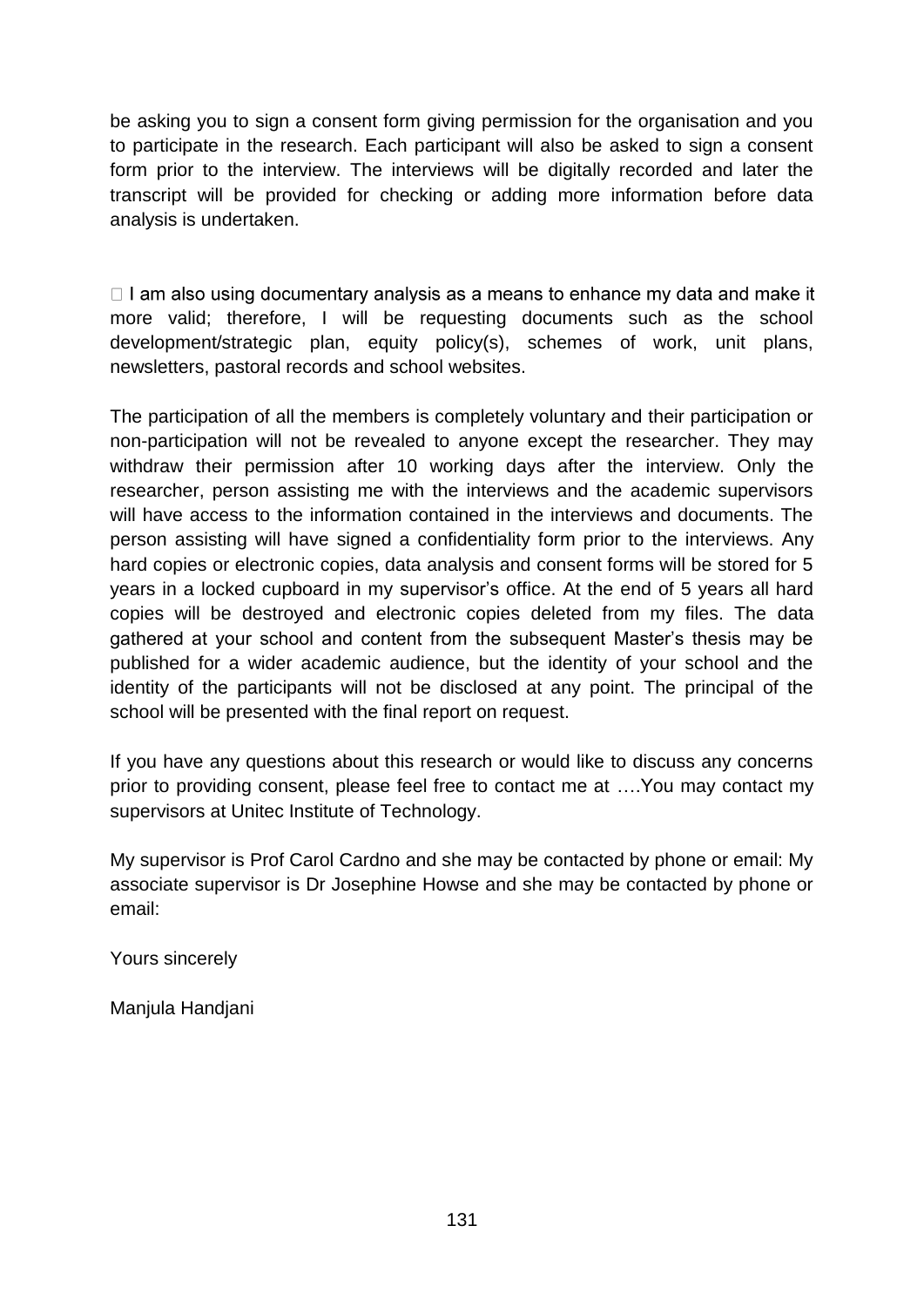be asking you to sign a consent form giving permission for the organisation and you to participate in the research. Each participant will also be asked to sign a consent form prior to the interview. The interviews will be digitally recorded and later the transcript will be provided for checking or adding more information before data analysis is undertaken.

 I am also using documentary analysis as a means to enhance my data and make it more valid; therefore, I will be requesting documents such as the school development/strategic plan, equity policy(s), schemes of work, unit plans, newsletters, pastoral records and school websites.

The participation of all the members is completely voluntary and their participation or non-participation will not be revealed to anyone except the researcher. They may withdraw their permission after 10 working days after the interview. Only the researcher, person assisting me with the interviews and the academic supervisors will have access to the information contained in the interviews and documents. The person assisting will have signed a confidentiality form prior to the interviews. Any hard copies or electronic copies, data analysis and consent forms will be stored for 5 years in a locked cupboard in my supervisor's office. At the end of 5 years all hard copies will be destroyed and electronic copies deleted from my files. The data gathered at your school and content from the subsequent Master's thesis may be published for a wider academic audience, but the identity of your school and the identity of the participants will not be disclosed at any point. The principal of the school will be presented with the final report on request.

If you have any questions about this research or would like to discuss any concerns prior to providing consent, please feel free to contact me at ….You may contact my supervisors at Unitec Institute of Technology.

My supervisor is Prof Carol Cardno and she may be contacted by phone or email: My associate supervisor is Dr Josephine Howse and she may be contacted by phone or email:

Yours sincerely

Manjula Handjani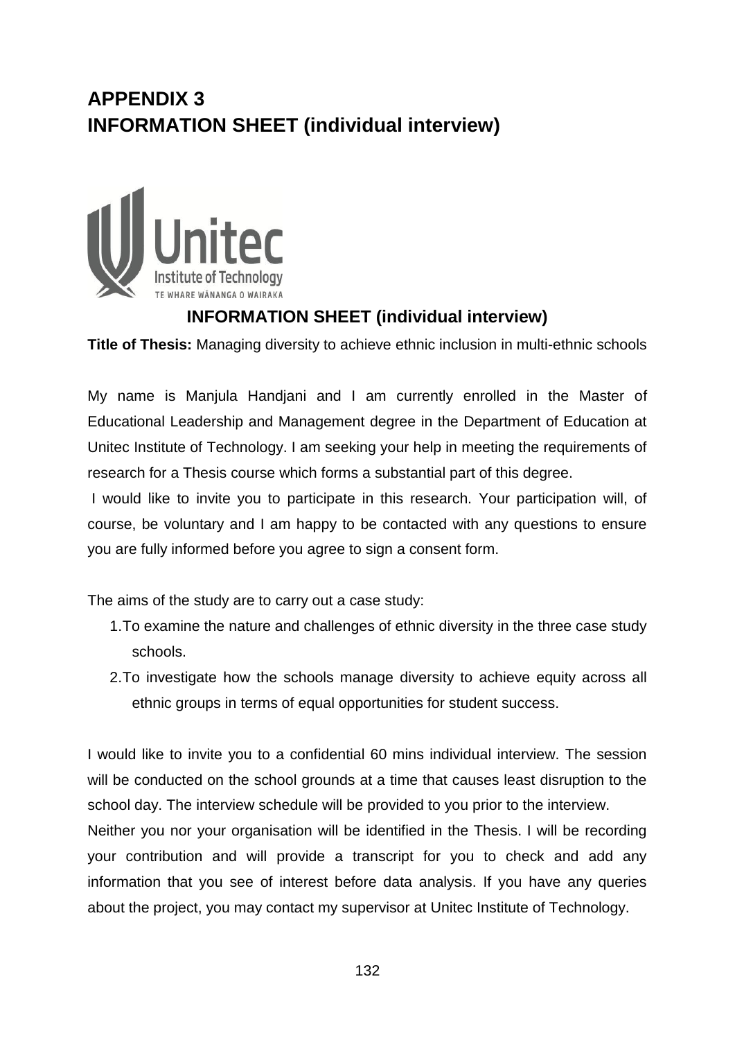# APPENDIX 3
# INFORMATION SHEET (individual interview)

Unitec
Institute of Technology
TE WHARE WĀNANGA O WAIRAKA

## INFORMATION SHEET (individual interview)

**Title of Thesis:** Managing diversity to achieve ethnic inclusion in multi-ethnic schools

My name is Manjula Handjani and I am currently enrolled in the Master of Educational Leadership and Management degree in the Department of Education at Unitec Institute of Technology. I am seeking your help in meeting the requirements of research for a Thesis course which forms a substantial part of this degree.

I would like to invite you to participate in this research. Your participation will, of course, be voluntary and I am happy to be contacted with any questions to ensure you are fully informed before you agree to sign a consent form.

The aims of the study are to carry out a case study:

1. To examine the nature and challenges of ethnic diversity in the three case study schools.
2. To investigate how the schools manage diversity to achieve equity across all ethnic groups in terms of equal opportunities for student success.

I would like to invite you to a confidential 60 mins individual interview. The session will be conducted on the school grounds at a time that causes least disruption to the school day. The interview schedule will be provided to you prior to the interview.

Neither you nor your organisation will be identified in the Thesis. I will be recording your contribution and will provide a transcript for you to check and add any information that you see of interest before data analysis. If you have any queries about the project, you may contact my supervisor at Unitec Institute of Technology.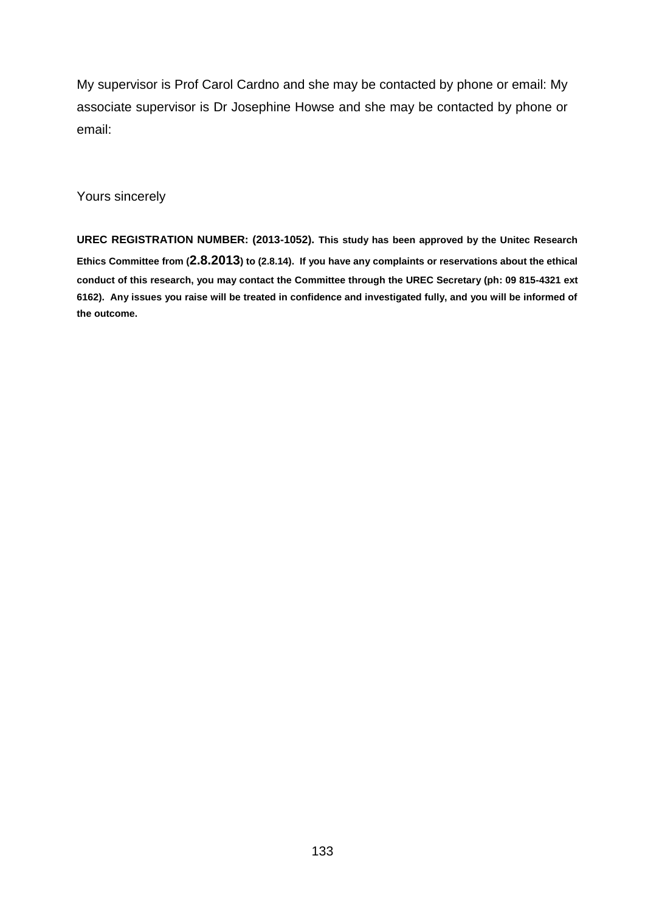My supervisor is Prof Carol Cardno and she may be contacted by phone or email: My associate supervisor is Dr Josephine Howse and she may be contacted by phone or email:

Yours sincerely

**UREC REGISTRATION NUMBER: (2013-1052). This study has been approved by the Unitec Research Ethics Committee from (2.8.2013) to (2.8.14). If you have any complaints or reservations about the ethical conduct of this research, you may contact the Committee through the UREC Secretary (ph: 09 815-4321 ext 6162). Any issues you raise will be treated in confidence and investigated fully, and you will be informed of the outcome.**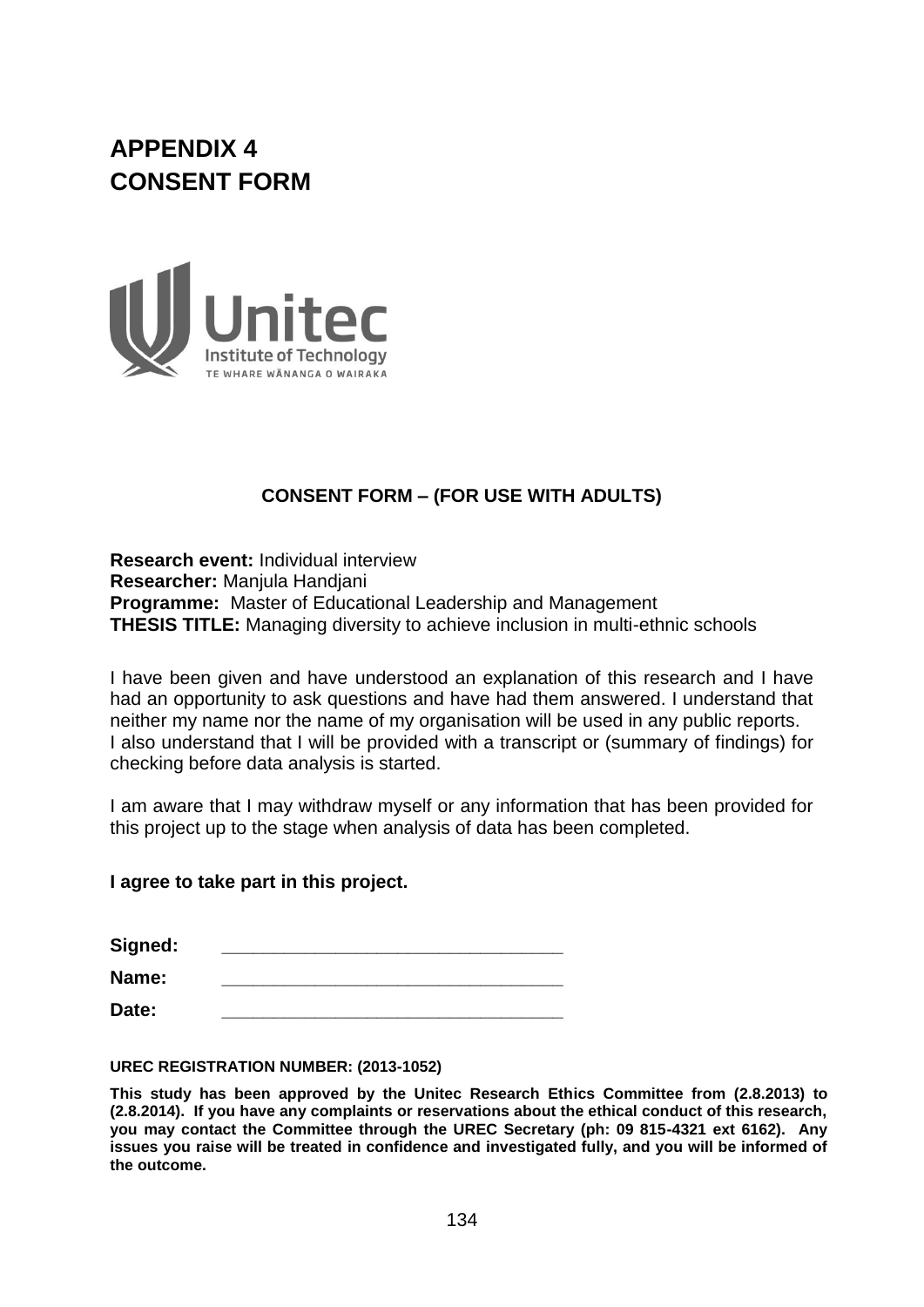# APPENDIX 4
# CONSENT FORM

Unitec
Institute of Technology
TE WHARE WĀNANGA O WAIRAKA

### CONSENT FORM – (FOR USE WITH ADULTS)

**Research event:** Individual interview
**Researcher:** Manjula Handjani
**Programme:** Master of Educational Leadership and Management
**THESIS TITLE:** Managing diversity to achieve inclusion in multi-ethnic schools

I have been given and have understood an explanation of this research and I have had an opportunity to ask questions and have had them answered. I understand that neither my name nor the name of my organisation will be used in any public reports. I also understand that I will be provided with a transcript or (summary of findings) for checking before data analysis is started.

I am aware that I may withdraw myself or any information that has been provided for this project up to the stage when analysis of data has been completed.

**I agree to take part in this project.**

**Signed:** _________________________________

**Name:** _________________________________

**Date:** _________________________________

**UREC REGISTRATION NUMBER: (2013-1052)**

**This study has been approved by the Unitec Research Ethics Committee from (2.8.2013) to (2.8.2014). If you have any complaints or reservations about the ethical conduct of this research, you may contact the Committee through the UREC Secretary (ph: 09 815-4321 ext 6162). Any issues you raise will be treated in confidence and investigated fully, and you will be informed of the outcome.**